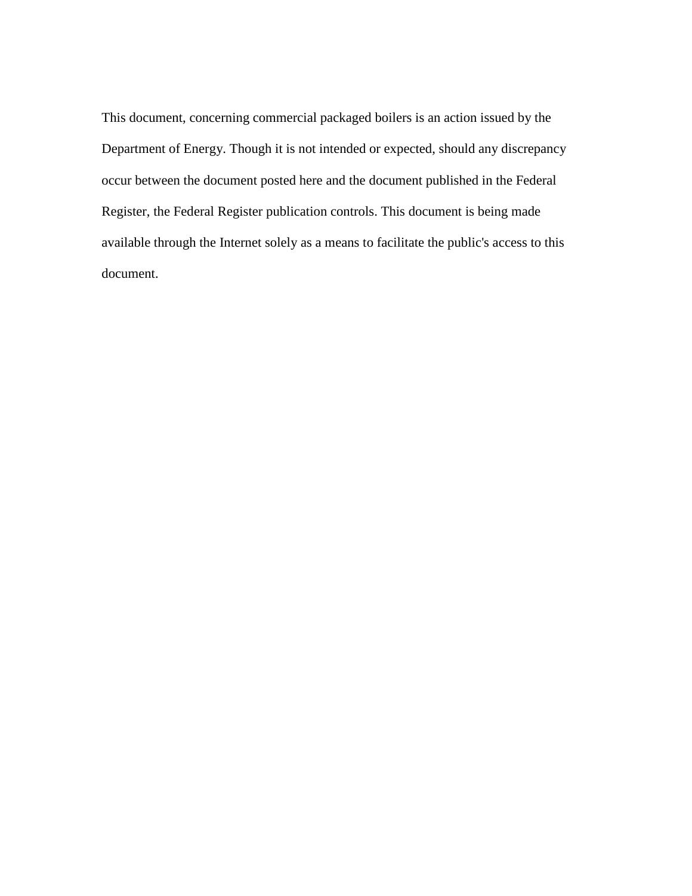This document, concerning commercial packaged boilers is an action issued by the Department of Energy. Though it is not intended or expected, should any discrepancy occur between the document posted here and the document published in the Federal Register, the Federal Register publication controls. This document is being made available through the Internet solely as a means to facilitate the public's access to this document.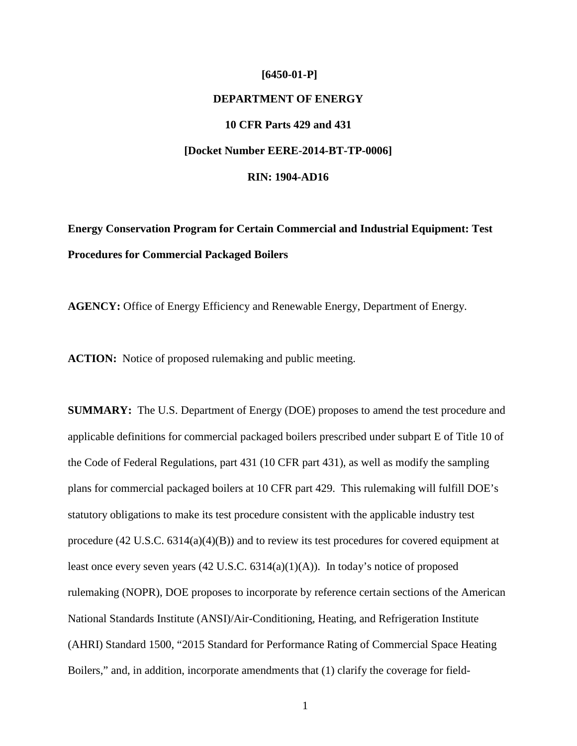**[6450-01-P]**

**DEPARTMENT OF ENERGY**

**10 CFR Parts 429 and 431**

**[Docket Number EERE-2014-BT-TP-0006]**

**RIN: 1904-AD16**

**Energy Conservation Program for Certain Commercial and Industrial Equipment: Test Procedures for Commercial Packaged Boilers**

**AGENCY:** Office of Energy Efficiency and Renewable Energy, Department of Energy.

**ACTION:** Notice of proposed rulemaking and public meeting.

**SUMMARY:** The U.S. Department of Energy (DOE) proposes to amend the test procedure and applicable definitions for commercial packaged boilers prescribed under subpart E of Title 10 of the Code of Federal Regulations, part 431 (10 CFR part 431), as well as modify the sampling plans for commercial packaged boilers at 10 CFR part 429. This rulemaking will fulfill DOE's statutory obligations to make its test procedure consistent with the applicable industry test procedure (42 U.S.C. 6314(a)(4)(B)) and to review its test procedures for covered equipment at least once every seven years (42 U.S.C. 6314(a)(1)(A)). In today's notice of proposed rulemaking (NOPR), DOE proposes to incorporate by reference certain sections of the American National Standards Institute (ANSI)/Air-Conditioning, Heating, and Refrigeration Institute (AHRI) Standard 1500, "2015 Standard for Performance Rating of Commercial Space Heating Boilers," and, in addition, incorporate amendments that (1) clarify the coverage for field-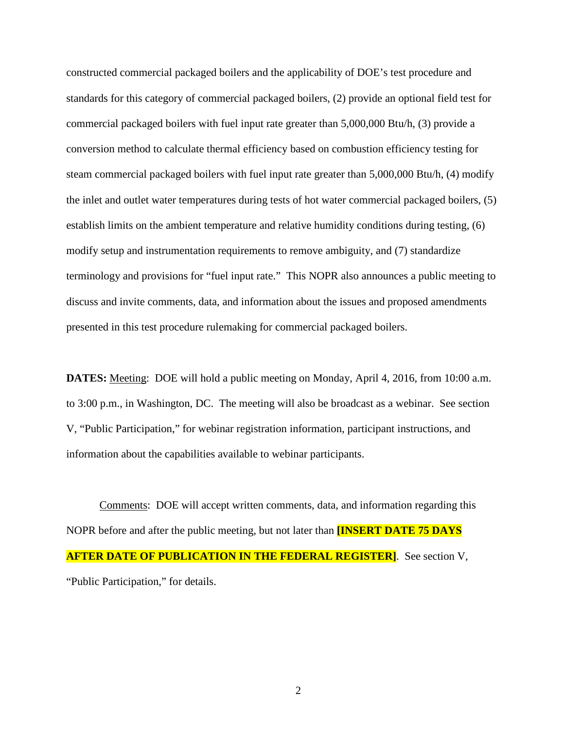constructed commercial packaged boilers and the applicability of DOE's test procedure and standards for this category of commercial packaged boilers, (2) provide an optional field test for commercial packaged boilers with fuel input rate greater than 5,000,000 Btu/h, (3) provide a conversion method to calculate thermal efficiency based on combustion efficiency testing for steam commercial packaged boilers with fuel input rate greater than 5,000,000 Btu/h, (4) modify the inlet and outlet water temperatures during tests of hot water commercial packaged boilers, (5) establish limits on the ambient temperature and relative humidity conditions during testing, (6) modify setup and instrumentation requirements to remove ambiguity, and (7) standardize terminology and provisions for "fuel input rate." This NOPR also announces a public meeting to discuss and invite comments, data, and information about the issues and proposed amendments presented in this test procedure rulemaking for commercial packaged boilers.

**DATES:** Meeting: DOE will hold a public meeting on Monday, April 4, 2016, from 10:00 a.m. to 3:00 p.m., in Washington, DC. The meeting will also be broadcast as a webinar. See section V, "Public Participation," for webinar registration information, participant instructions, and information about the capabilities available to webinar participants.

Comments: DOE will accept written comments, data, and information regarding this NOPR before and after the public meeting, but not later than **[INSERT DATE 75 DAYS AFTER DATE OF PUBLICATION IN THE FEDERAL REGISTER]**. See section V, "Public Participation," for details.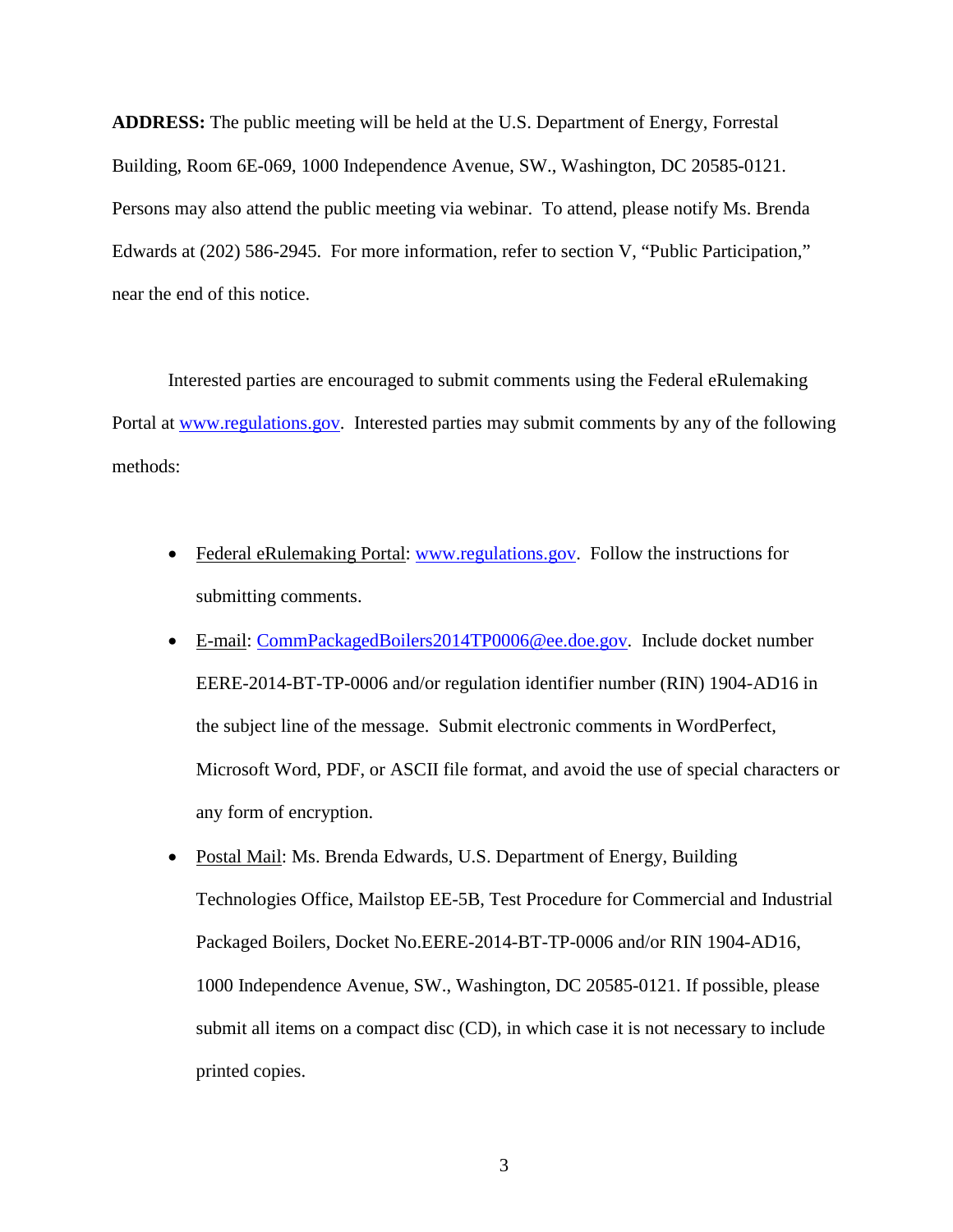**ADDRESS:** The public meeting will be held at the U.S. Department of Energy, Forrestal Building, Room 6E-069, 1000 Independence Avenue, SW., Washington, DC 20585-0121. Persons may also attend the public meeting via webinar. To attend, please notify Ms. Brenda Edwards at (202) 586-2945. For more information, refer to section V, "Public Participation," near the end of this notice.

Interested parties are encouraged to submit comments using the Federal eRulemaking Portal at www.regulations.gov. Interested parties may submit comments by any of the following methods:

- Federal eRulemaking Portal: www.regulations.gov. Follow the instructions for submitting comments.
- E-mail: CommPackagedBoilers2014TP0006@ee.doe.gov. Include docket number EERE-2014-BT-TP-0006 and/or regulation identifier number (RIN) 1904-AD16 in the subject line of the message. Submit electronic comments in WordPerfect, Microsoft Word, PDF, or ASCII file format, and avoid the use of special characters or any form of encryption.
- Postal Mail: Ms. Brenda Edwards, U.S. Department of Energy, Building Technologies Office, Mailstop EE-5B, Test Procedure for Commercial and Industrial Packaged Boilers, Docket No.EERE-2014-BT-TP-0006 and/or RIN 1904-AD16, 1000 Independence Avenue, SW., Washington, DC 20585-0121. If possible, please submit all items on a compact disc (CD), in which case it is not necessary to include printed copies.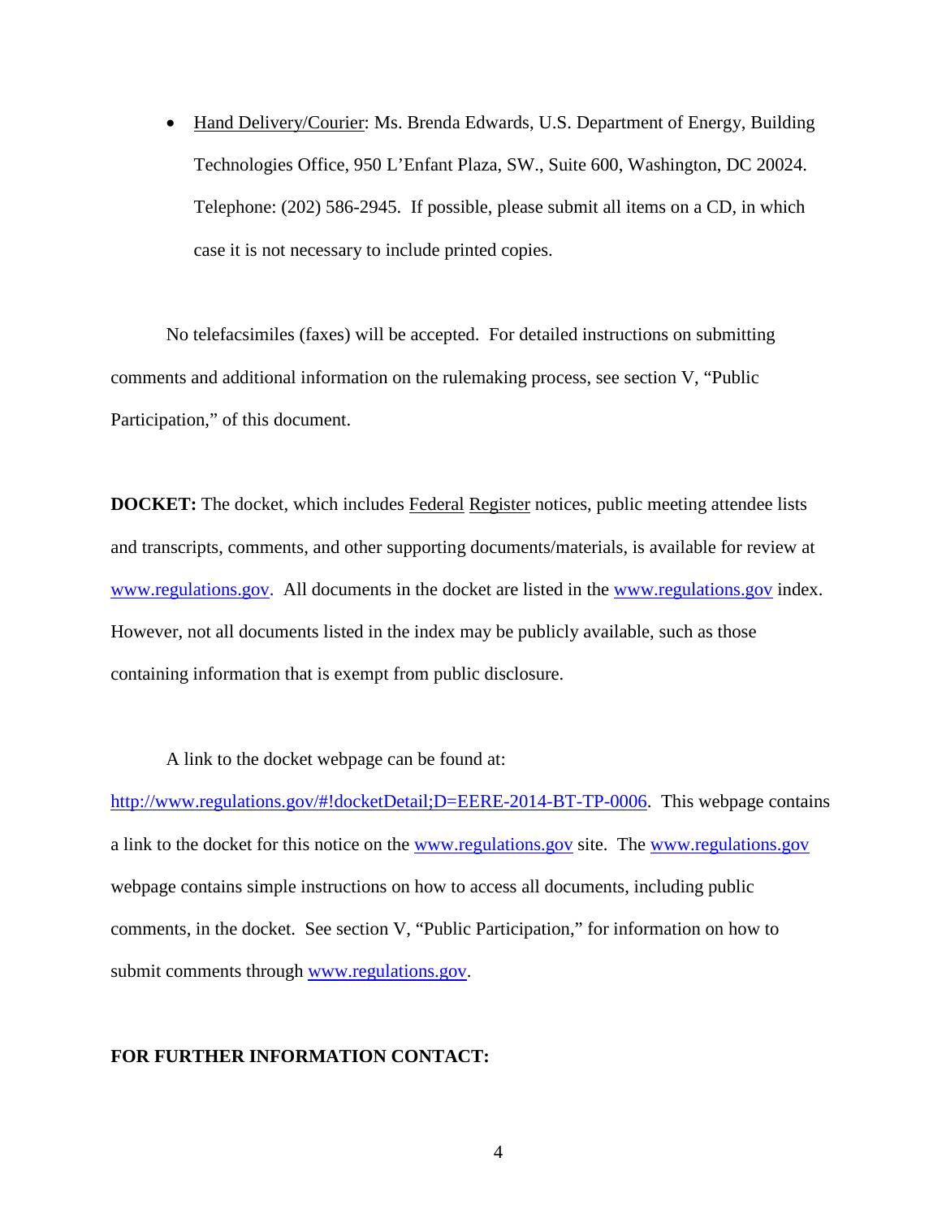- Hand Delivery/Courier: Ms. Brenda Edwards, U.S. Department of Energy, Building Technologies Office, 950 L'Enfant Plaza, SW., Suite 600, Washington, DC 20024. Telephone: (202) 586-2945. If possible, please submit all items on a CD, in which case it is not necessary to include printed copies.

No telefacsimiles (faxes) will be accepted. For detailed instructions on submitting comments and additional information on the rulemaking process, see section V, "Public Participation," of this document.

**DOCKET:** The docket, which includes Federal Register notices, public meeting attendee lists and transcripts, comments, and other supporting documents/materials, is available for review at www.regulations.gov. All documents in the docket are listed in the www.regulations.gov index. However, not all documents listed in the index may be publicly available, such as those containing information that is exempt from public disclosure.

A link to the docket webpage can be found at: http://www.regulations.gov/#!docketDetail;D=EERE-2014-BT-TP-0006. This webpage contains a link to the docket for this notice on the www.regulations.gov site. The www.regulations.gov webpage contains simple instructions on how to access all documents, including public comments, in the docket. See section V, "Public Participation," for information on how to submit comments through www.regulations.gov.

**FOR FURTHER INFORMATION CONTACT:**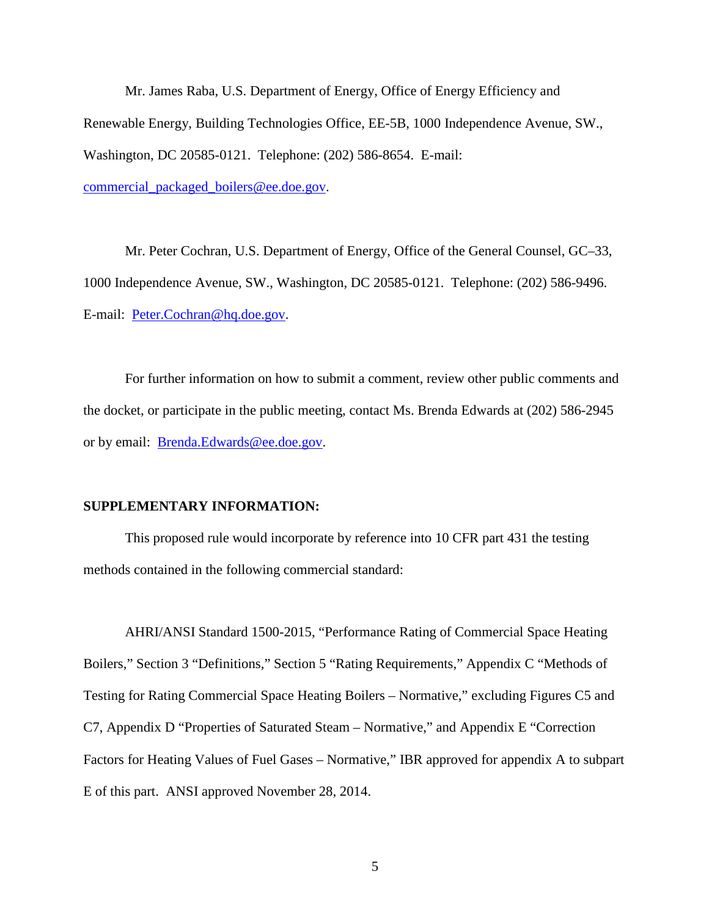Mr. James Raba, U.S. Department of Energy, Office of Energy Efficiency and Renewable Energy, Building Technologies Office, EE-5B, 1000 Independence Avenue, SW., Washington, DC 20585-0121. Telephone: (202) 586-8654. E-mail: commercial_packaged_boilers@ee.doe.gov.

Mr. Peter Cochran, U.S. Department of Energy, Office of the General Counsel, GC–33, 1000 Independence Avenue, SW., Washington, DC 20585-0121. Telephone: (202) 586-9496. E-mail: Peter.Cochran@hq.doe.gov.

For further information on how to submit a comment, review other public comments and the docket, or participate in the public meeting, contact Ms. Brenda Edwards at (202) 586-2945 or by email: Brenda.Edwards@ee.doe.gov.

**SUPPLEMENTARY INFORMATION:**

This proposed rule would incorporate by reference into 10 CFR part 431 the testing methods contained in the following commercial standard:

AHRI/ANSI Standard 1500-2015, "Performance Rating of Commercial Space Heating Boilers," Section 3 "Definitions," Section 5 "Rating Requirements," Appendix C "Methods of Testing for Rating Commercial Space Heating Boilers – Normative," excluding Figures C5 and C7, Appendix D "Properties of Saturated Steam – Normative," and Appendix E "Correction Factors for Heating Values of Fuel Gases – Normative," IBR approved for appendix A to subpart E of this part. ANSI approved November 28, 2014.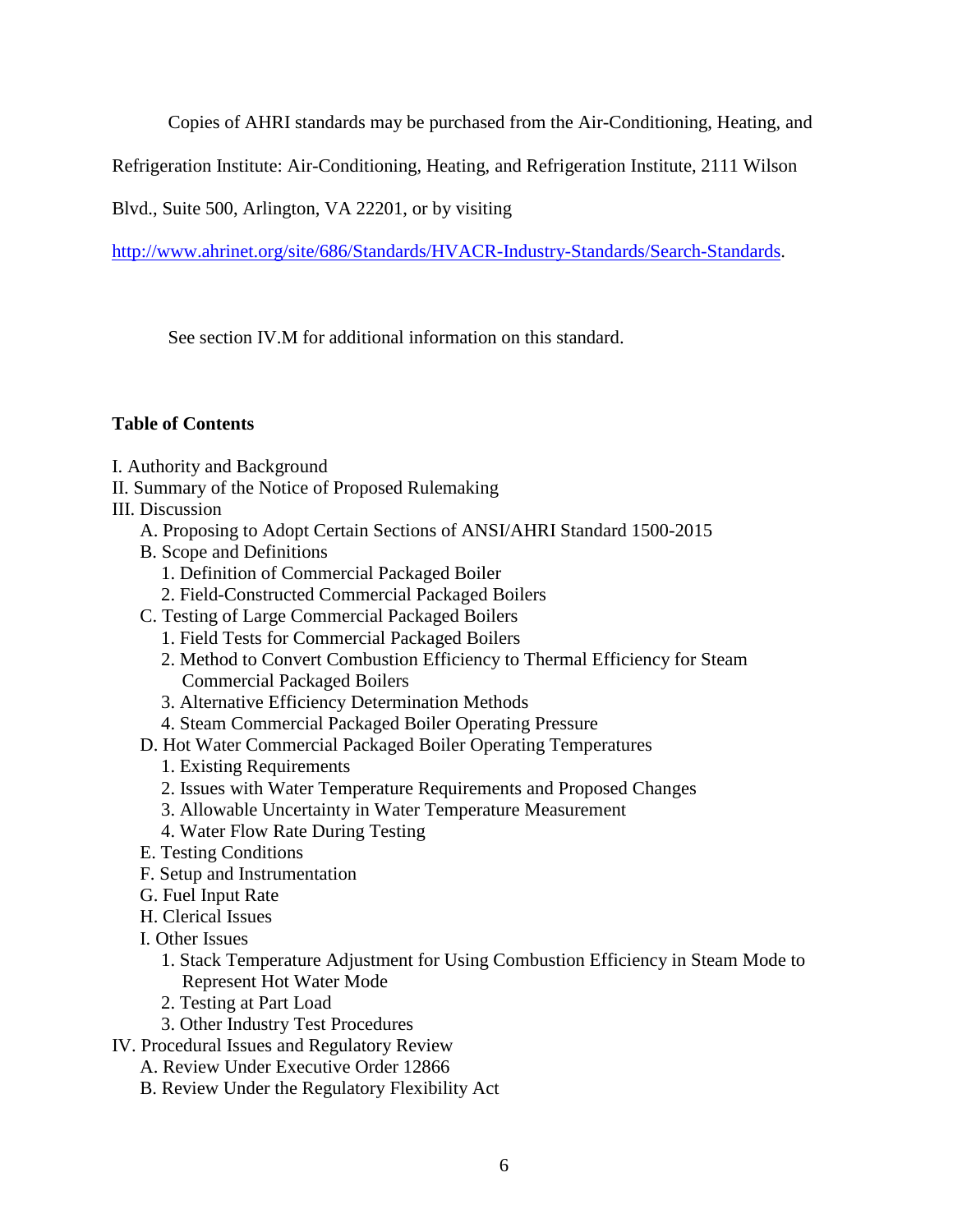Copies of AHRI standards may be purchased from the Air-Conditioning, Heating, and Refrigeration Institute: Air-Conditioning, Heating, and Refrigeration Institute, 2111 Wilson Blvd., Suite 500, Arlington, VA 22201, or by visiting http://www.ahrinet.org/site/686/Standards/HVACR-Industry-Standards/Search-Standards.

See section IV.M for additional information on this standard.

**Table of Contents**

I. Authority and Background
II. Summary of the Notice of Proposed Rulemaking
III. Discussion
  A. Proposing to Adopt Certain Sections of ANSI/AHRI Standard 1500-2015
  B. Scope and Definitions
    1. Definition of Commercial Packaged Boiler
    2. Field-Constructed Commercial Packaged Boilers
  C. Testing of Large Commercial Packaged Boilers
    1. Field Tests for Commercial Packaged Boilers
    2. Method to Convert Combustion Efficiency to Thermal Efficiency for Steam Commercial Packaged Boilers
    3. Alternative Efficiency Determination Methods
    4. Steam Commercial Packaged Boiler Operating Pressure
  D. Hot Water Commercial Packaged Boiler Operating Temperatures
    1. Existing Requirements
    2. Issues with Water Temperature Requirements and Proposed Changes
    3. Allowable Uncertainty in Water Temperature Measurement
    4. Water Flow Rate During Testing
  E. Testing Conditions
  F. Setup and Instrumentation
  G. Fuel Input Rate
  H. Clerical Issues
  I. Other Issues
    1. Stack Temperature Adjustment for Using Combustion Efficiency in Steam Mode to Represent Hot Water Mode
    2. Testing at Part Load
    3. Other Industry Test Procedures
IV. Procedural Issues and Regulatory Review
  A. Review Under Executive Order 12866
  B. Review Under the Regulatory Flexibility Act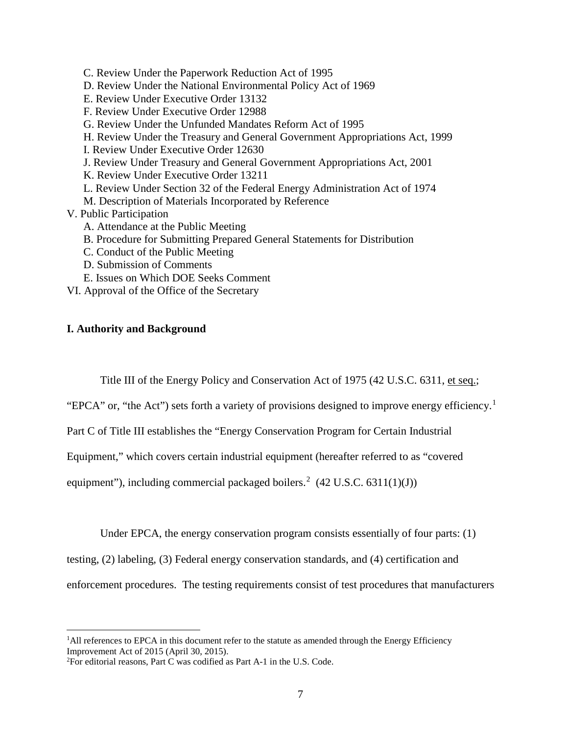C. Review Under the Paperwork Reduction Act of 1995
D. Review Under the National Environmental Policy Act of 1969
E. Review Under Executive Order 13132
F. Review Under Executive Order 12988
G. Review Under the Unfunded Mandates Reform Act of 1995
H. Review Under the Treasury and General Government Appropriations Act, 1999
I. Review Under Executive Order 12630
J. Review Under Treasury and General Government Appropriations Act, 2001
K. Review Under Executive Order 13211
L. Review Under Section 32 of the Federal Energy Administration Act of 1974
M. Description of Materials Incorporated by Reference

V. Public Participation
A. Attendance at the Public Meeting
B. Procedure for Submitting Prepared General Statements for Distribution
C. Conduct of the Public Meeting
D. Submission of Comments
E. Issues on Which DOE Seeks Comment

VI. Approval of the Office of the Secretary

## I. Authority and Background

Title III of the Energy Policy and Conservation Act of 1975 (42 U.S.C. 6311, et seq.; "EPCA" or, "the Act") sets forth a variety of provisions designed to improve energy efficiency.[1] Part C of Title III establishes the "Energy Conservation Program for Certain Industrial Equipment," which covers certain industrial equipment (hereafter referred to as "covered equipment"), including commercial packaged boilers.[2] (42 U.S.C. 6311(1)(J))

Under EPCA, the energy conservation program consists essentially of four parts: (1) testing, (2) labeling, (3) Federal energy conservation standards, and (4) certification and enforcement procedures. The testing requirements consist of test procedures that manufacturers

[1]All references to EPCA in this document refer to the statute as amended through the Energy Efficiency Improvement Act of 2015 (April 30, 2015).

[2]For editorial reasons, Part C was codified as Part A-1 in the U.S. Code.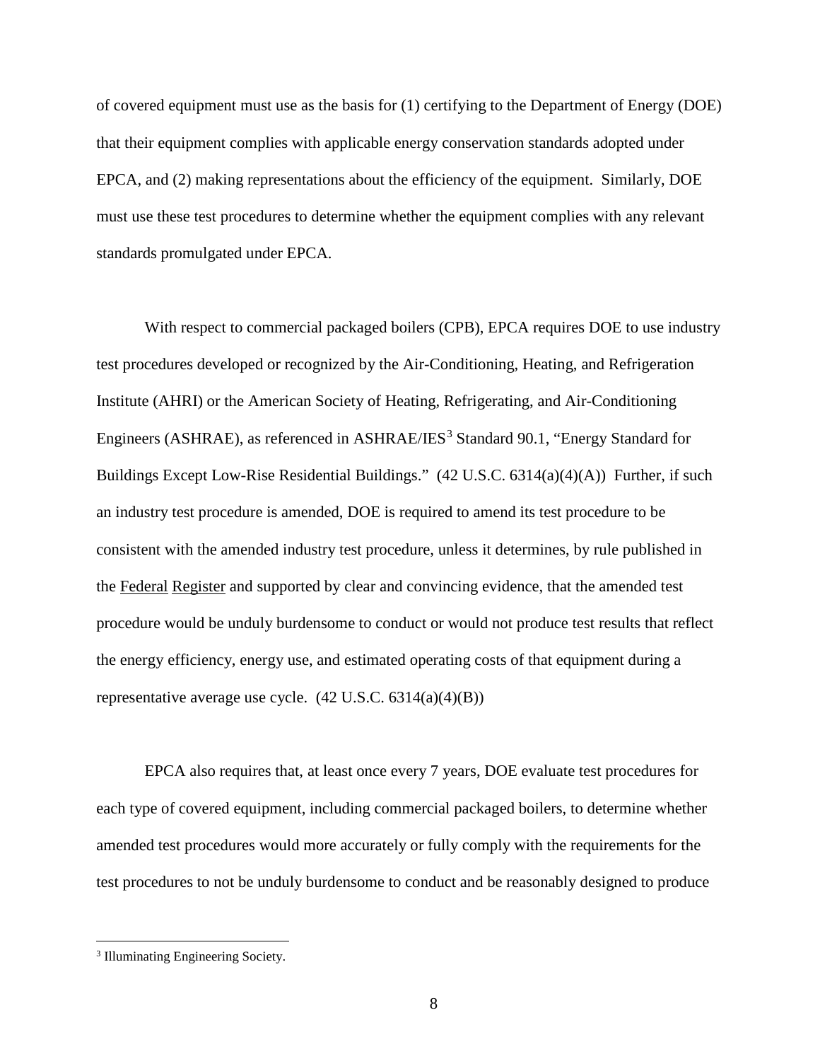of covered equipment must use as the basis for (1) certifying to the Department of Energy (DOE) that their equipment complies with applicable energy conservation standards adopted under EPCA, and (2) making representations about the efficiency of the equipment. Similarly, DOE must use these test procedures to determine whether the equipment complies with any relevant standards promulgated under EPCA.

With respect to commercial packaged boilers (CPB), EPCA requires DOE to use industry test procedures developed or recognized by the Air-Conditioning, Heating, and Refrigeration Institute (AHRI) or the American Society of Heating, Refrigerating, and Air-Conditioning Engineers (ASHRAE), as referenced in ASHRAE/IES[3] Standard 90.1, "Energy Standard for Buildings Except Low-Rise Residential Buildings." (42 U.S.C. 6314(a)(4)(A)) Further, if such an industry test procedure is amended, DOE is required to amend its test procedure to be consistent with the amended industry test procedure, unless it determines, by rule published in the Federal Register and supported by clear and convincing evidence, that the amended test procedure would be unduly burdensome to conduct or would not produce test results that reflect the energy efficiency, energy use, and estimated operating costs of that equipment during a representative average use cycle. (42 U.S.C. 6314(a)(4)(B))

EPCA also requires that, at least once every 7 years, DOE evaluate test procedures for each type of covered equipment, including commercial packaged boilers, to determine whether amended test procedures would more accurately or fully comply with the requirements for the test procedures to not be unduly burdensome to conduct and be reasonably designed to produce

[3] Illuminating Engineering Society.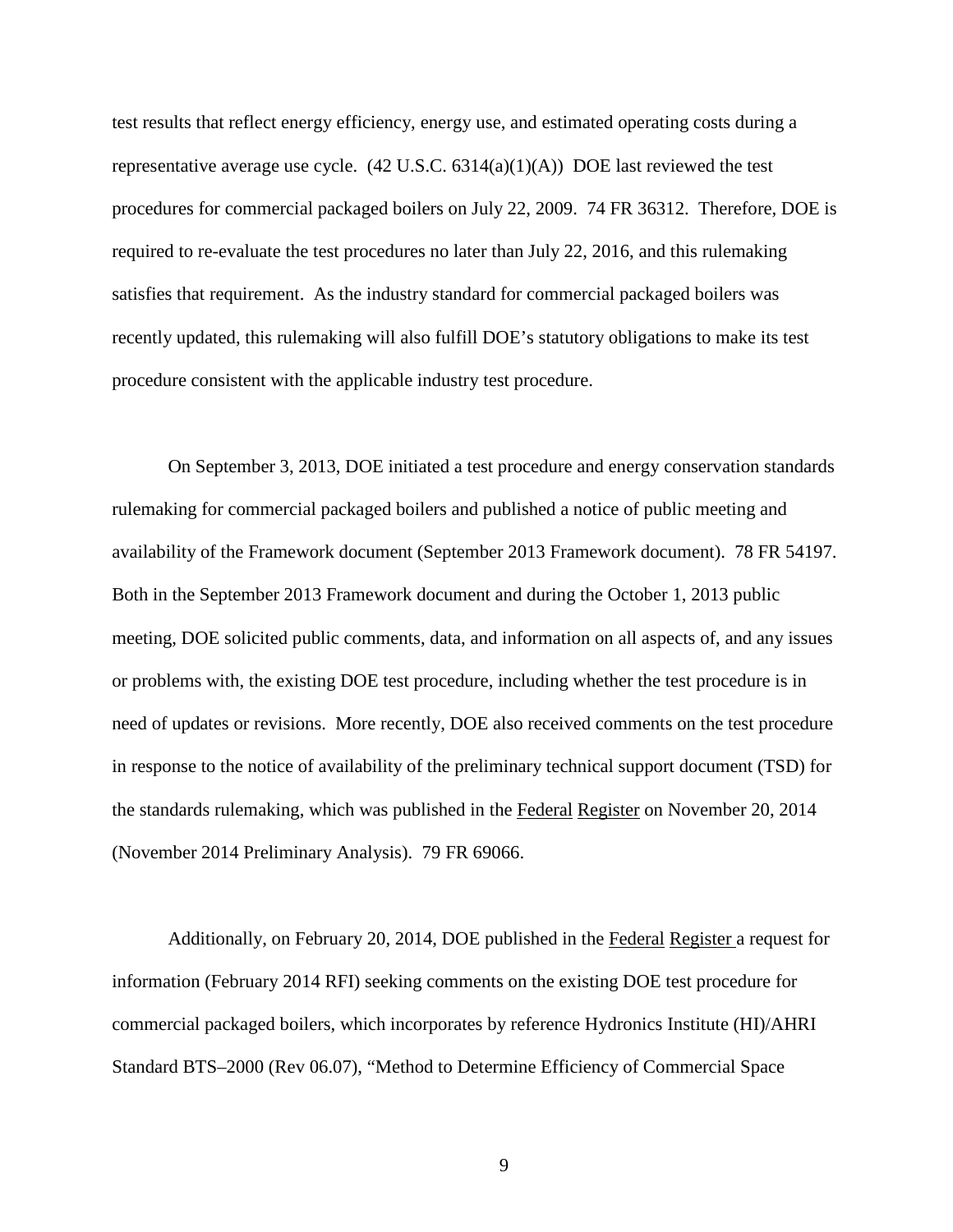test results that reflect energy efficiency, energy use, and estimated operating costs during a representative average use cycle. (42 U.S.C. 6314(a)(1)(A)) DOE last reviewed the test procedures for commercial packaged boilers on July 22, 2009. 74 FR 36312. Therefore, DOE is required to re-evaluate the test procedures no later than July 22, 2016, and this rulemaking satisfies that requirement. As the industry standard for commercial packaged boilers was recently updated, this rulemaking will also fulfill DOE's statutory obligations to make its test procedure consistent with the applicable industry test procedure.

On September 3, 2013, DOE initiated a test procedure and energy conservation standards rulemaking for commercial packaged boilers and published a notice of public meeting and availability of the Framework document (September 2013 Framework document). 78 FR 54197. Both in the September 2013 Framework document and during the October 1, 2013 public meeting, DOE solicited public comments, data, and information on all aspects of, and any issues or problems with, the existing DOE test procedure, including whether the test procedure is in need of updates or revisions. More recently, DOE also received comments on the test procedure in response to the notice of availability of the preliminary technical support document (TSD) for the standards rulemaking, which was published in the Federal Register on November 20, 2014 (November 2014 Preliminary Analysis). 79 FR 69066.

Additionally, on February 20, 2014, DOE published in the Federal Register a request for information (February 2014 RFI) seeking comments on the existing DOE test procedure for commercial packaged boilers, which incorporates by reference Hydronics Institute (HI)/AHRI Standard BTS–2000 (Rev 06.07), "Method to Determine Efficiency of Commercial Space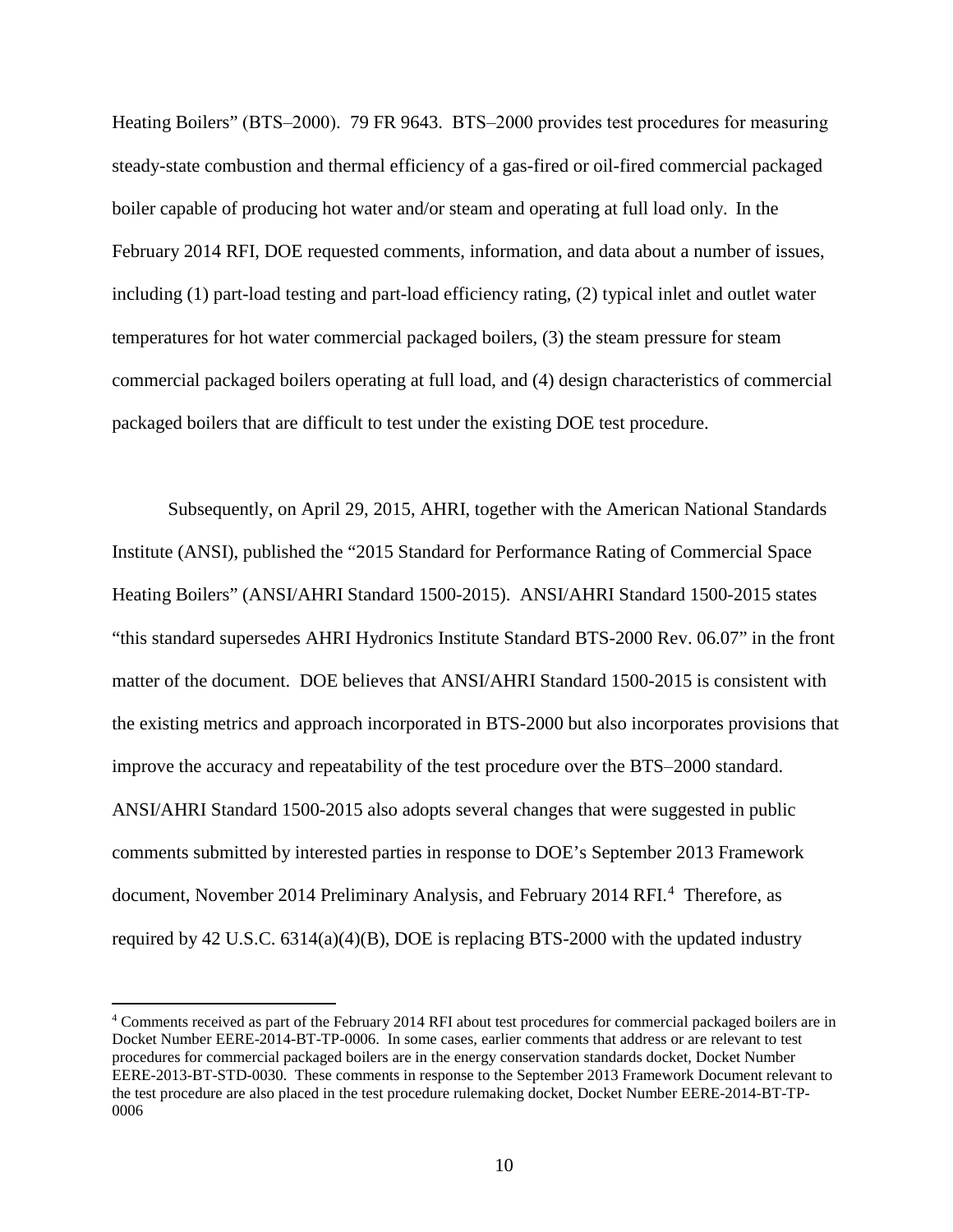Heating Boilers" (BTS–2000). 79 FR 9643. BTS–2000 provides test procedures for measuring steady-state combustion and thermal efficiency of a gas-fired or oil-fired commercial packaged boiler capable of producing hot water and/or steam and operating at full load only. In the February 2014 RFI, DOE requested comments, information, and data about a number of issues, including (1) part-load testing and part-load efficiency rating, (2) typical inlet and outlet water temperatures for hot water commercial packaged boilers, (3) the steam pressure for steam commercial packaged boilers operating at full load, and (4) design characteristics of commercial packaged boilers that are difficult to test under the existing DOE test procedure.

Subsequently, on April 29, 2015, AHRI, together with the American National Standards Institute (ANSI), published the "2015 Standard for Performance Rating of Commercial Space Heating Boilers" (ANSI/AHRI Standard 1500-2015). ANSI/AHRI Standard 1500-2015 states "this standard supersedes AHRI Hydronics Institute Standard BTS-2000 Rev. 06.07" in the front matter of the document. DOE believes that ANSI/AHRI Standard 1500-2015 is consistent with the existing metrics and approach incorporated in BTS-2000 but also incorporates provisions that improve the accuracy and repeatability of the test procedure over the BTS–2000 standard. ANSI/AHRI Standard 1500-2015 also adopts several changes that were suggested in public comments submitted by interested parties in response to DOE's September 2013 Framework document, November 2014 Preliminary Analysis, and February 2014 RFI.[4] Therefore, as required by 42 U.S.C. 6314(a)(4)(B), DOE is replacing BTS-2000 with the updated industry

[4] Comments received as part of the February 2014 RFI about test procedures for commercial packaged boilers are in Docket Number EERE-2014-BT-TP-0006. In some cases, earlier comments that address or are relevant to test procedures for commercial packaged boilers are in the energy conservation standards docket, Docket Number EERE-2013-BT-STD-0030. These comments in response to the September 2013 Framework Document relevant to the test procedure are also placed in the test procedure rulemaking docket, Docket Number EERE-2014-BT-TP-0006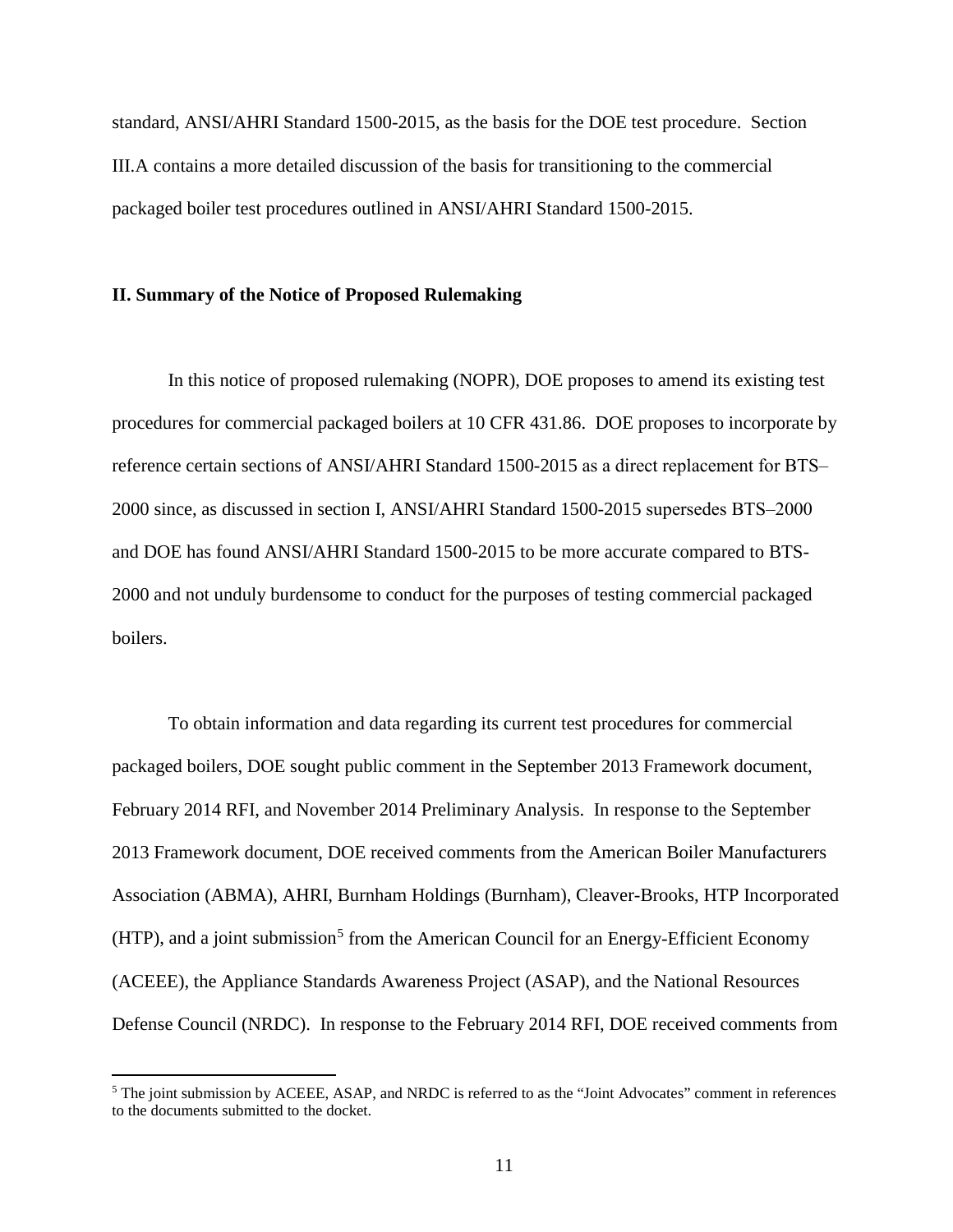standard, ANSI/AHRI Standard 1500-2015, as the basis for the DOE test procedure. Section III.A contains a more detailed discussion of the basis for transitioning to the commercial packaged boiler test procedures outlined in ANSI/AHRI Standard 1500-2015.

## II. Summary of the Notice of Proposed Rulemaking

In this notice of proposed rulemaking (NOPR), DOE proposes to amend its existing test procedures for commercial packaged boilers at 10 CFR 431.86. DOE proposes to incorporate by reference certain sections of ANSI/AHRI Standard 1500-2015 as a direct replacement for BTS–2000 since, as discussed in section I, ANSI/AHRI Standard 1500-2015 supersedes BTS–2000 and DOE has found ANSI/AHRI Standard 1500-2015 to be more accurate compared to BTS-2000 and not unduly burdensome to conduct for the purposes of testing commercial packaged boilers.

To obtain information and data regarding its current test procedures for commercial packaged boilers, DOE sought public comment in the September 2013 Framework document, February 2014 RFI, and November 2014 Preliminary Analysis. In response to the September 2013 Framework document, DOE received comments from the American Boiler Manufacturers Association (ABMA), AHRI, Burnham Holdings (Burnham), Cleaver-Brooks, HTP Incorporated (HTP), and a joint submission[5] from the American Council for an Energy-Efficient Economy (ACEEE), the Appliance Standards Awareness Project (ASAP), and the National Resources Defense Council (NRDC). In response to the February 2014 RFI, DOE received comments from

[5] The joint submission by ACEEE, ASAP, and NRDC is referred to as the "Joint Advocates" comment in references to the documents submitted to the docket.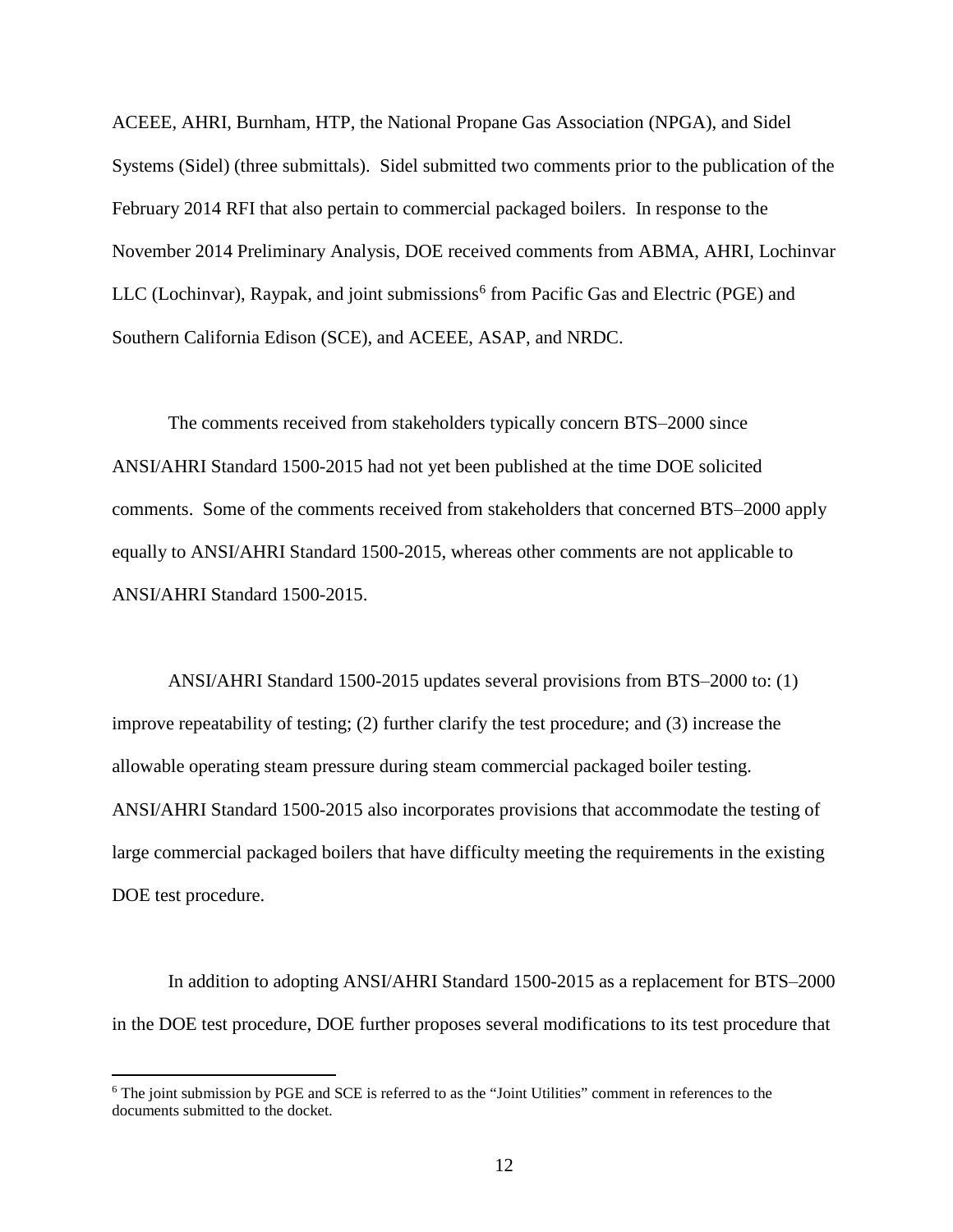ACEEE, AHRI, Burnham, HTP, the National Propane Gas Association (NPGA), and Sidel Systems (Sidel) (three submittals). Sidel submitted two comments prior to the publication of the February 2014 RFI that also pertain to commercial packaged boilers. In response to the November 2014 Preliminary Analysis, DOE received comments from ABMA, AHRI, Lochinvar LLC (Lochinvar), Raypak, and joint submissions[6] from Pacific Gas and Electric (PGE) and Southern California Edison (SCE), and ACEEE, ASAP, and NRDC.

The comments received from stakeholders typically concern BTS–2000 since ANSI/AHRI Standard 1500-2015 had not yet been published at the time DOE solicited comments. Some of the comments received from stakeholders that concerned BTS–2000 apply equally to ANSI/AHRI Standard 1500-2015, whereas other comments are not applicable to ANSI/AHRI Standard 1500-2015.

ANSI/AHRI Standard 1500-2015 updates several provisions from BTS–2000 to: (1) improve repeatability of testing; (2) further clarify the test procedure; and (3) increase the allowable operating steam pressure during steam commercial packaged boiler testing. ANSI/AHRI Standard 1500-2015 also incorporates provisions that accommodate the testing of large commercial packaged boilers that have difficulty meeting the requirements in the existing DOE test procedure.

In addition to adopting ANSI/AHRI Standard 1500-2015 as a replacement for BTS–2000 in the DOE test procedure, DOE further proposes several modifications to its test procedure that

[6] The joint submission by PGE and SCE is referred to as the "Joint Utilities" comment in references to the documents submitted to the docket.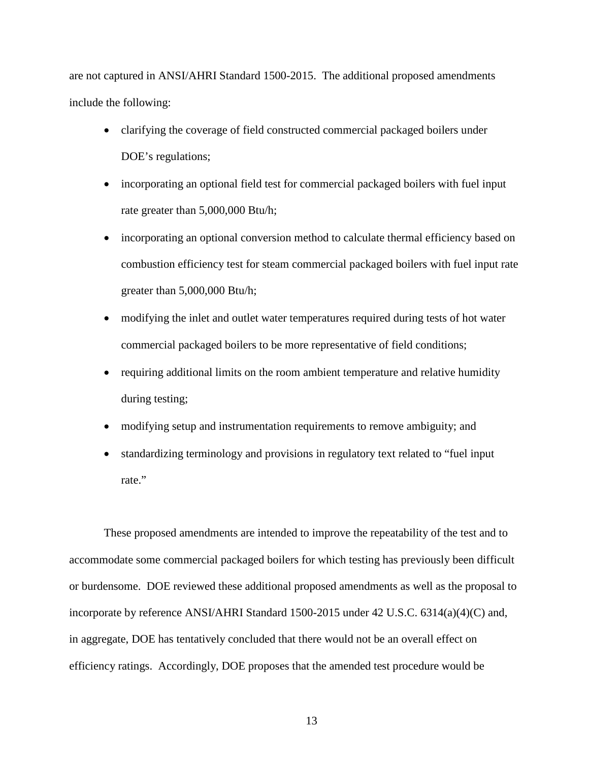are not captured in ANSI/AHRI Standard 1500-2015. The additional proposed amendments include the following:

- clarifying the coverage of field constructed commercial packaged boilers under DOE's regulations;
- incorporating an optional field test for commercial packaged boilers with fuel input rate greater than 5,000,000 Btu/h;
- incorporating an optional conversion method to calculate thermal efficiency based on combustion efficiency test for steam commercial packaged boilers with fuel input rate greater than 5,000,000 Btu/h;
- modifying the inlet and outlet water temperatures required during tests of hot water commercial packaged boilers to be more representative of field conditions;
- requiring additional limits on the room ambient temperature and relative humidity during testing;
- modifying setup and instrumentation requirements to remove ambiguity; and
- standardizing terminology and provisions in regulatory text related to "fuel input rate."

These proposed amendments are intended to improve the repeatability of the test and to accommodate some commercial packaged boilers for which testing has previously been difficult or burdensome. DOE reviewed these additional proposed amendments as well as the proposal to incorporate by reference ANSI/AHRI Standard 1500-2015 under 42 U.S.C. 6314(a)(4)(C) and, in aggregate, DOE has tentatively concluded that there would not be an overall effect on efficiency ratings. Accordingly, DOE proposes that the amended test procedure would be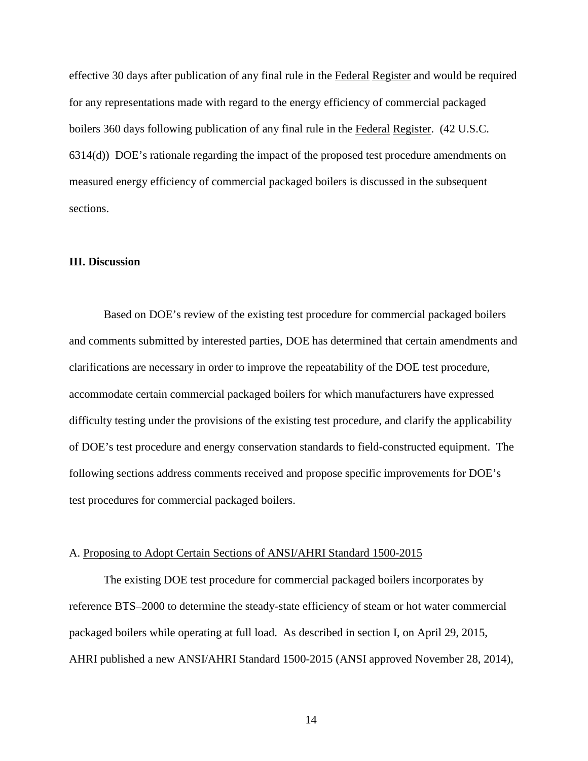effective 30 days after publication of any final rule in the Federal Register and would be required for any representations made with regard to the energy efficiency of commercial packaged boilers 360 days following publication of any final rule in the Federal Register. (42 U.S.C. 6314(d)) DOE's rationale regarding the impact of the proposed test procedure amendments on measured energy efficiency of commercial packaged boilers is discussed in the subsequent sections.

## III. Discussion

Based on DOE's review of the existing test procedure for commercial packaged boilers and comments submitted by interested parties, DOE has determined that certain amendments and clarifications are necessary in order to improve the repeatability of the DOE test procedure, accommodate certain commercial packaged boilers for which manufacturers have expressed difficulty testing under the provisions of the existing test procedure, and clarify the applicability of DOE's test procedure and energy conservation standards to field-constructed equipment. The following sections address comments received and propose specific improvements for DOE's test procedures for commercial packaged boilers.

### A. Proposing to Adopt Certain Sections of ANSI/AHRI Standard 1500-2015

The existing DOE test procedure for commercial packaged boilers incorporates by reference BTS–2000 to determine the steady-state efficiency of steam or hot water commercial packaged boilers while operating at full load. As described in section I, on April 29, 2015, AHRI published a new ANSI/AHRI Standard 1500-2015 (ANSI approved November 28, 2014),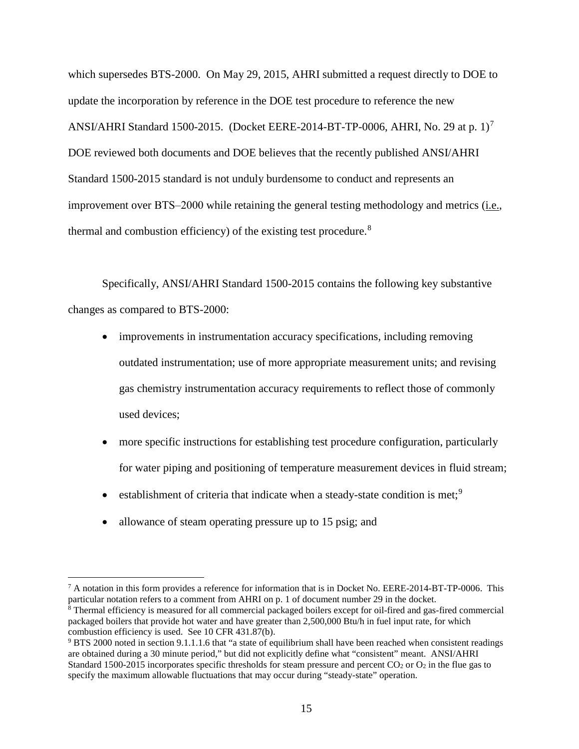which supersedes BTS-2000. On May 29, 2015, AHRI submitted a request directly to DOE to update the incorporation by reference in the DOE test procedure to reference the new ANSI/AHRI Standard 1500-2015. (Docket EERE-2014-BT-TP-0006, AHRI, No. 29 at p. 1)[7] DOE reviewed both documents and DOE believes that the recently published ANSI/AHRI Standard 1500-2015 standard is not unduly burdensome to conduct and represents an improvement over BTS–2000 while retaining the general testing methodology and metrics (i.e., thermal and combustion efficiency) of the existing test procedure.[8]

Specifically, ANSI/AHRI Standard 1500-2015 contains the following key substantive changes as compared to BTS-2000:

- improvements in instrumentation accuracy specifications, including removing outdated instrumentation; use of more appropriate measurement units; and revising gas chemistry instrumentation accuracy requirements to reflect those of commonly used devices;
- more specific instructions for establishing test procedure configuration, particularly for water piping and positioning of temperature measurement devices in fluid stream;
- establishment of criteria that indicate when a steady-state condition is met;[9]
- allowance of steam operating pressure up to 15 psig; and

---

[7] A notation in this form provides a reference for information that is in Docket No. EERE-2014-BT-TP-0006. This particular notation refers to a comment from AHRI on p. 1 of document number 29 in the docket.

[8] Thermal efficiency is measured for all commercial packaged boilers except for oil-fired and gas-fired commercial packaged boilers that provide hot water and have greater than 2,500,000 Btu/h in fuel input rate, for which combustion efficiency is used. See 10 CFR 431.87(b).

[9] BTS 2000 noted in section 9.1.1.1.6 that "a state of equilibrium shall have been reached when consistent readings are obtained during a 30 minute period," but did not explicitly define what "consistent" meant. ANSI/AHRI Standard 1500-2015 incorporates specific thresholds for steam pressure and percent $CO_2$ or $O_2$ in the flue gas to specify the maximum allowable fluctuations that may occur during "steady-state" operation.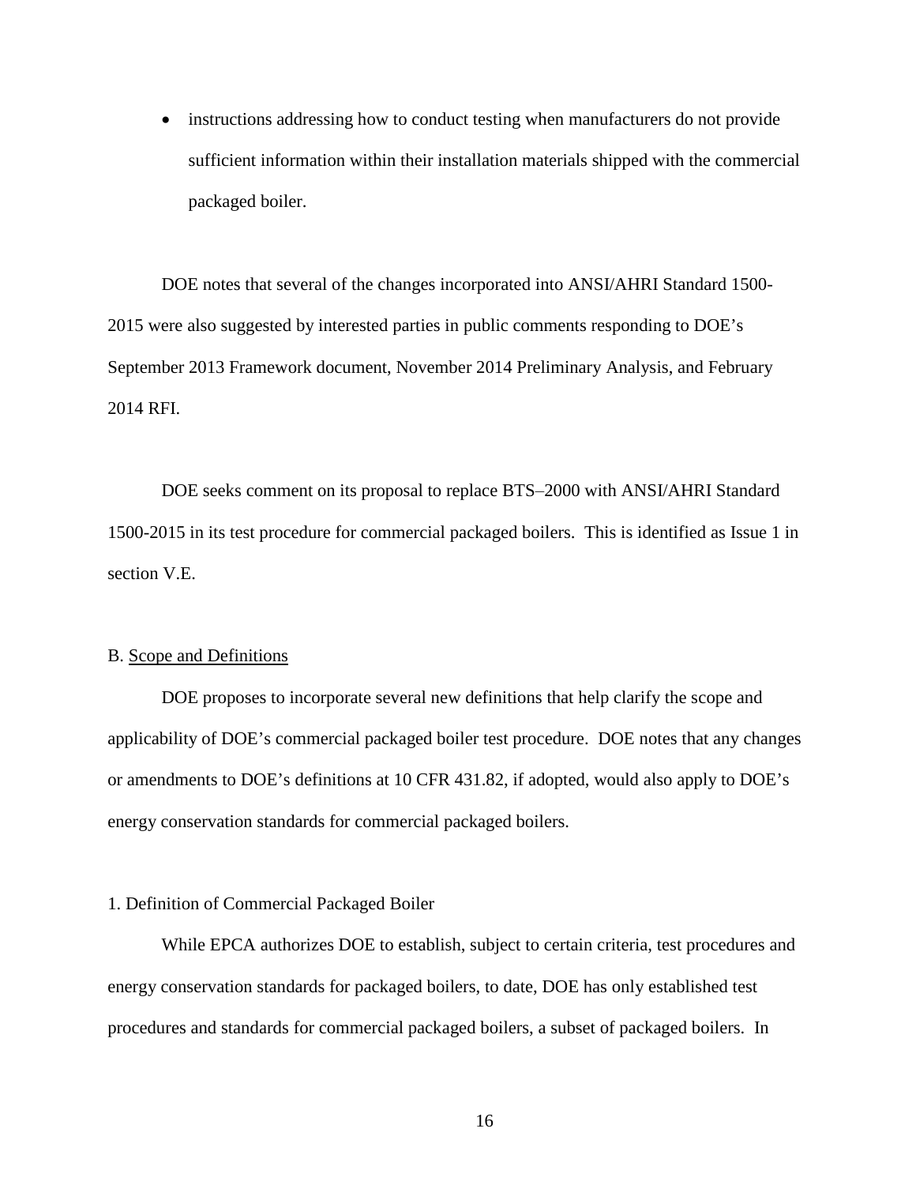- instructions addressing how to conduct testing when manufacturers do not provide sufficient information within their installation materials shipped with the commercial packaged boiler.

DOE notes that several of the changes incorporated into ANSI/AHRI Standard 1500-2015 were also suggested by interested parties in public comments responding to DOE's September 2013 Framework document, November 2014 Preliminary Analysis, and February 2014 RFI.

DOE seeks comment on its proposal to replace BTS–2000 with ANSI/AHRI Standard 1500-2015 in its test procedure for commercial packaged boilers. This is identified as Issue 1 in section V.E.

B. Scope and Definitions

DOE proposes to incorporate several new definitions that help clarify the scope and applicability of DOE's commercial packaged boiler test procedure. DOE notes that any changes or amendments to DOE's definitions at 10 CFR 431.82, if adopted, would also apply to DOE's energy conservation standards for commercial packaged boilers.

1. Definition of Commercial Packaged Boiler

While EPCA authorizes DOE to establish, subject to certain criteria, test procedures and energy conservation standards for packaged boilers, to date, DOE has only established test procedures and standards for commercial packaged boilers, a subset of packaged boilers. In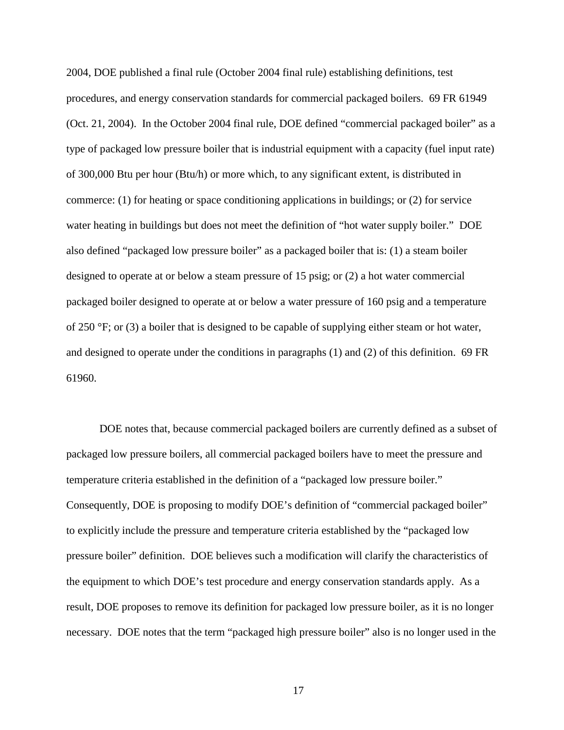2004, DOE published a final rule (October 2004 final rule) establishing definitions, test procedures, and energy conservation standards for commercial packaged boilers. 69 FR 61949 (Oct. 21, 2004). In the October 2004 final rule, DOE defined "commercial packaged boiler" as a type of packaged low pressure boiler that is industrial equipment with a capacity (fuel input rate) of 300,000 Btu per hour (Btu/h) or more which, to any significant extent, is distributed in commerce: (1) for heating or space conditioning applications in buildings; or (2) for service water heating in buildings but does not meet the definition of "hot water supply boiler." DOE also defined "packaged low pressure boiler" as a packaged boiler that is: (1) a steam boiler designed to operate at or below a steam pressure of 15 psig; or (2) a hot water commercial packaged boiler designed to operate at or below a water pressure of 160 psig and a temperature of 250 °F; or (3) a boiler that is designed to be capable of supplying either steam or hot water, and designed to operate under the conditions in paragraphs (1) and (2) of this definition. 69 FR 61960.

DOE notes that, because commercial packaged boilers are currently defined as a subset of packaged low pressure boilers, all commercial packaged boilers have to meet the pressure and temperature criteria established in the definition of a "packaged low pressure boiler." Consequently, DOE is proposing to modify DOE's definition of "commercial packaged boiler" to explicitly include the pressure and temperature criteria established by the "packaged low pressure boiler" definition. DOE believes such a modification will clarify the characteristics of the equipment to which DOE's test procedure and energy conservation standards apply. As a result, DOE proposes to remove its definition for packaged low pressure boiler, as it is no longer necessary. DOE notes that the term "packaged high pressure boiler" also is no longer used in the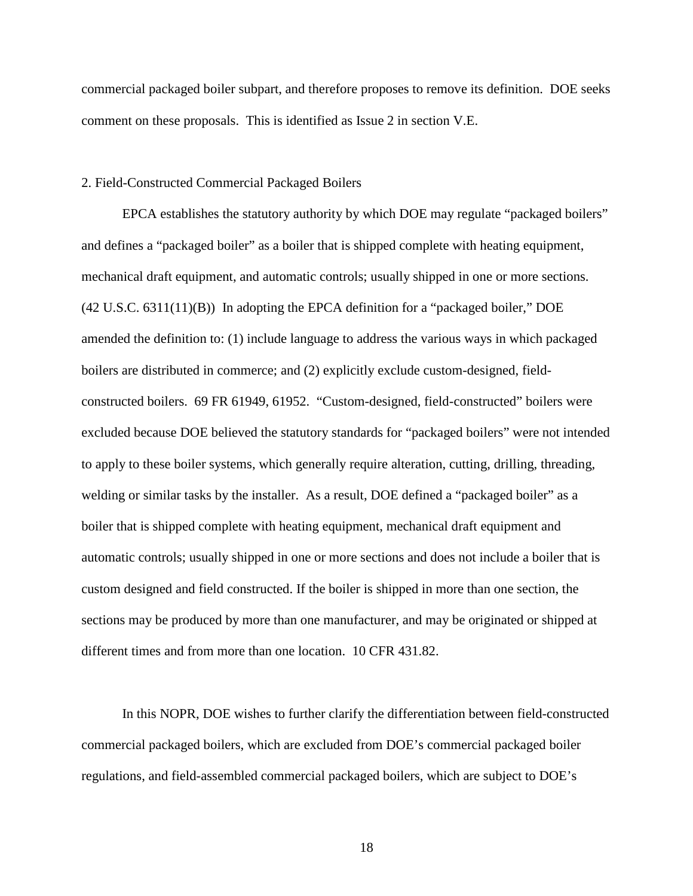commercial packaged boiler subpart, and therefore proposes to remove its definition. DOE seeks comment on these proposals. This is identified as Issue 2 in section V.E.

2. Field-Constructed Commercial Packaged Boilers

EPCA establishes the statutory authority by which DOE may regulate "packaged boilers" and defines a "packaged boiler" as a boiler that is shipped complete with heating equipment, mechanical draft equipment, and automatic controls; usually shipped in one or more sections. (42 U.S.C. 6311(11)(B)) In adopting the EPCA definition for a "packaged boiler," DOE amended the definition to: (1) include language to address the various ways in which packaged boilers are distributed in commerce; and (2) explicitly exclude custom-designed, field-constructed boilers. 69 FR 61949, 61952. "Custom-designed, field-constructed" boilers were excluded because DOE believed the statutory standards for "packaged boilers" were not intended to apply to these boiler systems, which generally require alteration, cutting, drilling, threading, welding or similar tasks by the installer. As a result, DOE defined a "packaged boiler" as a boiler that is shipped complete with heating equipment, mechanical draft equipment and automatic controls; usually shipped in one or more sections and does not include a boiler that is custom designed and field constructed. If the boiler is shipped in more than one section, the sections may be produced by more than one manufacturer, and may be originated or shipped at different times and from more than one location. 10 CFR 431.82.

In this NOPR, DOE wishes to further clarify the differentiation between field-constructed commercial packaged boilers, which are excluded from DOE's commercial packaged boiler regulations, and field-assembled commercial packaged boilers, which are subject to DOE's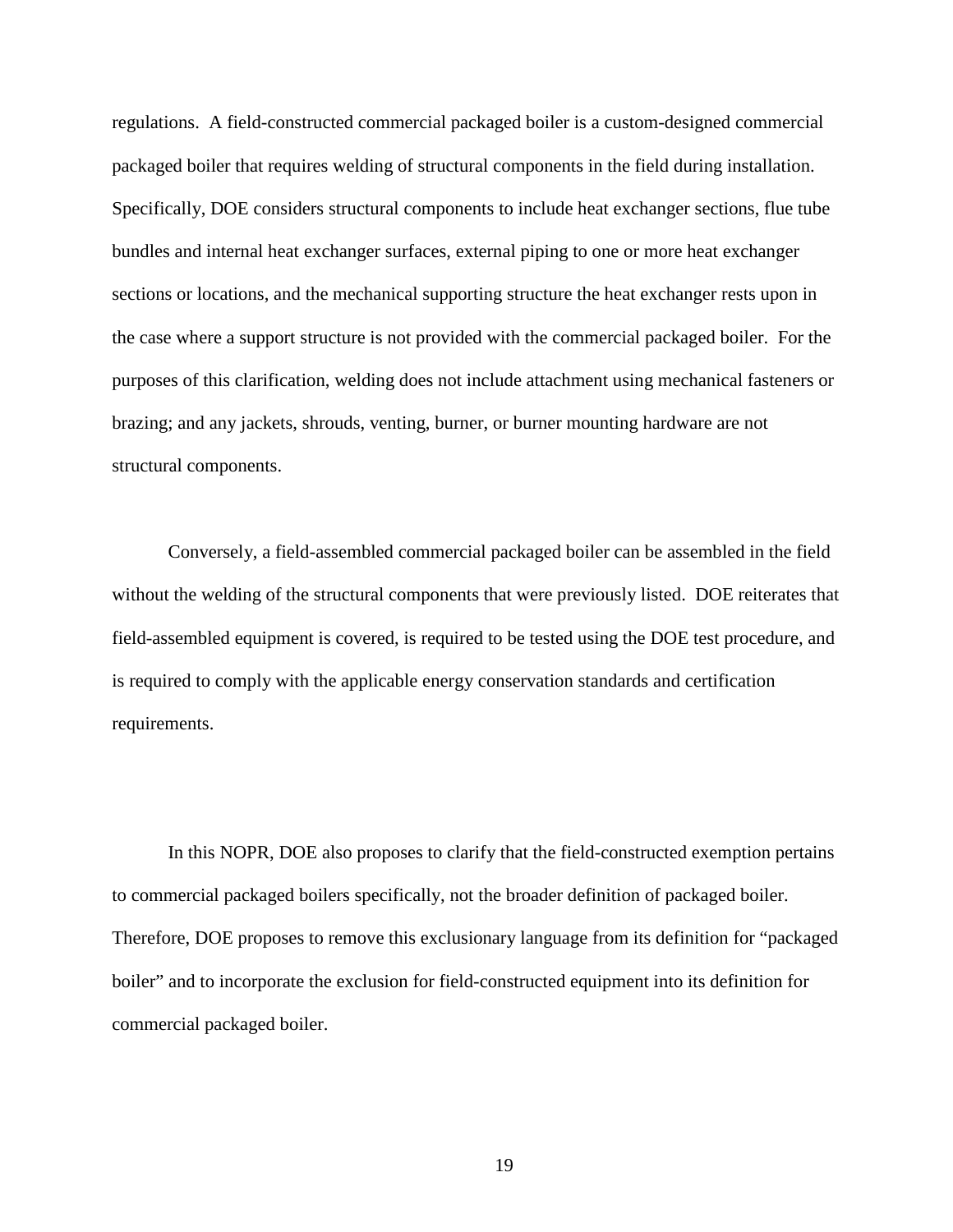regulations. A field-constructed commercial packaged boiler is a custom-designed commercial packaged boiler that requires welding of structural components in the field during installation. Specifically, DOE considers structural components to include heat exchanger sections, flue tube bundles and internal heat exchanger surfaces, external piping to one or more heat exchanger sections or locations, and the mechanical supporting structure the heat exchanger rests upon in the case where a support structure is not provided with the commercial packaged boiler. For the purposes of this clarification, welding does not include attachment using mechanical fasteners or brazing; and any jackets, shrouds, venting, burner, or burner mounting hardware are not structural components.

Conversely, a field-assembled commercial packaged boiler can be assembled in the field without the welding of the structural components that were previously listed. DOE reiterates that field-assembled equipment is covered, is required to be tested using the DOE test procedure, and is required to comply with the applicable energy conservation standards and certification requirements.

In this NOPR, DOE also proposes to clarify that the field-constructed exemption pertains to commercial packaged boilers specifically, not the broader definition of packaged boiler. Therefore, DOE proposes to remove this exclusionary language from its definition for "packaged boiler" and to incorporate the exclusion for field-constructed equipment into its definition for commercial packaged boiler.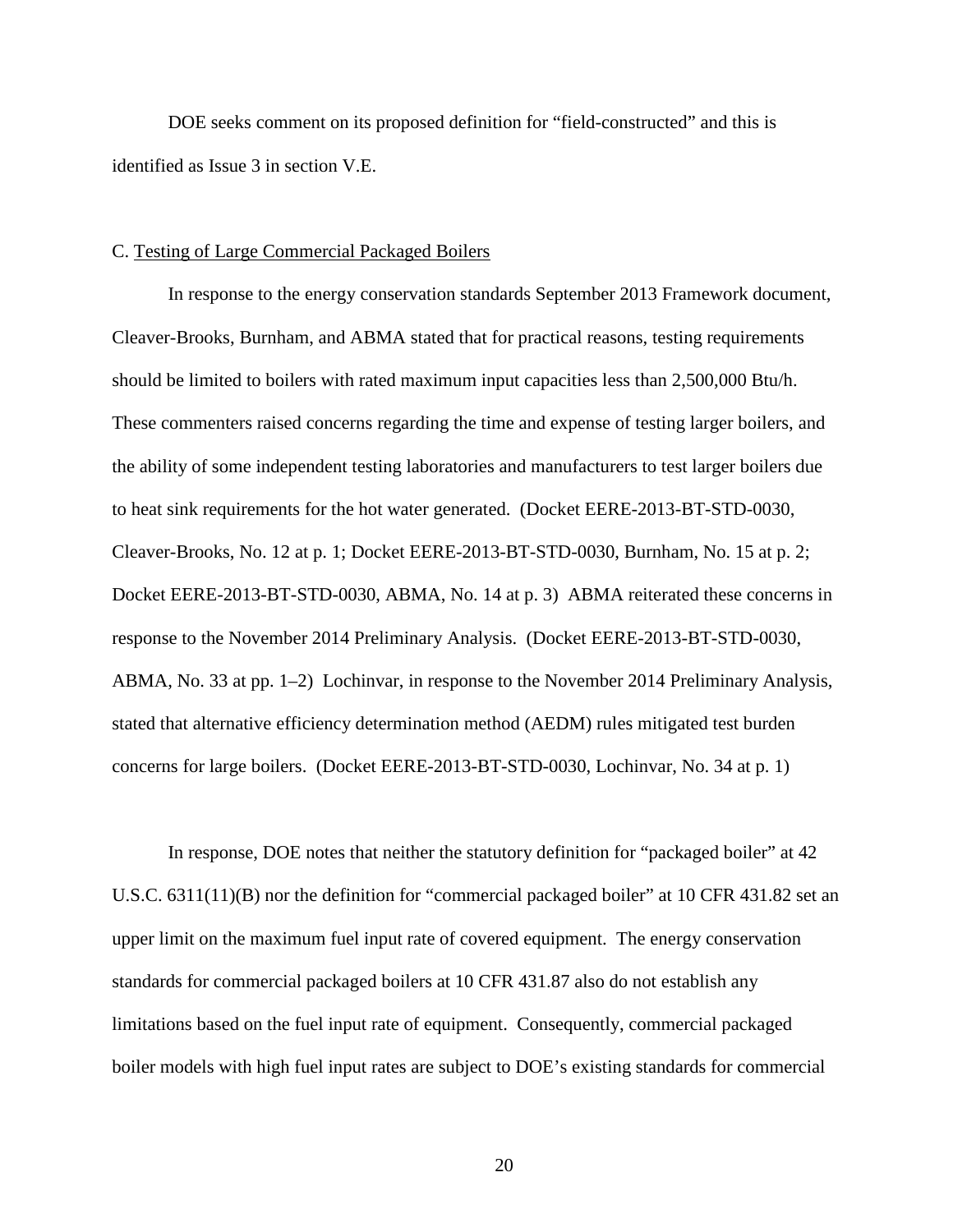DOE seeks comment on its proposed definition for "field-constructed" and this is identified as Issue 3 in section V.E.

## C. Testing of Large Commercial Packaged Boilers

In response to the energy conservation standards September 2013 Framework document, Cleaver-Brooks, Burnham, and ABMA stated that for practical reasons, testing requirements should be limited to boilers with rated maximum input capacities less than 2,500,000 Btu/h. These commenters raised concerns regarding the time and expense of testing larger boilers, and the ability of some independent testing laboratories and manufacturers to test larger boilers due to heat sink requirements for the hot water generated. (Docket EERE-2013-BT-STD-0030, Cleaver-Brooks, No. 12 at p. 1; Docket EERE-2013-BT-STD-0030, Burnham, No. 15 at p. 2; Docket EERE-2013-BT-STD-0030, ABMA, No. 14 at p. 3) ABMA reiterated these concerns in response to the November 2014 Preliminary Analysis. (Docket EERE-2013-BT-STD-0030, ABMA, No. 33 at pp. 1–2) Lochinvar, in response to the November 2014 Preliminary Analysis, stated that alternative efficiency determination method (AEDM) rules mitigated test burden concerns for large boilers. (Docket EERE-2013-BT-STD-0030, Lochinvar, No. 34 at p. 1)

In response, DOE notes that neither the statutory definition for "packaged boiler" at 42 U.S.C. 6311(11)(B) nor the definition for "commercial packaged boiler" at 10 CFR 431.82 set an upper limit on the maximum fuel input rate of covered equipment. The energy conservation standards for commercial packaged boilers at 10 CFR 431.87 also do not establish any limitations based on the fuel input rate of equipment. Consequently, commercial packaged boiler models with high fuel input rates are subject to DOE's existing standards for commercial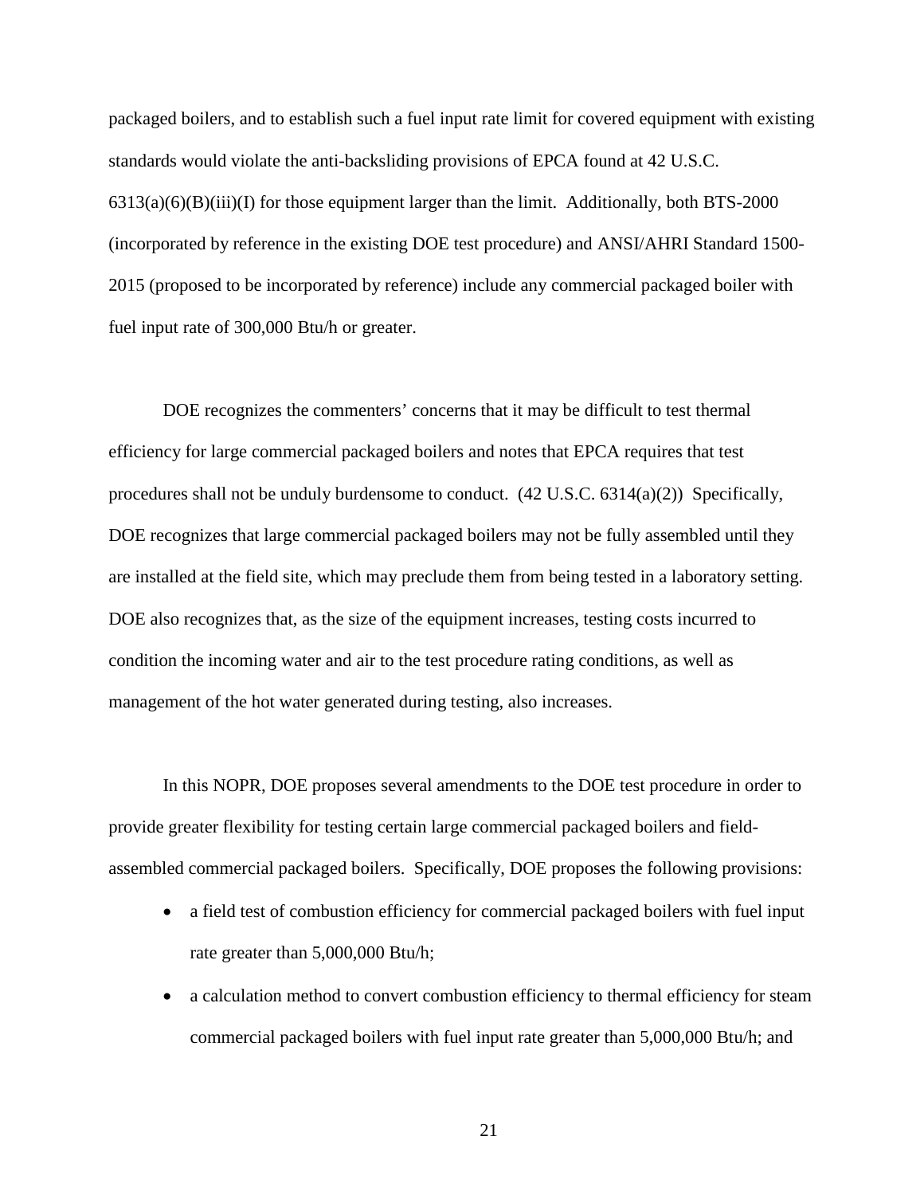packaged boilers, and to establish such a fuel input rate limit for covered equipment with existing standards would violate the anti-backsliding provisions of EPCA found at 42 U.S.C. 6313(a)(6)(B)(iii)(I) for those equipment larger than the limit. Additionally, both BTS-2000 (incorporated by reference in the existing DOE test procedure) and ANSI/AHRI Standard 1500-2015 (proposed to be incorporated by reference) include any commercial packaged boiler with fuel input rate of 300,000 Btu/h or greater.

DOE recognizes the commenters' concerns that it may be difficult to test thermal efficiency for large commercial packaged boilers and notes that EPCA requires that test procedures shall not be unduly burdensome to conduct. (42 U.S.C. 6314(a)(2)) Specifically, DOE recognizes that large commercial packaged boilers may not be fully assembled until they are installed at the field site, which may preclude them from being tested in a laboratory setting. DOE also recognizes that, as the size of the equipment increases, testing costs incurred to condition the incoming water and air to the test procedure rating conditions, as well as management of the hot water generated during testing, also increases.

In this NOPR, DOE proposes several amendments to the DOE test procedure in order to provide greater flexibility for testing certain large commercial packaged boilers and field-assembled commercial packaged boilers. Specifically, DOE proposes the following provisions:

- a field test of combustion efficiency for commercial packaged boilers with fuel input rate greater than 5,000,000 Btu/h;
- a calculation method to convert combustion efficiency to thermal efficiency for steam commercial packaged boilers with fuel input rate greater than 5,000,000 Btu/h; and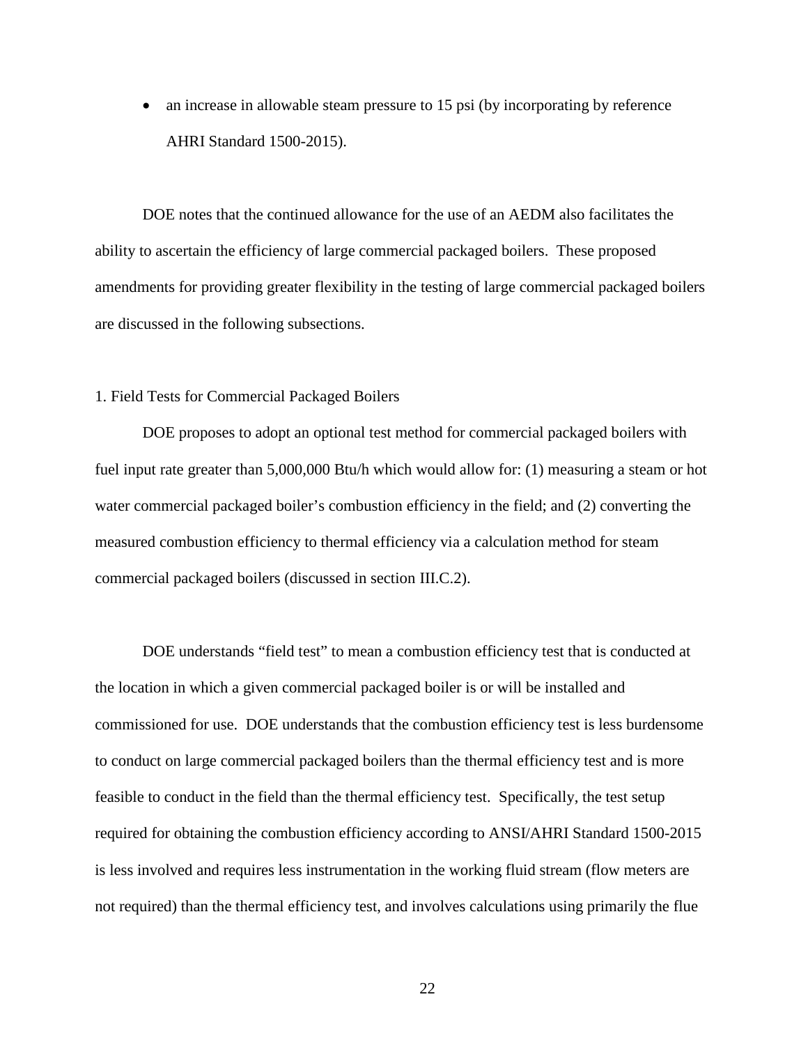- an increase in allowable steam pressure to 15 psi (by incorporating by reference AHRI Standard 1500-2015).

DOE notes that the continued allowance for the use of an AEDM also facilitates the ability to ascertain the efficiency of large commercial packaged boilers. These proposed amendments for providing greater flexibility in the testing of large commercial packaged boilers are discussed in the following subsections.

1. Field Tests for Commercial Packaged Boilers

DOE proposes to adopt an optional test method for commercial packaged boilers with fuel input rate greater than 5,000,000 Btu/h which would allow for: (1) measuring a steam or hot water commercial packaged boiler's combustion efficiency in the field; and (2) converting the measured combustion efficiency to thermal efficiency via a calculation method for steam commercial packaged boilers (discussed in section III.C.2).

DOE understands "field test" to mean a combustion efficiency test that is conducted at the location in which a given commercial packaged boiler is or will be installed and commissioned for use. DOE understands that the combustion efficiency test is less burdensome to conduct on large commercial packaged boilers than the thermal efficiency test and is more feasible to conduct in the field than the thermal efficiency test. Specifically, the test setup required for obtaining the combustion efficiency according to ANSI/AHRI Standard 1500-2015 is less involved and requires less instrumentation in the working fluid stream (flow meters are not required) than the thermal efficiency test, and involves calculations using primarily the flue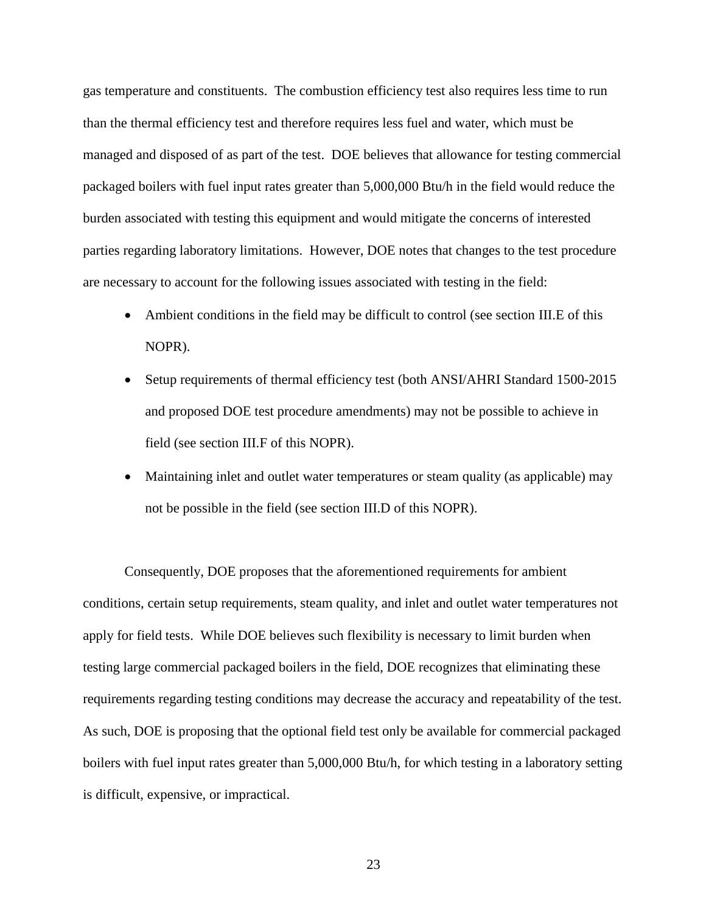gas temperature and constituents. The combustion efficiency test also requires less time to run than the thermal efficiency test and therefore requires less fuel and water, which must be managed and disposed of as part of the test. DOE believes that allowance for testing commercial packaged boilers with fuel input rates greater than 5,000,000 Btu/h in the field would reduce the burden associated with testing this equipment and would mitigate the concerns of interested parties regarding laboratory limitations. However, DOE notes that changes to the test procedure are necessary to account for the following issues associated with testing in the field:

- Ambient conditions in the field may be difficult to control (see section III.E of this NOPR).
- Setup requirements of thermal efficiency test (both ANSI/AHRI Standard 1500-2015 and proposed DOE test procedure amendments) may not be possible to achieve in field (see section III.F of this NOPR).
- Maintaining inlet and outlet water temperatures or steam quality (as applicable) may not be possible in the field (see section III.D of this NOPR).

Consequently, DOE proposes that the aforementioned requirements for ambient conditions, certain setup requirements, steam quality, and inlet and outlet water temperatures not apply for field tests. While DOE believes such flexibility is necessary to limit burden when testing large commercial packaged boilers in the field, DOE recognizes that eliminating these requirements regarding testing conditions may decrease the accuracy and repeatability of the test. As such, DOE is proposing that the optional field test only be available for commercial packaged boilers with fuel input rates greater than 5,000,000 Btu/h, for which testing in a laboratory setting is difficult, expensive, or impractical.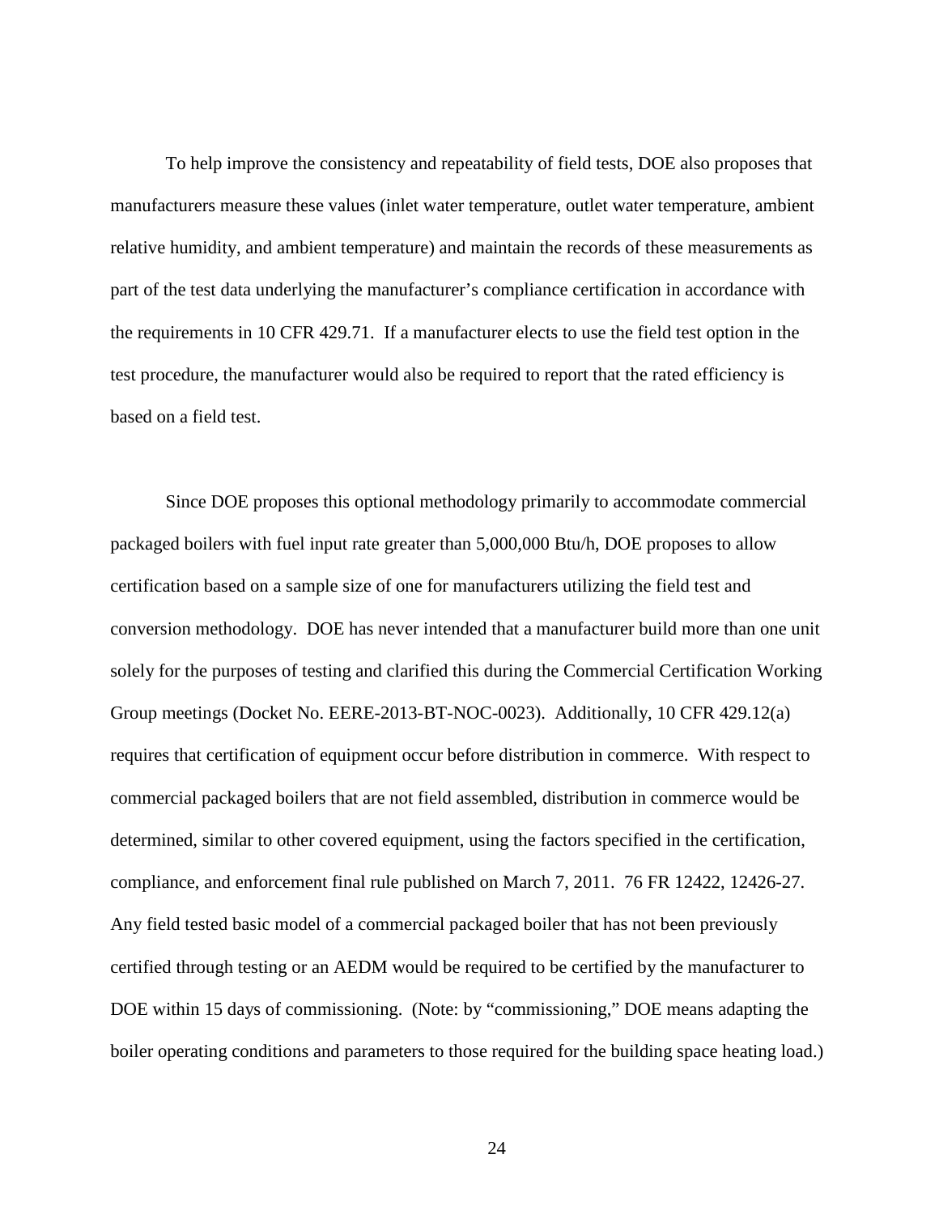To help improve the consistency and repeatability of field tests, DOE also proposes that manufacturers measure these values (inlet water temperature, outlet water temperature, ambient relative humidity, and ambient temperature) and maintain the records of these measurements as part of the test data underlying the manufacturer's compliance certification in accordance with the requirements in 10 CFR 429.71. If a manufacturer elects to use the field test option in the test procedure, the manufacturer would also be required to report that the rated efficiency is based on a field test.

Since DOE proposes this optional methodology primarily to accommodate commercial packaged boilers with fuel input rate greater than 5,000,000 Btu/h, DOE proposes to allow certification based on a sample size of one for manufacturers utilizing the field test and conversion methodology. DOE has never intended that a manufacturer build more than one unit solely for the purposes of testing and clarified this during the Commercial Certification Working Group meetings (Docket No. EERE-2013-BT-NOC-0023). Additionally, 10 CFR 429.12(a) requires that certification of equipment occur before distribution in commerce. With respect to commercial packaged boilers that are not field assembled, distribution in commerce would be determined, similar to other covered equipment, using the factors specified in the certification, compliance, and enforcement final rule published on March 7, 2011. 76 FR 12422, 12426-27. Any field tested basic model of a commercial packaged boiler that has not been previously certified through testing or an AEDM would be required to be certified by the manufacturer to DOE within 15 days of commissioning. (Note: by "commissioning," DOE means adapting the boiler operating conditions and parameters to those required for the building space heating load.)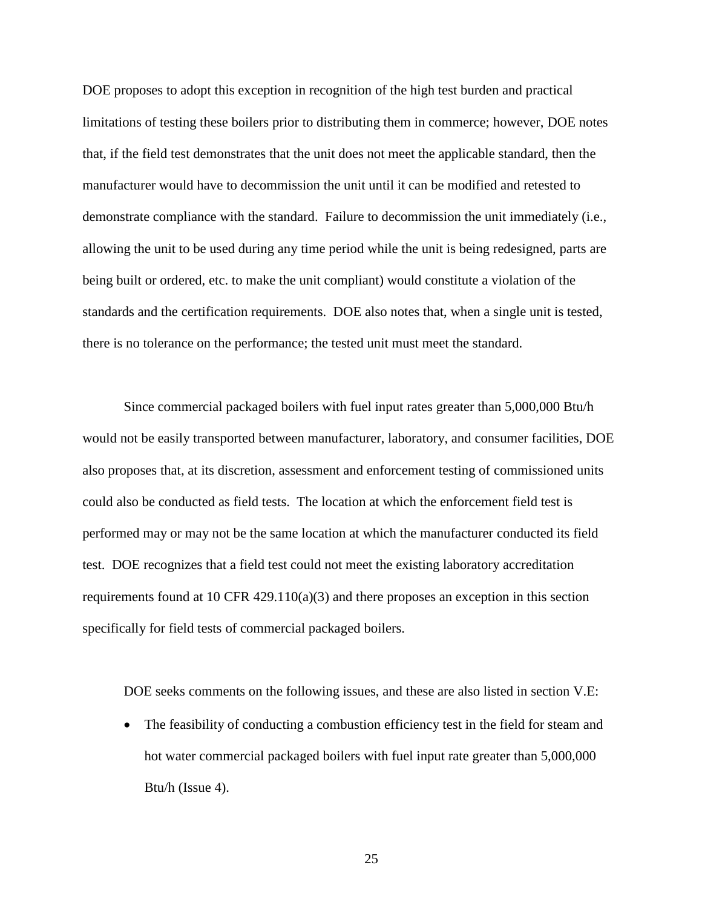DOE proposes to adopt this exception in recognition of the high test burden and practical limitations of testing these boilers prior to distributing them in commerce; however, DOE notes that, if the field test demonstrates that the unit does not meet the applicable standard, then the manufacturer would have to decommission the unit until it can be modified and retested to demonstrate compliance with the standard. Failure to decommission the unit immediately (i.e., allowing the unit to be used during any time period while the unit is being redesigned, parts are being built or ordered, etc. to make the unit compliant) would constitute a violation of the standards and the certification requirements. DOE also notes that, when a single unit is tested, there is no tolerance on the performance; the tested unit must meet the standard.

Since commercial packaged boilers with fuel input rates greater than 5,000,000 Btu/h would not be easily transported between manufacturer, laboratory, and consumer facilities, DOE also proposes that, at its discretion, assessment and enforcement testing of commissioned units could also be conducted as field tests. The location at which the enforcement field test is performed may or may not be the same location at which the manufacturer conducted its field test. DOE recognizes that a field test could not meet the existing laboratory accreditation requirements found at 10 CFR 429.110(a)(3) and there proposes an exception in this section specifically for field tests of commercial packaged boilers.

DOE seeks comments on the following issues, and these are also listed in section V.E:

- The feasibility of conducting a combustion efficiency test in the field for steam and hot water commercial packaged boilers with fuel input rate greater than 5,000,000 Btu/h (Issue 4).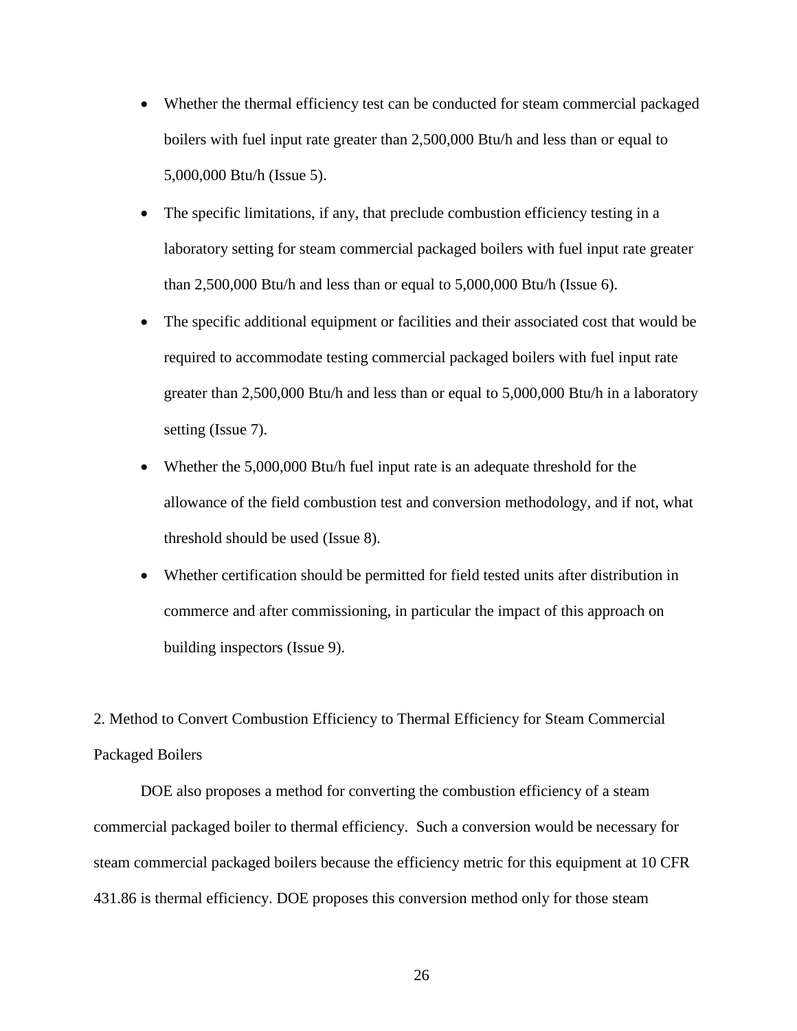- Whether the thermal efficiency test can be conducted for steam commercial packaged boilers with fuel input rate greater than 2,500,000 Btu/h and less than or equal to 5,000,000 Btu/h (Issue 5).
- The specific limitations, if any, that preclude combustion efficiency testing in a laboratory setting for steam commercial packaged boilers with fuel input rate greater than 2,500,000 Btu/h and less than or equal to 5,000,000 Btu/h (Issue 6).
- The specific additional equipment or facilities and their associated cost that would be required to accommodate testing commercial packaged boilers with fuel input rate greater than 2,500,000 Btu/h and less than or equal to 5,000,000 Btu/h in a laboratory setting (Issue 7).
- Whether the 5,000,000 Btu/h fuel input rate is an adequate threshold for the allowance of the field combustion test and conversion methodology, and if not, what threshold should be used (Issue 8).
- Whether certification should be permitted for field tested units after distribution in commerce and after commissioning, in particular the impact of this approach on building inspectors (Issue 9).

2. Method to Convert Combustion Efficiency to Thermal Efficiency for Steam Commercial Packaged Boilers

DOE also proposes a method for converting the combustion efficiency of a steam commercial packaged boiler to thermal efficiency. Such a conversion would be necessary for steam commercial packaged boilers because the efficiency metric for this equipment at 10 CFR 431.86 is thermal efficiency. DOE proposes this conversion method only for those steam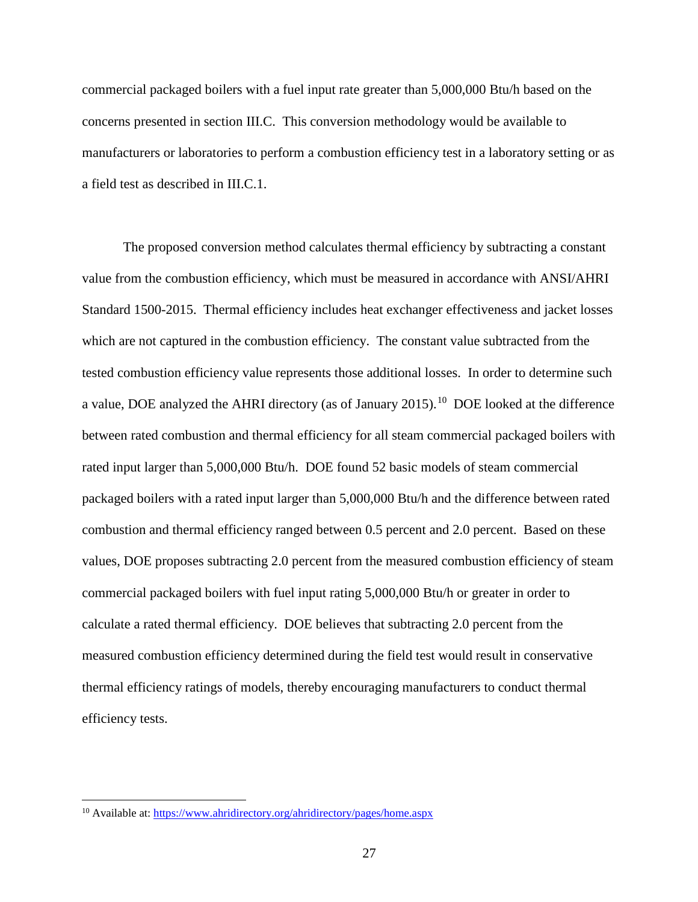commercial packaged boilers with a fuel input rate greater than 5,000,000 Btu/h based on the concerns presented in section III.C. This conversion methodology would be available to manufacturers or laboratories to perform a combustion efficiency test in a laboratory setting or as a field test as described in III.C.1.

The proposed conversion method calculates thermal efficiency by subtracting a constant value from the combustion efficiency, which must be measured in accordance with ANSI/AHRI Standard 1500-2015. Thermal efficiency includes heat exchanger effectiveness and jacket losses which are not captured in the combustion efficiency. The constant value subtracted from the tested combustion efficiency value represents those additional losses. In order to determine such a value, DOE analyzed the AHRI directory (as of January 2015).[10] DOE looked at the difference between rated combustion and thermal efficiency for all steam commercial packaged boilers with rated input larger than 5,000,000 Btu/h. DOE found 52 basic models of steam commercial packaged boilers with a rated input larger than 5,000,000 Btu/h and the difference between rated combustion and thermal efficiency ranged between 0.5 percent and 2.0 percent. Based on these values, DOE proposes subtracting 2.0 percent from the measured combustion efficiency of steam commercial packaged boilers with fuel input rating 5,000,000 Btu/h or greater in order to calculate a rated thermal efficiency. DOE believes that subtracting 2.0 percent from the measured combustion efficiency determined during the field test would result in conservative thermal efficiency ratings of models, thereby encouraging manufacturers to conduct thermal efficiency tests.

[10] Available at: https://www.ahridirectory.org/ahridirectory/pages/home.aspx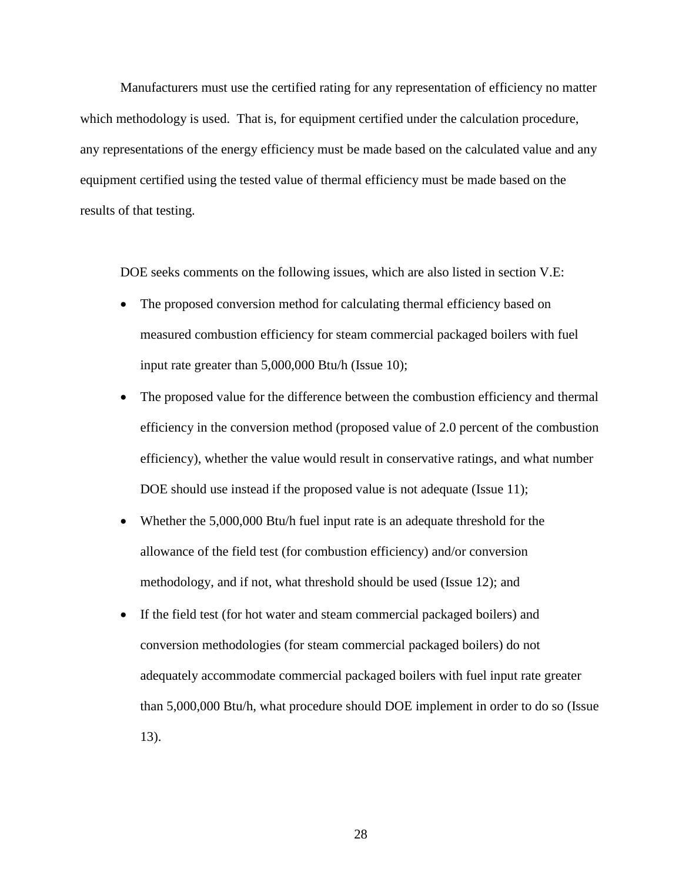Manufacturers must use the certified rating for any representation of efficiency no matter which methodology is used. That is, for equipment certified under the calculation procedure, any representations of the energy efficiency must be made based on the calculated value and any equipment certified using the tested value of thermal efficiency must be made based on the results of that testing.

DOE seeks comments on the following issues, which are also listed in section V.E:

- The proposed conversion method for calculating thermal efficiency based on measured combustion efficiency for steam commercial packaged boilers with fuel input rate greater than 5,000,000 Btu/h (Issue 10);
- The proposed value for the difference between the combustion efficiency and thermal efficiency in the conversion method (proposed value of 2.0 percent of the combustion efficiency), whether the value would result in conservative ratings, and what number DOE should use instead if the proposed value is not adequate (Issue 11);
- Whether the 5,000,000 Btu/h fuel input rate is an adequate threshold for the allowance of the field test (for combustion efficiency) and/or conversion methodology, and if not, what threshold should be used (Issue 12); and
- If the field test (for hot water and steam commercial packaged boilers) and conversion methodologies (for steam commercial packaged boilers) do not adequately accommodate commercial packaged boilers with fuel input rate greater than 5,000,000 Btu/h, what procedure should DOE implement in order to do so (Issue 13).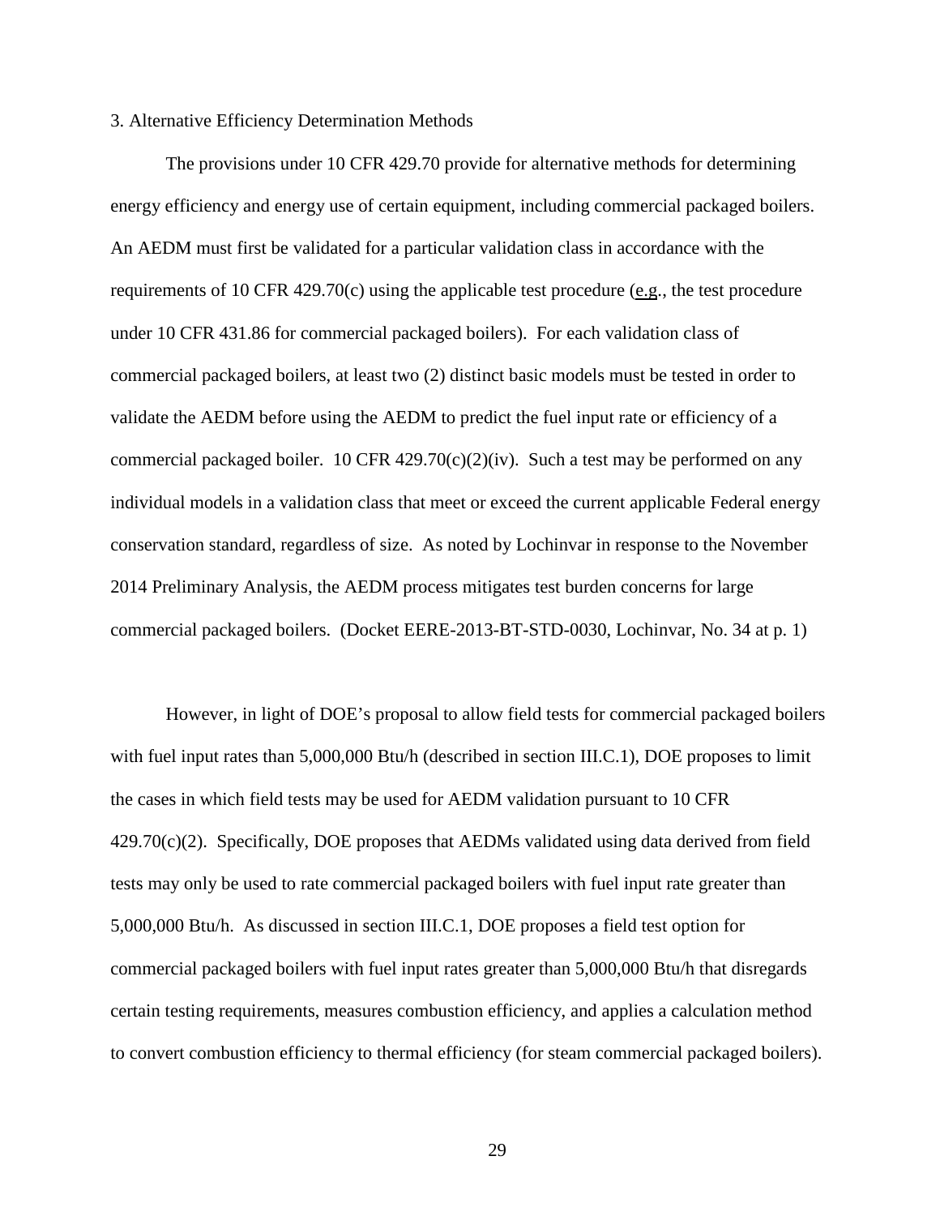3. Alternative Efficiency Determination Methods

The provisions under 10 CFR 429.70 provide for alternative methods for determining energy efficiency and energy use of certain equipment, including commercial packaged boilers. An AEDM must first be validated for a particular validation class in accordance with the requirements of 10 CFR 429.70(c) using the applicable test procedure (e.g., the test procedure under 10 CFR 431.86 for commercial packaged boilers). For each validation class of commercial packaged boilers, at least two (2) distinct basic models must be tested in order to validate the AEDM before using the AEDM to predict the fuel input rate or efficiency of a commercial packaged boiler. 10 CFR 429.70(c)(2)(iv). Such a test may be performed on any individual models in a validation class that meet or exceed the current applicable Federal energy conservation standard, regardless of size. As noted by Lochinvar in response to the November 2014 Preliminary Analysis, the AEDM process mitigates test burden concerns for large commercial packaged boilers. (Docket EERE-2013-BT-STD-0030, Lochinvar, No. 34 at p. 1)

However, in light of DOE's proposal to allow field tests for commercial packaged boilers with fuel input rates than 5,000,000 Btu/h (described in section III.C.1), DOE proposes to limit the cases in which field tests may be used for AEDM validation pursuant to 10 CFR 429.70(c)(2). Specifically, DOE proposes that AEDMs validated using data derived from field tests may only be used to rate commercial packaged boilers with fuel input rate greater than 5,000,000 Btu/h. As discussed in section III.C.1, DOE proposes a field test option for commercial packaged boilers with fuel input rates greater than 5,000,000 Btu/h that disregards certain testing requirements, measures combustion efficiency, and applies a calculation method to convert combustion efficiency to thermal efficiency (for steam commercial packaged boilers).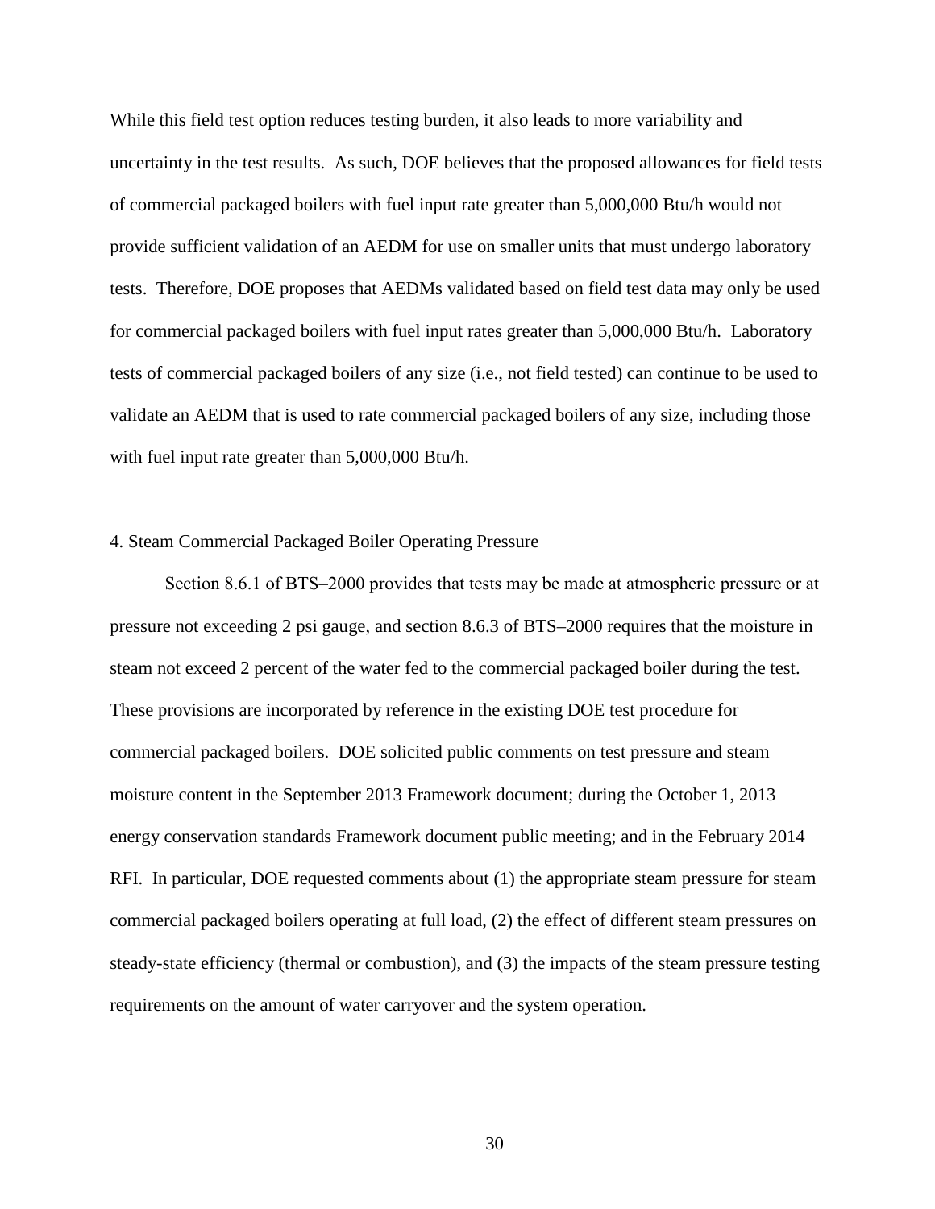While this field test option reduces testing burden, it also leads to more variability and uncertainty in the test results. As such, DOE believes that the proposed allowances for field tests of commercial packaged boilers with fuel input rate greater than 5,000,000 Btu/h would not provide sufficient validation of an AEDM for use on smaller units that must undergo laboratory tests. Therefore, DOE proposes that AEDMs validated based on field test data may only be used for commercial packaged boilers with fuel input rates greater than 5,000,000 Btu/h. Laboratory tests of commercial packaged boilers of any size (i.e., not field tested) can continue to be used to validate an AEDM that is used to rate commercial packaged boilers of any size, including those with fuel input rate greater than 5,000,000 Btu/h.

### 4. Steam Commercial Packaged Boiler Operating Pressure

Section 8.6.1 of BTS–2000 provides that tests may be made at atmospheric pressure or at pressure not exceeding 2 psi gauge, and section 8.6.3 of BTS–2000 requires that the moisture in steam not exceed 2 percent of the water fed to the commercial packaged boiler during the test. These provisions are incorporated by reference in the existing DOE test procedure for commercial packaged boilers. DOE solicited public comments on test pressure and steam moisture content in the September 2013 Framework document; during the October 1, 2013 energy conservation standards Framework document public meeting; and in the February 2014 RFI. In particular, DOE requested comments about (1) the appropriate steam pressure for steam commercial packaged boilers operating at full load, (2) the effect of different steam pressures on steady-state efficiency (thermal or combustion), and (3) the impacts of the steam pressure testing requirements on the amount of water carryover and the system operation.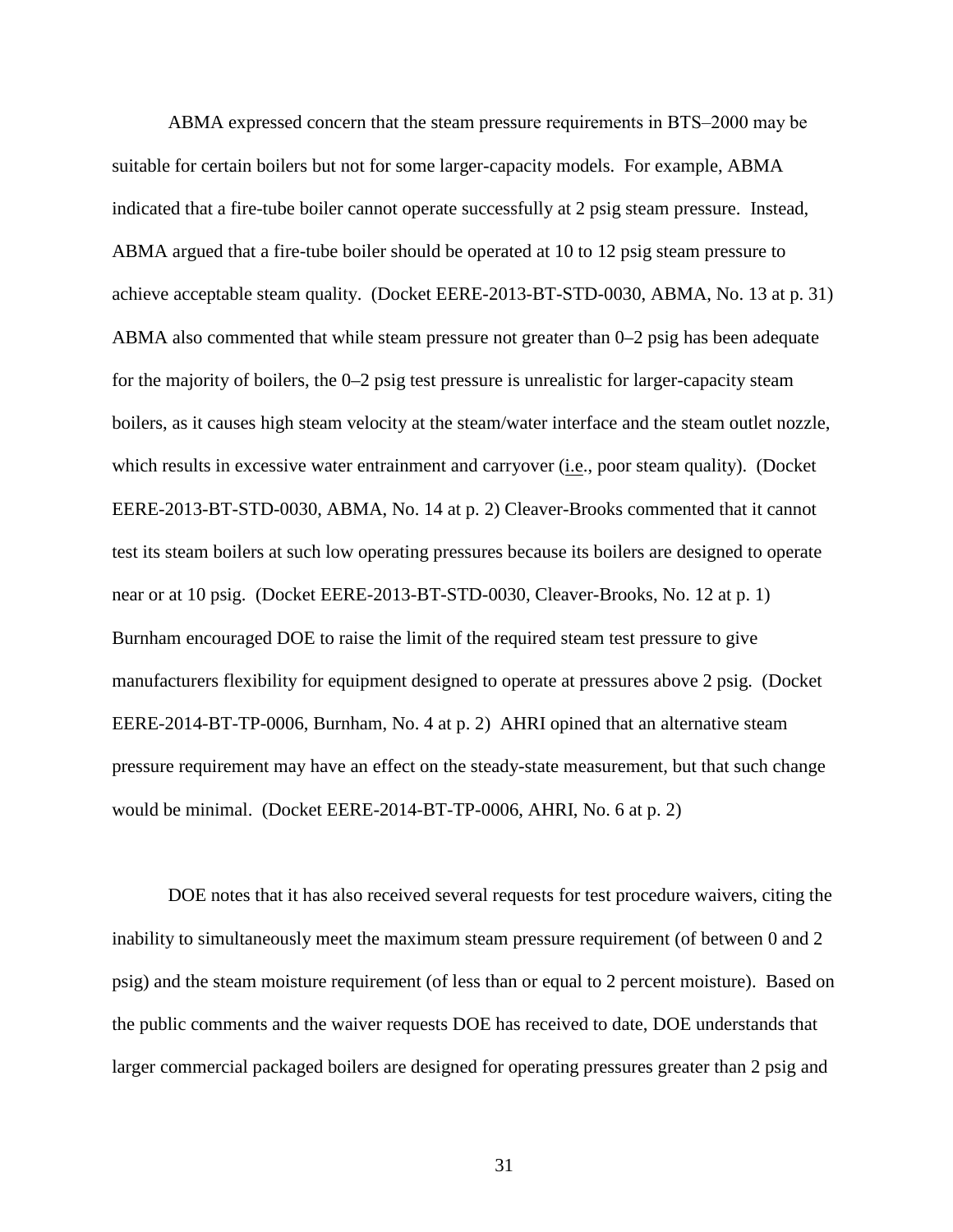ABMA expressed concern that the steam pressure requirements in BTS–2000 may be suitable for certain boilers but not for some larger-capacity models. For example, ABMA indicated that a fire-tube boiler cannot operate successfully at 2 psig steam pressure. Instead, ABMA argued that a fire-tube boiler should be operated at 10 to 12 psig steam pressure to achieve acceptable steam quality. (Docket EERE-2013-BT-STD-0030, ABMA, No. 13 at p. 31) ABMA also commented that while steam pressure not greater than 0–2 psig has been adequate for the majority of boilers, the 0–2 psig test pressure is unrealistic for larger-capacity steam boilers, as it causes high steam velocity at the steam/water interface and the steam outlet nozzle, which results in excessive water entrainment and carryover (i.e., poor steam quality). (Docket EERE-2013-BT-STD-0030, ABMA, No. 14 at p. 2) Cleaver-Brooks commented that it cannot test its steam boilers at such low operating pressures because its boilers are designed to operate near or at 10 psig. (Docket EERE-2013-BT-STD-0030, Cleaver-Brooks, No. 12 at p. 1) Burnham encouraged DOE to raise the limit of the required steam test pressure to give manufacturers flexibility for equipment designed to operate at pressures above 2 psig. (Docket EERE-2014-BT-TP-0006, Burnham, No. 4 at p. 2) AHRI opined that an alternative steam pressure requirement may have an effect on the steady-state measurement, but that such change would be minimal. (Docket EERE-2014-BT-TP-0006, AHRI, No. 6 at p. 2)

DOE notes that it has also received several requests for test procedure waivers, citing the inability to simultaneously meet the maximum steam pressure requirement (of between 0 and 2 psig) and the steam moisture requirement (of less than or equal to 2 percent moisture). Based on the public comments and the waiver requests DOE has received to date, DOE understands that larger commercial packaged boilers are designed for operating pressures greater than 2 psig and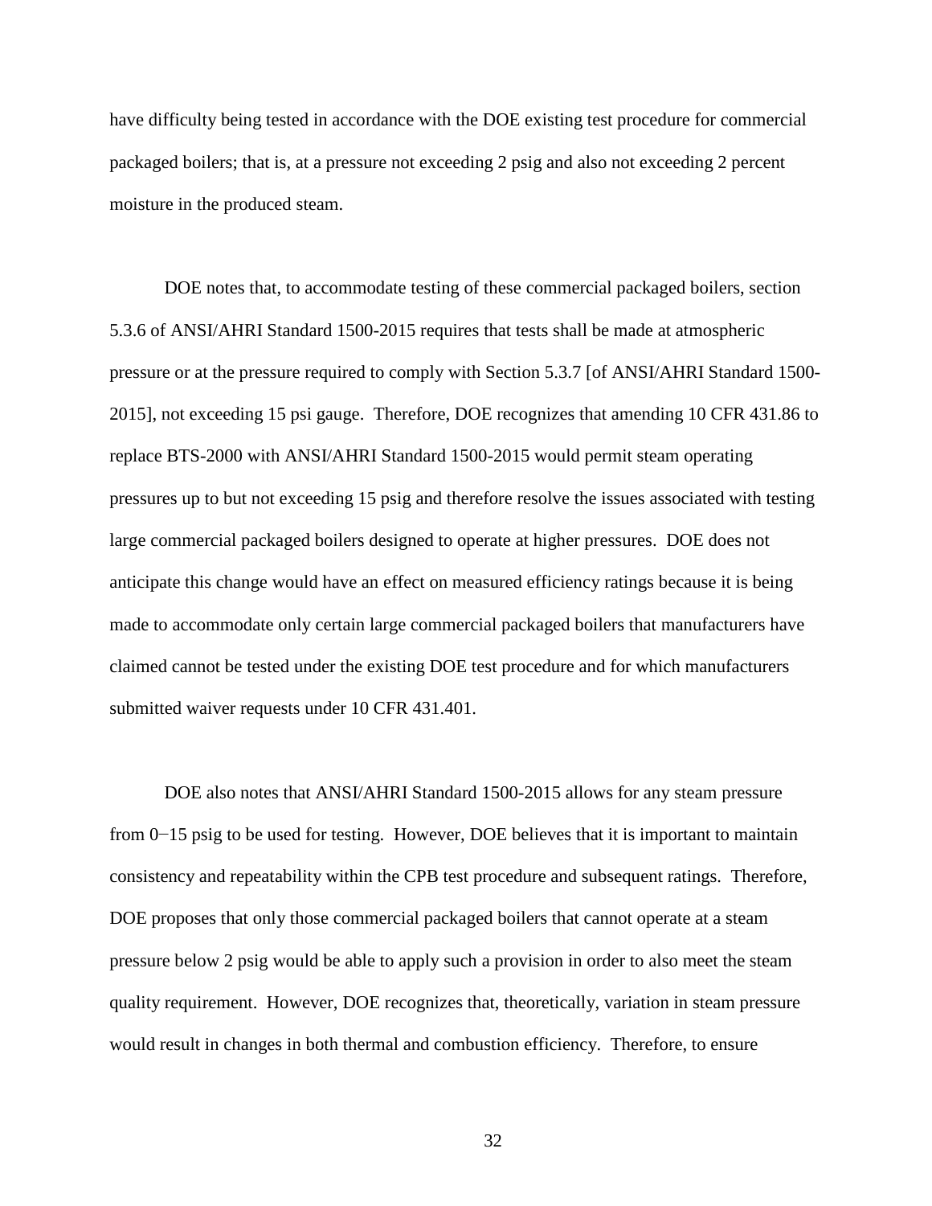have difficulty being tested in accordance with the DOE existing test procedure for commercial packaged boilers; that is, at a pressure not exceeding 2 psig and also not exceeding 2 percent moisture in the produced steam.

DOE notes that, to accommodate testing of these commercial packaged boilers, section 5.3.6 of ANSI/AHRI Standard 1500-2015 requires that tests shall be made at atmospheric pressure or at the pressure required to comply with Section 5.3.7 [of ANSI/AHRI Standard 1500-2015], not exceeding 15 psi gauge. Therefore, DOE recognizes that amending 10 CFR 431.86 to replace BTS-2000 with ANSI/AHRI Standard 1500-2015 would permit steam operating pressures up to but not exceeding 15 psig and therefore resolve the issues associated with testing large commercial packaged boilers designed to operate at higher pressures. DOE does not anticipate this change would have an effect on measured efficiency ratings because it is being made to accommodate only certain large commercial packaged boilers that manufacturers have claimed cannot be tested under the existing DOE test procedure and for which manufacturers submitted waiver requests under 10 CFR 431.401.

DOE also notes that ANSI/AHRI Standard 1500-2015 allows for any steam pressure from 0−15 psig to be used for testing. However, DOE believes that it is important to maintain consistency and repeatability within the CPB test procedure and subsequent ratings. Therefore, DOE proposes that only those commercial packaged boilers that cannot operate at a steam pressure below 2 psig would be able to apply such a provision in order to also meet the steam quality requirement. However, DOE recognizes that, theoretically, variation in steam pressure would result in changes in both thermal and combustion efficiency. Therefore, to ensure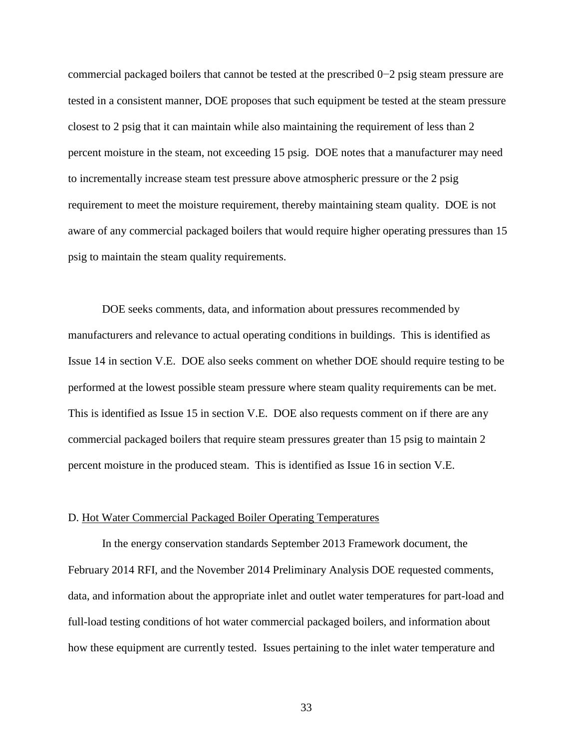commercial packaged boilers that cannot be tested at the prescribed 0−2 psig steam pressure are tested in a consistent manner, DOE proposes that such equipment be tested at the steam pressure closest to 2 psig that it can maintain while also maintaining the requirement of less than 2 percent moisture in the steam, not exceeding 15 psig. DOE notes that a manufacturer may need to incrementally increase steam test pressure above atmospheric pressure or the 2 psig requirement to meet the moisture requirement, thereby maintaining steam quality. DOE is not aware of any commercial packaged boilers that would require higher operating pressures than 15 psig to maintain the steam quality requirements.

DOE seeks comments, data, and information about pressures recommended by manufacturers and relevance to actual operating conditions in buildings. This is identified as Issue 14 in section V.E. DOE also seeks comment on whether DOE should require testing to be performed at the lowest possible steam pressure where steam quality requirements can be met. This is identified as Issue 15 in section V.E. DOE also requests comment on if there are any commercial packaged boilers that require steam pressures greater than 15 psig to maintain 2 percent moisture in the produced steam. This is identified as Issue 16 in section V.E.

D. Hot Water Commercial Packaged Boiler Operating Temperatures

In the energy conservation standards September 2013 Framework document, the February 2014 RFI, and the November 2014 Preliminary Analysis DOE requested comments, data, and information about the appropriate inlet and outlet water temperatures for part-load and full-load testing conditions of hot water commercial packaged boilers, and information about how these equipment are currently tested. Issues pertaining to the inlet water temperature and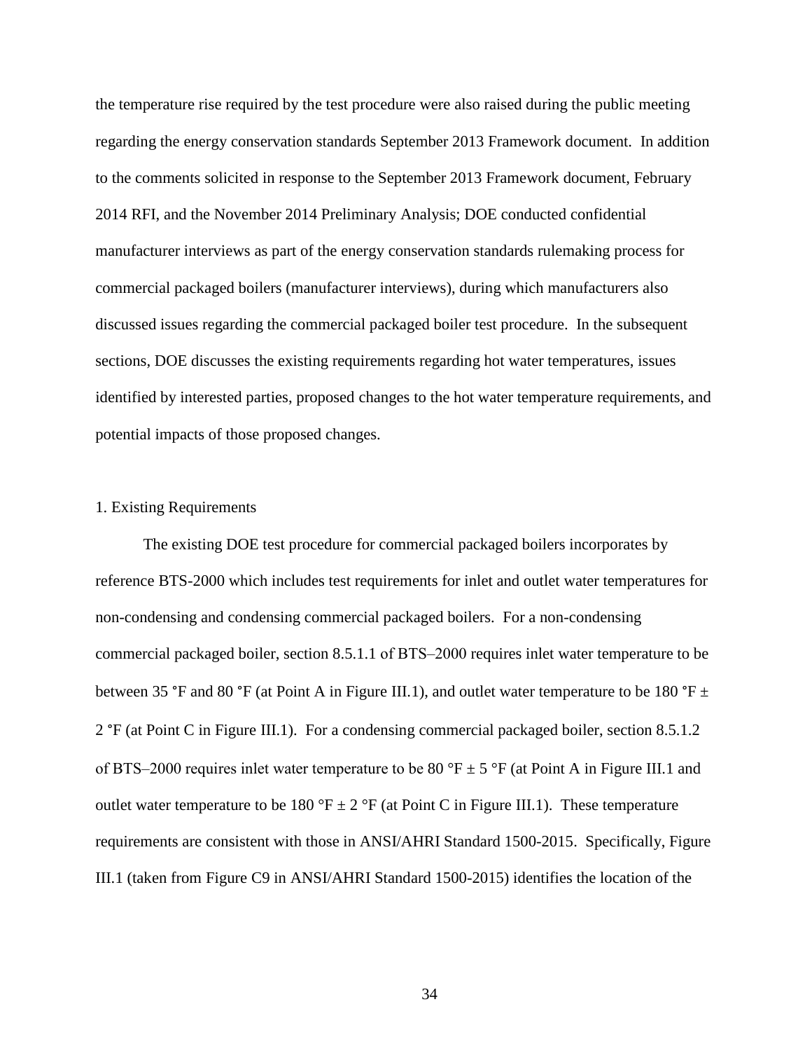the temperature rise required by the test procedure were also raised during the public meeting regarding the energy conservation standards September 2013 Framework document. In addition to the comments solicited in response to the September 2013 Framework document, February 2014 RFI, and the November 2014 Preliminary Analysis; DOE conducted confidential manufacturer interviews as part of the energy conservation standards rulemaking process for commercial packaged boilers (manufacturer interviews), during which manufacturers also discussed issues regarding the commercial packaged boiler test procedure. In the subsequent sections, DOE discusses the existing requirements regarding hot water temperatures, issues identified by interested parties, proposed changes to the hot water temperature requirements, and potential impacts of those proposed changes.

1. Existing Requirements

The existing DOE test procedure for commercial packaged boilers incorporates by reference BTS-2000 which includes test requirements for inlet and outlet water temperatures for non-condensing and condensing commercial packaged boilers. For a non-condensing commercial packaged boiler, section 8.5.1.1 of BTS–2000 requires inlet water temperature to be between 35 °F and 80 °F (at Point A in Figure III.1), and outlet water temperature to be 180 °F ± 2 °F (at Point C in Figure III.1). For a condensing commercial packaged boiler, section 8.5.1.2 of BTS–2000 requires inlet water temperature to be 80 °F ± 5 °F (at Point A in Figure III.1 and outlet water temperature to be 180 °F ± 2 °F (at Point C in Figure III.1). These temperature requirements are consistent with those in ANSI/AHRI Standard 1500-2015. Specifically, Figure III.1 (taken from Figure C9 in ANSI/AHRI Standard 1500-2015) identifies the location of the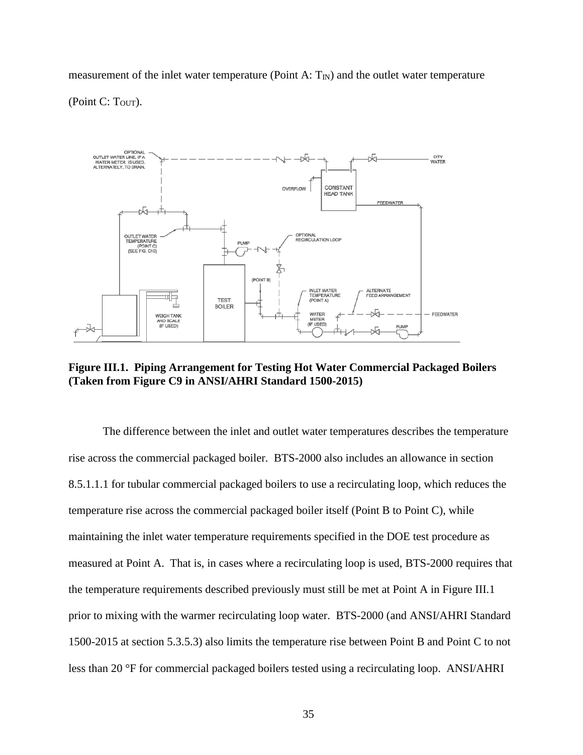measurement of the inlet water temperature (Point A: $T_{IN}$) and the outlet water temperature (Point C: $T_{OUT}$).

**Figure III.1. Piping Arrangement for Testing Hot Water Commercial Packaged Boilers (Taken from Figure C9 in ANSI/AHRI Standard 1500-2015)**

The difference between the inlet and outlet water temperatures describes the temperature rise across the commercial packaged boiler. BTS-2000 also includes an allowance in section 8.5.1.1.1 for tubular commercial packaged boilers to use a recirculating loop, which reduces the temperature rise across the commercial packaged boiler itself (Point B to Point C), while maintaining the inlet water temperature requirements specified in the DOE test procedure as measured at Point A. That is, in cases where a recirculating loop is used, BTS-2000 requires that the temperature requirements described previously must still be met at Point A in Figure III.1 prior to mixing with the warmer recirculating loop water. BTS-2000 (and ANSI/AHRI Standard 1500-2015 at section 5.3.5.3) also limits the temperature rise between Point B and Point C to not less than 20 °F for commercial packaged boilers tested using a recirculating loop. ANSI/AHRI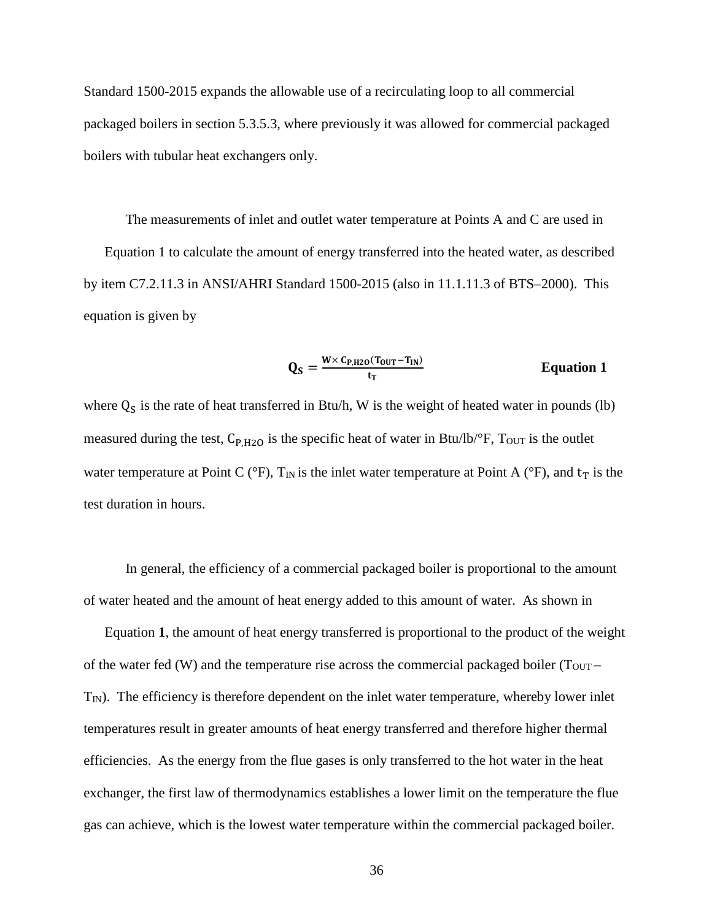Standard 1500-2015 expands the allowable use of a recirculating loop to all commercial packaged boilers in section 5.3.5.3, where previously it was allowed for commercial packaged boilers with tubular heat exchangers only.

The measurements of inlet and outlet water temperature at Points A and C are used in Equation 1 to calculate the amount of energy transferred into the heated water, as described by item C7.2.11.3 in ANSI/AHRI Standard 1500-2015 (also in 11.1.11.3 of BTS–2000). This equation is given by

$$\mathbf{Q_S = \frac{W \times C_{P,H2O}(T_{OUT} - T_{IN})}{t_T}} \qquad \textbf{Equation 1}$$

where $Q_S$ is the rate of heat transferred in Btu/h, W is the weight of heated water in pounds (lb) measured during the test, $C_{P,H2O}$ is the specific heat of water in Btu/lb/°F, $T_{OUT}$ is the outlet water temperature at Point C (°F), $T_{IN}$ is the inlet water temperature at Point A (°F), and $t_T$ is the test duration in hours.

In general, the efficiency of a commercial packaged boiler is proportional to the amount of water heated and the amount of heat energy added to this amount of water. As shown in Equation **1**, the amount of heat energy transferred is proportional to the product of the weight of the water fed (W) and the temperature rise across the commercial packaged boiler ($T_{OUT} - T_{IN}$). The efficiency is therefore dependent on the inlet water temperature, whereby lower inlet temperatures result in greater amounts of heat energy transferred and therefore higher thermal efficiencies. As the energy from the flue gases is only transferred to the hot water in the heat exchanger, the first law of thermodynamics establishes a lower limit on the temperature the flue gas can achieve, which is the lowest water temperature within the commercial packaged boiler.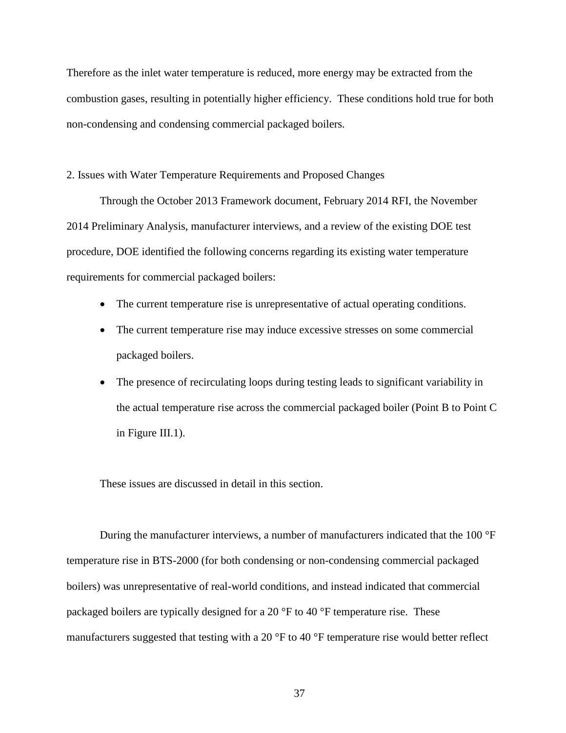Therefore as the inlet water temperature is reduced, more energy may be extracted from the combustion gases, resulting in potentially higher efficiency. These conditions hold true for both non-condensing and condensing commercial packaged boilers.

2. Issues with Water Temperature Requirements and Proposed Changes

Through the October 2013 Framework document, February 2014 RFI, the November 2014 Preliminary Analysis, manufacturer interviews, and a review of the existing DOE test procedure, DOE identified the following concerns regarding its existing water temperature requirements for commercial packaged boilers:

- The current temperature rise is unrepresentative of actual operating conditions.
- The current temperature rise may induce excessive stresses on some commercial packaged boilers.
- The presence of recirculating loops during testing leads to significant variability in the actual temperature rise across the commercial packaged boiler (Point B to Point C in Figure III.1).

These issues are discussed in detail in this section.

During the manufacturer interviews, a number of manufacturers indicated that the 100 °F temperature rise in BTS-2000 (for both condensing or non-condensing commercial packaged boilers) was unrepresentative of real-world conditions, and instead indicated that commercial packaged boilers are typically designed for a 20 °F to 40 °F temperature rise. These manufacturers suggested that testing with a 20 °F to 40 °F temperature rise would better reflect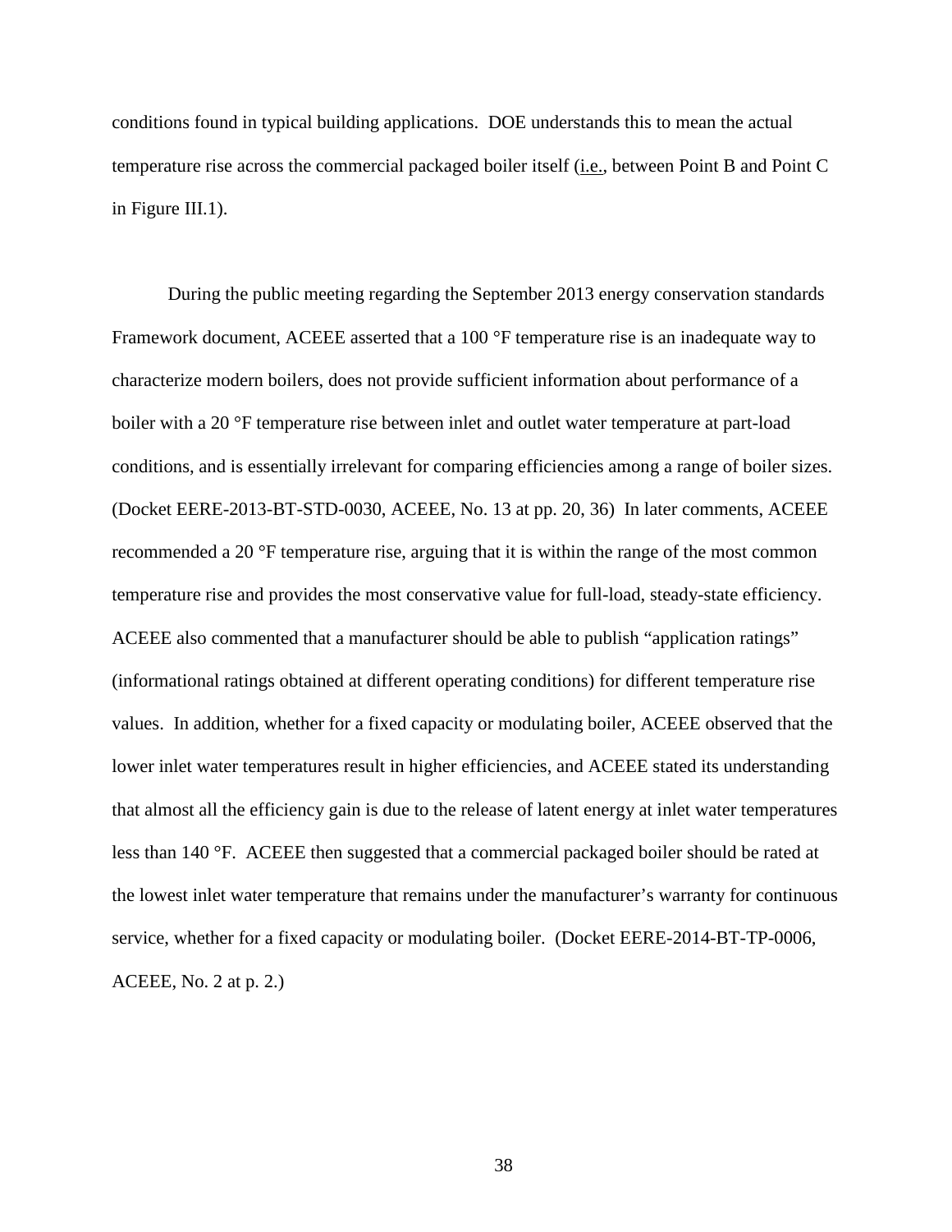conditions found in typical building applications. DOE understands this to mean the actual temperature rise across the commercial packaged boiler itself (i.e., between Point B and Point C in Figure III.1).

During the public meeting regarding the September 2013 energy conservation standards Framework document, ACEEE asserted that a 100 °F temperature rise is an inadequate way to characterize modern boilers, does not provide sufficient information about performance of a boiler with a 20 °F temperature rise between inlet and outlet water temperature at part-load conditions, and is essentially irrelevant for comparing efficiencies among a range of boiler sizes. (Docket EERE-2013-BT-STD-0030, ACEEE, No. 13 at pp. 20, 36) In later comments, ACEEE recommended a 20 °F temperature rise, arguing that it is within the range of the most common temperature rise and provides the most conservative value for full-load, steady-state efficiency. ACEEE also commented that a manufacturer should be able to publish "application ratings" (informational ratings obtained at different operating conditions) for different temperature rise values. In addition, whether for a fixed capacity or modulating boiler, ACEEE observed that the lower inlet water temperatures result in higher efficiencies, and ACEEE stated its understanding that almost all the efficiency gain is due to the release of latent energy at inlet water temperatures less than 140 °F. ACEEE then suggested that a commercial packaged boiler should be rated at the lowest inlet water temperature that remains under the manufacturer's warranty for continuous service, whether for a fixed capacity or modulating boiler. (Docket EERE-2014-BT-TP-0006, ACEEE, No. 2 at p. 2.)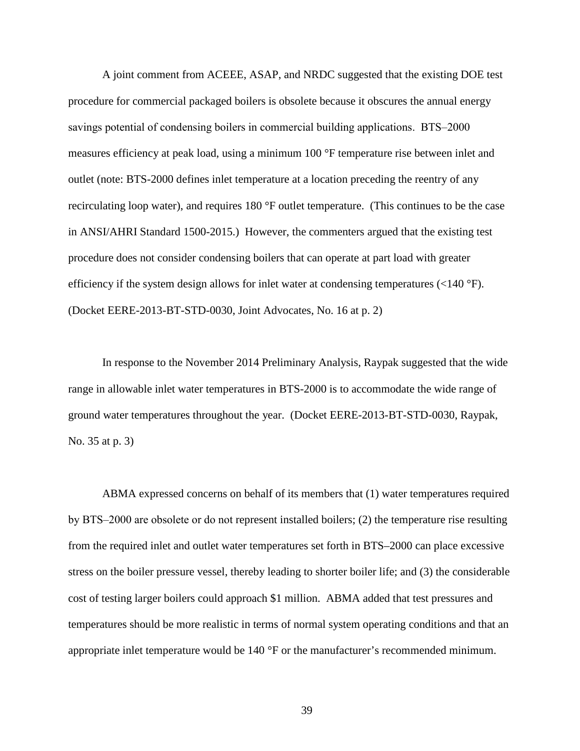A joint comment from ACEEE, ASAP, and NRDC suggested that the existing DOE test procedure for commercial packaged boilers is obsolete because it obscures the annual energy savings potential of condensing boilers in commercial building applications. BTS–2000 measures efficiency at peak load, using a minimum 100 °F temperature rise between inlet and outlet (note: BTS-2000 defines inlet temperature at a location preceding the reentry of any recirculating loop water), and requires 180 °F outlet temperature. (This continues to be the case in ANSI/AHRI Standard 1500-2015.) However, the commenters argued that the existing test procedure does not consider condensing boilers that can operate at part load with greater efficiency if the system design allows for inlet water at condensing temperatures (<140 °F). (Docket EERE-2013-BT-STD-0030, Joint Advocates, No. 16 at p. 2)

In response to the November 2014 Preliminary Analysis, Raypak suggested that the wide range in allowable inlet water temperatures in BTS-2000 is to accommodate the wide range of ground water temperatures throughout the year. (Docket EERE-2013-BT-STD-0030, Raypak, No. 35 at p. 3)

ABMA expressed concerns on behalf of its members that (1) water temperatures required by BTS–2000 are obsolete or do not represent installed boilers; (2) the temperature rise resulting from the required inlet and outlet water temperatures set forth in BTS–2000 can place excessive stress on the boiler pressure vessel, thereby leading to shorter boiler life; and (3) the considerable cost of testing larger boilers could approach $1 million. ABMA added that test pressures and temperatures should be more realistic in terms of normal system operating conditions and that an appropriate inlet temperature would be 140 °F or the manufacturer's recommended minimum.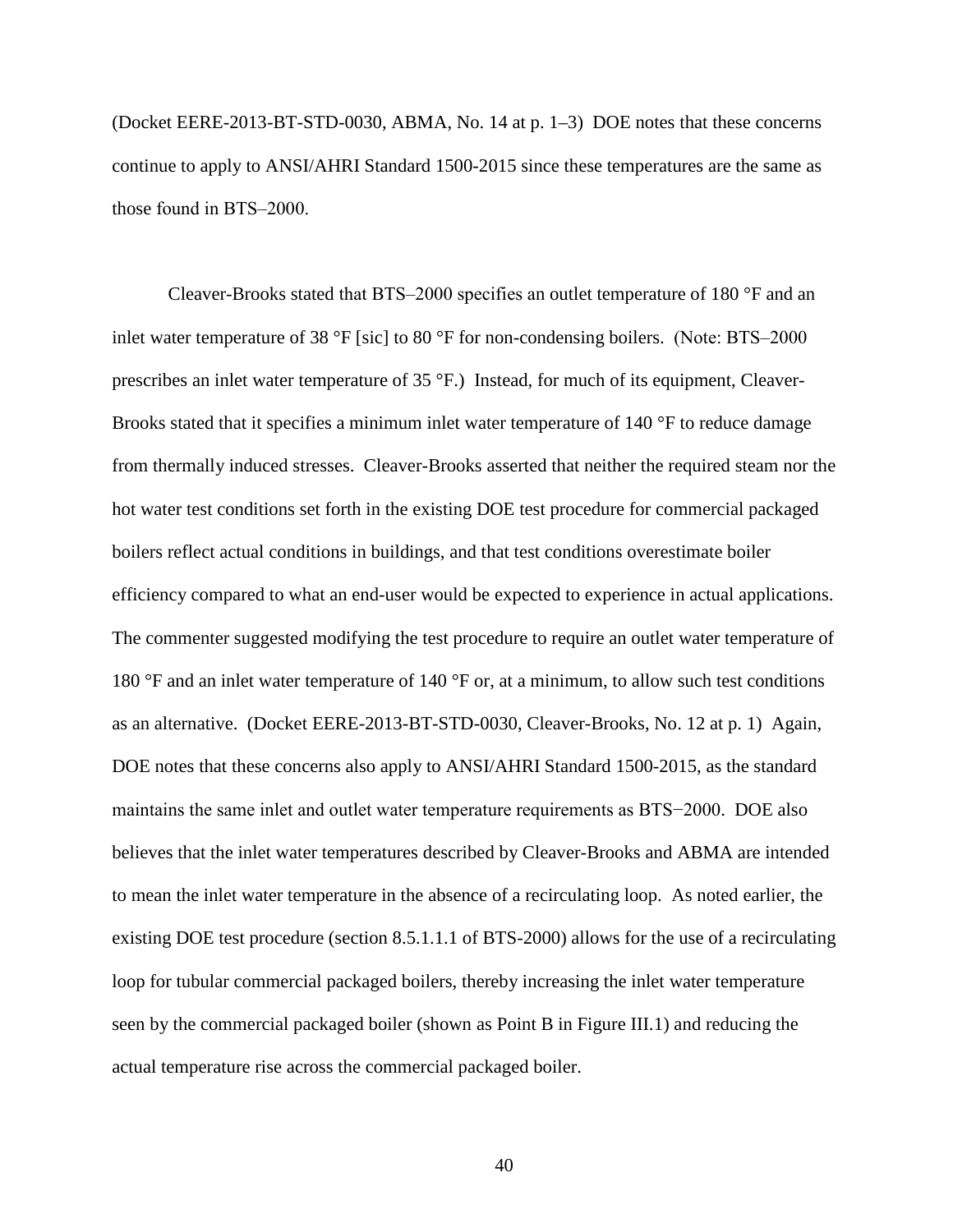(Docket EERE-2013-BT-STD-0030, ABMA, No. 14 at p. 1–3) DOE notes that these concerns continue to apply to ANSI/AHRI Standard 1500-2015 since these temperatures are the same as those found in BTS–2000.

Cleaver-Brooks stated that BTS–2000 specifies an outlet temperature of 180 °F and an inlet water temperature of 38 °F [sic] to 80 °F for non-condensing boilers. (Note: BTS–2000 prescribes an inlet water temperature of 35 °F.) Instead, for much of its equipment, Cleaver-Brooks stated that it specifies a minimum inlet water temperature of 140 °F to reduce damage from thermally induced stresses. Cleaver-Brooks asserted that neither the required steam nor the hot water test conditions set forth in the existing DOE test procedure for commercial packaged boilers reflect actual conditions in buildings, and that test conditions overestimate boiler efficiency compared to what an end-user would be expected to experience in actual applications. The commenter suggested modifying the test procedure to require an outlet water temperature of 180 °F and an inlet water temperature of 140 °F or, at a minimum, to allow such test conditions as an alternative. (Docket EERE-2013-BT-STD-0030, Cleaver-Brooks, No. 12 at p. 1) Again, DOE notes that these concerns also apply to ANSI/AHRI Standard 1500-2015, as the standard maintains the same inlet and outlet water temperature requirements as BTS−2000. DOE also believes that the inlet water temperatures described by Cleaver-Brooks and ABMA are intended to mean the inlet water temperature in the absence of a recirculating loop. As noted earlier, the existing DOE test procedure (section 8.5.1.1.1 of BTS-2000) allows for the use of a recirculating loop for tubular commercial packaged boilers, thereby increasing the inlet water temperature seen by the commercial packaged boiler (shown as Point B in Figure III.1) and reducing the actual temperature rise across the commercial packaged boiler.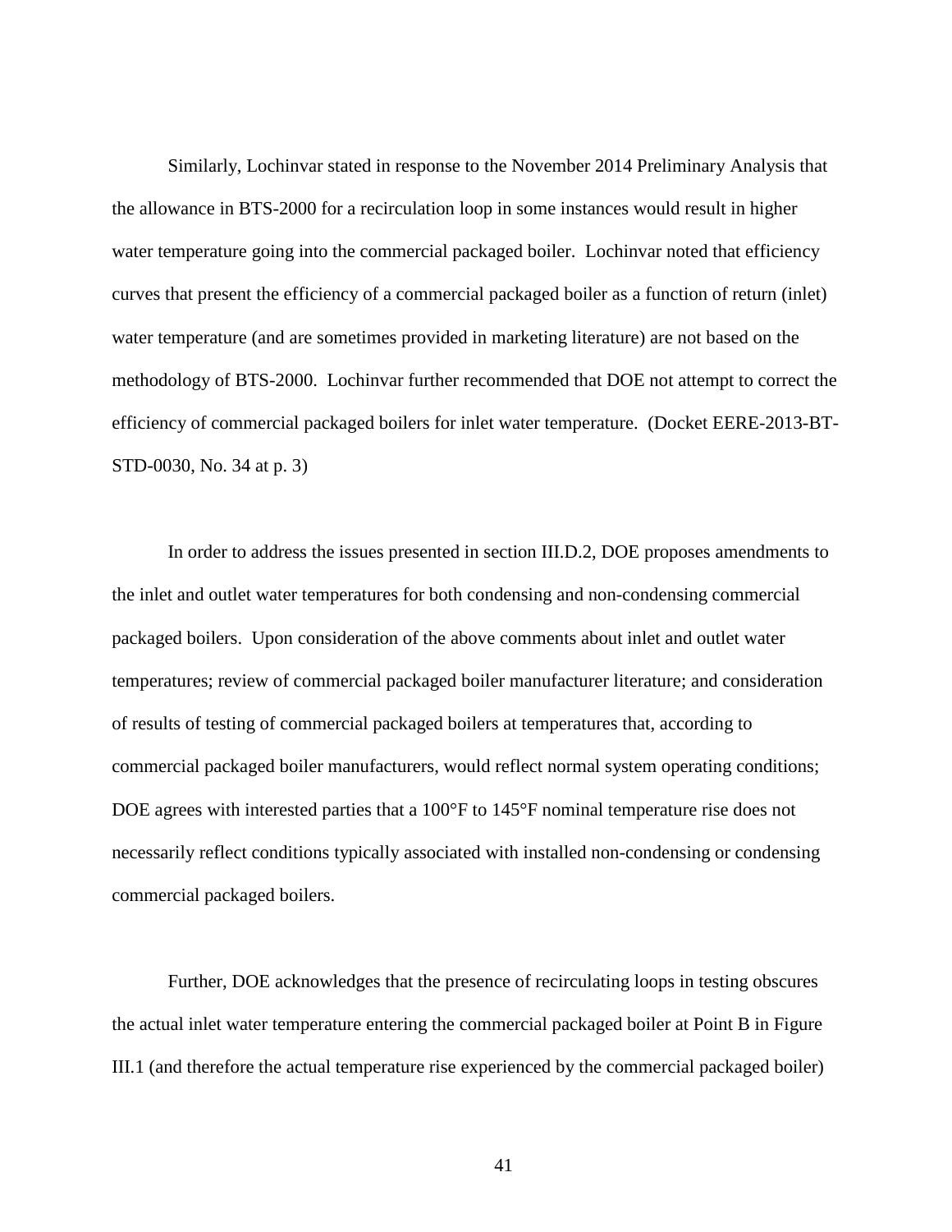Similarly, Lochinvar stated in response to the November 2014 Preliminary Analysis that the allowance in BTS-2000 for a recirculation loop in some instances would result in higher water temperature going into the commercial packaged boiler. Lochinvar noted that efficiency curves that present the efficiency of a commercial packaged boiler as a function of return (inlet) water temperature (and are sometimes provided in marketing literature) are not based on the methodology of BTS-2000. Lochinvar further recommended that DOE not attempt to correct the efficiency of commercial packaged boilers for inlet water temperature. (Docket EERE-2013-BT-STD-0030, No. 34 at p. 3)

In order to address the issues presented in section III.D.2, DOE proposes amendments to the inlet and outlet water temperatures for both condensing and non-condensing commercial packaged boilers. Upon consideration of the above comments about inlet and outlet water temperatures; review of commercial packaged boiler manufacturer literature; and consideration of results of testing of commercial packaged boilers at temperatures that, according to commercial packaged boiler manufacturers, would reflect normal system operating conditions; DOE agrees with interested parties that a 100°F to 145°F nominal temperature rise does not necessarily reflect conditions typically associated with installed non-condensing or condensing commercial packaged boilers.

Further, DOE acknowledges that the presence of recirculating loops in testing obscures the actual inlet water temperature entering the commercial packaged boiler at Point B in Figure III.1 (and therefore the actual temperature rise experienced by the commercial packaged boiler)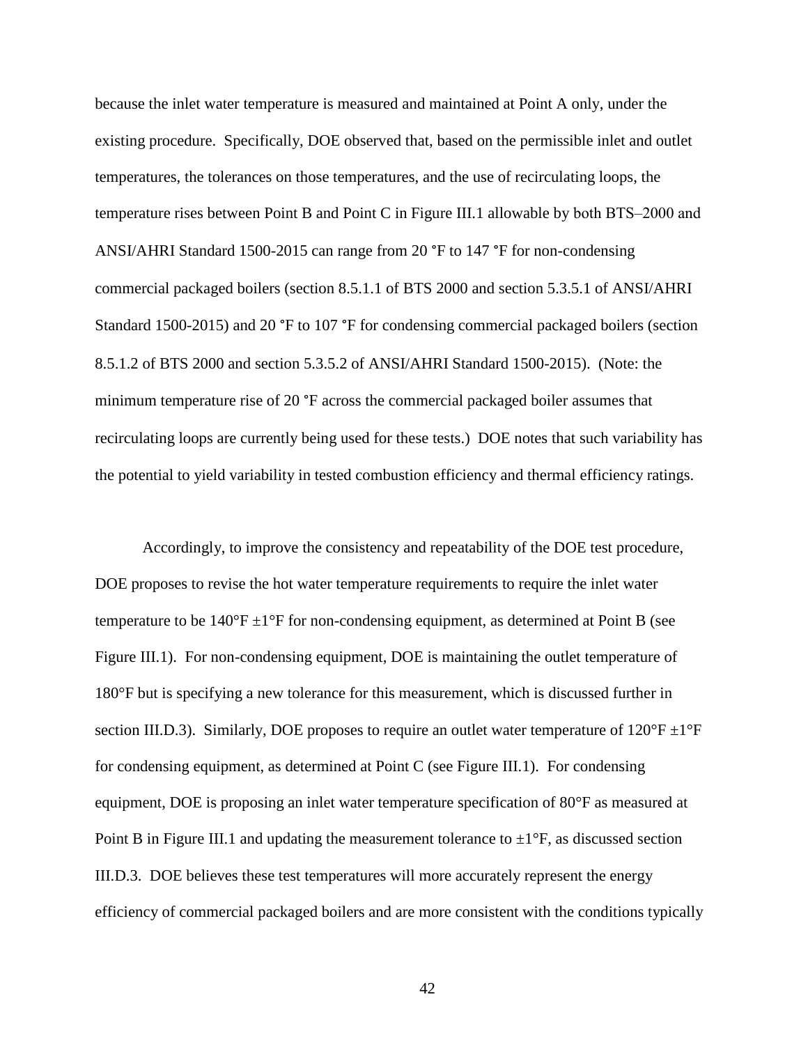because the inlet water temperature is measured and maintained at Point A only, under the existing procedure. Specifically, DOE observed that, based on the permissible inlet and outlet temperatures, the tolerances on those temperatures, and the use of recirculating loops, the temperature rises between Point B and Point C in Figure III.1 allowable by both BTS–2000 and ANSI/AHRI Standard 1500-2015 can range from 20 °F to 147 °F for non-condensing commercial packaged boilers (section 8.5.1.1 of BTS 2000 and section 5.3.5.1 of ANSI/AHRI Standard 1500-2015) and 20 °F to 107 °F for condensing commercial packaged boilers (section 8.5.1.2 of BTS 2000 and section 5.3.5.2 of ANSI/AHRI Standard 1500-2015). (Note: the minimum temperature rise of 20 °F across the commercial packaged boiler assumes that recirculating loops are currently being used for these tests.) DOE notes that such variability has the potential to yield variability in tested combustion efficiency and thermal efficiency ratings.

Accordingly, to improve the consistency and repeatability of the DOE test procedure, DOE proposes to revise the hot water temperature requirements to require the inlet water temperature to be 140°F ±1°F for non-condensing equipment, as determined at Point B (see Figure III.1). For non-condensing equipment, DOE is maintaining the outlet temperature of 180°F but is specifying a new tolerance for this measurement, which is discussed further in section III.D.3). Similarly, DOE proposes to require an outlet water temperature of 120°F ±1°F for condensing equipment, as determined at Point C (see Figure III.1). For condensing equipment, DOE is proposing an inlet water temperature specification of 80°F as measured at Point B in Figure III.1 and updating the measurement tolerance to ±1°F, as discussed section III.D.3. DOE believes these test temperatures will more accurately represent the energy efficiency of commercial packaged boilers and are more consistent with the conditions typically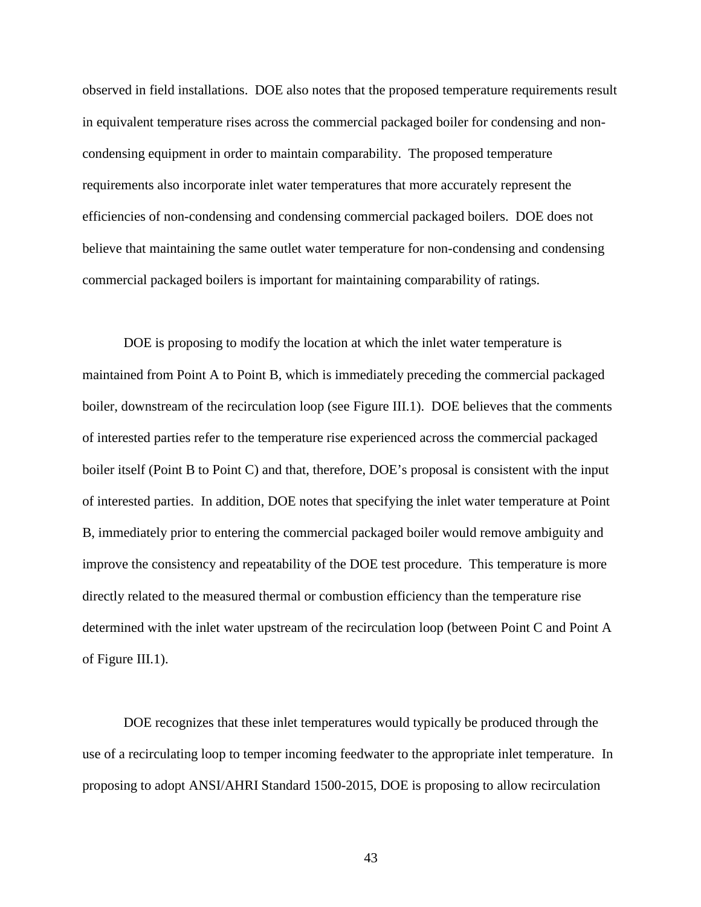observed in field installations. DOE also notes that the proposed temperature requirements result in equivalent temperature rises across the commercial packaged boiler for condensing and non-condensing equipment in order to maintain comparability. The proposed temperature requirements also incorporate inlet water temperatures that more accurately represent the efficiencies of non-condensing and condensing commercial packaged boilers. DOE does not believe that maintaining the same outlet water temperature for non-condensing and condensing commercial packaged boilers is important for maintaining comparability of ratings.

DOE is proposing to modify the location at which the inlet water temperature is maintained from Point A to Point B, which is immediately preceding the commercial packaged boiler, downstream of the recirculation loop (see Figure III.1). DOE believes that the comments of interested parties refer to the temperature rise experienced across the commercial packaged boiler itself (Point B to Point C) and that, therefore, DOE's proposal is consistent with the input of interested parties. In addition, DOE notes that specifying the inlet water temperature at Point B, immediately prior to entering the commercial packaged boiler would remove ambiguity and improve the consistency and repeatability of the DOE test procedure. This temperature is more directly related to the measured thermal or combustion efficiency than the temperature rise determined with the inlet water upstream of the recirculation loop (between Point C and Point A of Figure III.1).

DOE recognizes that these inlet temperatures would typically be produced through the use of a recirculating loop to temper incoming feedwater to the appropriate inlet temperature. In proposing to adopt ANSI/AHRI Standard 1500-2015, DOE is proposing to allow recirculation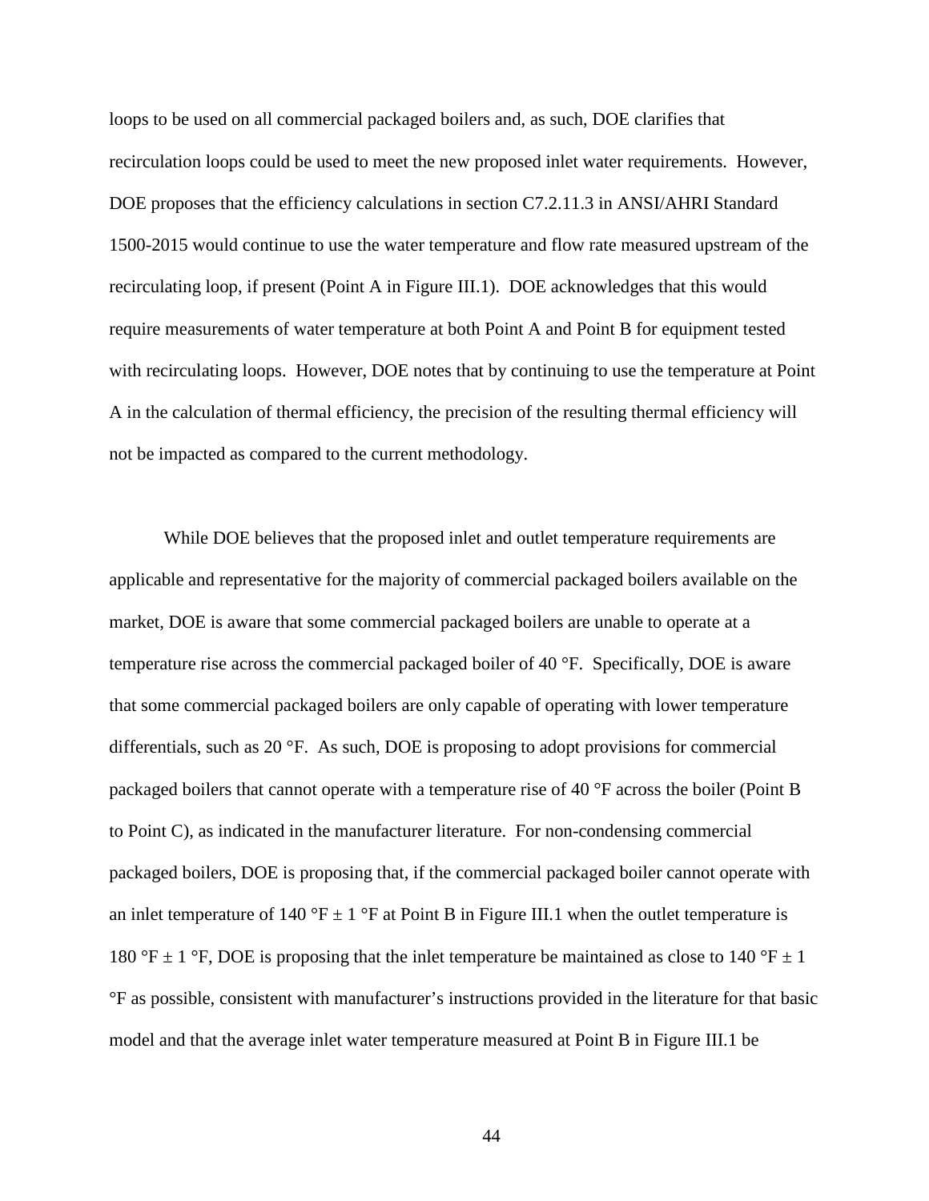loops to be used on all commercial packaged boilers and, as such, DOE clarifies that recirculation loops could be used to meet the new proposed inlet water requirements. However, DOE proposes that the efficiency calculations in section C7.2.11.3 in ANSI/AHRI Standard 1500-2015 would continue to use the water temperature and flow rate measured upstream of the recirculating loop, if present (Point A in Figure III.1). DOE acknowledges that this would require measurements of water temperature at both Point A and Point B for equipment tested with recirculating loops. However, DOE notes that by continuing to use the temperature at Point A in the calculation of thermal efficiency, the precision of the resulting thermal efficiency will not be impacted as compared to the current methodology.

While DOE believes that the proposed inlet and outlet temperature requirements are applicable and representative for the majority of commercial packaged boilers available on the market, DOE is aware that some commercial packaged boilers are unable to operate at a temperature rise across the commercial packaged boiler of 40 °F. Specifically, DOE is aware that some commercial packaged boilers are only capable of operating with lower temperature differentials, such as 20 °F. As such, DOE is proposing to adopt provisions for commercial packaged boilers that cannot operate with a temperature rise of 40 °F across the boiler (Point B to Point C), as indicated in the manufacturer literature. For non-condensing commercial packaged boilers, DOE is proposing that, if the commercial packaged boiler cannot operate with an inlet temperature of 140 °F ± 1 °F at Point B in Figure III.1 when the outlet temperature is 180 °F ± 1 °F, DOE is proposing that the inlet temperature be maintained as close to 140 °F ± 1 °F as possible, consistent with manufacturer's instructions provided in the literature for that basic model and that the average inlet water temperature measured at Point B in Figure III.1 be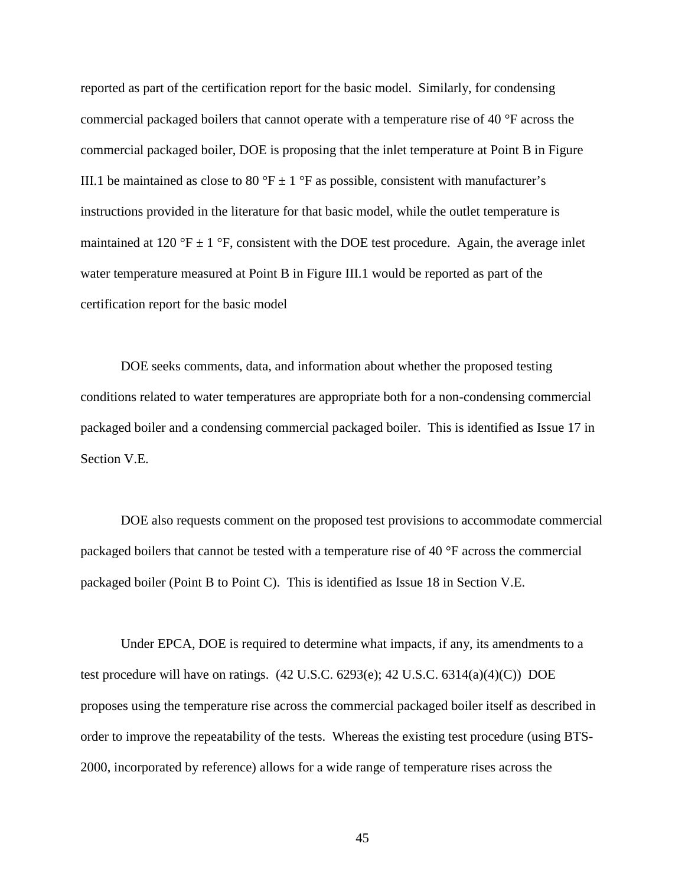reported as part of the certification report for the basic model. Similarly, for condensing commercial packaged boilers that cannot operate with a temperature rise of 40 °F across the commercial packaged boiler, DOE is proposing that the inlet temperature at Point B in Figure III.1 be maintained as close to 80 °F ± 1 °F as possible, consistent with manufacturer's instructions provided in the literature for that basic model, while the outlet temperature is maintained at 120 °F ± 1 °F, consistent with the DOE test procedure. Again, the average inlet water temperature measured at Point B in Figure III.1 would be reported as part of the certification report for the basic model

DOE seeks comments, data, and information about whether the proposed testing conditions related to water temperatures are appropriate both for a non-condensing commercial packaged boiler and a condensing commercial packaged boiler. This is identified as Issue 17 in Section V.E.

DOE also requests comment on the proposed test provisions to accommodate commercial packaged boilers that cannot be tested with a temperature rise of 40 °F across the commercial packaged boiler (Point B to Point C). This is identified as Issue 18 in Section V.E.

Under EPCA, DOE is required to determine what impacts, if any, its amendments to a test procedure will have on ratings. (42 U.S.C. 6293(e); 42 U.S.C. 6314(a)(4)(C)) DOE proposes using the temperature rise across the commercial packaged boiler itself as described in order to improve the repeatability of the tests. Whereas the existing test procedure (using BTS-2000, incorporated by reference) allows for a wide range of temperature rises across the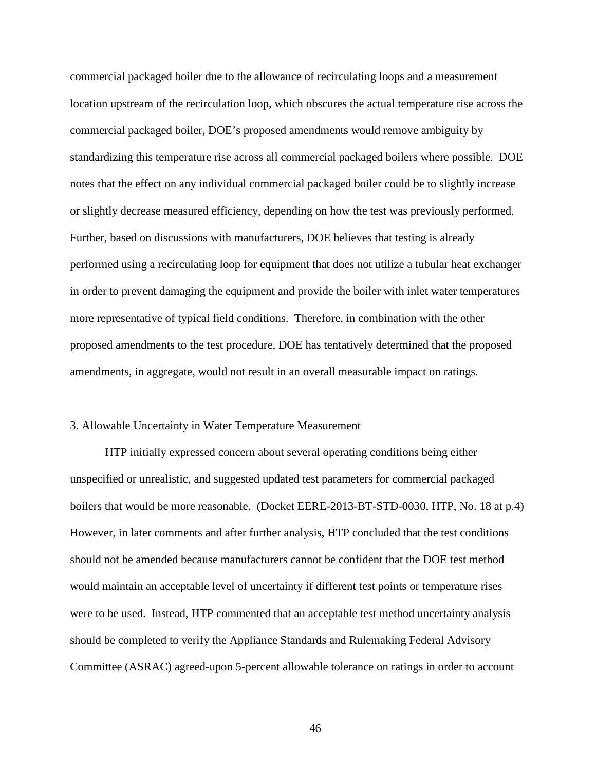commercial packaged boiler due to the allowance of recirculating loops and a measurement location upstream of the recirculation loop, which obscures the actual temperature rise across the commercial packaged boiler, DOE's proposed amendments would remove ambiguity by standardizing this temperature rise across all commercial packaged boilers where possible. DOE notes that the effect on any individual commercial packaged boiler could be to slightly increase or slightly decrease measured efficiency, depending on how the test was previously performed. Further, based on discussions with manufacturers, DOE believes that testing is already performed using a recirculating loop for equipment that does not utilize a tubular heat exchanger in order to prevent damaging the equipment and provide the boiler with inlet water temperatures more representative of typical field conditions. Therefore, in combination with the other proposed amendments to the test procedure, DOE has tentatively determined that the proposed amendments, in aggregate, would not result in an overall measurable impact on ratings.

### 3. Allowable Uncertainty in Water Temperature Measurement

HTP initially expressed concern about several operating conditions being either unspecified or unrealistic, and suggested updated test parameters for commercial packaged boilers that would be more reasonable. (Docket EERE-2013-BT-STD-0030, HTP, No. 18 at p.4) However, in later comments and after further analysis, HTP concluded that the test conditions should not be amended because manufacturers cannot be confident that the DOE test method would maintain an acceptable level of uncertainty if different test points or temperature rises were to be used. Instead, HTP commented that an acceptable test method uncertainty analysis should be completed to verify the Appliance Standards and Rulemaking Federal Advisory Committee (ASRAC) agreed-upon 5-percent allowable tolerance on ratings in order to account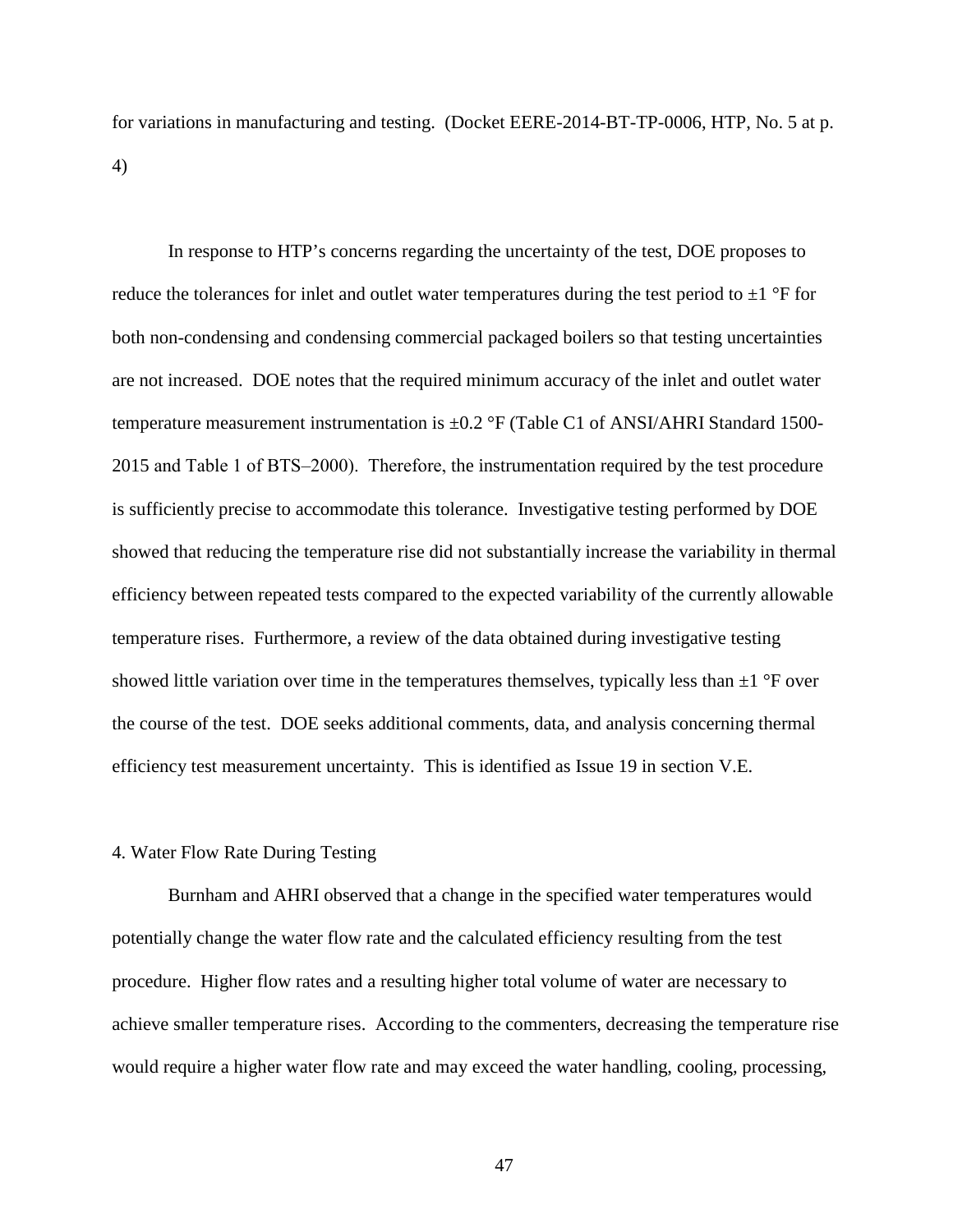for variations in manufacturing and testing. (Docket EERE-2014-BT-TP-0006, HTP, No. 5 at p. 4)

In response to HTP's concerns regarding the uncertainty of the test, DOE proposes to reduce the tolerances for inlet and outlet water temperatures during the test period to ±1 °F for both non-condensing and condensing commercial packaged boilers so that testing uncertainties are not increased. DOE notes that the required minimum accuracy of the inlet and outlet water temperature measurement instrumentation is ±0.2 °F (Table C1 of ANSI/AHRI Standard 1500-2015 and Table 1 of BTS–2000). Therefore, the instrumentation required by the test procedure is sufficiently precise to accommodate this tolerance. Investigative testing performed by DOE showed that reducing the temperature rise did not substantially increase the variability in thermal efficiency between repeated tests compared to the expected variability of the currently allowable temperature rises. Furthermore, a review of the data obtained during investigative testing showed little variation over time in the temperatures themselves, typically less than ±1 °F over the course of the test. DOE seeks additional comments, data, and analysis concerning thermal efficiency test measurement uncertainty. This is identified as Issue 19 in section V.E.

4. Water Flow Rate During Testing

Burnham and AHRI observed that a change in the specified water temperatures would potentially change the water flow rate and the calculated efficiency resulting from the test procedure. Higher flow rates and a resulting higher total volume of water are necessary to achieve smaller temperature rises. According to the commenters, decreasing the temperature rise would require a higher water flow rate and may exceed the water handling, cooling, processing,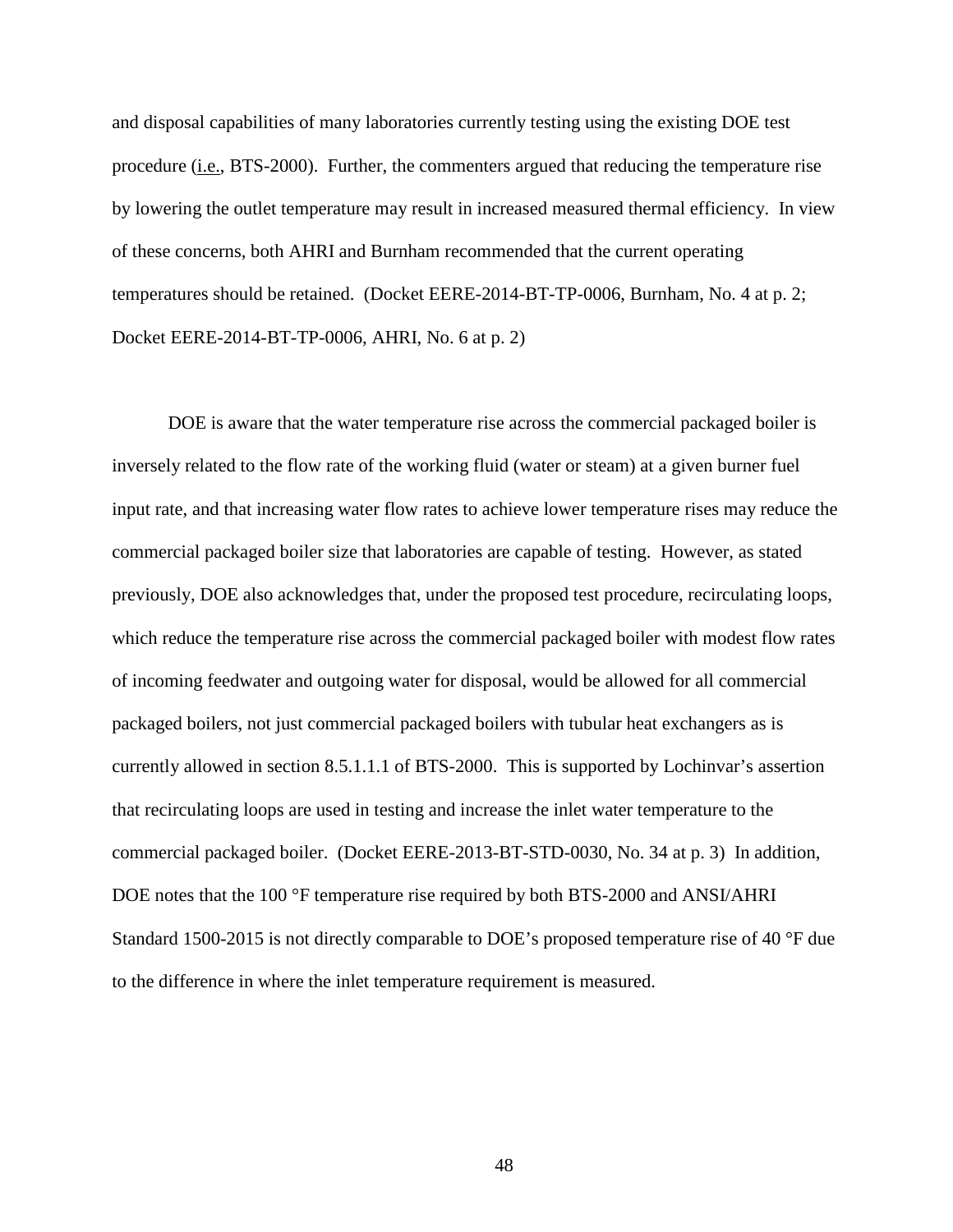and disposal capabilities of many laboratories currently testing using the existing DOE test procedure (i.e., BTS-2000). Further, the commenters argued that reducing the temperature rise by lowering the outlet temperature may result in increased measured thermal efficiency. In view of these concerns, both AHRI and Burnham recommended that the current operating temperatures should be retained. (Docket EERE-2014-BT-TP-0006, Burnham, No. 4 at p. 2; Docket EERE-2014-BT-TP-0006, AHRI, No. 6 at p. 2)

DOE is aware that the water temperature rise across the commercial packaged boiler is inversely related to the flow rate of the working fluid (water or steam) at a given burner fuel input rate, and that increasing water flow rates to achieve lower temperature rises may reduce the commercial packaged boiler size that laboratories are capable of testing. However, as stated previously, DOE also acknowledges that, under the proposed test procedure, recirculating loops, which reduce the temperature rise across the commercial packaged boiler with modest flow rates of incoming feedwater and outgoing water for disposal, would be allowed for all commercial packaged boilers, not just commercial packaged boilers with tubular heat exchangers as is currently allowed in section 8.5.1.1.1 of BTS-2000. This is supported by Lochinvar's assertion that recirculating loops are used in testing and increase the inlet water temperature to the commercial packaged boiler. (Docket EERE-2013-BT-STD-0030, No. 34 at p. 3) In addition, DOE notes that the 100 °F temperature rise required by both BTS-2000 and ANSI/AHRI Standard 1500-2015 is not directly comparable to DOE's proposed temperature rise of 40 °F due to the difference in where the inlet temperature requirement is measured.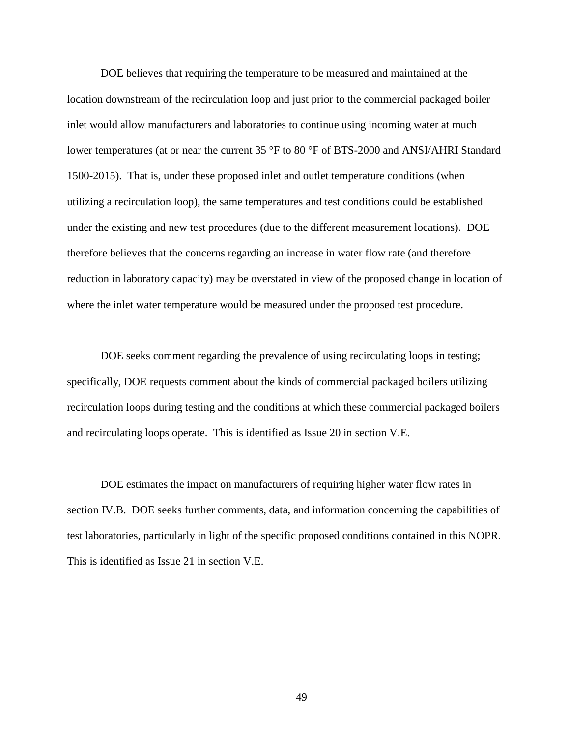DOE believes that requiring the temperature to be measured and maintained at the location downstream of the recirculation loop and just prior to the commercial packaged boiler inlet would allow manufacturers and laboratories to continue using incoming water at much lower temperatures (at or near the current 35 °F to 80 °F of BTS-2000 and ANSI/AHRI Standard 1500-2015). That is, under these proposed inlet and outlet temperature conditions (when utilizing a recirculation loop), the same temperatures and test conditions could be established under the existing and new test procedures (due to the different measurement locations). DOE therefore believes that the concerns regarding an increase in water flow rate (and therefore reduction in laboratory capacity) may be overstated in view of the proposed change in location of where the inlet water temperature would be measured under the proposed test procedure.

DOE seeks comment regarding the prevalence of using recirculating loops in testing; specifically, DOE requests comment about the kinds of commercial packaged boilers utilizing recirculation loops during testing and the conditions at which these commercial packaged boilers and recirculating loops operate. This is identified as Issue 20 in section V.E.

DOE estimates the impact on manufacturers of requiring higher water flow rates in section IV.B. DOE seeks further comments, data, and information concerning the capabilities of test laboratories, particularly in light of the specific proposed conditions contained in this NOPR. This is identified as Issue 21 in section V.E.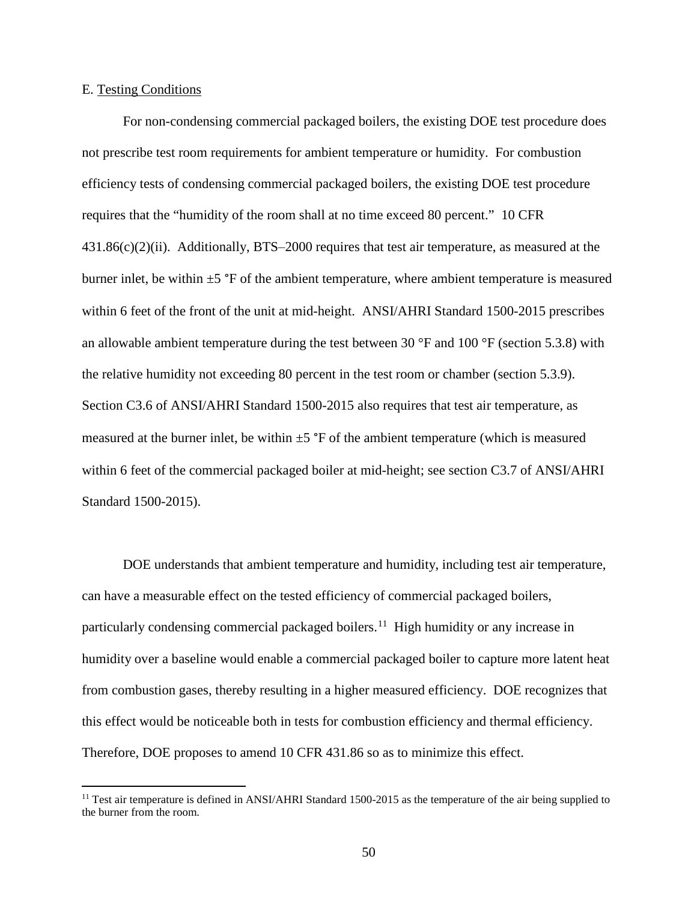E. Testing Conditions

For non-condensing commercial packaged boilers, the existing DOE test procedure does not prescribe test room requirements for ambient temperature or humidity. For combustion efficiency tests of condensing commercial packaged boilers, the existing DOE test procedure requires that the "humidity of the room shall at no time exceed 80 percent." 10 CFR 431.86(c)(2)(ii). Additionally, BTS–2000 requires that test air temperature, as measured at the burner inlet, be within ±5 °F of the ambient temperature, where ambient temperature is measured within 6 feet of the front of the unit at mid-height. ANSI/AHRI Standard 1500-2015 prescribes an allowable ambient temperature during the test between 30 °F and 100 °F (section 5.3.8) with the relative humidity not exceeding 80 percent in the test room or chamber (section 5.3.9). Section C3.6 of ANSI/AHRI Standard 1500-2015 also requires that test air temperature, as measured at the burner inlet, be within ±5 °F of the ambient temperature (which is measured within 6 feet of the commercial packaged boiler at mid-height; see section C3.7 of ANSI/AHRI Standard 1500-2015).

DOE understands that ambient temperature and humidity, including test air temperature, can have a measurable effect on the tested efficiency of commercial packaged boilers, particularly condensing commercial packaged boilers.[11] High humidity or any increase in humidity over a baseline would enable a commercial packaged boiler to capture more latent heat from combustion gases, thereby resulting in a higher measured efficiency. DOE recognizes that this effect would be noticeable both in tests for combustion efficiency and thermal efficiency. Therefore, DOE proposes to amend 10 CFR 431.86 so as to minimize this effect.

[11] Test air temperature is defined in ANSI/AHRI Standard 1500-2015 as the temperature of the air being supplied to the burner from the room.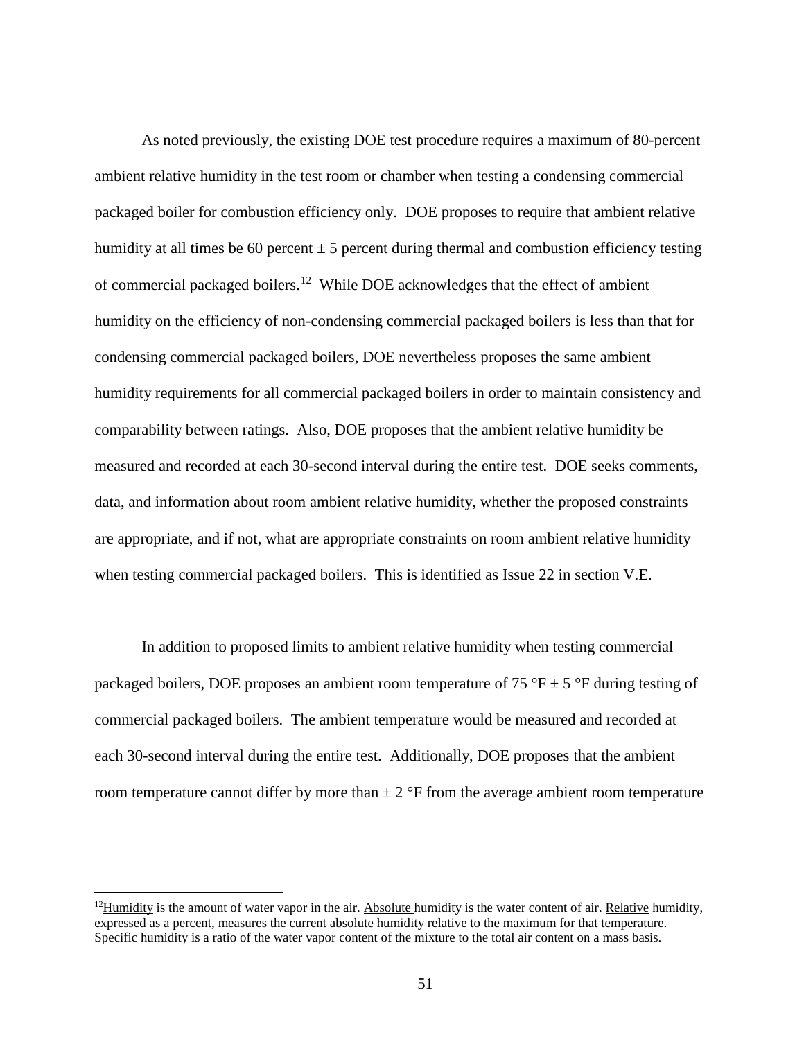As noted previously, the existing DOE test procedure requires a maximum of 80-percent ambient relative humidity in the test room or chamber when testing a condensing commercial packaged boiler for combustion efficiency only. DOE proposes to require that ambient relative humidity at all times be 60 percent ± 5 percent during thermal and combustion efficiency testing of commercial packaged boilers.[12] While DOE acknowledges that the effect of ambient humidity on the efficiency of non-condensing commercial packaged boilers is less than that for condensing commercial packaged boilers, DOE nevertheless proposes the same ambient humidity requirements for all commercial packaged boilers in order to maintain consistency and comparability between ratings. Also, DOE proposes that the ambient relative humidity be measured and recorded at each 30-second interval during the entire test. DOE seeks comments, data, and information about room ambient relative humidity, whether the proposed constraints are appropriate, and if not, what are appropriate constraints on room ambient relative humidity when testing commercial packaged boilers. This is identified as Issue 22 in section V.E.

In addition to proposed limits to ambient relative humidity when testing commercial packaged boilers, DOE proposes an ambient room temperature of 75 °F ± 5 °F during testing of commercial packaged boilers. The ambient temperature would be measured and recorded at each 30-second interval during the entire test. Additionally, DOE proposes that the ambient room temperature cannot differ by more than ± 2 °F from the average ambient room temperature

---

[12] Humidity is the amount of water vapor in the air. Absolute humidity is the water content of air. Relative humidity, expressed as a percent, measures the current absolute humidity relative to the maximum for that temperature. Specific humidity is a ratio of the water vapor content of the mixture to the total air content on a mass basis.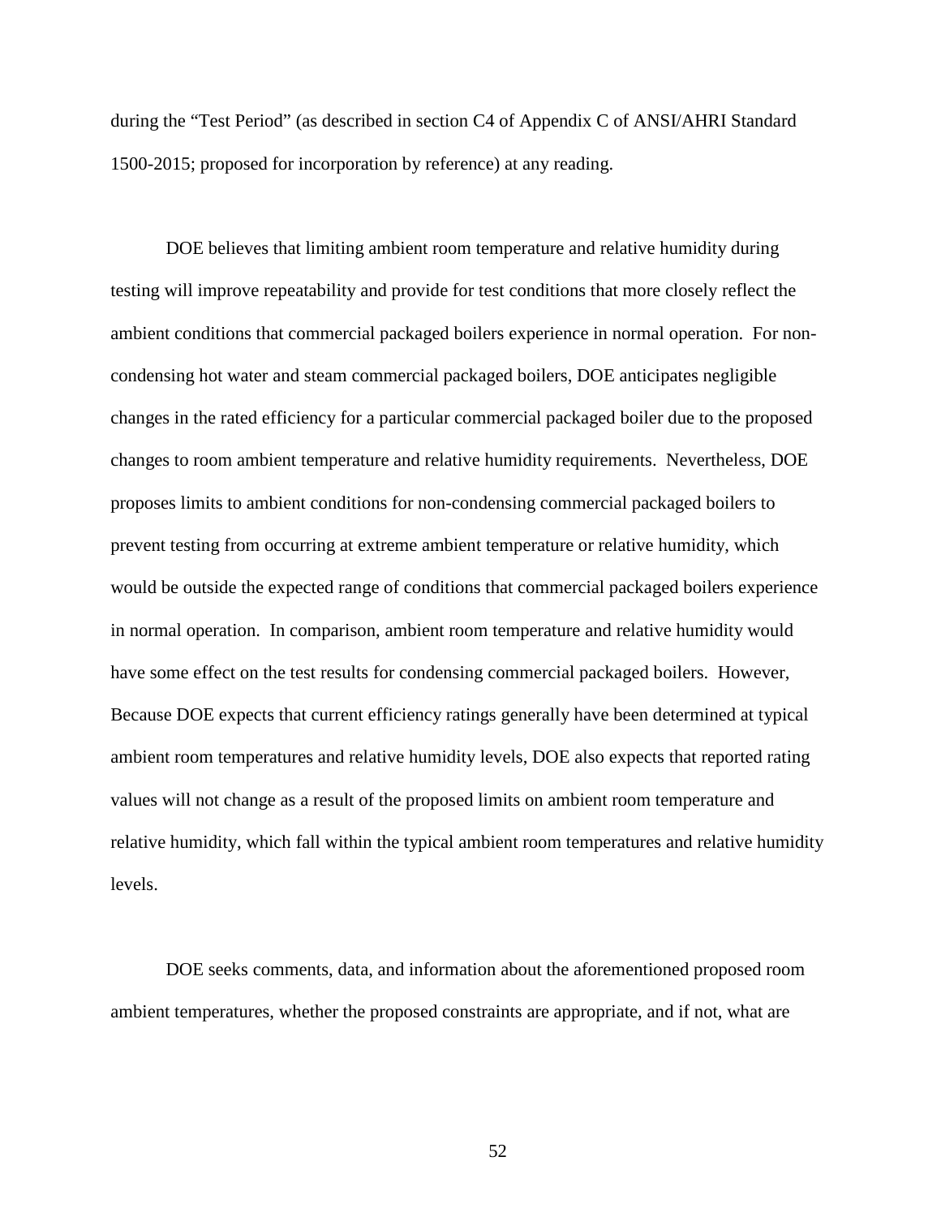during the "Test Period" (as described in section C4 of Appendix C of ANSI/AHRI Standard 1500-2015; proposed for incorporation by reference) at any reading.

DOE believes that limiting ambient room temperature and relative humidity during testing will improve repeatability and provide for test conditions that more closely reflect the ambient conditions that commercial packaged boilers experience in normal operation. For non-condensing hot water and steam commercial packaged boilers, DOE anticipates negligible changes in the rated efficiency for a particular commercial packaged boiler due to the proposed changes to room ambient temperature and relative humidity requirements. Nevertheless, DOE proposes limits to ambient conditions for non-condensing commercial packaged boilers to prevent testing from occurring at extreme ambient temperature or relative humidity, which would be outside the expected range of conditions that commercial packaged boilers experience in normal operation. In comparison, ambient room temperature and relative humidity would have some effect on the test results for condensing commercial packaged boilers. However, Because DOE expects that current efficiency ratings generally have been determined at typical ambient room temperatures and relative humidity levels, DOE also expects that reported rating values will not change as a result of the proposed limits on ambient room temperature and relative humidity, which fall within the typical ambient room temperatures and relative humidity levels.

DOE seeks comments, data, and information about the aforementioned proposed room ambient temperatures, whether the proposed constraints are appropriate, and if not, what are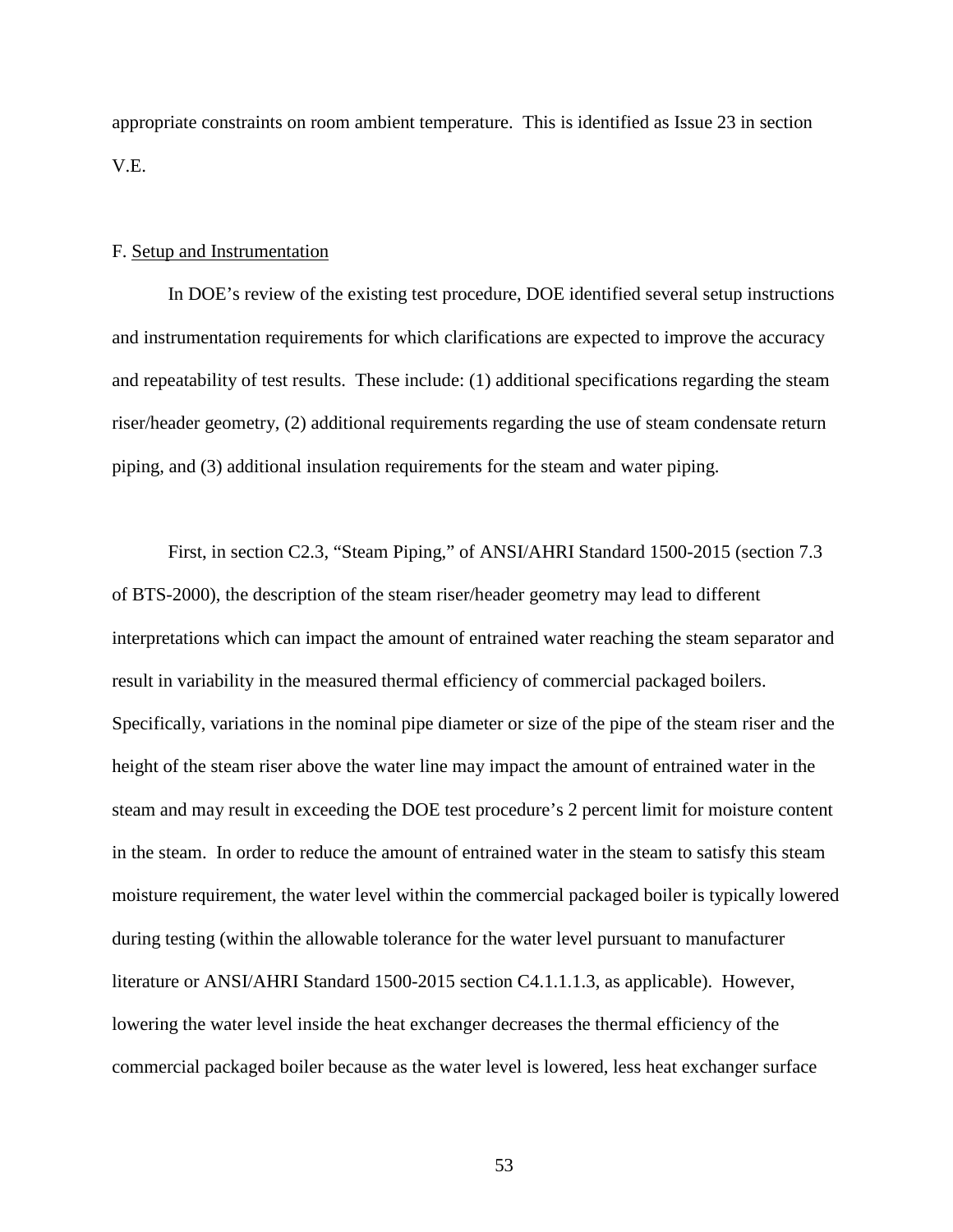appropriate constraints on room ambient temperature. This is identified as Issue 23 in section V.E.

F. Setup and Instrumentation

In DOE's review of the existing test procedure, DOE identified several setup instructions and instrumentation requirements for which clarifications are expected to improve the accuracy and repeatability of test results. These include: (1) additional specifications regarding the steam riser/header geometry, (2) additional requirements regarding the use of steam condensate return piping, and (3) additional insulation requirements for the steam and water piping.

First, in section C2.3, "Steam Piping," of ANSI/AHRI Standard 1500-2015 (section 7.3 of BTS-2000), the description of the steam riser/header geometry may lead to different interpretations which can impact the amount of entrained water reaching the steam separator and result in variability in the measured thermal efficiency of commercial packaged boilers. Specifically, variations in the nominal pipe diameter or size of the pipe of the steam riser and the height of the steam riser above the water line may impact the amount of entrained water in the steam and may result in exceeding the DOE test procedure's 2 percent limit for moisture content in the steam. In order to reduce the amount of entrained water in the steam to satisfy this steam moisture requirement, the water level within the commercial packaged boiler is typically lowered during testing (within the allowable tolerance for the water level pursuant to manufacturer literature or ANSI/AHRI Standard 1500-2015 section C4.1.1.1.3, as applicable). However, lowering the water level inside the heat exchanger decreases the thermal efficiency of the commercial packaged boiler because as the water level is lowered, less heat exchanger surface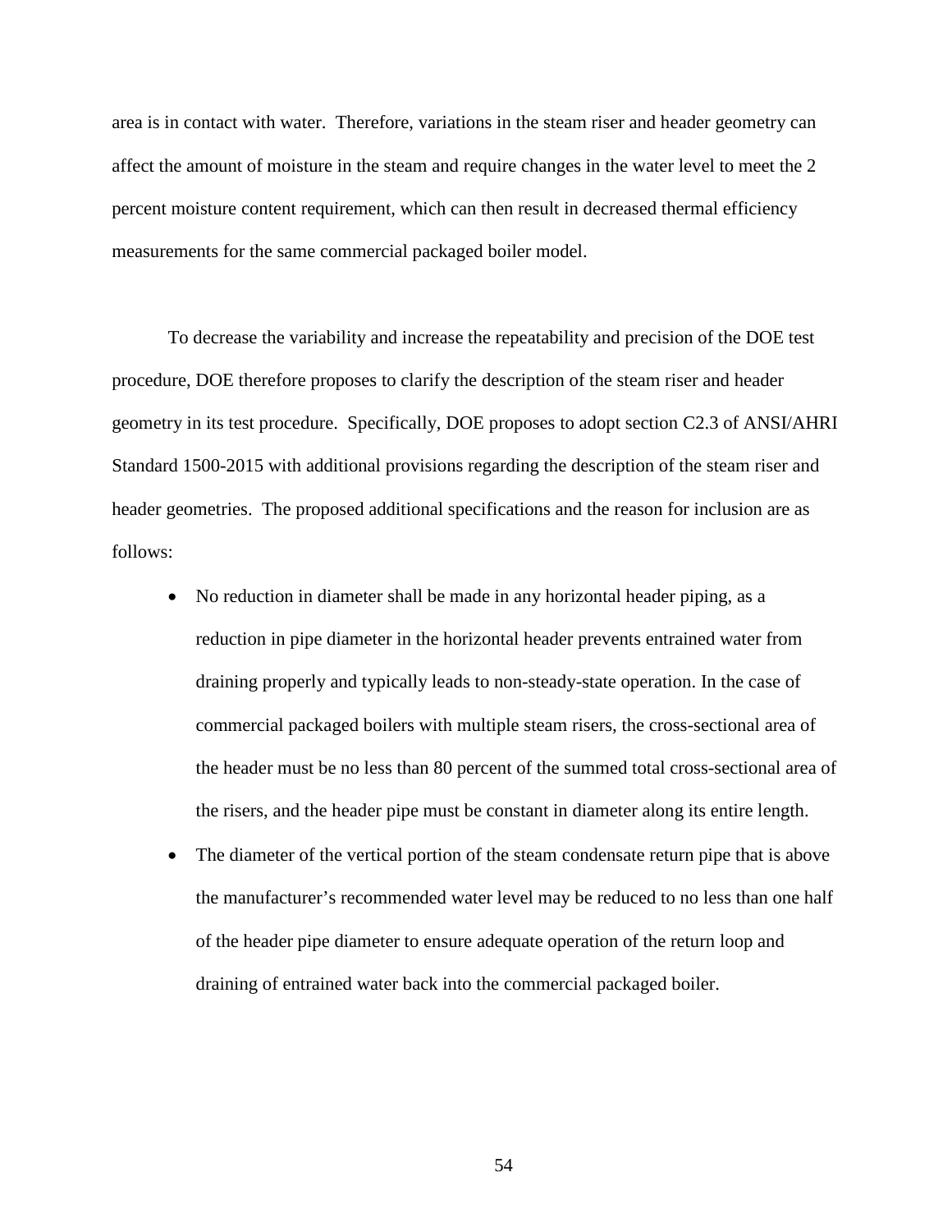area is in contact with water. Therefore, variations in the steam riser and header geometry can affect the amount of moisture in the steam and require changes in the water level to meet the 2 percent moisture content requirement, which can then result in decreased thermal efficiency measurements for the same commercial packaged boiler model.

To decrease the variability and increase the repeatability and precision of the DOE test procedure, DOE therefore proposes to clarify the description of the steam riser and header geometry in its test procedure. Specifically, DOE proposes to adopt section C2.3 of ANSI/AHRI Standard 1500-2015 with additional provisions regarding the description of the steam riser and header geometries. The proposed additional specifications and the reason for inclusion are as follows:

- No reduction in diameter shall be made in any horizontal header piping, as a reduction in pipe diameter in the horizontal header prevents entrained water from draining properly and typically leads to non-steady-state operation. In the case of commercial packaged boilers with multiple steam risers, the cross-sectional area of the header must be no less than 80 percent of the summed total cross-sectional area of the risers, and the header pipe must be constant in diameter along its entire length.
- The diameter of the vertical portion of the steam condensate return pipe that is above the manufacturer's recommended water level may be reduced to no less than one half of the header pipe diameter to ensure adequate operation of the return loop and draining of entrained water back into the commercial packaged boiler.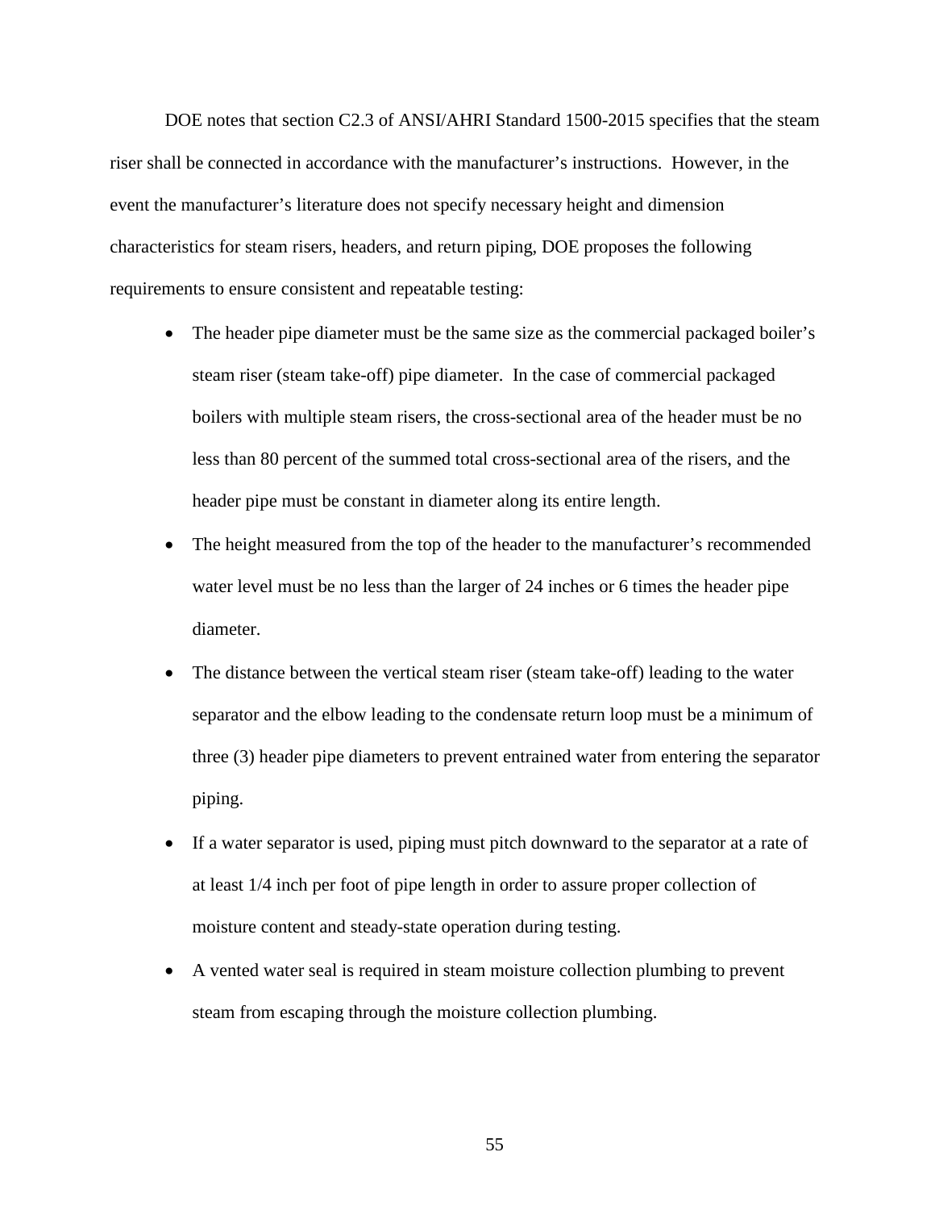DOE notes that section C2.3 of ANSI/AHRI Standard 1500-2015 specifies that the steam riser shall be connected in accordance with the manufacturer's instructions. However, in the event the manufacturer's literature does not specify necessary height and dimension characteristics for steam risers, headers, and return piping, DOE proposes the following requirements to ensure consistent and repeatable testing:

- The header pipe diameter must be the same size as the commercial packaged boiler's steam riser (steam take-off) pipe diameter. In the case of commercial packaged boilers with multiple steam risers, the cross-sectional area of the header must be no less than 80 percent of the summed total cross-sectional area of the risers, and the header pipe must be constant in diameter along its entire length.
- The height measured from the top of the header to the manufacturer's recommended water level must be no less than the larger of 24 inches or 6 times the header pipe diameter.
- The distance between the vertical steam riser (steam take-off) leading to the water separator and the elbow leading to the condensate return loop must be a minimum of three (3) header pipe diameters to prevent entrained water from entering the separator piping.
- If a water separator is used, piping must pitch downward to the separator at a rate of at least 1/4 inch per foot of pipe length in order to assure proper collection of moisture content and steady-state operation during testing.
- A vented water seal is required in steam moisture collection plumbing to prevent steam from escaping through the moisture collection plumbing.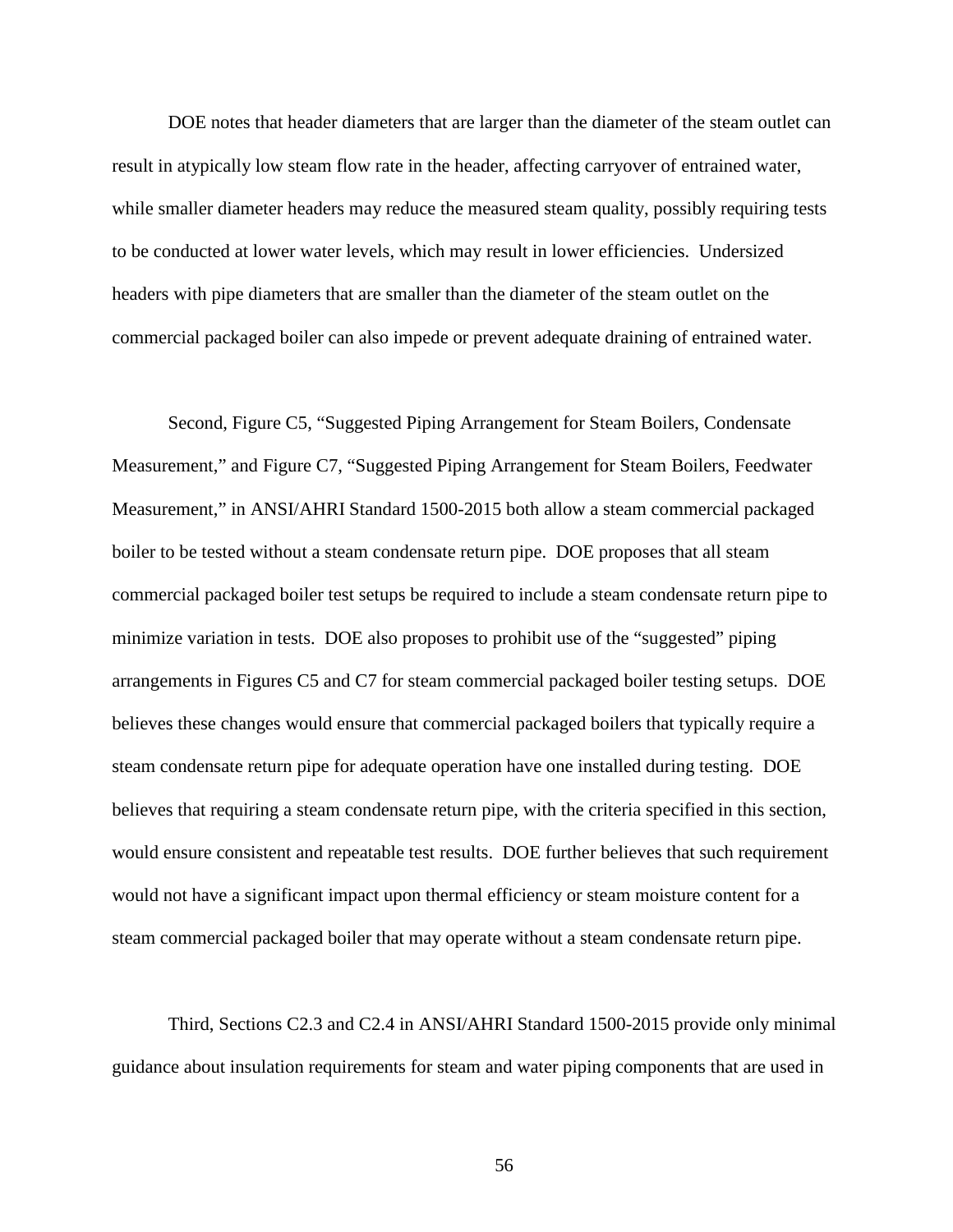DOE notes that header diameters that are larger than the diameter of the steam outlet can result in atypically low steam flow rate in the header, affecting carryover of entrained water, while smaller diameter headers may reduce the measured steam quality, possibly requiring tests to be conducted at lower water levels, which may result in lower efficiencies. Undersized headers with pipe diameters that are smaller than the diameter of the steam outlet on the commercial packaged boiler can also impede or prevent adequate draining of entrained water.

Second, Figure C5, "Suggested Piping Arrangement for Steam Boilers, Condensate Measurement," and Figure C7, "Suggested Piping Arrangement for Steam Boilers, Feedwater Measurement," in ANSI/AHRI Standard 1500-2015 both allow a steam commercial packaged boiler to be tested without a steam condensate return pipe. DOE proposes that all steam commercial packaged boiler test setups be required to include a steam condensate return pipe to minimize variation in tests. DOE also proposes to prohibit use of the "suggested" piping arrangements in Figures C5 and C7 for steam commercial packaged boiler testing setups. DOE believes these changes would ensure that commercial packaged boilers that typically require a steam condensate return pipe for adequate operation have one installed during testing. DOE believes that requiring a steam condensate return pipe, with the criteria specified in this section, would ensure consistent and repeatable test results. DOE further believes that such requirement would not have a significant impact upon thermal efficiency or steam moisture content for a steam commercial packaged boiler that may operate without a steam condensate return pipe.

Third, Sections C2.3 and C2.4 in ANSI/AHRI Standard 1500-2015 provide only minimal guidance about insulation requirements for steam and water piping components that are used in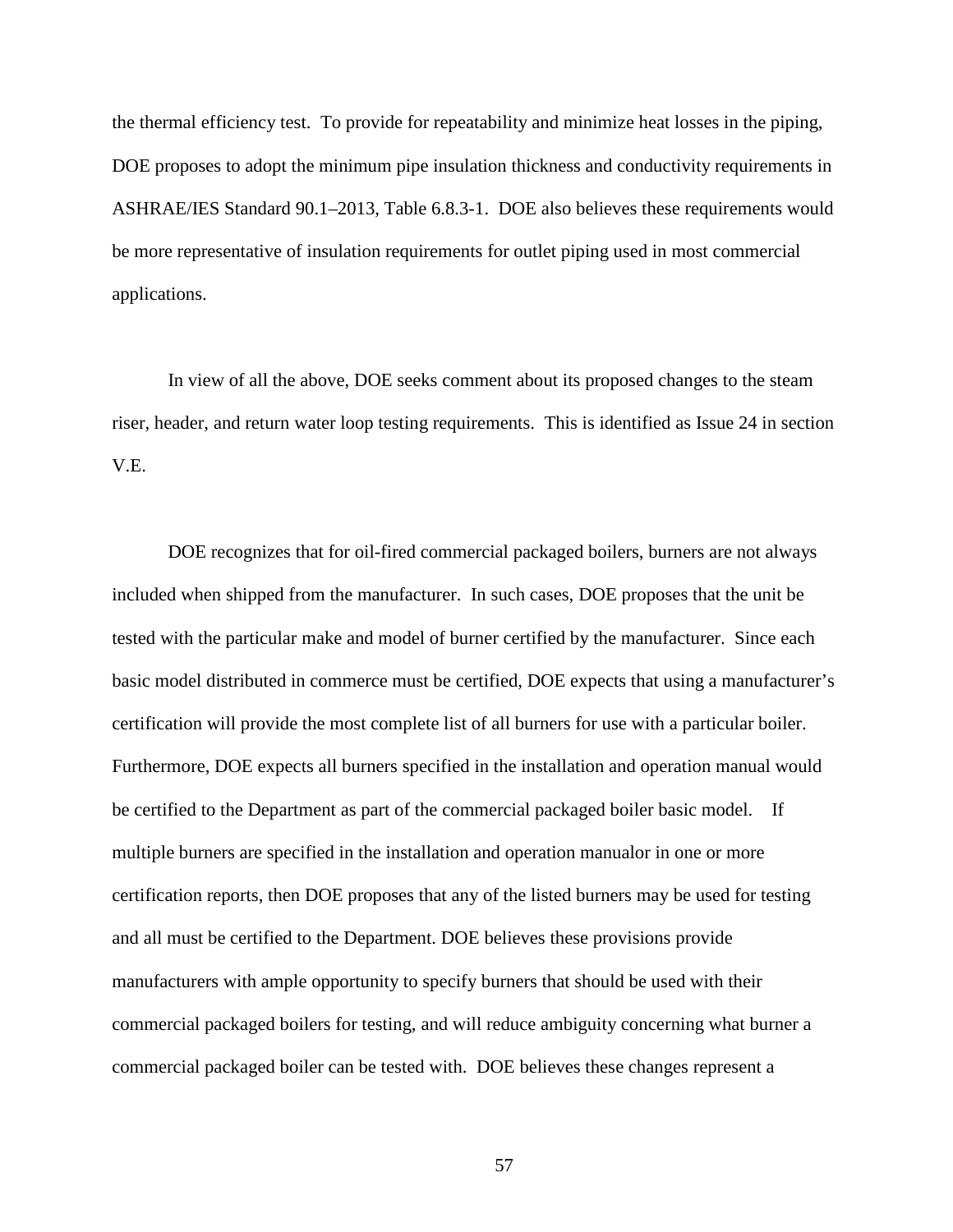the thermal efficiency test. To provide for repeatability and minimize heat losses in the piping, DOE proposes to adopt the minimum pipe insulation thickness and conductivity requirements in ASHRAE/IES Standard 90.1–2013, Table 6.8.3-1. DOE also believes these requirements would be more representative of insulation requirements for outlet piping used in most commercial applications.

In view of all the above, DOE seeks comment about its proposed changes to the steam riser, header, and return water loop testing requirements. This is identified as Issue 24 in section V.E.

DOE recognizes that for oil-fired commercial packaged boilers, burners are not always included when shipped from the manufacturer. In such cases, DOE proposes that the unit be tested with the particular make and model of burner certified by the manufacturer. Since each basic model distributed in commerce must be certified, DOE expects that using a manufacturer's certification will provide the most complete list of all burners for use with a particular boiler. Furthermore, DOE expects all burners specified in the installation and operation manual would be certified to the Department as part of the commercial packaged boiler basic model. If multiple burners are specified in the installation and operation manualor in one or more certification reports, then DOE proposes that any of the listed burners may be used for testing and all must be certified to the Department. DOE believes these provisions provide manufacturers with ample opportunity to specify burners that should be used with their commercial packaged boilers for testing, and will reduce ambiguity concerning what burner a commercial packaged boiler can be tested with. DOE believes these changes represent a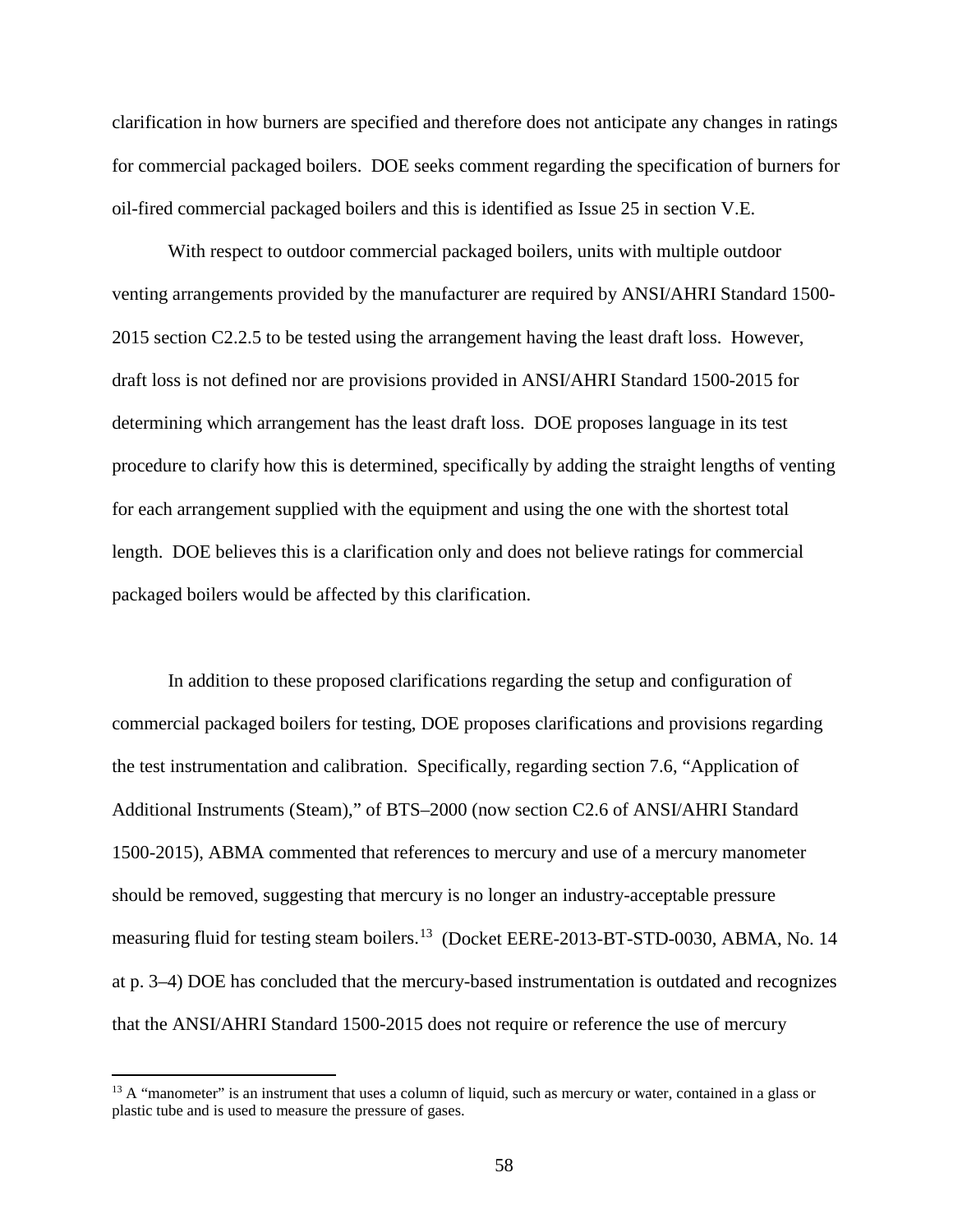clarification in how burners are specified and therefore does not anticipate any changes in ratings for commercial packaged boilers. DOE seeks comment regarding the specification of burners for oil-fired commercial packaged boilers and this is identified as Issue 25 in section V.E.

With respect to outdoor commercial packaged boilers, units with multiple outdoor venting arrangements provided by the manufacturer are required by ANSI/AHRI Standard 1500-2015 section C2.2.5 to be tested using the arrangement having the least draft loss. However, draft loss is not defined nor are provisions provided in ANSI/AHRI Standard 1500-2015 for determining which arrangement has the least draft loss. DOE proposes language in its test procedure to clarify how this is determined, specifically by adding the straight lengths of venting for each arrangement supplied with the equipment and using the one with the shortest total length. DOE believes this is a clarification only and does not believe ratings for commercial packaged boilers would be affected by this clarification.

In addition to these proposed clarifications regarding the setup and configuration of commercial packaged boilers for testing, DOE proposes clarifications and provisions regarding the test instrumentation and calibration. Specifically, regarding section 7.6, "Application of Additional Instruments (Steam)," of BTS–2000 (now section C2.6 of ANSI/AHRI Standard 1500-2015), ABMA commented that references to mercury and use of a mercury manometer should be removed, suggesting that mercury is no longer an industry-acceptable pressure measuring fluid for testing steam boilers.[13] (Docket EERE-2013-BT-STD-0030, ABMA, No. 14 at p. 3–4) DOE has concluded that the mercury-based instrumentation is outdated and recognizes that the ANSI/AHRI Standard 1500-2015 does not require or reference the use of mercury

[13] A "manometer" is an instrument that uses a column of liquid, such as mercury or water, contained in a glass or plastic tube and is used to measure the pressure of gases.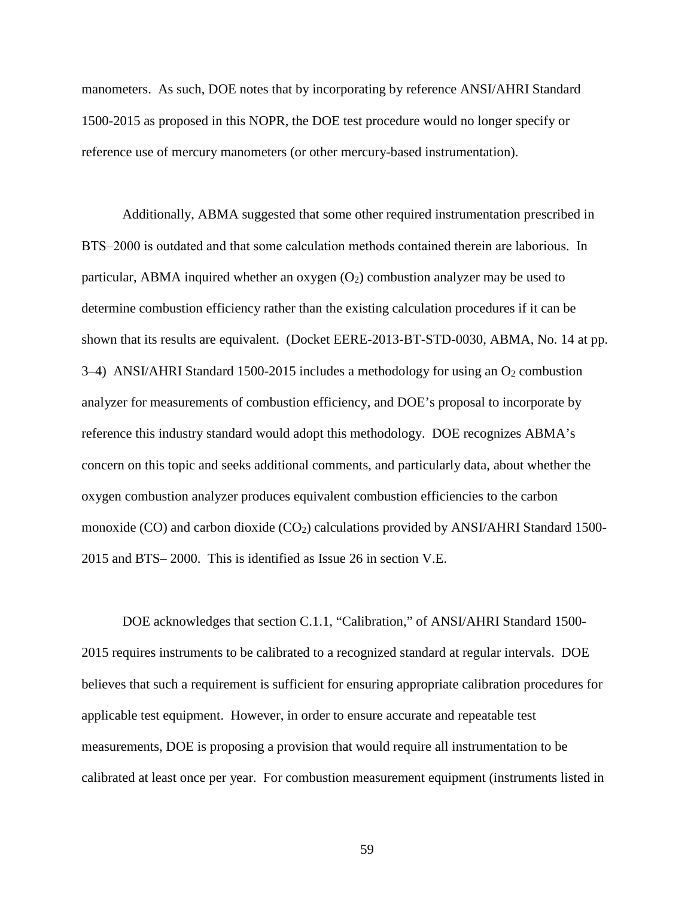manometers. As such, DOE notes that by incorporating by reference ANSI/AHRI Standard 1500-2015 as proposed in this NOPR, the DOE test procedure would no longer specify or reference use of mercury manometers (or other mercury-based instrumentation).

Additionally, ABMA suggested that some other required instrumentation prescribed in BTS–2000 is outdated and that some calculation methods contained therein are laborious. In particular, ABMA inquired whether an oxygen ($O_2$) combustion analyzer may be used to determine combustion efficiency rather than the existing calculation procedures if it can be shown that its results are equivalent. (Docket EERE-2013-BT-STD-0030, ABMA, No. 14 at pp. 3–4) ANSI/AHRI Standard 1500-2015 includes a methodology for using an $O_2$ combustion analyzer for measurements of combustion efficiency, and DOE's proposal to incorporate by reference this industry standard would adopt this methodology. DOE recognizes ABMA's concern on this topic and seeks additional comments, and particularly data, about whether the oxygen combustion analyzer produces equivalent combustion efficiencies to the carbon monoxide (CO) and carbon dioxide ($CO_2$) calculations provided by ANSI/AHRI Standard 1500-2015 and BTS– 2000. This is identified as Issue 26 in section V.E.

DOE acknowledges that section C.1.1, "Calibration," of ANSI/AHRI Standard 1500-2015 requires instruments to be calibrated to a recognized standard at regular intervals. DOE believes that such a requirement is sufficient for ensuring appropriate calibration procedures for applicable test equipment. However, in order to ensure accurate and repeatable test measurements, DOE is proposing a provision that would require all instrumentation to be calibrated at least once per year. For combustion measurement equipment (instruments listed in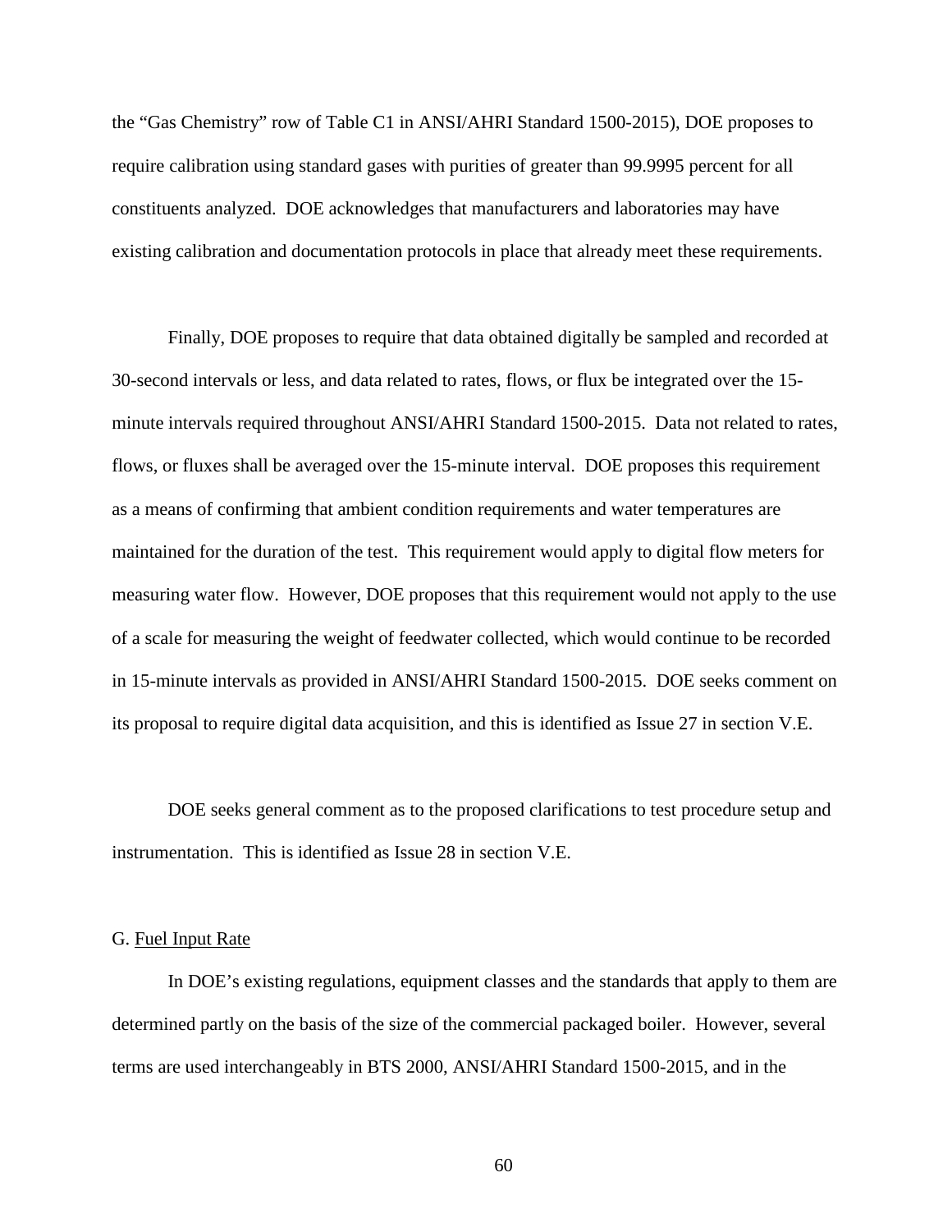the "Gas Chemistry" row of Table C1 in ANSI/AHRI Standard 1500-2015), DOE proposes to require calibration using standard gases with purities of greater than 99.9995 percent for all constituents analyzed. DOE acknowledges that manufacturers and laboratories may have existing calibration and documentation protocols in place that already meet these requirements.

Finally, DOE proposes to require that data obtained digitally be sampled and recorded at 30-second intervals or less, and data related to rates, flows, or flux be integrated over the 15-minute intervals required throughout ANSI/AHRI Standard 1500-2015. Data not related to rates, flows, or fluxes shall be averaged over the 15-minute interval. DOE proposes this requirement as a means of confirming that ambient condition requirements and water temperatures are maintained for the duration of the test. This requirement would apply to digital flow meters for measuring water flow. However, DOE proposes that this requirement would not apply to the use of a scale for measuring the weight of feedwater collected, which would continue to be recorded in 15-minute intervals as provided in ANSI/AHRI Standard 1500-2015. DOE seeks comment on its proposal to require digital data acquisition, and this is identified as Issue 27 in section V.E.

DOE seeks general comment as to the proposed clarifications to test procedure setup and instrumentation. This is identified as Issue 28 in section V.E.

## G. Fuel Input Rate

In DOE's existing regulations, equipment classes and the standards that apply to them are determined partly on the basis of the size of the commercial packaged boiler. However, several terms are used interchangeably in BTS 2000, ANSI/AHRI Standard 1500-2015, and in the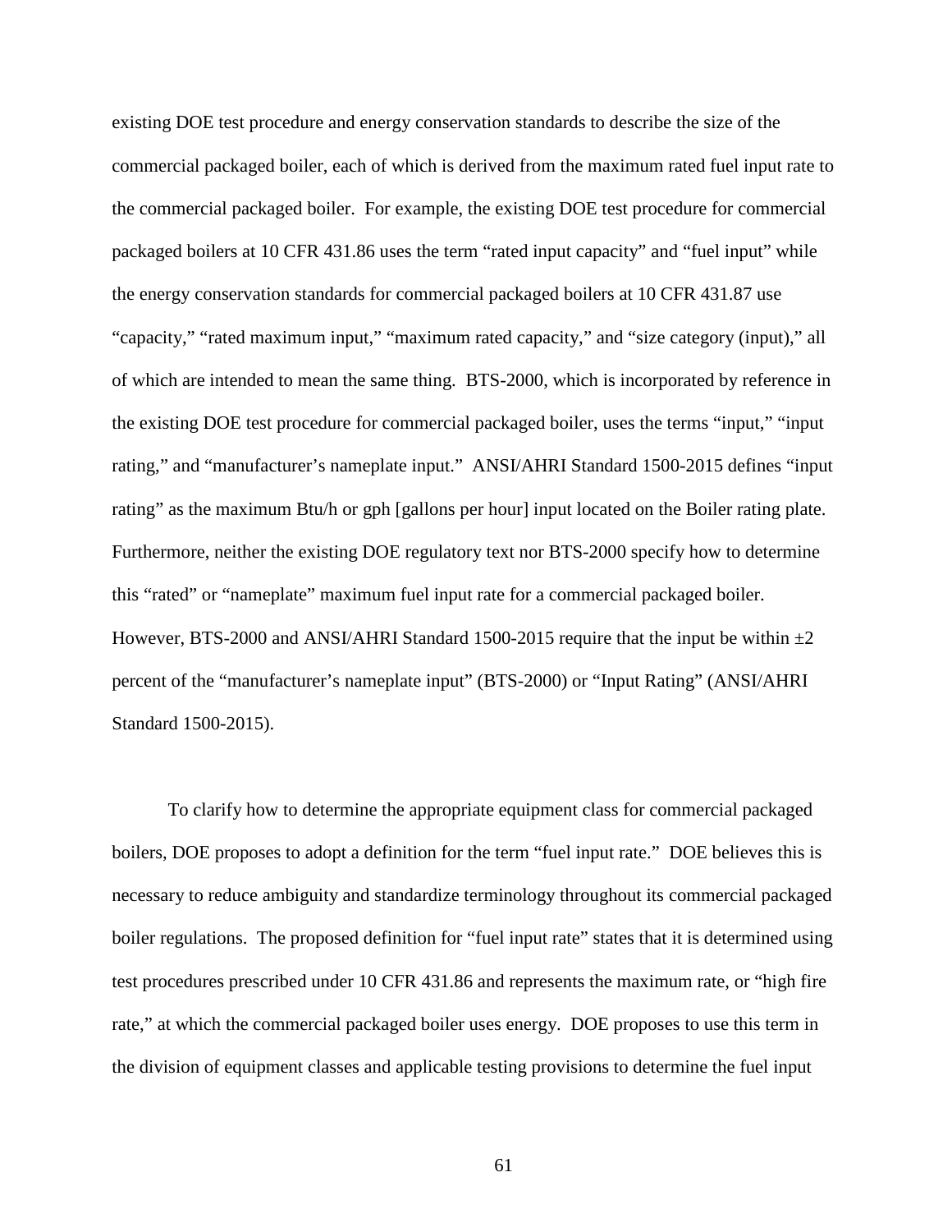existing DOE test procedure and energy conservation standards to describe the size of the commercial packaged boiler, each of which is derived from the maximum rated fuel input rate to the commercial packaged boiler. For example, the existing DOE test procedure for commercial packaged boilers at 10 CFR 431.86 uses the term "rated input capacity" and "fuel input" while the energy conservation standards for commercial packaged boilers at 10 CFR 431.87 use "capacity," "rated maximum input," "maximum rated capacity," and "size category (input)," all of which are intended to mean the same thing. BTS-2000, which is incorporated by reference in the existing DOE test procedure for commercial packaged boiler, uses the terms "input," "input rating," and "manufacturer's nameplate input." ANSI/AHRI Standard 1500-2015 defines "input rating" as the maximum Btu/h or gph [gallons per hour] input located on the Boiler rating plate. Furthermore, neither the existing DOE regulatory text nor BTS-2000 specify how to determine this "rated" or "nameplate" maximum fuel input rate for a commercial packaged boiler. However, BTS-2000 and ANSI/AHRI Standard 1500-2015 require that the input be within ±2 percent of the "manufacturer's nameplate input" (BTS-2000) or "Input Rating" (ANSI/AHRI Standard 1500-2015).

To clarify how to determine the appropriate equipment class for commercial packaged boilers, DOE proposes to adopt a definition for the term "fuel input rate." DOE believes this is necessary to reduce ambiguity and standardize terminology throughout its commercial packaged boiler regulations. The proposed definition for "fuel input rate" states that it is determined using test procedures prescribed under 10 CFR 431.86 and represents the maximum rate, or "high fire rate," at which the commercial packaged boiler uses energy. DOE proposes to use this term in the division of equipment classes and applicable testing provisions to determine the fuel input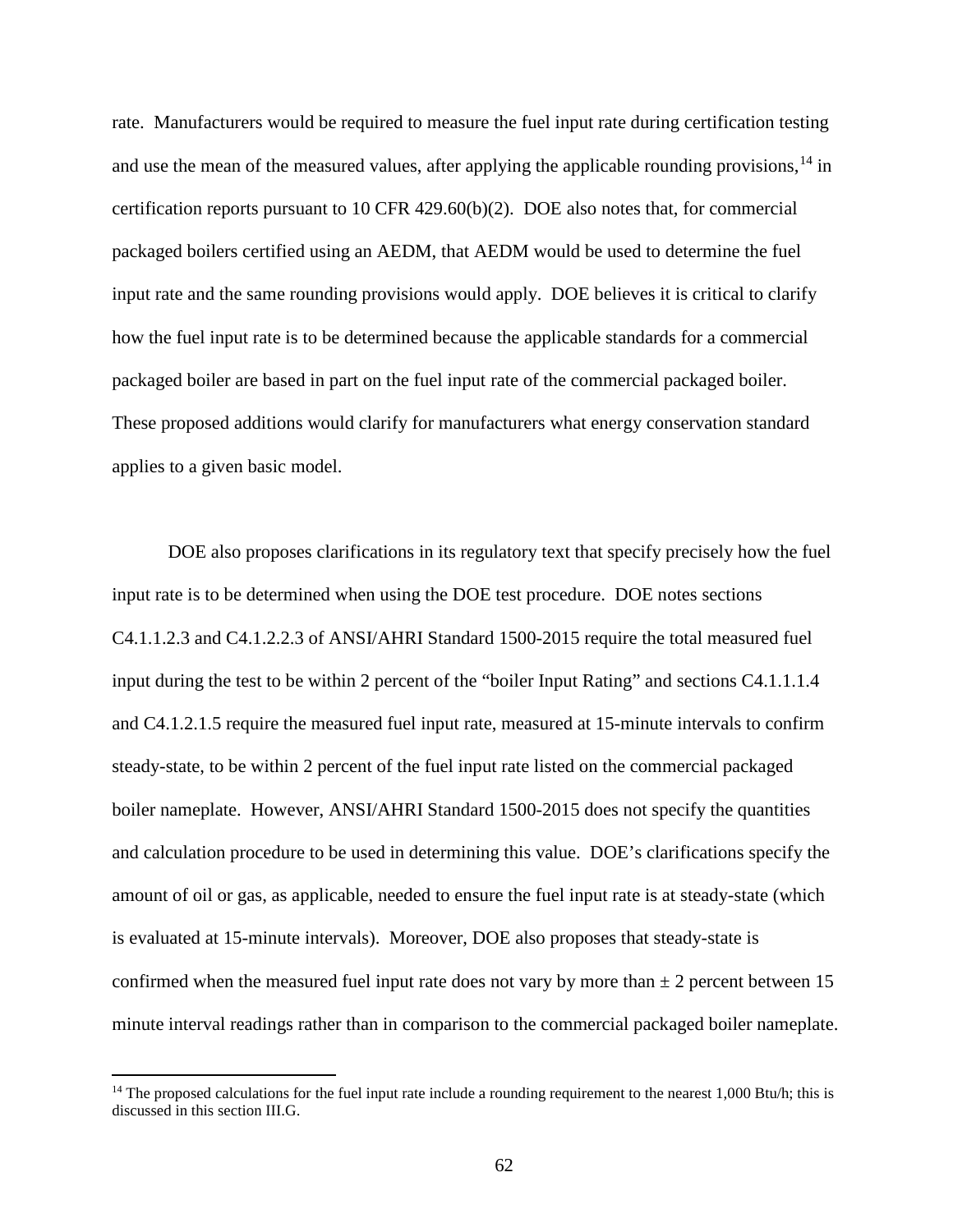rate. Manufacturers would be required to measure the fuel input rate during certification testing and use the mean of the measured values, after applying the applicable rounding provisions,[14] in certification reports pursuant to 10 CFR 429.60(b)(2). DOE also notes that, for commercial packaged boilers certified using an AEDM, that AEDM would be used to determine the fuel input rate and the same rounding provisions would apply. DOE believes it is critical to clarify how the fuel input rate is to be determined because the applicable standards for a commercial packaged boiler are based in part on the fuel input rate of the commercial packaged boiler. These proposed additions would clarify for manufacturers what energy conservation standard applies to a given basic model.

DOE also proposes clarifications in its regulatory text that specify precisely how the fuel input rate is to be determined when using the DOE test procedure. DOE notes sections C4.1.1.2.3 and C4.1.2.2.3 of ANSI/AHRI Standard 1500-2015 require the total measured fuel input during the test to be within 2 percent of the "boiler Input Rating" and sections C4.1.1.1.4 and C4.1.2.1.5 require the measured fuel input rate, measured at 15-minute intervals to confirm steady-state, to be within 2 percent of the fuel input rate listed on the commercial packaged boiler nameplate. However, ANSI/AHRI Standard 1500-2015 does not specify the quantities and calculation procedure to be used in determining this value. DOE's clarifications specify the amount of oil or gas, as applicable, needed to ensure the fuel input rate is at steady-state (which is evaluated at 15-minute intervals). Moreover, DOE also proposes that steady-state is confirmed when the measured fuel input rate does not vary by more than ± 2 percent between 15 minute interval readings rather than in comparison to the commercial packaged boiler nameplate.

[14] The proposed calculations for the fuel input rate include a rounding requirement to the nearest 1,000 Btu/h; this is discussed in this section III.G.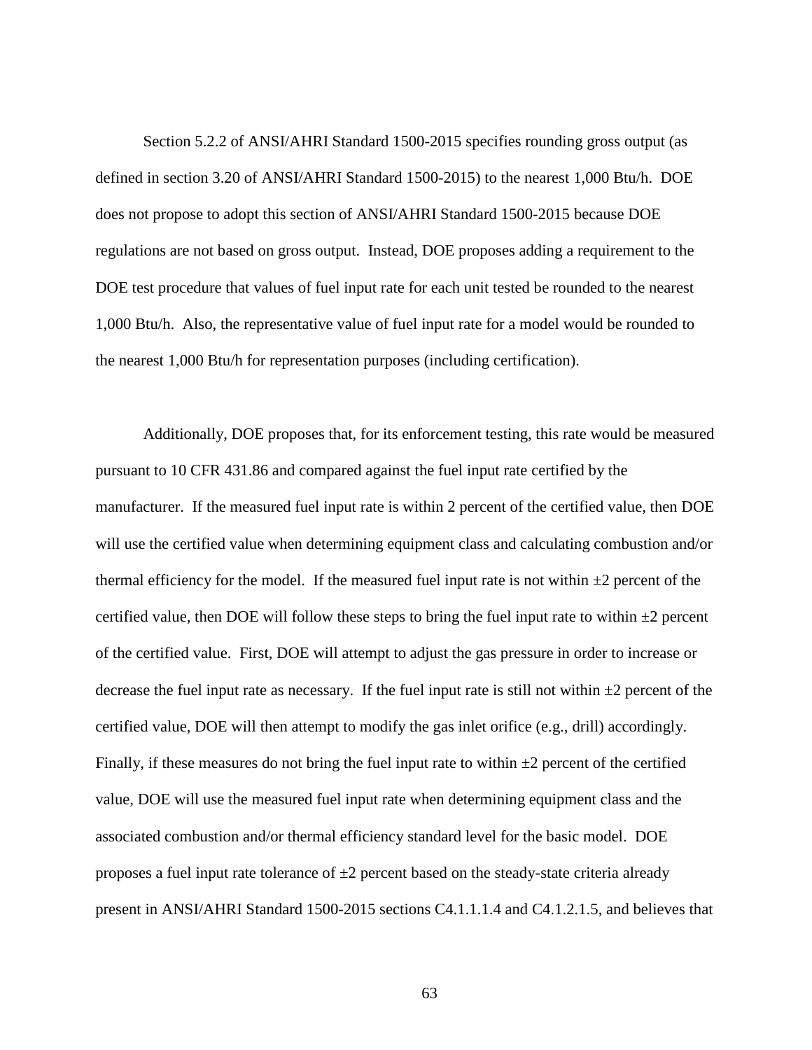Section 5.2.2 of ANSI/AHRI Standard 1500-2015 specifies rounding gross output (as defined in section 3.20 of ANSI/AHRI Standard 1500-2015) to the nearest 1,000 Btu/h. DOE does not propose to adopt this section of ANSI/AHRI Standard 1500-2015 because DOE regulations are not based on gross output. Instead, DOE proposes adding a requirement to the DOE test procedure that values of fuel input rate for each unit tested be rounded to the nearest 1,000 Btu/h. Also, the representative value of fuel input rate for a model would be rounded to the nearest 1,000 Btu/h for representation purposes (including certification).

Additionally, DOE proposes that, for its enforcement testing, this rate would be measured pursuant to 10 CFR 431.86 and compared against the fuel input rate certified by the manufacturer. If the measured fuel input rate is within 2 percent of the certified value, then DOE will use the certified value when determining equipment class and calculating combustion and/or thermal efficiency for the model. If the measured fuel input rate is not within ±2 percent of the certified value, then DOE will follow these steps to bring the fuel input rate to within ±2 percent of the certified value. First, DOE will attempt to adjust the gas pressure in order to increase or decrease the fuel input rate as necessary. If the fuel input rate is still not within ±2 percent of the certified value, DOE will then attempt to modify the gas inlet orifice (e.g., drill) accordingly. Finally, if these measures do not bring the fuel input rate to within ±2 percent of the certified value, DOE will use the measured fuel input rate when determining equipment class and the associated combustion and/or thermal efficiency standard level for the basic model. DOE proposes a fuel input rate tolerance of ±2 percent based on the steady-state criteria already present in ANSI/AHRI Standard 1500-2015 sections C4.1.1.1.4 and C4.1.2.1.5, and believes that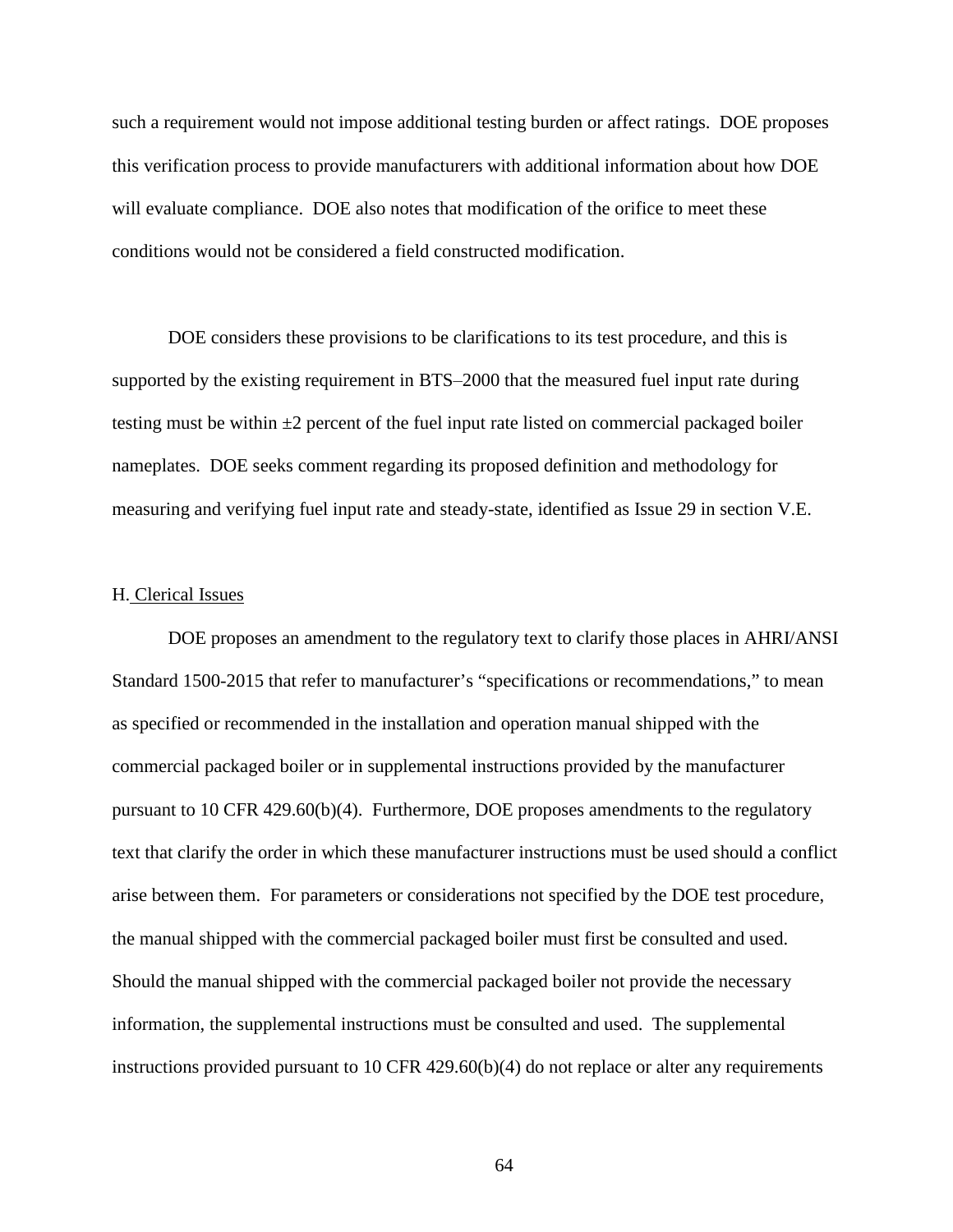such a requirement would not impose additional testing burden or affect ratings. DOE proposes this verification process to provide manufacturers with additional information about how DOE will evaluate compliance. DOE also notes that modification of the orifice to meet these conditions would not be considered a field constructed modification.

DOE considers these provisions to be clarifications to its test procedure, and this is supported by the existing requirement in BTS–2000 that the measured fuel input rate during testing must be within ±2 percent of the fuel input rate listed on commercial packaged boiler nameplates. DOE seeks comment regarding its proposed definition and methodology for measuring and verifying fuel input rate and steady-state, identified as Issue 29 in section V.E.

### H. Clerical Issues

DOE proposes an amendment to the regulatory text to clarify those places in AHRI/ANSI Standard 1500-2015 that refer to manufacturer's "specifications or recommendations," to mean as specified or recommended in the installation and operation manual shipped with the commercial packaged boiler or in supplemental instructions provided by the manufacturer pursuant to 10 CFR 429.60(b)(4). Furthermore, DOE proposes amendments to the regulatory text that clarify the order in which these manufacturer instructions must be used should a conflict arise between them. For parameters or considerations not specified by the DOE test procedure, the manual shipped with the commercial packaged boiler must first be consulted and used. Should the manual shipped with the commercial packaged boiler not provide the necessary information, the supplemental instructions must be consulted and used. The supplemental instructions provided pursuant to 10 CFR 429.60(b)(4) do not replace or alter any requirements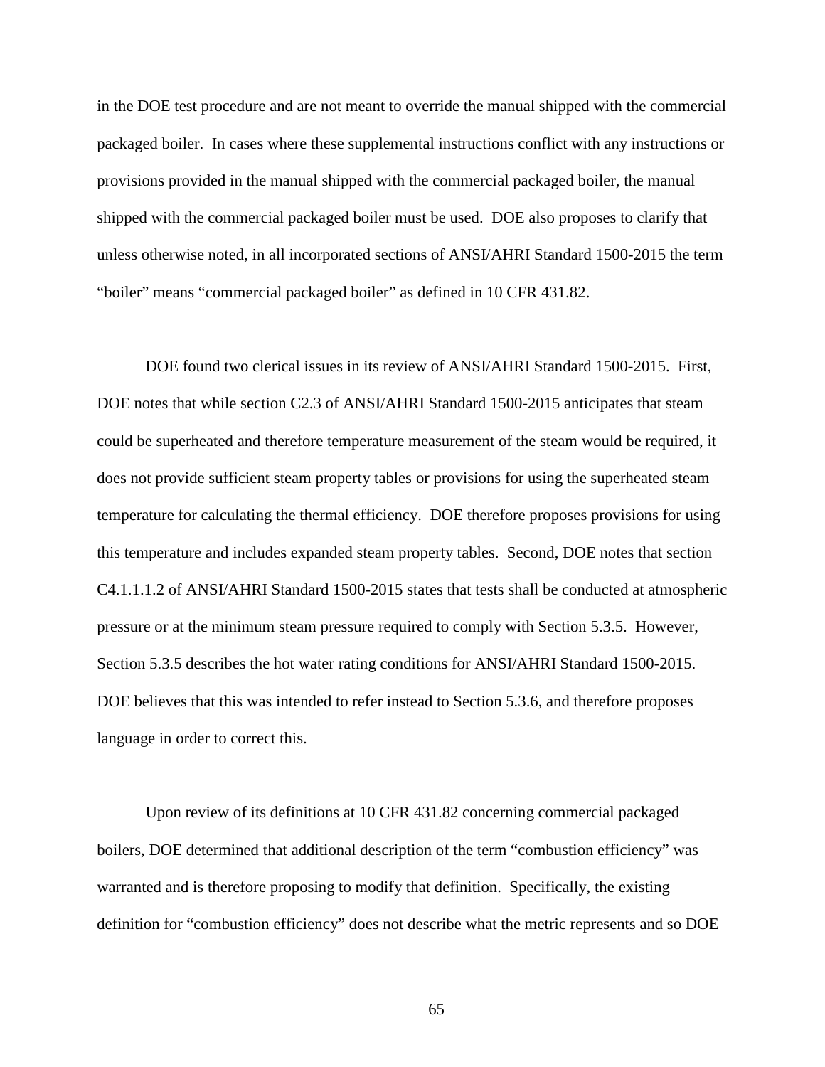in the DOE test procedure and are not meant to override the manual shipped with the commercial packaged boiler. In cases where these supplemental instructions conflict with any instructions or provisions provided in the manual shipped with the commercial packaged boiler, the manual shipped with the commercial packaged boiler must be used. DOE also proposes to clarify that unless otherwise noted, in all incorporated sections of ANSI/AHRI Standard 1500-2015 the term "boiler" means "commercial packaged boiler" as defined in 10 CFR 431.82.

DOE found two clerical issues in its review of ANSI/AHRI Standard 1500-2015. First, DOE notes that while section C2.3 of ANSI/AHRI Standard 1500-2015 anticipates that steam could be superheated and therefore temperature measurement of the steam would be required, it does not provide sufficient steam property tables or provisions for using the superheated steam temperature for calculating the thermal efficiency. DOE therefore proposes provisions for using this temperature and includes expanded steam property tables. Second, DOE notes that section C4.1.1.1.2 of ANSI/AHRI Standard 1500-2015 states that tests shall be conducted at atmospheric pressure or at the minimum steam pressure required to comply with Section 5.3.5. However, Section 5.3.5 describes the hot water rating conditions for ANSI/AHRI Standard 1500-2015. DOE believes that this was intended to refer instead to Section 5.3.6, and therefore proposes language in order to correct this.

Upon review of its definitions at 10 CFR 431.82 concerning commercial packaged boilers, DOE determined that additional description of the term "combustion efficiency" was warranted and is therefore proposing to modify that definition. Specifically, the existing definition for "combustion efficiency" does not describe what the metric represents and so DOE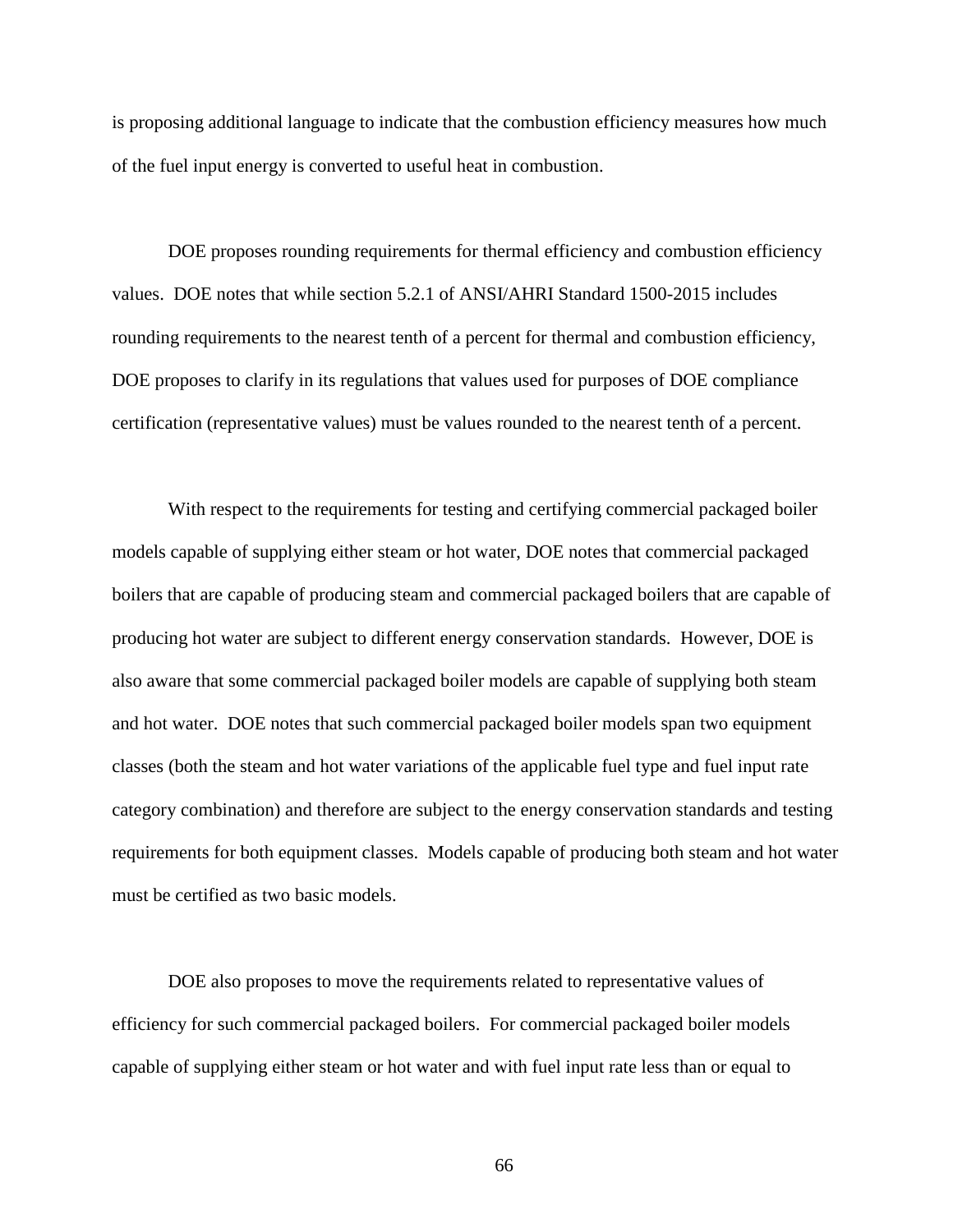is proposing additional language to indicate that the combustion efficiency measures how much of the fuel input energy is converted to useful heat in combustion.

DOE proposes rounding requirements for thermal efficiency and combustion efficiency values. DOE notes that while section 5.2.1 of ANSI/AHRI Standard 1500-2015 includes rounding requirements to the nearest tenth of a percent for thermal and combustion efficiency, DOE proposes to clarify in its regulations that values used for purposes of DOE compliance certification (representative values) must be values rounded to the nearest tenth of a percent.

With respect to the requirements for testing and certifying commercial packaged boiler models capable of supplying either steam or hot water, DOE notes that commercial packaged boilers that are capable of producing steam and commercial packaged boilers that are capable of producing hot water are subject to different energy conservation standards. However, DOE is also aware that some commercial packaged boiler models are capable of supplying both steam and hot water. DOE notes that such commercial packaged boiler models span two equipment classes (both the steam and hot water variations of the applicable fuel type and fuel input rate category combination) and therefore are subject to the energy conservation standards and testing requirements for both equipment classes. Models capable of producing both steam and hot water must be certified as two basic models.

DOE also proposes to move the requirements related to representative values of efficiency for such commercial packaged boilers. For commercial packaged boiler models capable of supplying either steam or hot water and with fuel input rate less than or equal to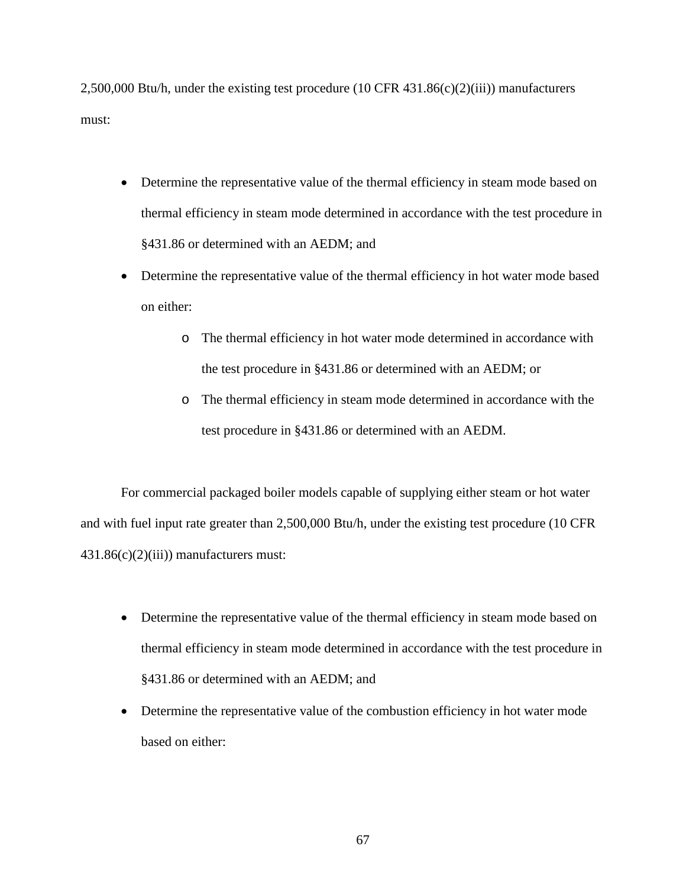2,500,000 Btu/h, under the existing test procedure (10 CFR 431.86(c)(2)(iii)) manufacturers must:

- Determine the representative value of the thermal efficiency in steam mode based on thermal efficiency in steam mode determined in accordance with the test procedure in §431.86 or determined with an AEDM; and
- Determine the representative value of the thermal efficiency in hot water mode based on either:
  - The thermal efficiency in hot water mode determined in accordance with the test procedure in §431.86 or determined with an AEDM; or
  - The thermal efficiency in steam mode determined in accordance with the test procedure in §431.86 or determined with an AEDM.

For commercial packaged boiler models capable of supplying either steam or hot water and with fuel input rate greater than 2,500,000 Btu/h, under the existing test procedure (10 CFR 431.86(c)(2)(iii)) manufacturers must:

- Determine the representative value of the thermal efficiency in steam mode based on thermal efficiency in steam mode determined in accordance with the test procedure in §431.86 or determined with an AEDM; and
- Determine the representative value of the combustion efficiency in hot water mode based on either: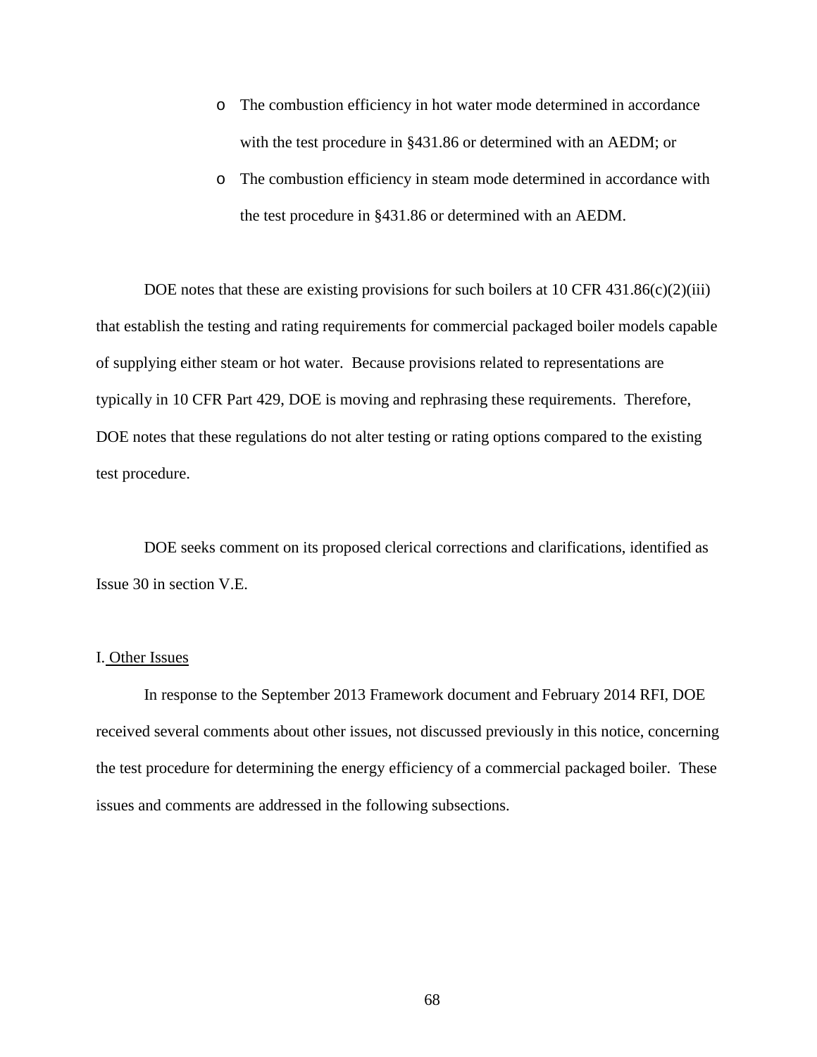- The combustion efficiency in hot water mode determined in accordance with the test procedure in §431.86 or determined with an AEDM; or
- The combustion efficiency in steam mode determined in accordance with the test procedure in §431.86 or determined with an AEDM.

DOE notes that these are existing provisions for such boilers at 10 CFR 431.86(c)(2)(iii) that establish the testing and rating requirements for commercial packaged boiler models capable of supplying either steam or hot water. Because provisions related to representations are typically in 10 CFR Part 429, DOE is moving and rephrasing these requirements. Therefore, DOE notes that these regulations do not alter testing or rating options compared to the existing test procedure.

DOE seeks comment on its proposed clerical corrections and clarifications, identified as Issue 30 in section V.E.

## I. Other Issues

In response to the September 2013 Framework document and February 2014 RFI, DOE received several comments about other issues, not discussed previously in this notice, concerning the test procedure for determining the energy efficiency of a commercial packaged boiler. These issues and comments are addressed in the following subsections.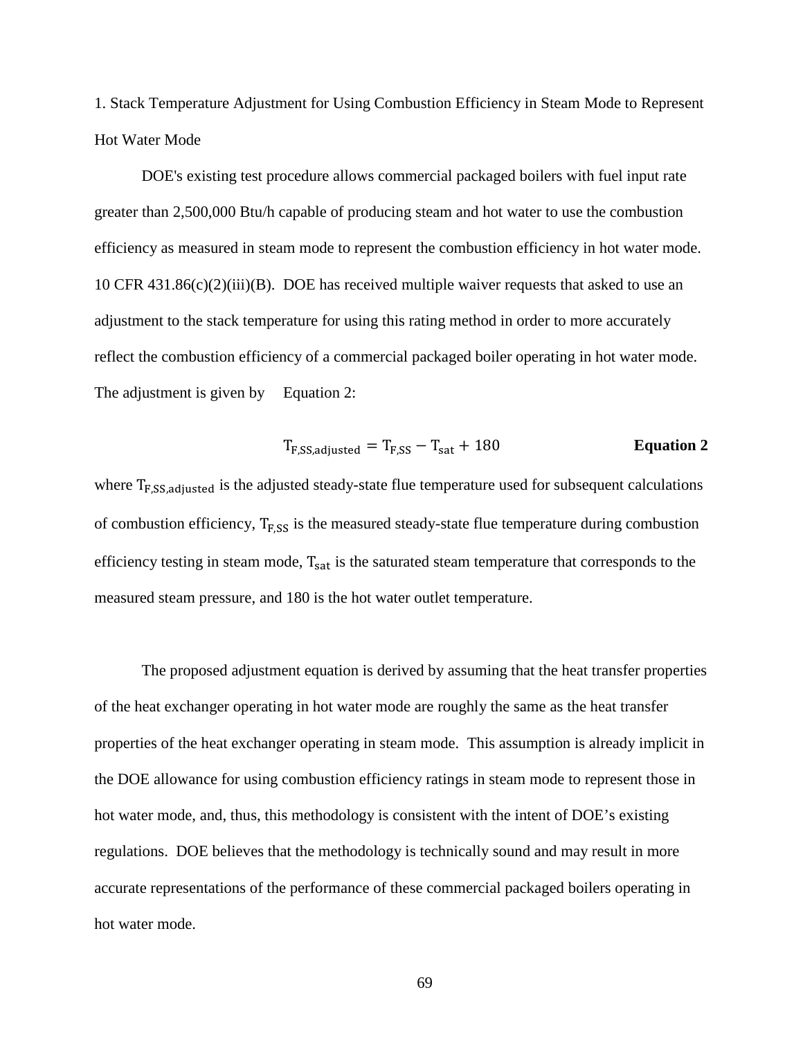1. Stack Temperature Adjustment for Using Combustion Efficiency in Steam Mode to Represent Hot Water Mode

DOE's existing test procedure allows commercial packaged boilers with fuel input rate greater than 2,500,000 Btu/h capable of producing steam and hot water to use the combustion efficiency as measured in steam mode to represent the combustion efficiency in hot water mode. 10 CFR 431.86(c)(2)(iii)(B). DOE has received multiple waiver requests that asked to use an adjustment to the stack temperature for using this rating method in order to more accurately reflect the combustion efficiency of a commercial packaged boiler operating in hot water mode. The adjustment is given by Equation 2:

$$T_{F,SS,adjusted} = T_{F,SS} - T_{sat} + 180 \qquad \textbf{Equation 2}$$

where $T_{F,SS,adjusted}$ is the adjusted steady-state flue temperature used for subsequent calculations of combustion efficiency, $T_{F,SS}$ is the measured steady-state flue temperature during combustion efficiency testing in steam mode, $T_{sat}$ is the saturated steam temperature that corresponds to the measured steam pressure, and 180 is the hot water outlet temperature.

The proposed adjustment equation is derived by assuming that the heat transfer properties of the heat exchanger operating in hot water mode are roughly the same as the heat transfer properties of the heat exchanger operating in steam mode. This assumption is already implicit in the DOE allowance for using combustion efficiency ratings in steam mode to represent those in hot water mode, and, thus, this methodology is consistent with the intent of DOE's existing regulations. DOE believes that the methodology is technically sound and may result in more accurate representations of the performance of these commercial packaged boilers operating in hot water mode.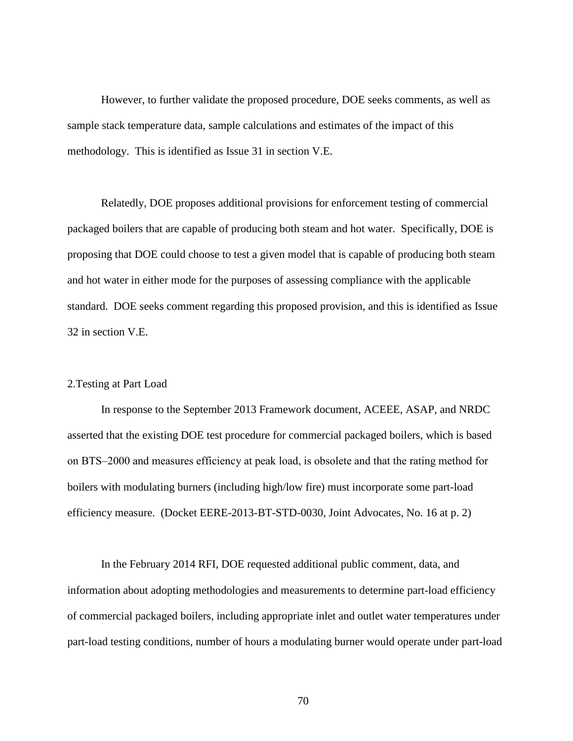However, to further validate the proposed procedure, DOE seeks comments, as well as sample stack temperature data, sample calculations and estimates of the impact of this methodology. This is identified as Issue 31 in section V.E.

Relatedly, DOE proposes additional provisions for enforcement testing of commercial packaged boilers that are capable of producing both steam and hot water. Specifically, DOE is proposing that DOE could choose to test a given model that is capable of producing both steam and hot water in either mode for the purposes of assessing compliance with the applicable standard. DOE seeks comment regarding this proposed provision, and this is identified as Issue 32 in section V.E.

### 2.Testing at Part Load

In response to the September 2013 Framework document, ACEEE, ASAP, and NRDC asserted that the existing DOE test procedure for commercial packaged boilers, which is based on BTS–2000 and measures efficiency at peak load, is obsolete and that the rating method for boilers with modulating burners (including high/low fire) must incorporate some part-load efficiency measure. (Docket EERE-2013-BT-STD-0030, Joint Advocates, No. 16 at p. 2)

In the February 2014 RFI, DOE requested additional public comment, data, and information about adopting methodologies and measurements to determine part-load efficiency of commercial packaged boilers, including appropriate inlet and outlet water temperatures under part-load testing conditions, number of hours a modulating burner would operate under part-load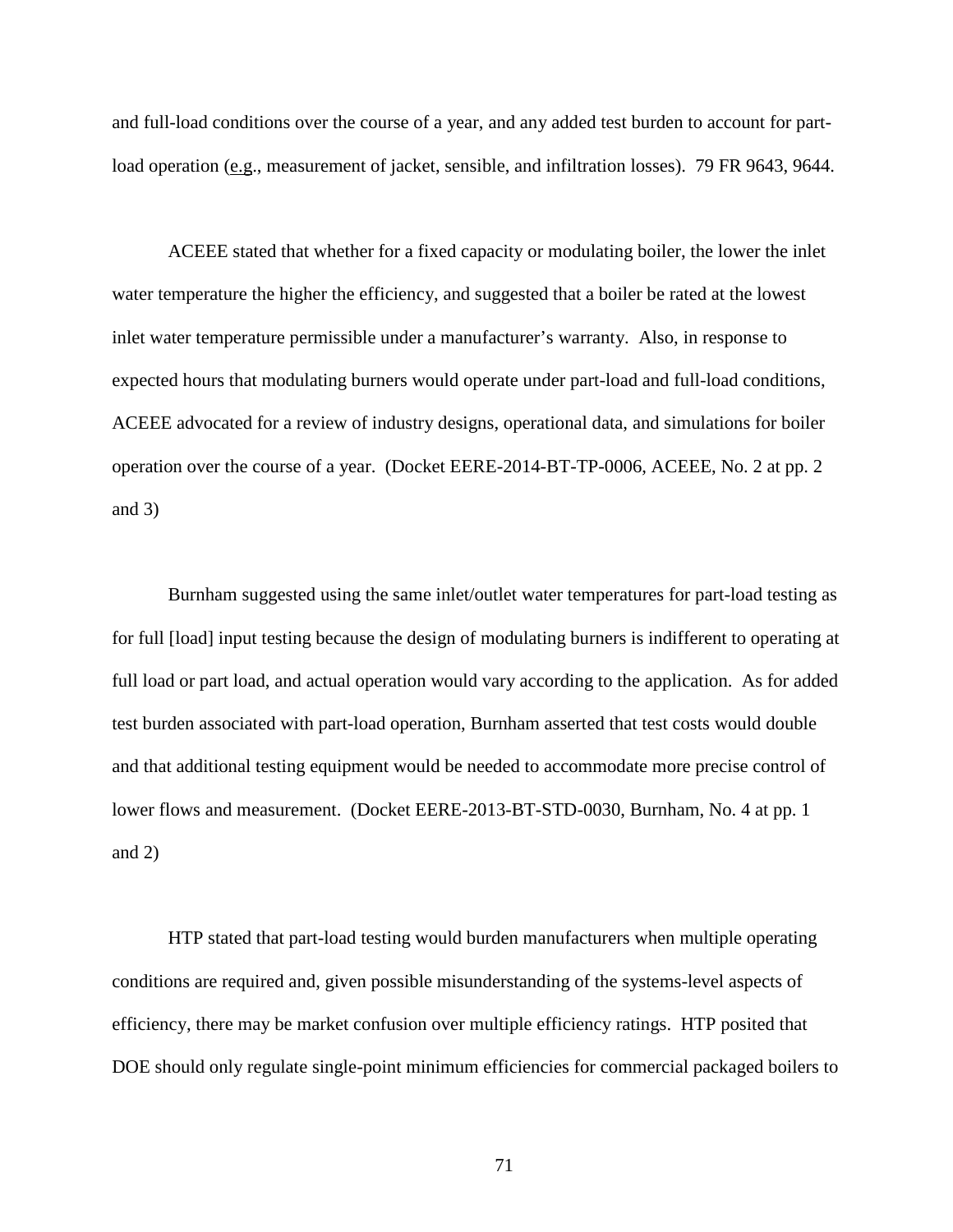and full-load conditions over the course of a year, and any added test burden to account for part-load operation (e.g., measurement of jacket, sensible, and infiltration losses). 79 FR 9643, 9644.

ACEEE stated that whether for a fixed capacity or modulating boiler, the lower the inlet water temperature the higher the efficiency, and suggested that a boiler be rated at the lowest inlet water temperature permissible under a manufacturer's warranty. Also, in response to expected hours that modulating burners would operate under part-load and full-load conditions, ACEEE advocated for a review of industry designs, operational data, and simulations for boiler operation over the course of a year. (Docket EERE-2014-BT-TP-0006, ACEEE, No. 2 at pp. 2 and 3)

Burnham suggested using the same inlet/outlet water temperatures for part-load testing as for full [load] input testing because the design of modulating burners is indifferent to operating at full load or part load, and actual operation would vary according to the application. As for added test burden associated with part-load operation, Burnham asserted that test costs would double and that additional testing equipment would be needed to accommodate more precise control of lower flows and measurement. (Docket EERE-2013-BT-STD-0030, Burnham, No. 4 at pp. 1 and 2)

HTP stated that part-load testing would burden manufacturers when multiple operating conditions are required and, given possible misunderstanding of the systems-level aspects of efficiency, there may be market confusion over multiple efficiency ratings. HTP posited that DOE should only regulate single-point minimum efficiencies for commercial packaged boilers to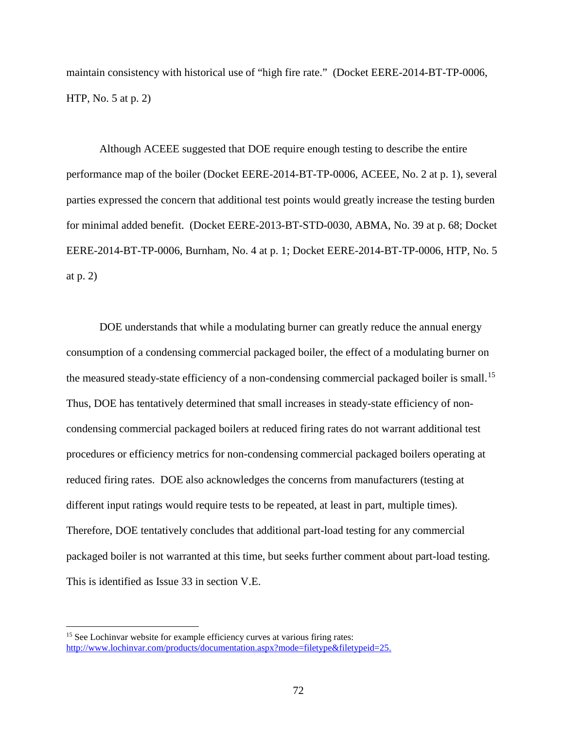maintain consistency with historical use of "high fire rate." (Docket EERE-2014-BT-TP-0006, HTP, No. 5 at p. 2)

Although ACEEE suggested that DOE require enough testing to describe the entire performance map of the boiler (Docket EERE-2014-BT-TP-0006, ACEEE, No. 2 at p. 1), several parties expressed the concern that additional test points would greatly increase the testing burden for minimal added benefit. (Docket EERE-2013-BT-STD-0030, ABMA, No. 39 at p. 68; Docket EERE-2014-BT-TP-0006, Burnham, No. 4 at p. 1; Docket EERE-2014-BT-TP-0006, HTP, No. 5 at p. 2)

DOE understands that while a modulating burner can greatly reduce the annual energy consumption of a condensing commercial packaged boiler, the effect of a modulating burner on the measured steady-state efficiency of a non-condensing commercial packaged boiler is small.[15] Thus, DOE has tentatively determined that small increases in steady-state efficiency of non-condensing commercial packaged boilers at reduced firing rates do not warrant additional test procedures or efficiency metrics for non-condensing commercial packaged boilers operating at reduced firing rates. DOE also acknowledges the concerns from manufacturers (testing at different input ratings would require tests to be repeated, at least in part, multiple times). Therefore, DOE tentatively concludes that additional part-load testing for any commercial packaged boiler is not warranted at this time, but seeks further comment about part-load testing. This is identified as Issue 33 in section V.E.

[15] See Lochinvar website for example efficiency curves at various firing rates: http://www.lochinvar.com/products/documentation.aspx?mode=filetype&filetypeid=25.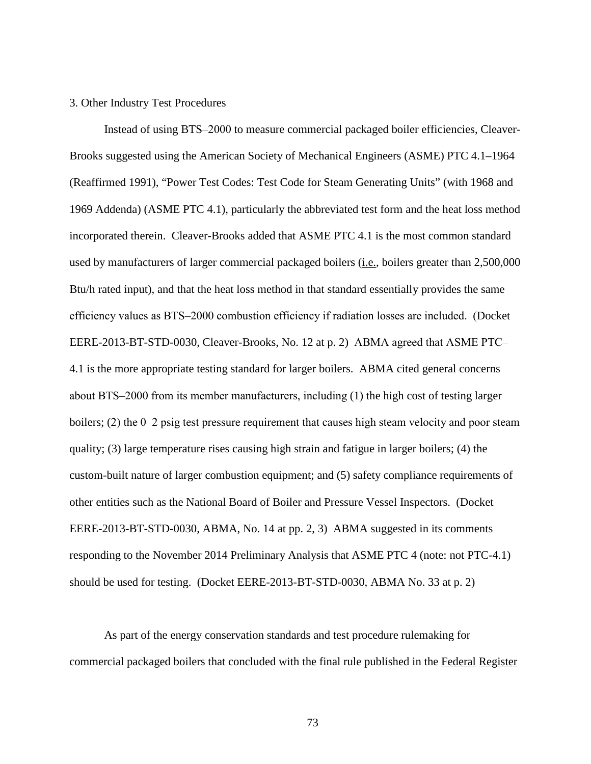3. Other Industry Test Procedures

Instead of using BTS–2000 to measure commercial packaged boiler efficiencies, Cleaver-Brooks suggested using the American Society of Mechanical Engineers (ASME) PTC 4.1–1964 (Reaffirmed 1991), "Power Test Codes: Test Code for Steam Generating Units" (with 1968 and 1969 Addenda) (ASME PTC 4.1), particularly the abbreviated test form and the heat loss method incorporated therein. Cleaver-Brooks added that ASME PTC 4.1 is the most common standard used by manufacturers of larger commercial packaged boilers (i.e., boilers greater than 2,500,000 Btu/h rated input), and that the heat loss method in that standard essentially provides the same efficiency values as BTS–2000 combustion efficiency if radiation losses are included. (Docket EERE-2013-BT-STD-0030, Cleaver-Brooks, No. 12 at p. 2) ABMA agreed that ASME PTC–4.1 is the more appropriate testing standard for larger boilers. ABMA cited general concerns about BTS–2000 from its member manufacturers, including (1) the high cost of testing larger boilers; (2) the 0–2 psig test pressure requirement that causes high steam velocity and poor steam quality; (3) large temperature rises causing high strain and fatigue in larger boilers; (4) the custom-built nature of larger combustion equipment; and (5) safety compliance requirements of other entities such as the National Board of Boiler and Pressure Vessel Inspectors. (Docket EERE-2013-BT-STD-0030, ABMA, No. 14 at pp. 2, 3) ABMA suggested in its comments responding to the November 2014 Preliminary Analysis that ASME PTC 4 (note: not PTC-4.1) should be used for testing. (Docket EERE-2013-BT-STD-0030, ABMA No. 33 at p. 2)

As part of the energy conservation standards and test procedure rulemaking for commercial packaged boilers that concluded with the final rule published in the Federal Register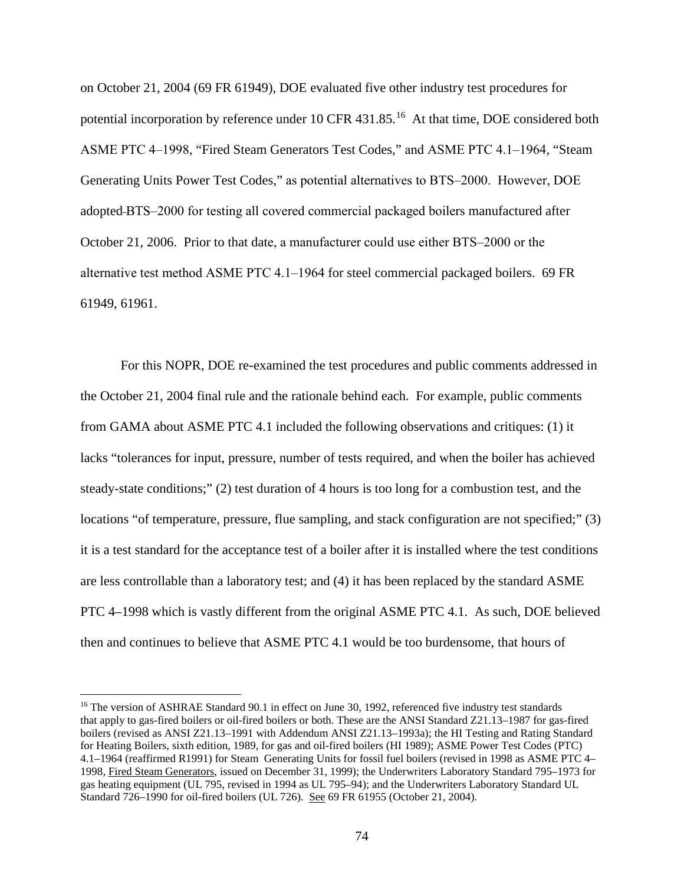on October 21, 2004 (69 FR 61949), DOE evaluated five other industry test procedures for potential incorporation by reference under 10 CFR 431.85.[16] At that time, DOE considered both ASME PTC 4–1998, "Fired Steam Generators Test Codes," and ASME PTC 4.1–1964, "Steam Generating Units Power Test Codes," as potential alternatives to BTS–2000. However, DOE adopted BTS–2000 for testing all covered commercial packaged boilers manufactured after October 21, 2006. Prior to that date, a manufacturer could use either BTS–2000 or the alternative test method ASME PTC 4.1–1964 for steel commercial packaged boilers. 69 FR 61949, 61961.

For this NOPR, DOE re-examined the test procedures and public comments addressed in the October 21, 2004 final rule and the rationale behind each. For example, public comments from GAMA about ASME PTC 4.1 included the following observations and critiques: (1) it lacks "tolerances for input, pressure, number of tests required, and when the boiler has achieved steady-state conditions;" (2) test duration of 4 hours is too long for a combustion test, and the locations "of temperature, pressure, flue sampling, and stack configuration are not specified;" (3) it is a test standard for the acceptance test of a boiler after it is installed where the test conditions are less controllable than a laboratory test; and (4) it has been replaced by the standard ASME PTC 4–1998 which is vastly different from the original ASME PTC 4.1. As such, DOE believed then and continues to believe that ASME PTC 4.1 would be too burdensome, that hours of

[16] The version of ASHRAE Standard 90.1 in effect on June 30, 1992, referenced five industry test standards that apply to gas-fired boilers or oil-fired boilers or both. These are the ANSI Standard Z21.13–1987 for gas-fired boilers (revised as ANSI Z21.13–1991 with Addendum ANSI Z21.13–1993a); the HI Testing and Rating Standard for Heating Boilers, sixth edition, 1989, for gas and oil-fired boilers (HI 1989); ASME Power Test Codes (PTC) 4.1–1964 (reaffirmed R1991) for Steam Generating Units for fossil fuel boilers (revised in 1998 as ASME PTC 4–1998, Fired Steam Generators, issued on December 31, 1999); the Underwriters Laboratory Standard 795–1973 for gas heating equipment (UL 795, revised in 1994 as UL 795–94); and the Underwriters Laboratory Standard UL Standard 726–1990 for oil-fired boilers (UL 726). See 69 FR 61955 (October 21, 2004).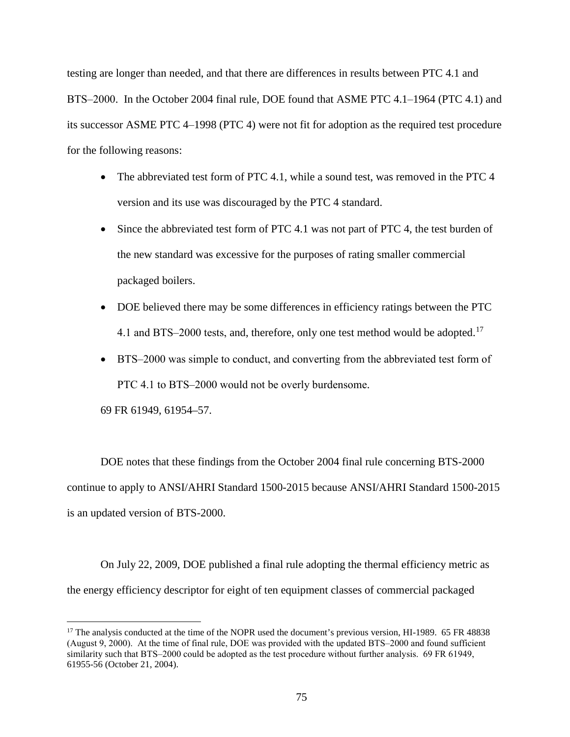testing are longer than needed, and that there are differences in results between PTC 4.1 and BTS–2000. In the October 2004 final rule, DOE found that ASME PTC 4.1–1964 (PTC 4.1) and its successor ASME PTC 4–1998 (PTC 4) were not fit for adoption as the required test procedure for the following reasons:

- The abbreviated test form of PTC 4.1, while a sound test, was removed in the PTC 4 version and its use was discouraged by the PTC 4 standard.
- Since the abbreviated test form of PTC 4.1 was not part of PTC 4, the test burden of the new standard was excessive for the purposes of rating smaller commercial packaged boilers.
- DOE believed there may be some differences in efficiency ratings between the PTC 4.1 and BTS–2000 tests, and, therefore, only one test method would be adopted.[17]
- BTS–2000 was simple to conduct, and converting from the abbreviated test form of PTC 4.1 to BTS–2000 would not be overly burdensome.

69 FR 61949, 61954–57.

DOE notes that these findings from the October 2004 final rule concerning BTS-2000 continue to apply to ANSI/AHRI Standard 1500-2015 because ANSI/AHRI Standard 1500-2015 is an updated version of BTS-2000.

On July 22, 2009, DOE published a final rule adopting the thermal efficiency metric as the energy efficiency descriptor for eight of ten equipment classes of commercial packaged

[17] The analysis conducted at the time of the NOPR used the document's previous version, HI-1989. 65 FR 48838 (August 9, 2000). At the time of final rule, DOE was provided with the updated BTS–2000 and found sufficient similarity such that BTS–2000 could be adopted as the test procedure without further analysis. 69 FR 61949, 61955-56 (October 21, 2004).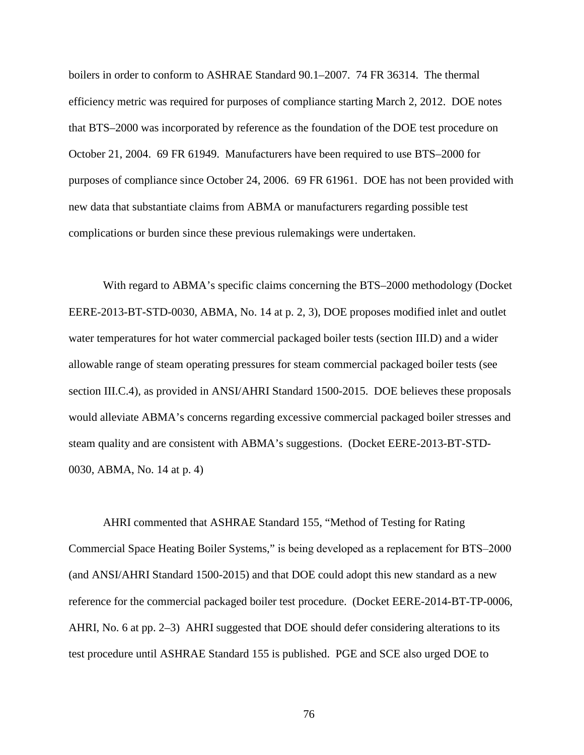boilers in order to conform to ASHRAE Standard 90.1–2007. 74 FR 36314. The thermal efficiency metric was required for purposes of compliance starting March 2, 2012. DOE notes that BTS–2000 was incorporated by reference as the foundation of the DOE test procedure on October 21, 2004. 69 FR 61949. Manufacturers have been required to use BTS–2000 for purposes of compliance since October 24, 2006. 69 FR 61961. DOE has not been provided with new data that substantiate claims from ABMA or manufacturers regarding possible test complications or burden since these previous rulemakings were undertaken.

With regard to ABMA's specific claims concerning the BTS–2000 methodology (Docket EERE-2013-BT-STD-0030, ABMA, No. 14 at p. 2, 3), DOE proposes modified inlet and outlet water temperatures for hot water commercial packaged boiler tests (section III.D) and a wider allowable range of steam operating pressures for steam commercial packaged boiler tests (see section III.C.4), as provided in ANSI/AHRI Standard 1500-2015. DOE believes these proposals would alleviate ABMA's concerns regarding excessive commercial packaged boiler stresses and steam quality and are consistent with ABMA's suggestions. (Docket EERE-2013-BT-STD-0030, ABMA, No. 14 at p. 4)

AHRI commented that ASHRAE Standard 155, "Method of Testing for Rating Commercial Space Heating Boiler Systems," is being developed as a replacement for BTS–2000 (and ANSI/AHRI Standard 1500-2015) and that DOE could adopt this new standard as a new reference for the commercial packaged boiler test procedure. (Docket EERE-2014-BT-TP-0006, AHRI, No. 6 at pp. 2–3) AHRI suggested that DOE should defer considering alterations to its test procedure until ASHRAE Standard 155 is published. PGE and SCE also urged DOE to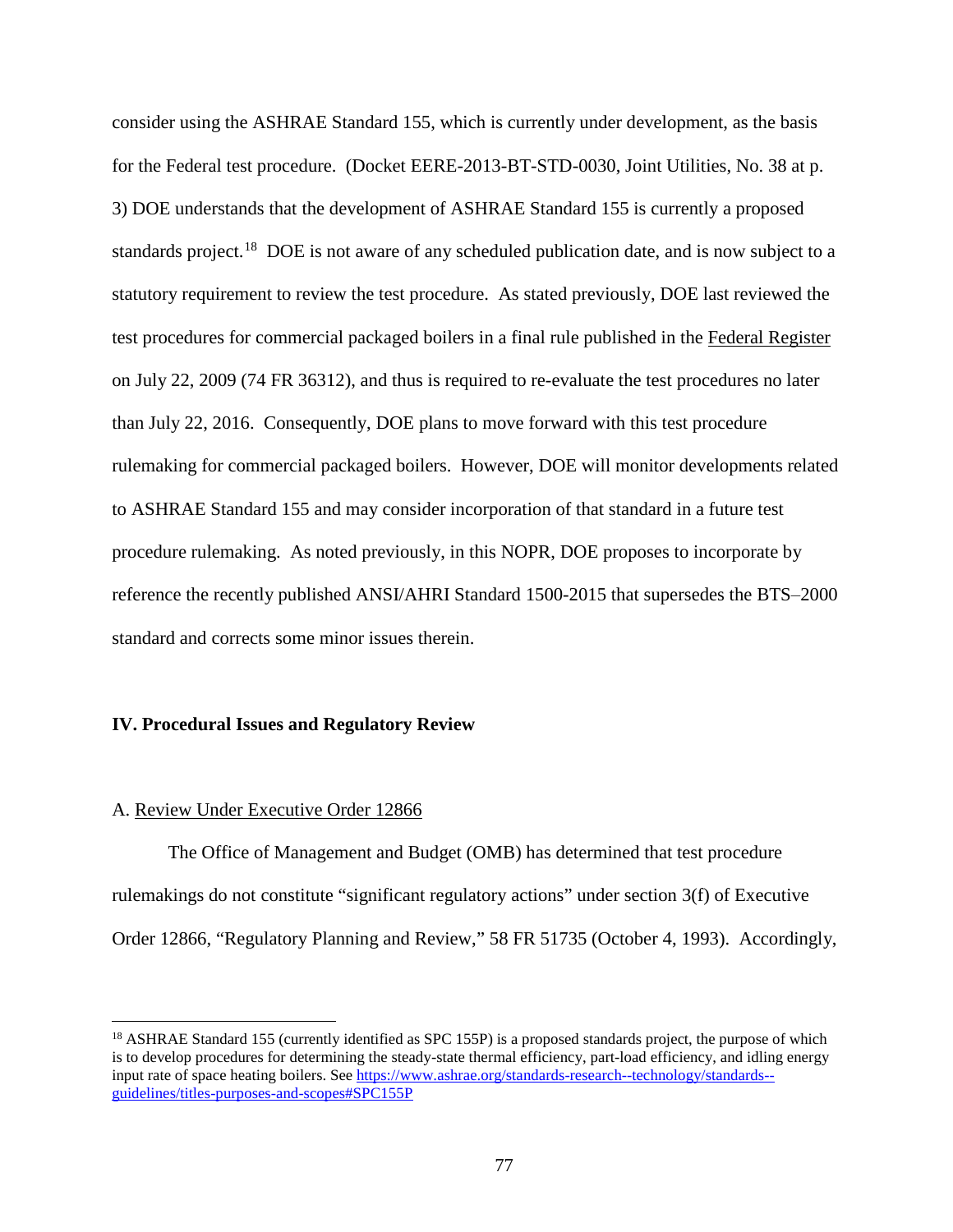consider using the ASHRAE Standard 155, which is currently under development, as the basis for the Federal test procedure. (Docket EERE-2013-BT-STD-0030, Joint Utilities, No. 38 at p. 3) DOE understands that the development of ASHRAE Standard 155 is currently a proposed standards project.[18] DOE is not aware of any scheduled publication date, and is now subject to a statutory requirement to review the test procedure. As stated previously, DOE last reviewed the test procedures for commercial packaged boilers in a final rule published in the Federal Register on July 22, 2009 (74 FR 36312), and thus is required to re-evaluate the test procedures no later than July 22, 2016. Consequently, DOE plans to move forward with this test procedure rulemaking for commercial packaged boilers. However, DOE will monitor developments related to ASHRAE Standard 155 and may consider incorporation of that standard in a future test procedure rulemaking. As noted previously, in this NOPR, DOE proposes to incorporate by reference the recently published ANSI/AHRI Standard 1500-2015 that supersedes the BTS–2000 standard and corrects some minor issues therein.

## IV. Procedural Issues and Regulatory Review

### A. Review Under Executive Order 12866

The Office of Management and Budget (OMB) has determined that test procedure rulemakings do not constitute "significant regulatory actions" under section 3(f) of Executive Order 12866, "Regulatory Planning and Review," 58 FR 51735 (October 4, 1993). Accordingly,

---

[18] ASHRAE Standard 155 (currently identified as SPC 155P) is a proposed standards project, the purpose of which is to develop procedures for determining the steady-state thermal efficiency, part-load efficiency, and idling energy input rate of space heating boilers. See https://www.ashrae.org/standards-research--technology/standards--guidelines/titles-purposes-and-scopes#SPC155P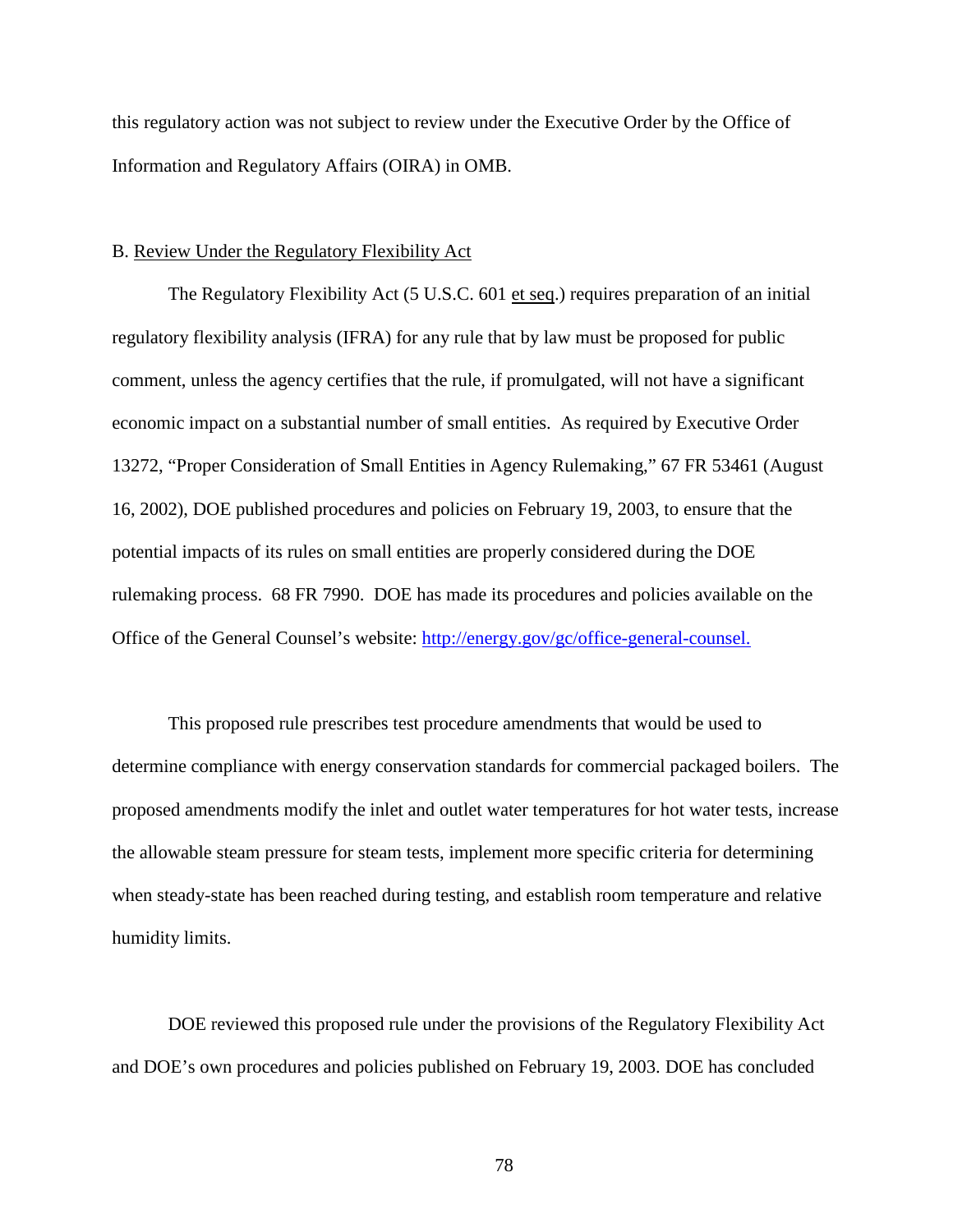this regulatory action was not subject to review under the Executive Order by the Office of Information and Regulatory Affairs (OIRA) in OMB.

B. Review Under the Regulatory Flexibility Act

The Regulatory Flexibility Act (5 U.S.C. 601 et seq.) requires preparation of an initial regulatory flexibility analysis (IFRA) for any rule that by law must be proposed for public comment, unless the agency certifies that the rule, if promulgated, will not have a significant economic impact on a substantial number of small entities. As required by Executive Order 13272, "Proper Consideration of Small Entities in Agency Rulemaking," 67 FR 53461 (August 16, 2002), DOE published procedures and policies on February 19, 2003, to ensure that the potential impacts of its rules on small entities are properly considered during the DOE rulemaking process. 68 FR 7990. DOE has made its procedures and policies available on the Office of the General Counsel's website: http://energy.gov/gc/office-general-counsel.

This proposed rule prescribes test procedure amendments that would be used to determine compliance with energy conservation standards for commercial packaged boilers. The proposed amendments modify the inlet and outlet water temperatures for hot water tests, increase the allowable steam pressure for steam tests, implement more specific criteria for determining when steady-state has been reached during testing, and establish room temperature and relative humidity limits.

DOE reviewed this proposed rule under the provisions of the Regulatory Flexibility Act and DOE's own procedures and policies published on February 19, 2003. DOE has concluded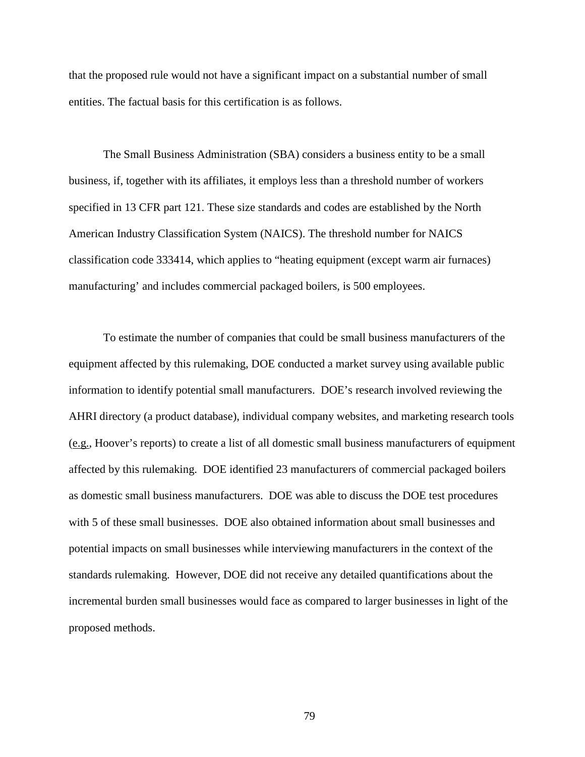that the proposed rule would not have a significant impact on a substantial number of small entities. The factual basis for this certification is as follows.

The Small Business Administration (SBA) considers a business entity to be a small business, if, together with its affiliates, it employs less than a threshold number of workers specified in 13 CFR part 121. These size standards and codes are established by the North American Industry Classification System (NAICS). The threshold number for NAICS classification code 333414, which applies to "heating equipment (except warm air furnaces) manufacturing' and includes commercial packaged boilers, is 500 employees.

To estimate the number of companies that could be small business manufacturers of the equipment affected by this rulemaking, DOE conducted a market survey using available public information to identify potential small manufacturers. DOE's research involved reviewing the AHRI directory (a product database), individual company websites, and marketing research tools (e.g., Hoover's reports) to create a list of all domestic small business manufacturers of equipment affected by this rulemaking. DOE identified 23 manufacturers of commercial packaged boilers as domestic small business manufacturers. DOE was able to discuss the DOE test procedures with 5 of these small businesses. DOE also obtained information about small businesses and potential impacts on small businesses while interviewing manufacturers in the context of the standards rulemaking. However, DOE did not receive any detailed quantifications about the incremental burden small businesses would face as compared to larger businesses in light of the proposed methods.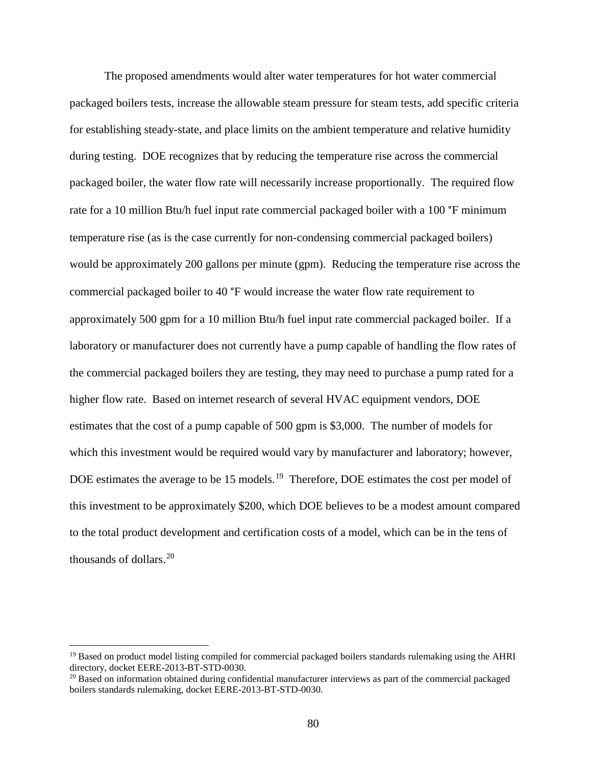The proposed amendments would alter water temperatures for hot water commercial packaged boilers tests, increase the allowable steam pressure for steam tests, add specific criteria for establishing steady-state, and place limits on the ambient temperature and relative humidity during testing. DOE recognizes that by reducing the temperature rise across the commercial packaged boiler, the water flow rate will necessarily increase proportionally. The required flow rate for a 10 million Btu/h fuel input rate commercial packaged boiler with a 100 °F minimum temperature rise (as is the case currently for non-condensing commercial packaged boilers) would be approximately 200 gallons per minute (gpm). Reducing the temperature rise across the commercial packaged boiler to 40 °F would increase the water flow rate requirement to approximately 500 gpm for a 10 million Btu/h fuel input rate commercial packaged boiler. If a laboratory or manufacturer does not currently have a pump capable of handling the flow rates of the commercial packaged boilers they are testing, they may need to purchase a pump rated for a higher flow rate. Based on internet research of several HVAC equipment vendors, DOE estimates that the cost of a pump capable of 500 gpm is $3,000. The number of models for which this investment would be required would vary by manufacturer and laboratory; however, DOE estimates the average to be 15 models.[19] Therefore, DOE estimates the cost per model of this investment to be approximately $200, which DOE believes to be a modest amount compared to the total product development and certification costs of a model, which can be in the tens of thousands of dollars.[20]

[19] Based on product model listing compiled for commercial packaged boilers standards rulemaking using the AHRI directory, docket EERE-2013-BT-STD-0030.

[20] Based on information obtained during confidential manufacturer interviews as part of the commercial packaged boilers standards rulemaking, docket EERE-2013-BT-STD-0030.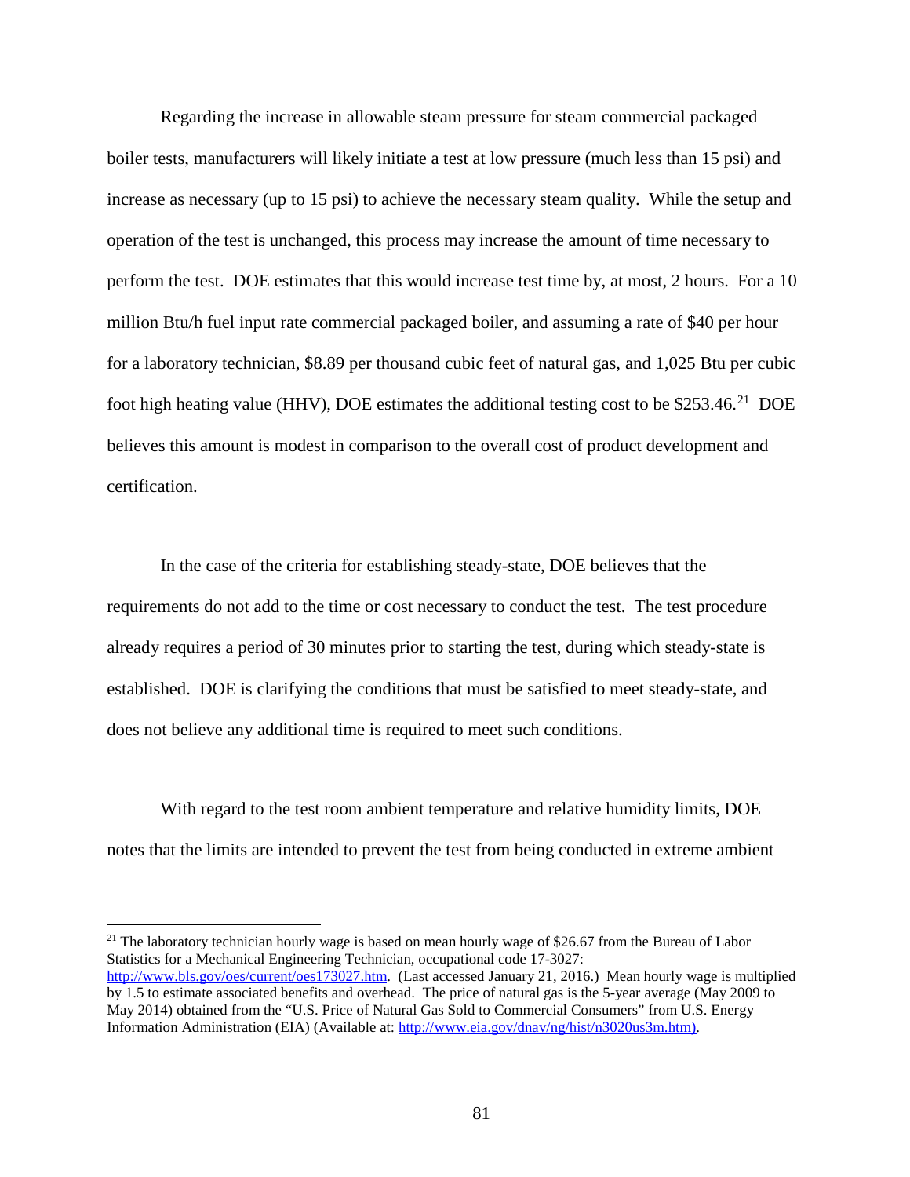Regarding the increase in allowable steam pressure for steam commercial packaged boiler tests, manufacturers will likely initiate a test at low pressure (much less than 15 psi) and increase as necessary (up to 15 psi) to achieve the necessary steam quality. While the setup and operation of the test is unchanged, this process may increase the amount of time necessary to perform the test. DOE estimates that this would increase test time by, at most, 2 hours. For a 10 million Btu/h fuel input rate commercial packaged boiler, and assuming a rate of $40 per hour for a laboratory technician, $8.89 per thousand cubic feet of natural gas, and 1,025 Btu per cubic foot high heating value (HHV), DOE estimates the additional testing cost to be $253.46.[21] DOE believes this amount is modest in comparison to the overall cost of product development and certification.

In the case of the criteria for establishing steady-state, DOE believes that the requirements do not add to the time or cost necessary to conduct the test. The test procedure already requires a period of 30 minutes prior to starting the test, during which steady-state is established. DOE is clarifying the conditions that must be satisfied to meet steady-state, and does not believe any additional time is required to meet such conditions.

With regard to the test room ambient temperature and relative humidity limits, DOE notes that the limits are intended to prevent the test from being conducted in extreme ambient

---

[21] The laboratory technician hourly wage is based on mean hourly wage of $26.67 from the Bureau of Labor Statistics for a Mechanical Engineering Technician, occupational code 17-3027: http://www.bls.gov/oes/current/oes173027.htm. (Last accessed January 21, 2016.) Mean hourly wage is multiplied by 1.5 to estimate associated benefits and overhead. The price of natural gas is the 5-year average (May 2009 to May 2014) obtained from the "U.S. Price of Natural Gas Sold to Commercial Consumers" from U.S. Energy Information Administration (EIA) (Available at: http://www.eia.gov/dnav/ng/hist/n3020us3m.htm).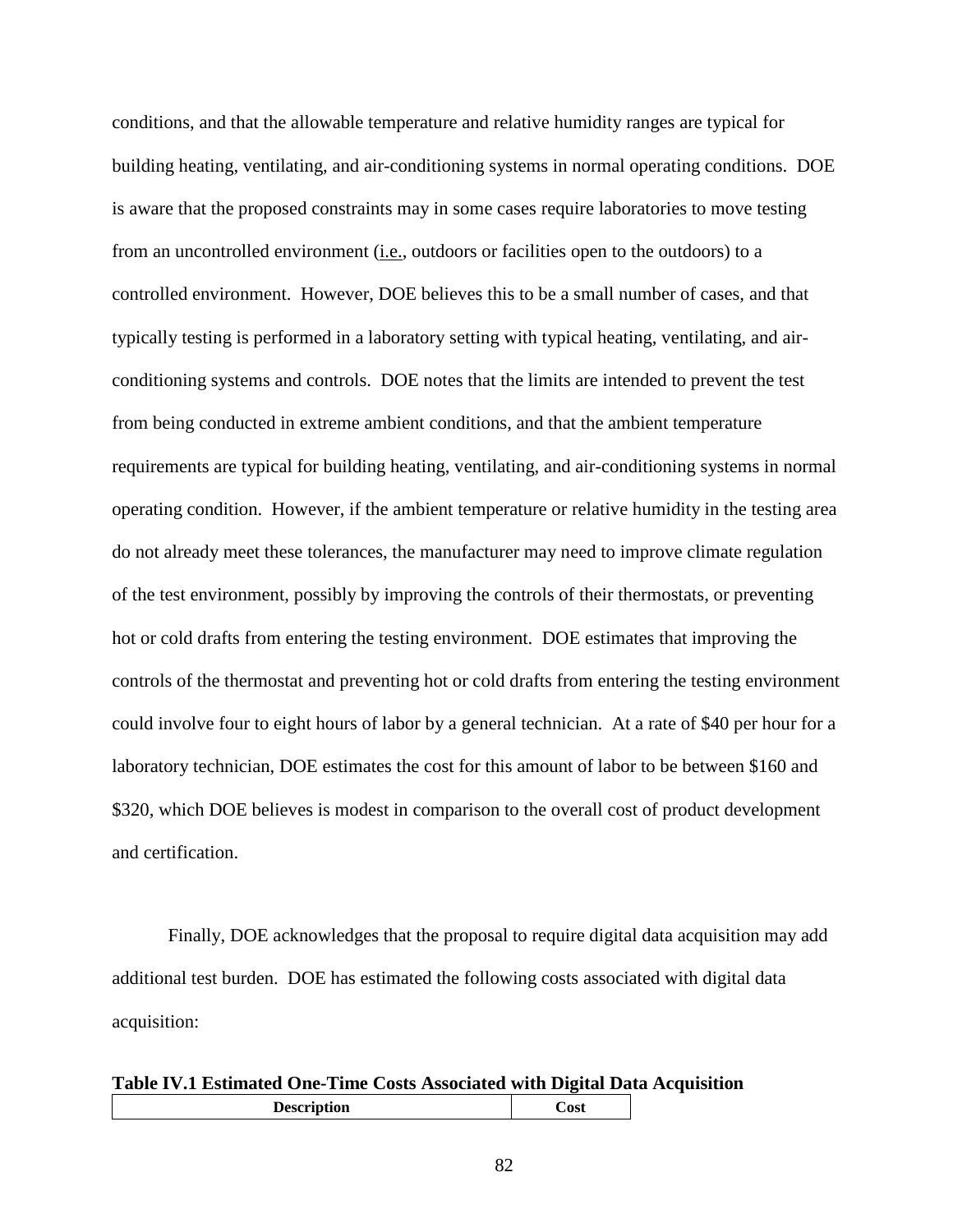conditions, and that the allowable temperature and relative humidity ranges are typical for building heating, ventilating, and air-conditioning systems in normal operating conditions. DOE is aware that the proposed constraints may in some cases require laboratories to move testing from an uncontrolled environment (i.e., outdoors or facilities open to the outdoors) to a controlled environment. However, DOE believes this to be a small number of cases, and that typically testing is performed in a laboratory setting with typical heating, ventilating, and air-conditioning systems and controls. DOE notes that the limits are intended to prevent the test from being conducted in extreme ambient conditions, and that the ambient temperature requirements are typical for building heating, ventilating, and air-conditioning systems in normal operating condition. However, if the ambient temperature or relative humidity in the testing area do not already meet these tolerances, the manufacturer may need to improve climate regulation of the test environment, possibly by improving the controls of their thermostats, or preventing hot or cold drafts from entering the testing environment. DOE estimates that improving the controls of the thermostat and preventing hot or cold drafts from entering the testing environment could involve four to eight hours of labor by a general technician. At a rate of $40 per hour for a laboratory technician, DOE estimates the cost for this amount of labor to be between $160 and $320, which DOE believes is modest in comparison to the overall cost of product development and certification.

Finally, DOE acknowledges that the proposal to require digital data acquisition may add additional test burden. DOE has estimated the following costs associated with digital data acquisition:

**Table IV.1 Estimated One-Time Costs Associated with Digital Data Acquisition**

| Description | Cost |
|---|---|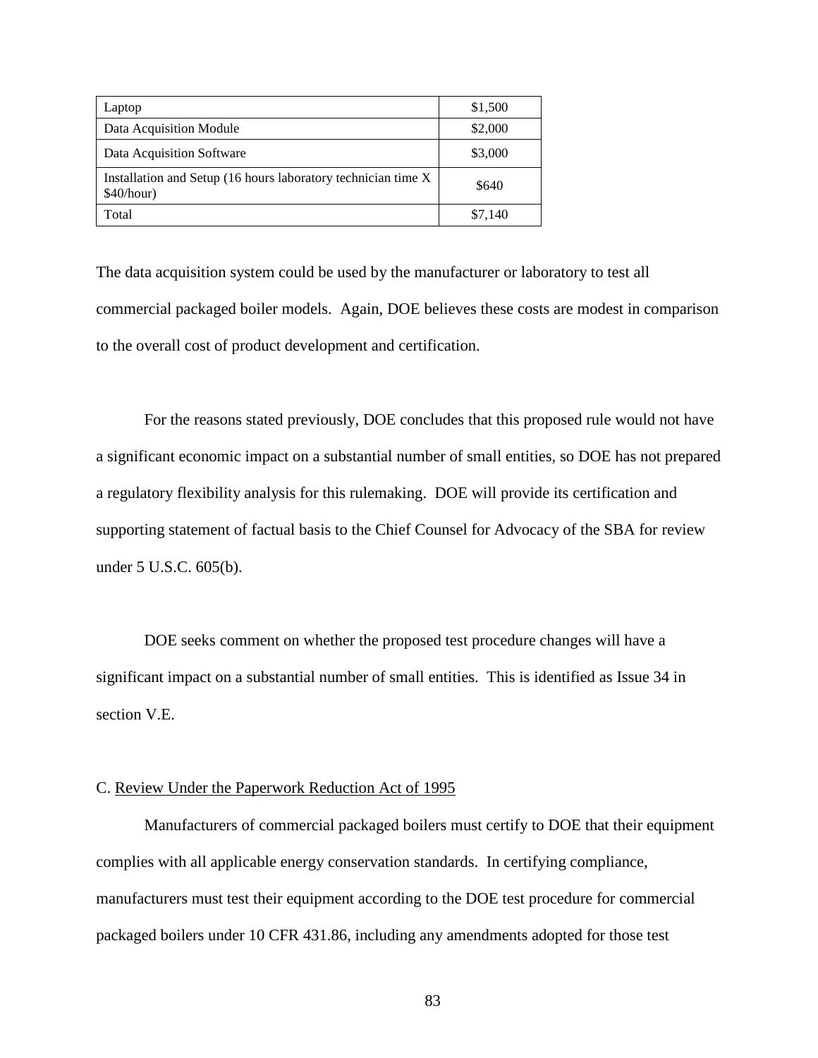| Laptop | $1,500 |
|---|---|
| Data Acquisition Module | $2,000 |
| Data Acquisition Software | $3,000 |
| Installation and Setup (16 hours laboratory technician time X $40/hour) | $640 |
| Total | $7,140 |

The data acquisition system could be used by the manufacturer or laboratory to test all commercial packaged boiler models. Again, DOE believes these costs are modest in comparison to the overall cost of product development and certification.

For the reasons stated previously, DOE concludes that this proposed rule would not have a significant economic impact on a substantial number of small entities, so DOE has not prepared a regulatory flexibility analysis for this rulemaking. DOE will provide its certification and supporting statement of factual basis to the Chief Counsel for Advocacy of the SBA for review under 5 U.S.C. 605(b).

DOE seeks comment on whether the proposed test procedure changes will have a significant impact on a substantial number of small entities. This is identified as Issue 34 in section V.E.

C. Review Under the Paperwork Reduction Act of 1995

Manufacturers of commercial packaged boilers must certify to DOE that their equipment complies with all applicable energy conservation standards. In certifying compliance, manufacturers must test their equipment according to the DOE test procedure for commercial packaged boilers under 10 CFR 431.86, including any amendments adopted for those test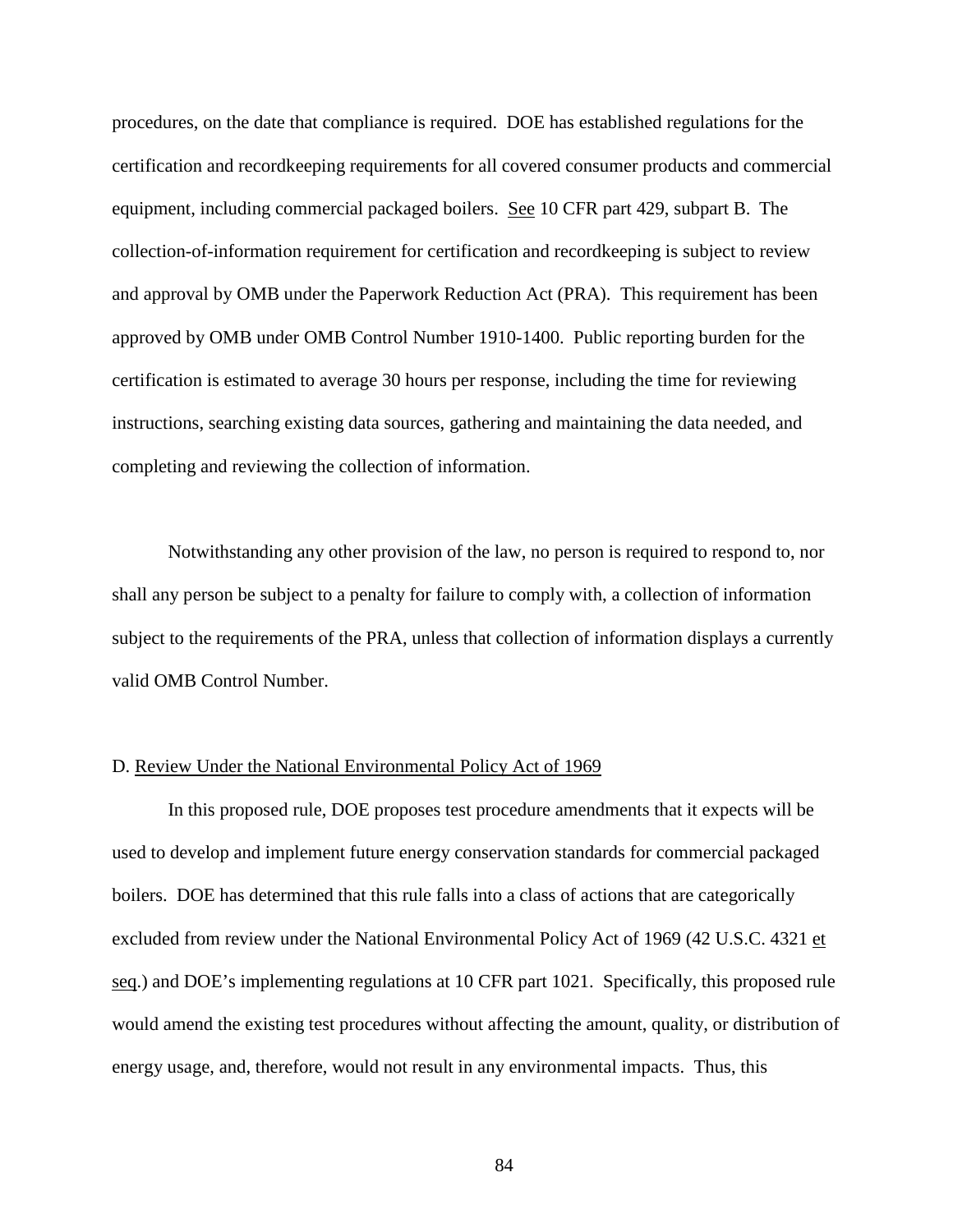procedures, on the date that compliance is required. DOE has established regulations for the certification and recordkeeping requirements for all covered consumer products and commercial equipment, including commercial packaged boilers. See 10 CFR part 429, subpart B. The collection-of-information requirement for certification and recordkeeping is subject to review and approval by OMB under the Paperwork Reduction Act (PRA). This requirement has been approved by OMB under OMB Control Number 1910-1400. Public reporting burden for the certification is estimated to average 30 hours per response, including the time for reviewing instructions, searching existing data sources, gathering and maintaining the data needed, and completing and reviewing the collection of information.

Notwithstanding any other provision of the law, no person is required to respond to, nor shall any person be subject to a penalty for failure to comply with, a collection of information subject to the requirements of the PRA, unless that collection of information displays a currently valid OMB Control Number.

D. Review Under the National Environmental Policy Act of 1969

In this proposed rule, DOE proposes test procedure amendments that it expects will be used to develop and implement future energy conservation standards for commercial packaged boilers. DOE has determined that this rule falls into a class of actions that are categorically excluded from review under the National Environmental Policy Act of 1969 (42 U.S.C. 4321 et seq.) and DOE's implementing regulations at 10 CFR part 1021. Specifically, this proposed rule would amend the existing test procedures without affecting the amount, quality, or distribution of energy usage, and, therefore, would not result in any environmental impacts. Thus, this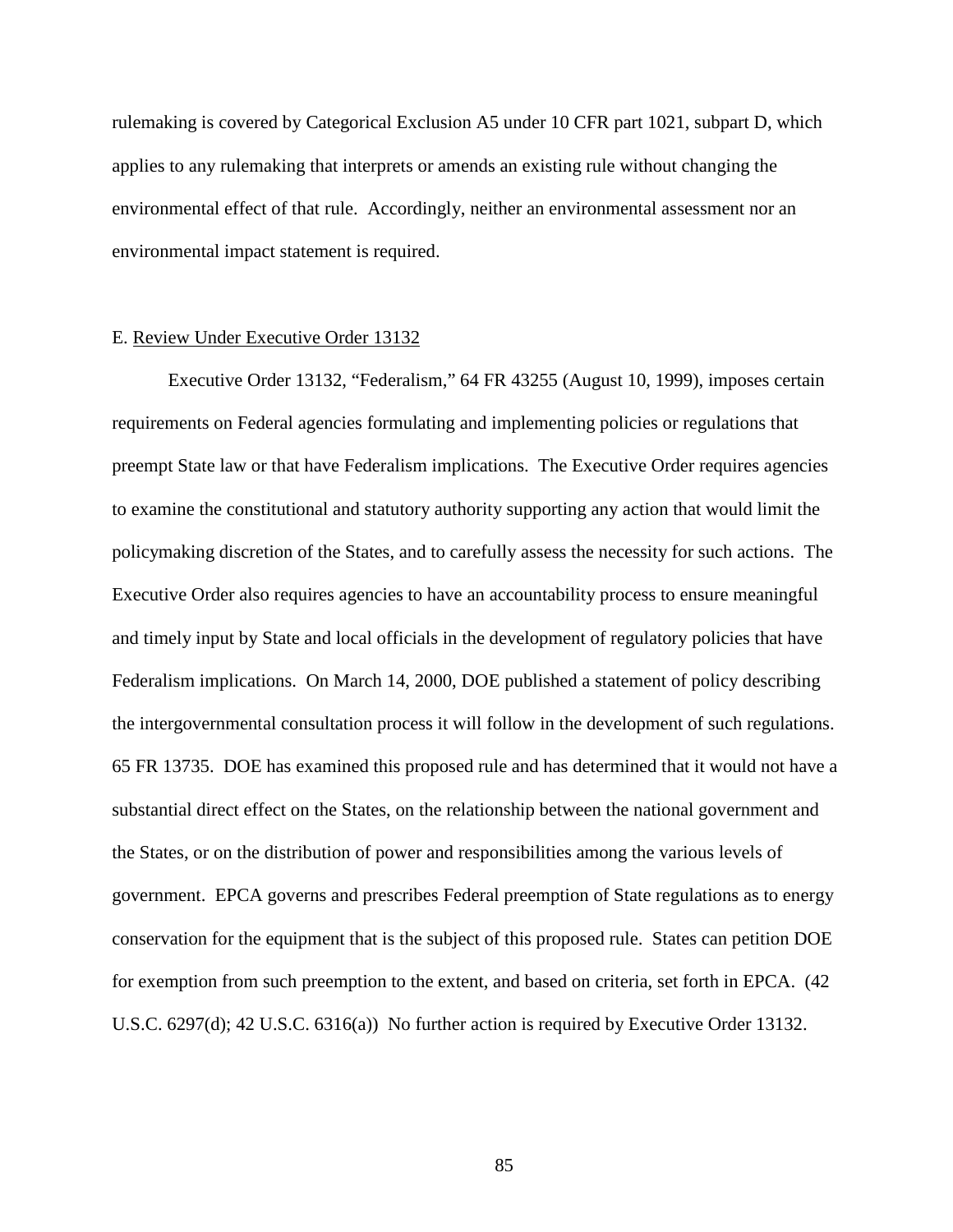rulemaking is covered by Categorical Exclusion A5 under 10 CFR part 1021, subpart D, which applies to any rulemaking that interprets or amends an existing rule without changing the environmental effect of that rule. Accordingly, neither an environmental assessment nor an environmental impact statement is required.

E. Review Under Executive Order 13132

Executive Order 13132, "Federalism," 64 FR 43255 (August 10, 1999), imposes certain requirements on Federal agencies formulating and implementing policies or regulations that preempt State law or that have Federalism implications. The Executive Order requires agencies to examine the constitutional and statutory authority supporting any action that would limit the policymaking discretion of the States, and to carefully assess the necessity for such actions. The Executive Order also requires agencies to have an accountability process to ensure meaningful and timely input by State and local officials in the development of regulatory policies that have Federalism implications. On March 14, 2000, DOE published a statement of policy describing the intergovernmental consultation process it will follow in the development of such regulations. 65 FR 13735. DOE has examined this proposed rule and has determined that it would not have a substantial direct effect on the States, on the relationship between the national government and the States, or on the distribution of power and responsibilities among the various levels of government. EPCA governs and prescribes Federal preemption of State regulations as to energy conservation for the equipment that is the subject of this proposed rule. States can petition DOE for exemption from such preemption to the extent, and based on criteria, set forth in EPCA. (42 U.S.C. 6297(d); 42 U.S.C. 6316(a)) No further action is required by Executive Order 13132.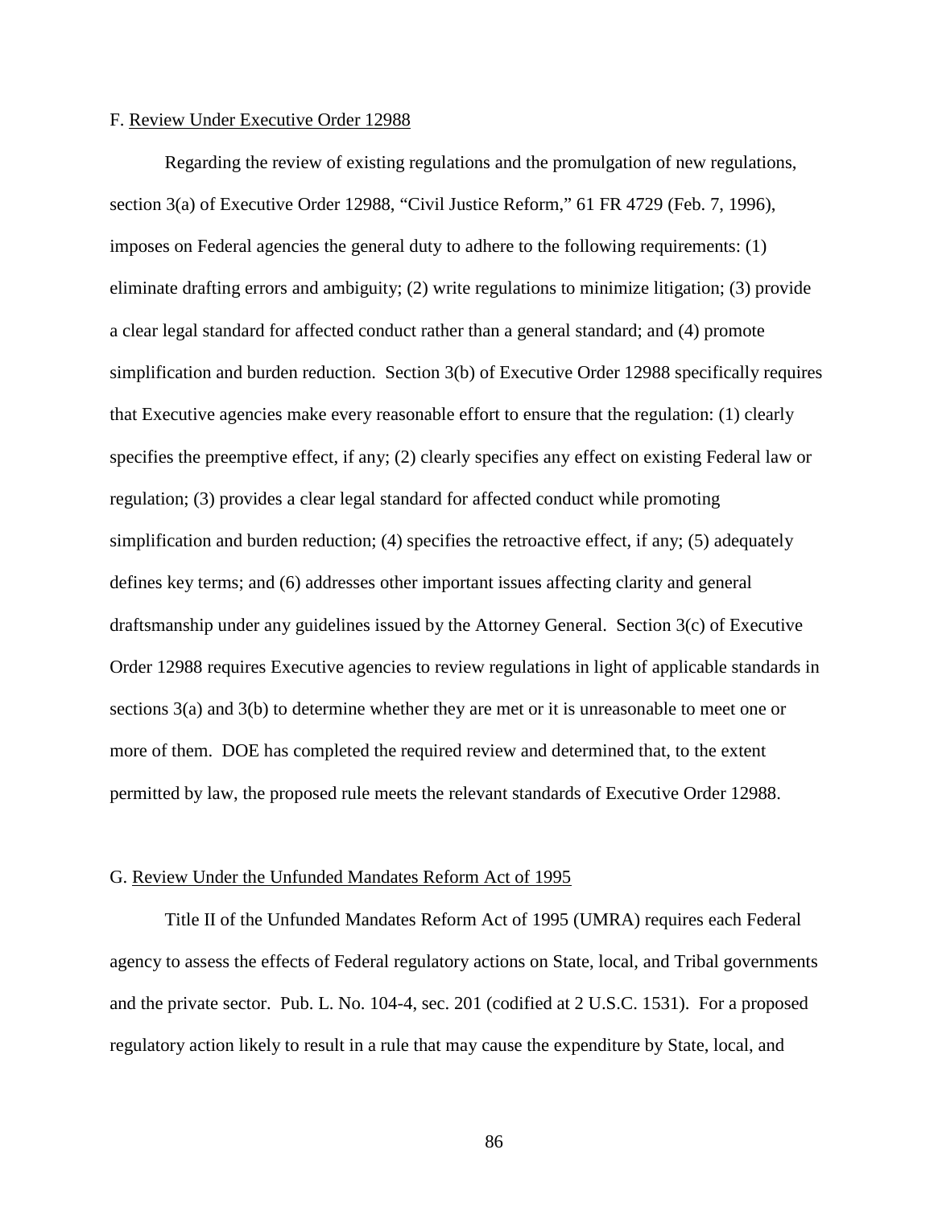### F. Review Under Executive Order 12988

Regarding the review of existing regulations and the promulgation of new regulations, section 3(a) of Executive Order 12988, "Civil Justice Reform," 61 FR 4729 (Feb. 7, 1996), imposes on Federal agencies the general duty to adhere to the following requirements: (1) eliminate drafting errors and ambiguity; (2) write regulations to minimize litigation; (3) provide a clear legal standard for affected conduct rather than a general standard; and (4) promote simplification and burden reduction. Section 3(b) of Executive Order 12988 specifically requires that Executive agencies make every reasonable effort to ensure that the regulation: (1) clearly specifies the preemptive effect, if any; (2) clearly specifies any effect on existing Federal law or regulation; (3) provides a clear legal standard for affected conduct while promoting simplification and burden reduction; (4) specifies the retroactive effect, if any; (5) adequately defines key terms; and (6) addresses other important issues affecting clarity and general draftsmanship under any guidelines issued by the Attorney General. Section 3(c) of Executive Order 12988 requires Executive agencies to review regulations in light of applicable standards in sections 3(a) and 3(b) to determine whether they are met or it is unreasonable to meet one or more of them. DOE has completed the required review and determined that, to the extent permitted by law, the proposed rule meets the relevant standards of Executive Order 12988.

### G. Review Under the Unfunded Mandates Reform Act of 1995

Title II of the Unfunded Mandates Reform Act of 1995 (UMRA) requires each Federal agency to assess the effects of Federal regulatory actions on State, local, and Tribal governments and the private sector. Pub. L. No. 104-4, sec. 201 (codified at 2 U.S.C. 1531). For a proposed regulatory action likely to result in a rule that may cause the expenditure by State, local, and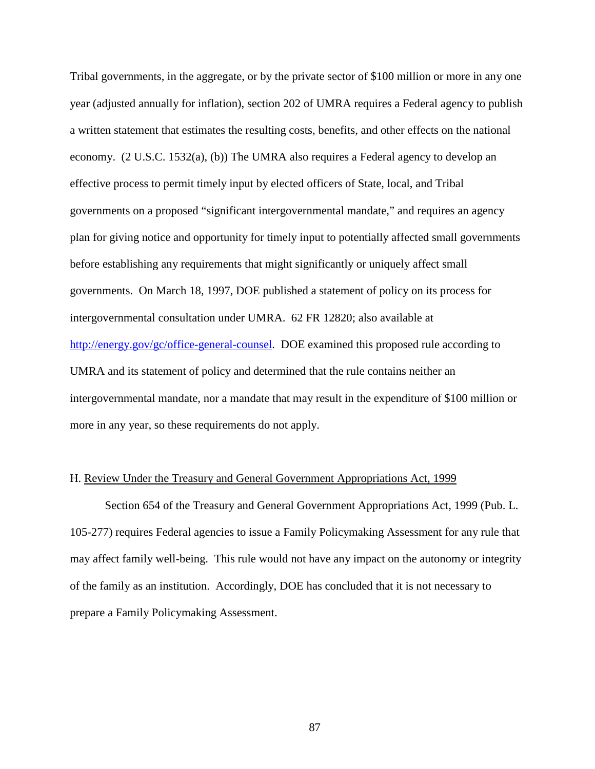Tribal governments, in the aggregate, or by the private sector of $100 million or more in any one year (adjusted annually for inflation), section 202 of UMRA requires a Federal agency to publish a written statement that estimates the resulting costs, benefits, and other effects on the national economy. (2 U.S.C. 1532(a), (b)) The UMRA also requires a Federal agency to develop an effective process to permit timely input by elected officers of State, local, and Tribal governments on a proposed "significant intergovernmental mandate," and requires an agency plan for giving notice and opportunity for timely input to potentially affected small governments before establishing any requirements that might significantly or uniquely affect small governments. On March 18, 1997, DOE published a statement of policy on its process for intergovernmental consultation under UMRA. 62 FR 12820; also available at [http://energy.gov/gc/office-general-counsel](http://energy.gov/gc/office-general-counsel). DOE examined this proposed rule according to UMRA and its statement of policy and determined that the rule contains neither an intergovernmental mandate, nor a mandate that may result in the expenditure of $100 million or more in any year, so these requirements do not apply.

## H. Review Under the Treasury and General Government Appropriations Act, 1999

Section 654 of the Treasury and General Government Appropriations Act, 1999 (Pub. L. 105-277) requires Federal agencies to issue a Family Policymaking Assessment for any rule that may affect family well-being. This rule would not have any impact on the autonomy or integrity of the family as an institution. Accordingly, DOE has concluded that it is not necessary to prepare a Family Policymaking Assessment.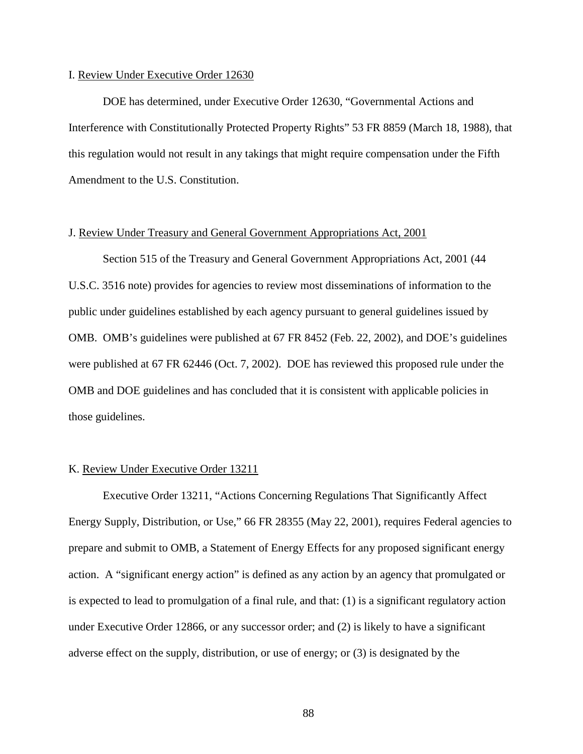### I. Review Under Executive Order 12630

DOE has determined, under Executive Order 12630, "Governmental Actions and Interference with Constitutionally Protected Property Rights" 53 FR 8859 (March 18, 1988), that this regulation would not result in any takings that might require compensation under the Fifth Amendment to the U.S. Constitution.

### J. Review Under Treasury and General Government Appropriations Act, 2001

Section 515 of the Treasury and General Government Appropriations Act, 2001 (44 U.S.C. 3516 note) provides for agencies to review most disseminations of information to the public under guidelines established by each agency pursuant to general guidelines issued by OMB. OMB's guidelines were published at 67 FR 8452 (Feb. 22, 2002), and DOE's guidelines were published at 67 FR 62446 (Oct. 7, 2002). DOE has reviewed this proposed rule under the OMB and DOE guidelines and has concluded that it is consistent with applicable policies in those guidelines.

### K. Review Under Executive Order 13211

Executive Order 13211, "Actions Concerning Regulations That Significantly Affect Energy Supply, Distribution, or Use," 66 FR 28355 (May 22, 2001), requires Federal agencies to prepare and submit to OMB, a Statement of Energy Effects for any proposed significant energy action. A "significant energy action" is defined as any action by an agency that promulgated or is expected to lead to promulgation of a final rule, and that: (1) is a significant regulatory action under Executive Order 12866, or any successor order; and (2) is likely to have a significant adverse effect on the supply, distribution, or use of energy; or (3) is designated by the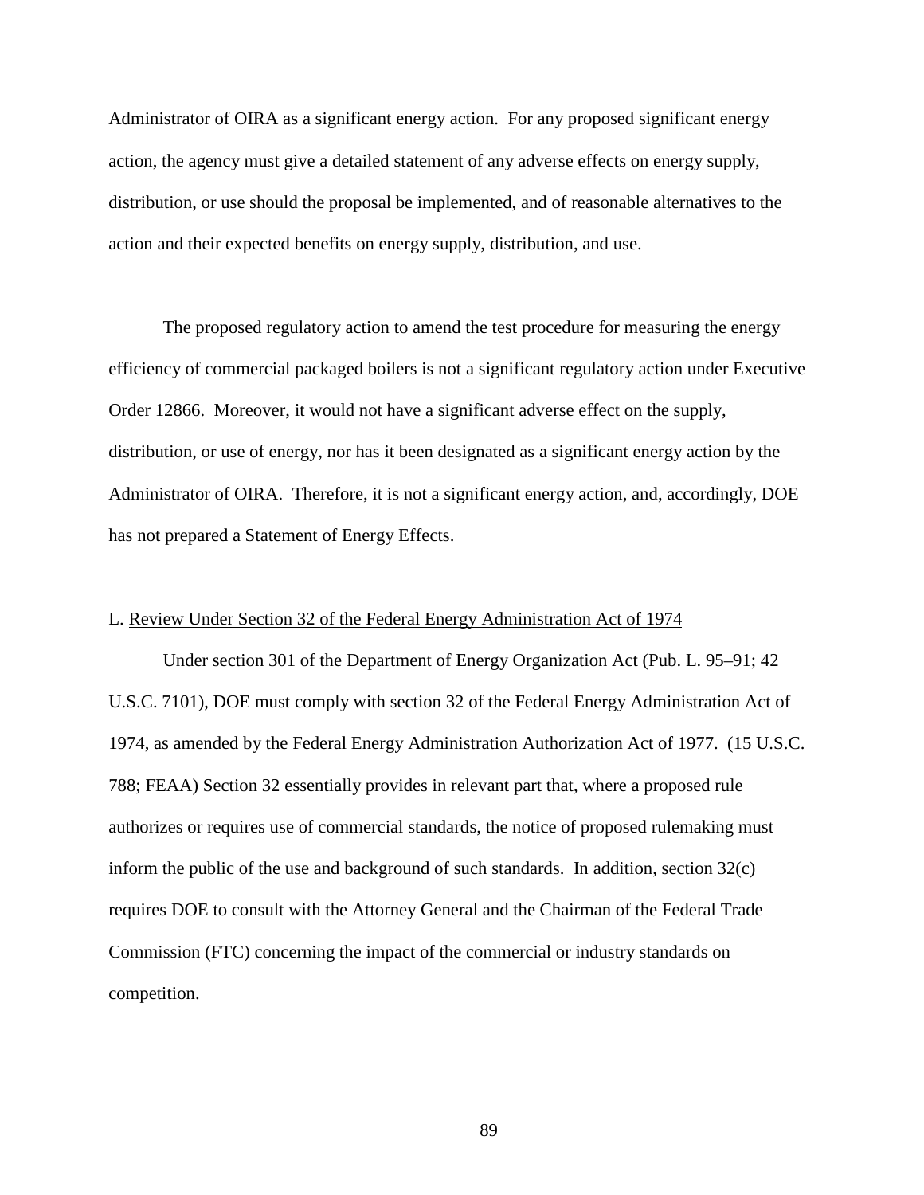Administrator of OIRA as a significant energy action. For any proposed significant energy action, the agency must give a detailed statement of any adverse effects on energy supply, distribution, or use should the proposal be implemented, and of reasonable alternatives to the action and their expected benefits on energy supply, distribution, and use.

The proposed regulatory action to amend the test procedure for measuring the energy efficiency of commercial packaged boilers is not a significant regulatory action under Executive Order 12866. Moreover, it would not have a significant adverse effect on the supply, distribution, or use of energy, nor has it been designated as a significant energy action by the Administrator of OIRA. Therefore, it is not a significant energy action, and, accordingly, DOE has not prepared a Statement of Energy Effects.

L. Review Under Section 32 of the Federal Energy Administration Act of 1974

Under section 301 of the Department of Energy Organization Act (Pub. L. 95–91; 42 U.S.C. 7101), DOE must comply with section 32 of the Federal Energy Administration Act of 1974, as amended by the Federal Energy Administration Authorization Act of 1977. (15 U.S.C. 788; FEAA) Section 32 essentially provides in relevant part that, where a proposed rule authorizes or requires use of commercial standards, the notice of proposed rulemaking must inform the public of the use and background of such standards. In addition, section 32(c) requires DOE to consult with the Attorney General and the Chairman of the Federal Trade Commission (FTC) concerning the impact of the commercial or industry standards on competition.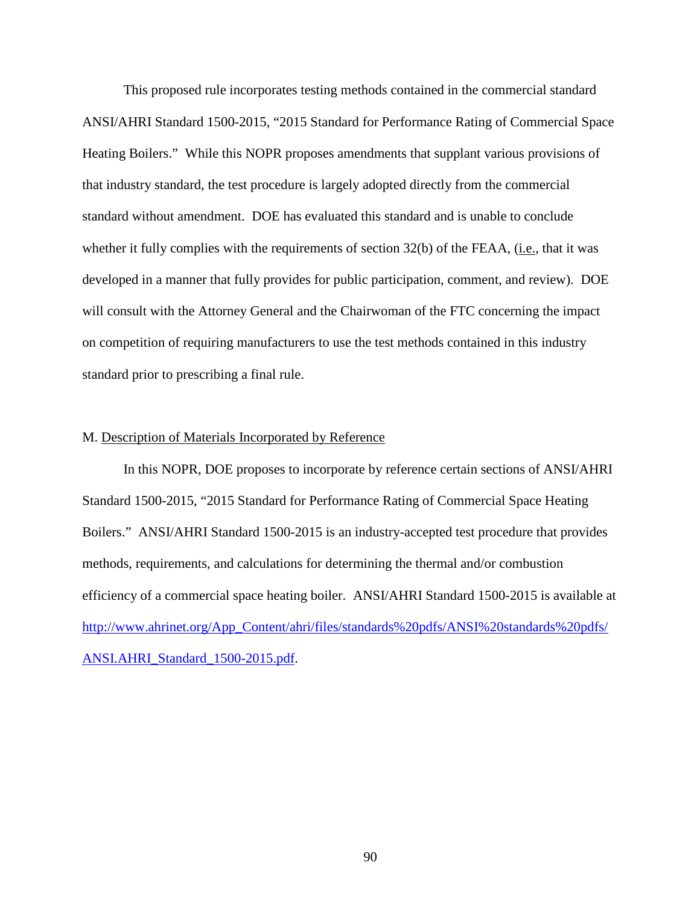This proposed rule incorporates testing methods contained in the commercial standard ANSI/AHRI Standard 1500-2015, "2015 Standard for Performance Rating of Commercial Space Heating Boilers." While this NOPR proposes amendments that supplant various provisions of that industry standard, the test procedure is largely adopted directly from the commercial standard without amendment. DOE has evaluated this standard and is unable to conclude whether it fully complies with the requirements of section 32(b) of the FEAA, (i.e., that it was developed in a manner that fully provides for public participation, comment, and review). DOE will consult with the Attorney General and the Chairwoman of the FTC concerning the impact on competition of requiring manufacturers to use the test methods contained in this industry standard prior to prescribing a final rule.

## M. Description of Materials Incorporated by Reference

In this NOPR, DOE proposes to incorporate by reference certain sections of ANSI/AHRI Standard 1500-2015, "2015 Standard for Performance Rating of Commercial Space Heating Boilers." ANSI/AHRI Standard 1500-2015 is an industry-accepted test procedure that provides methods, requirements, and calculations for determining the thermal and/or combustion efficiency of a commercial space heating boiler. ANSI/AHRI Standard 1500-2015 is available at http://www.ahrinet.org/App_Content/ahri/files/standards%20pdfs/ANSI%20standards%20pdfs/ANSI.AHRI_Standard_1500-2015.pdf.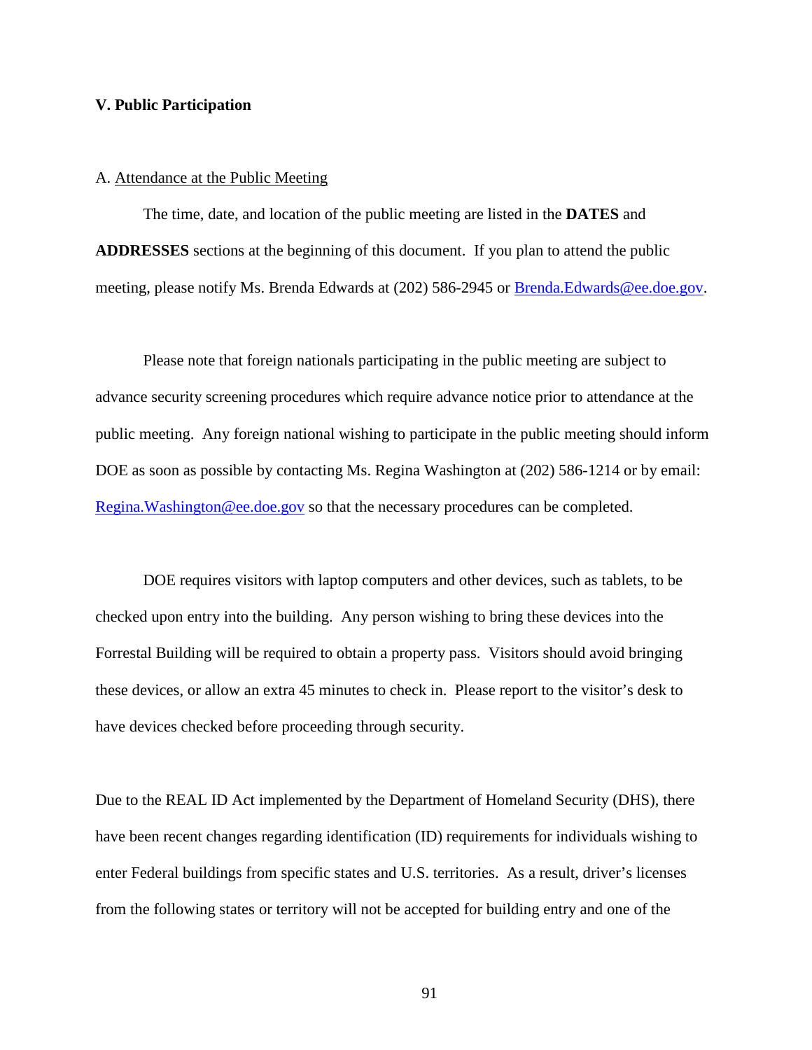## V. Public Participation

### A. Attendance at the Public Meeting

The time, date, and location of the public meeting are listed in the **DATES** and **ADDRESSES** sections at the beginning of this document. If you plan to attend the public meeting, please notify Ms. Brenda Edwards at (202) 586-2945 or Brenda.Edwards@ee.doe.gov.

Please note that foreign nationals participating in the public meeting are subject to advance security screening procedures which require advance notice prior to attendance at the public meeting. Any foreign national wishing to participate in the public meeting should inform DOE as soon as possible by contacting Ms. Regina Washington at (202) 586-1214 or by email: Regina.Washington@ee.doe.gov so that the necessary procedures can be completed.

DOE requires visitors with laptop computers and other devices, such as tablets, to be checked upon entry into the building. Any person wishing to bring these devices into the Forrestal Building will be required to obtain a property pass. Visitors should avoid bringing these devices, or allow an extra 45 minutes to check in. Please report to the visitor's desk to have devices checked before proceeding through security.

Due to the REAL ID Act implemented by the Department of Homeland Security (DHS), there have been recent changes regarding identification (ID) requirements for individuals wishing to enter Federal buildings from specific states and U.S. territories. As a result, driver's licenses from the following states or territory will not be accepted for building entry and one of the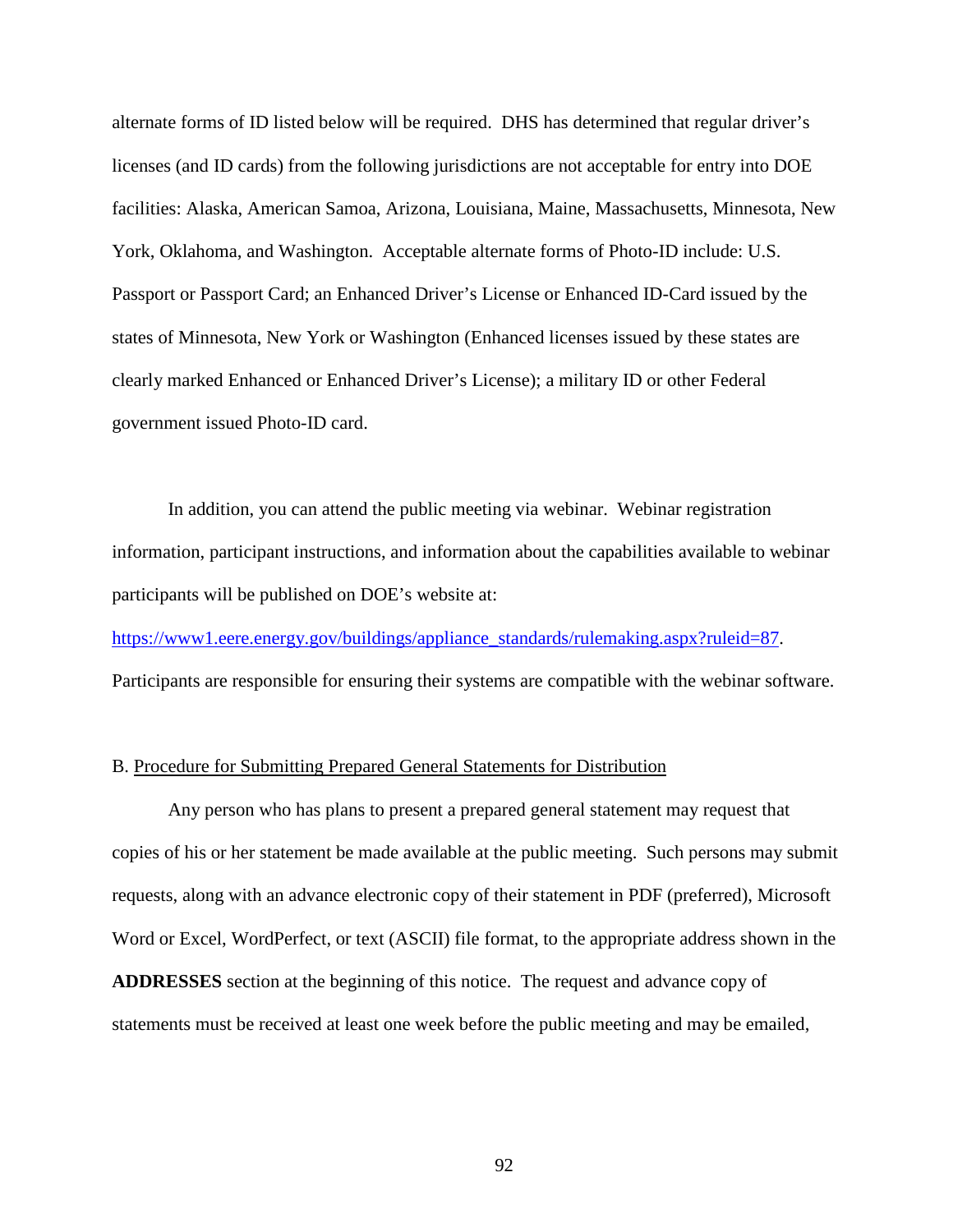alternate forms of ID listed below will be required. DHS has determined that regular driver's licenses (and ID cards) from the following jurisdictions are not acceptable for entry into DOE facilities: Alaska, American Samoa, Arizona, Louisiana, Maine, Massachusetts, Minnesota, New York, Oklahoma, and Washington. Acceptable alternate forms of Photo-ID include: U.S. Passport or Passport Card; an Enhanced Driver's License or Enhanced ID-Card issued by the states of Minnesota, New York or Washington (Enhanced licenses issued by these states are clearly marked Enhanced or Enhanced Driver's License); a military ID or other Federal government issued Photo-ID card.

In addition, you can attend the public meeting via webinar. Webinar registration information, participant instructions, and information about the capabilities available to webinar participants will be published on DOE's website at: https://www1.eere.energy.gov/buildings/appliance_standards/rulemaking.aspx?ruleid=87. Participants are responsible for ensuring their systems are compatible with the webinar software.

B. Procedure for Submitting Prepared General Statements for Distribution

Any person who has plans to present a prepared general statement may request that copies of his or her statement be made available at the public meeting. Such persons may submit requests, along with an advance electronic copy of their statement in PDF (preferred), Microsoft Word or Excel, WordPerfect, or text (ASCII) file format, to the appropriate address shown in the **ADDRESSES** section at the beginning of this notice. The request and advance copy of statements must be received at least one week before the public meeting and may be emailed,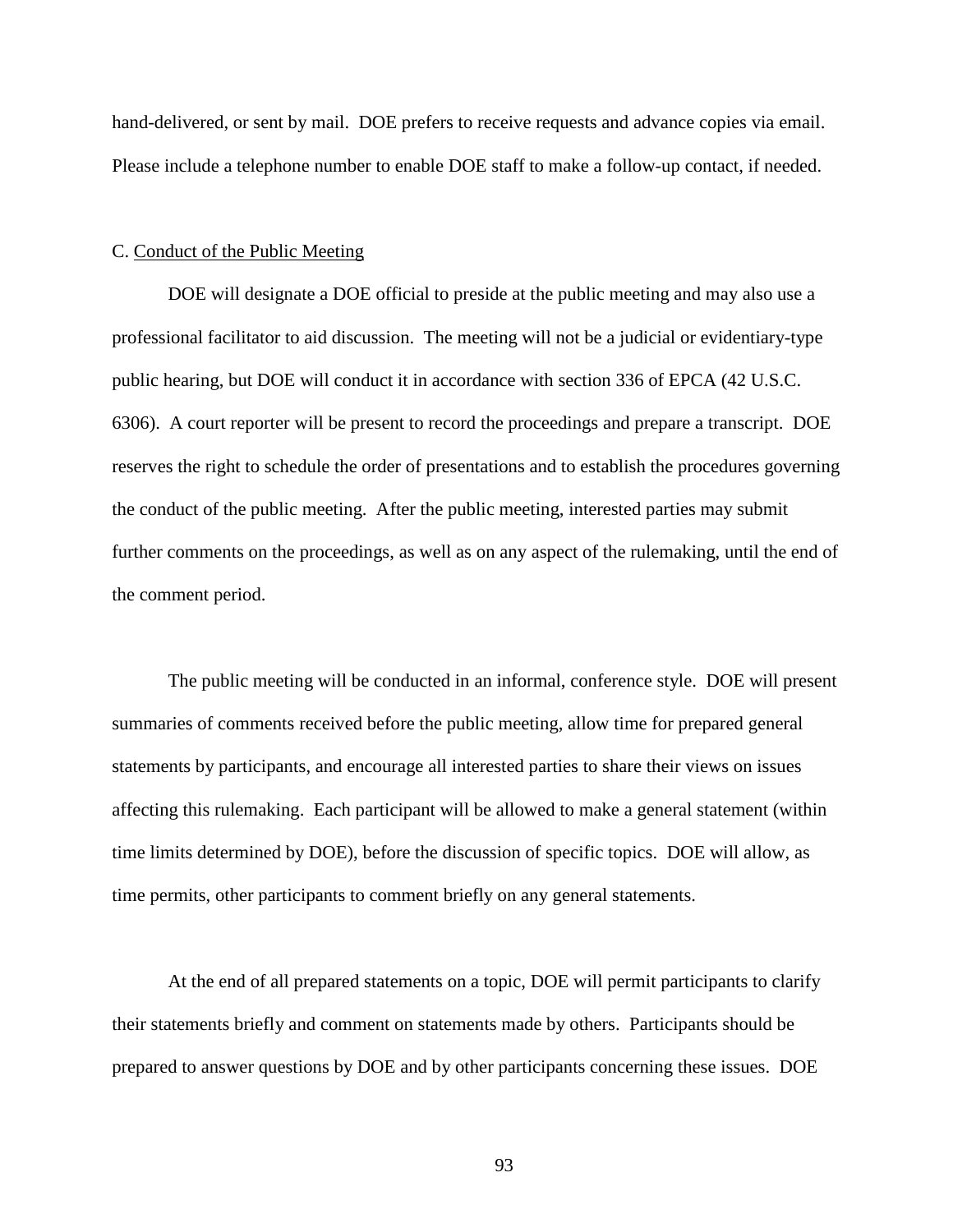hand-delivered, or sent by mail. DOE prefers to receive requests and advance copies via email. Please include a telephone number to enable DOE staff to make a follow-up contact, if needed.

C. <u>Conduct of the Public Meeting</u>

DOE will designate a DOE official to preside at the public meeting and may also use a professional facilitator to aid discussion. The meeting will not be a judicial or evidentiary-type public hearing, but DOE will conduct it in accordance with section 336 of EPCA (42 U.S.C. 6306). A court reporter will be present to record the proceedings and prepare a transcript. DOE reserves the right to schedule the order of presentations and to establish the procedures governing the conduct of the public meeting. After the public meeting, interested parties may submit further comments on the proceedings, as well as on any aspect of the rulemaking, until the end of the comment period.

The public meeting will be conducted in an informal, conference style. DOE will present summaries of comments received before the public meeting, allow time for prepared general statements by participants, and encourage all interested parties to share their views on issues affecting this rulemaking. Each participant will be allowed to make a general statement (within time limits determined by DOE), before the discussion of specific topics. DOE will allow, as time permits, other participants to comment briefly on any general statements.

At the end of all prepared statements on a topic, DOE will permit participants to clarify their statements briefly and comment on statements made by others. Participants should be prepared to answer questions by DOE and by other participants concerning these issues. DOE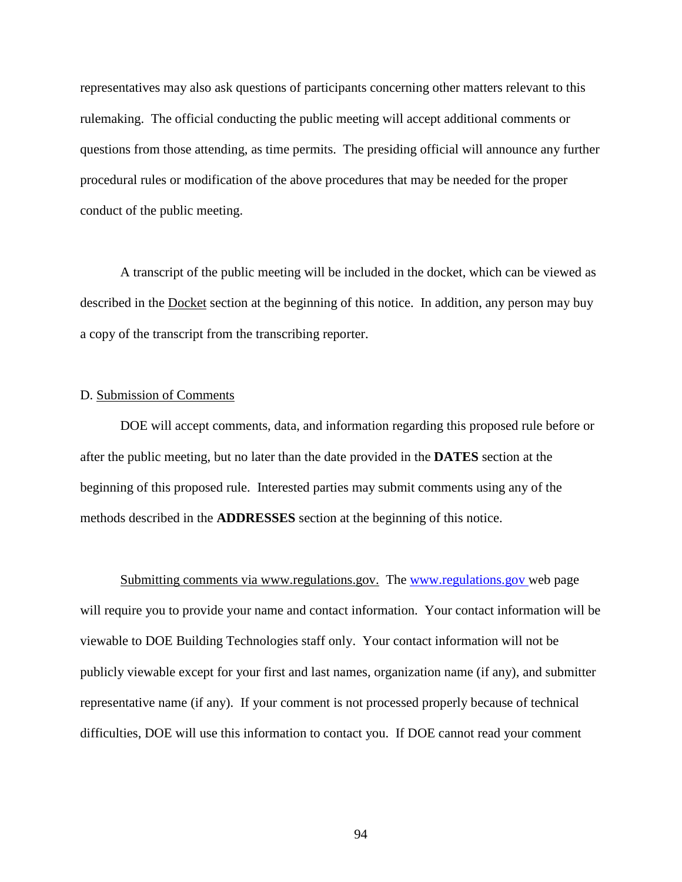representatives may also ask questions of participants concerning other matters relevant to this rulemaking. The official conducting the public meeting will accept additional comments or questions from those attending, as time permits. The presiding official will announce any further procedural rules or modification of the above procedures that may be needed for the proper conduct of the public meeting.

A transcript of the public meeting will be included in the docket, which can be viewed as described in the Docket section at the beginning of this notice. In addition, any person may buy a copy of the transcript from the transcribing reporter.

D. Submission of Comments

DOE will accept comments, data, and information regarding this proposed rule before or after the public meeting, but no later than the date provided in the **DATES** section at the beginning of this proposed rule. Interested parties may submit comments using any of the methods described in the **ADDRESSES** section at the beginning of this notice.

Submitting comments via www.regulations.gov. The www.regulations.gov web page will require you to provide your name and contact information. Your contact information will be viewable to DOE Building Technologies staff only. Your contact information will not be publicly viewable except for your first and last names, organization name (if any), and submitter representative name (if any). If your comment is not processed properly because of technical difficulties, DOE will use this information to contact you. If DOE cannot read your comment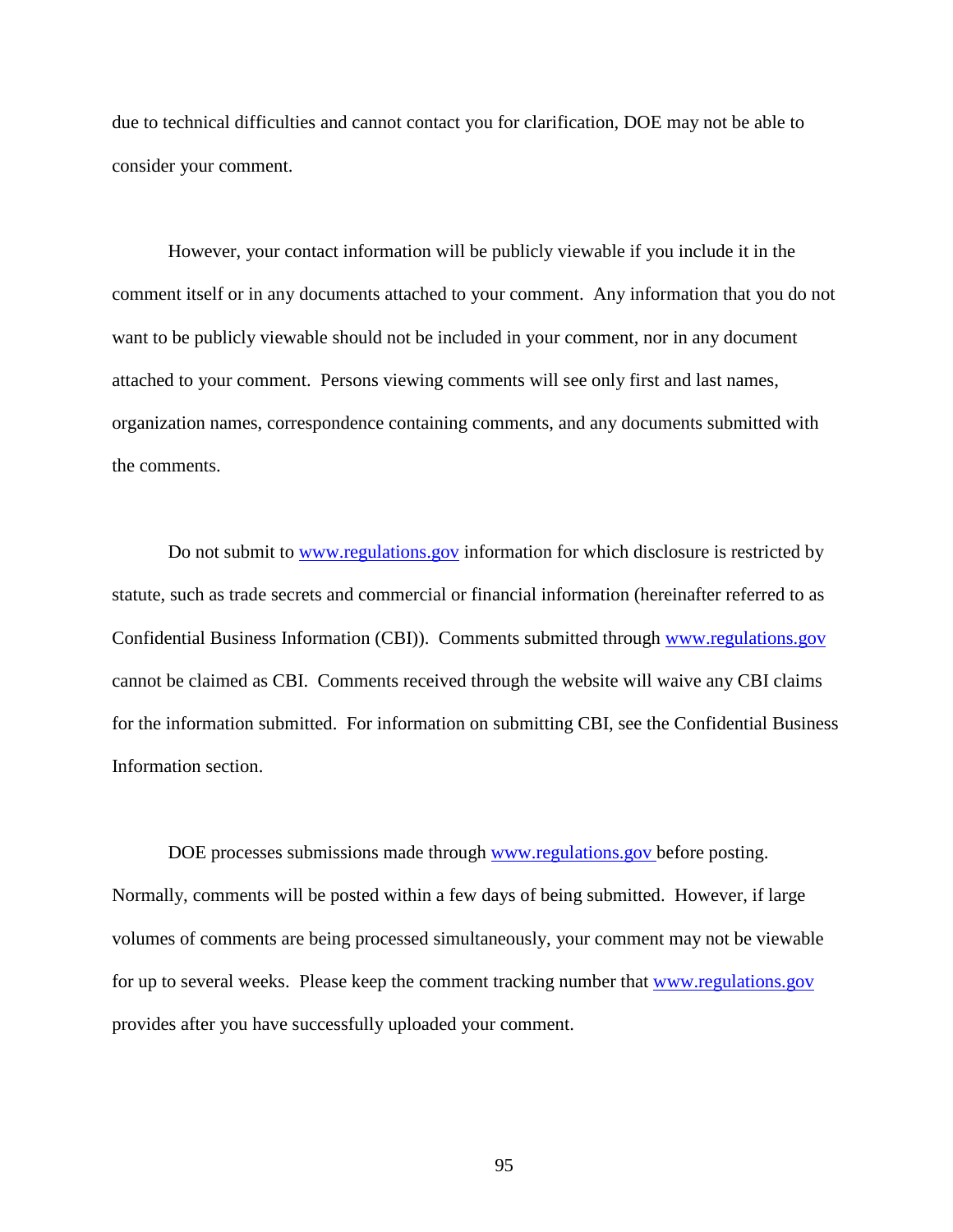due to technical difficulties and cannot contact you for clarification, DOE may not be able to consider your comment.

However, your contact information will be publicly viewable if you include it in the comment itself or in any documents attached to your comment. Any information that you do not want to be publicly viewable should not be included in your comment, nor in any document attached to your comment. Persons viewing comments will see only first and last names, organization names, correspondence containing comments, and any documents submitted with the comments.

Do not submit to www.regulations.gov information for which disclosure is restricted by statute, such as trade secrets and commercial or financial information (hereinafter referred to as Confidential Business Information (CBI)). Comments submitted through www.regulations.gov cannot be claimed as CBI. Comments received through the website will waive any CBI claims for the information submitted. For information on submitting CBI, see the Confidential Business Information section.

DOE processes submissions made through www.regulations.gov before posting. Normally, comments will be posted within a few days of being submitted. However, if large volumes of comments are being processed simultaneously, your comment may not be viewable for up to several weeks. Please keep the comment tracking number that www.regulations.gov provides after you have successfully uploaded your comment.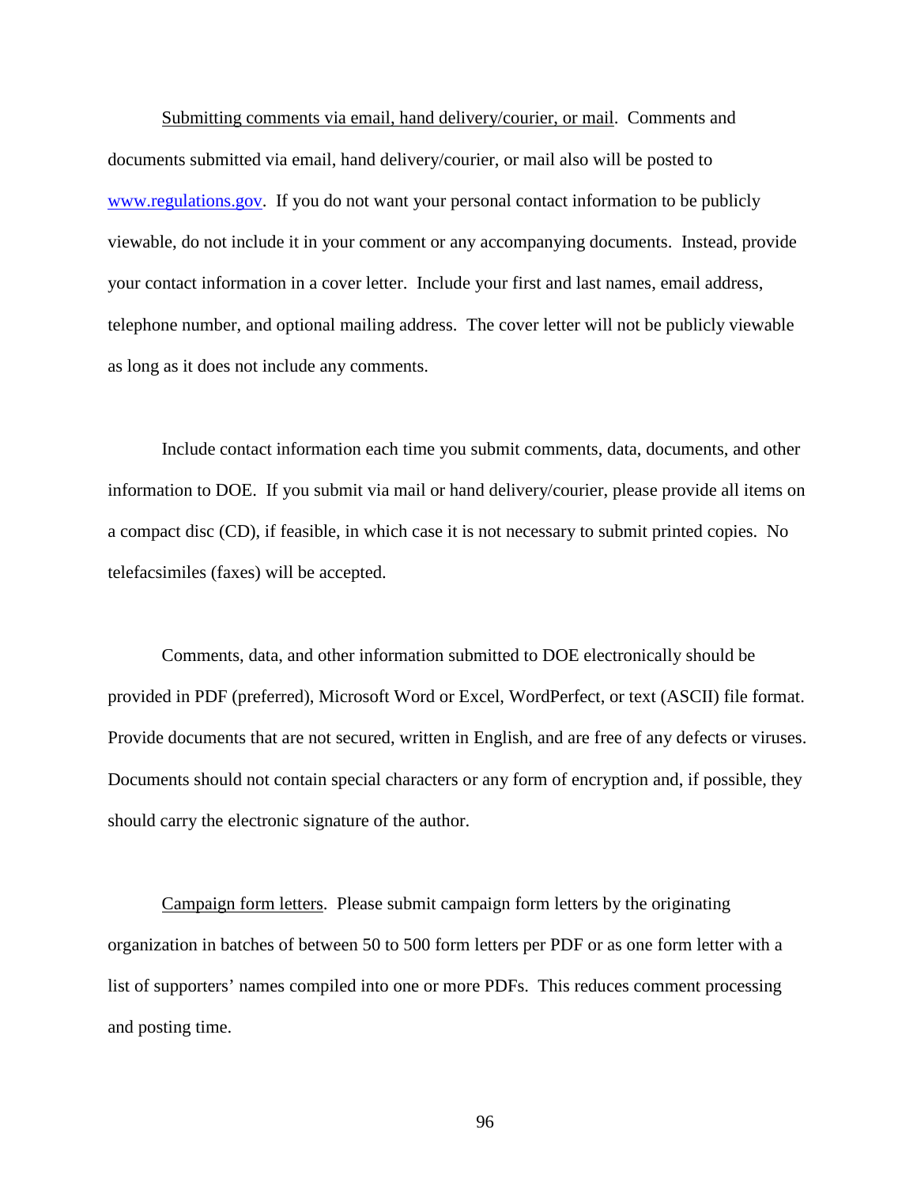Submitting comments via email, hand delivery/courier, or mail. Comments and documents submitted via email, hand delivery/courier, or mail also will be posted to www.regulations.gov. If you do not want your personal contact information to be publicly viewable, do not include it in your comment or any accompanying documents. Instead, provide your contact information in a cover letter. Include your first and last names, email address, telephone number, and optional mailing address. The cover letter will not be publicly viewable as long as it does not include any comments.

Include contact information each time you submit comments, data, documents, and other information to DOE. If you submit via mail or hand delivery/courier, please provide all items on a compact disc (CD), if feasible, in which case it is not necessary to submit printed copies. No telefacsimiles (faxes) will be accepted.

Comments, data, and other information submitted to DOE electronically should be provided in PDF (preferred), Microsoft Word or Excel, WordPerfect, or text (ASCII) file format. Provide documents that are not secured, written in English, and are free of any defects or viruses. Documents should not contain special characters or any form of encryption and, if possible, they should carry the electronic signature of the author.

Campaign form letters. Please submit campaign form letters by the originating organization in batches of between 50 to 500 form letters per PDF or as one form letter with a list of supporters' names compiled into one or more PDFs. This reduces comment processing and posting time.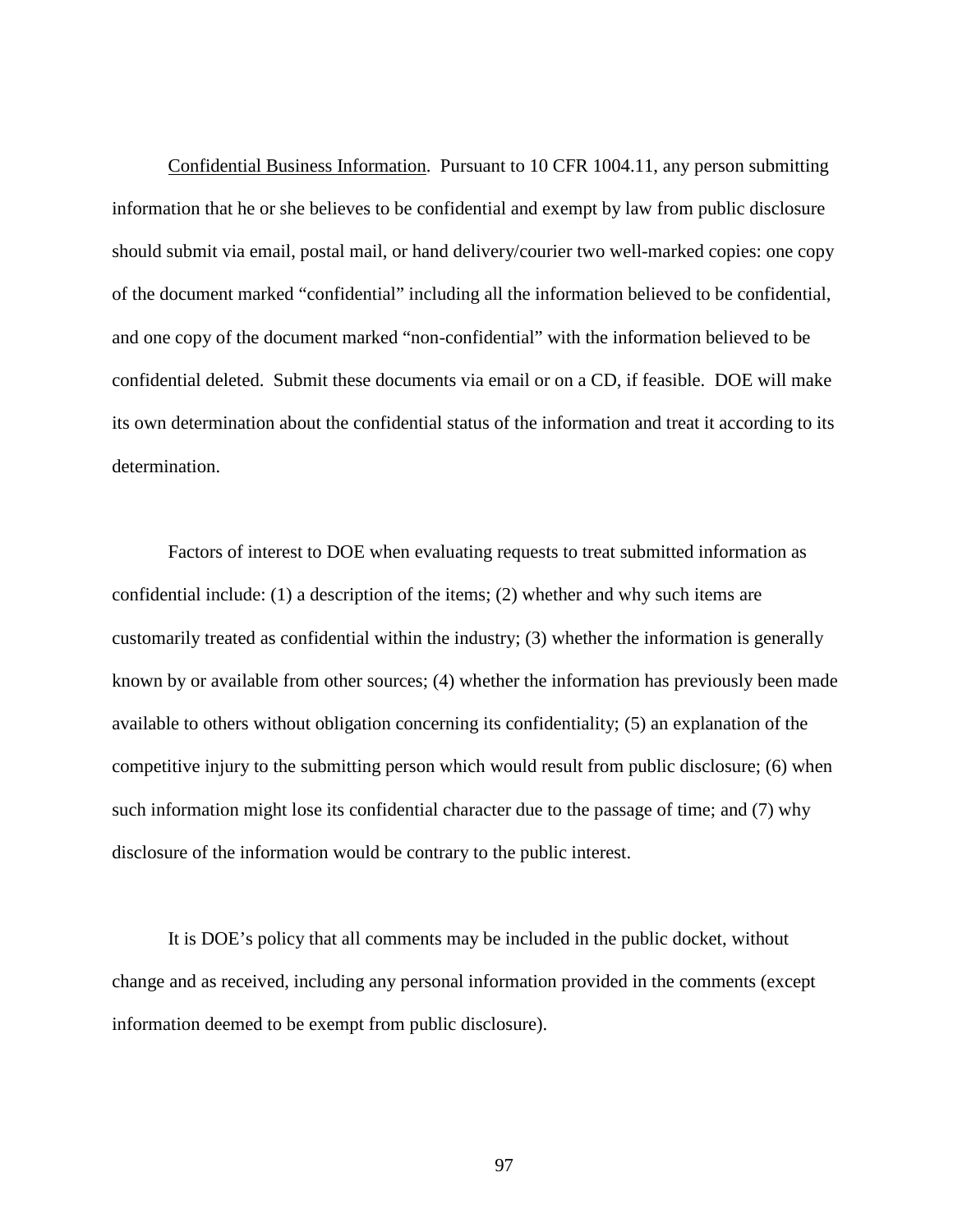<u>Confidential Business Information</u>. Pursuant to 10 CFR 1004.11, any person submitting information that he or she believes to be confidential and exempt by law from public disclosure should submit via email, postal mail, or hand delivery/courier two well-marked copies: one copy of the document marked "confidential" including all the information believed to be confidential, and one copy of the document marked "non-confidential" with the information believed to be confidential deleted. Submit these documents via email or on a CD, if feasible. DOE will make its own determination about the confidential status of the information and treat it according to its determination.

Factors of interest to DOE when evaluating requests to treat submitted information as confidential include: (1) a description of the items; (2) whether and why such items are customarily treated as confidential within the industry; (3) whether the information is generally known by or available from other sources; (4) whether the information has previously been made available to others without obligation concerning its confidentiality; (5) an explanation of the competitive injury to the submitting person which would result from public disclosure; (6) when such information might lose its confidential character due to the passage of time; and (7) why disclosure of the information would be contrary to the public interest.

It is DOE's policy that all comments may be included in the public docket, without change and as received, including any personal information provided in the comments (except information deemed to be exempt from public disclosure).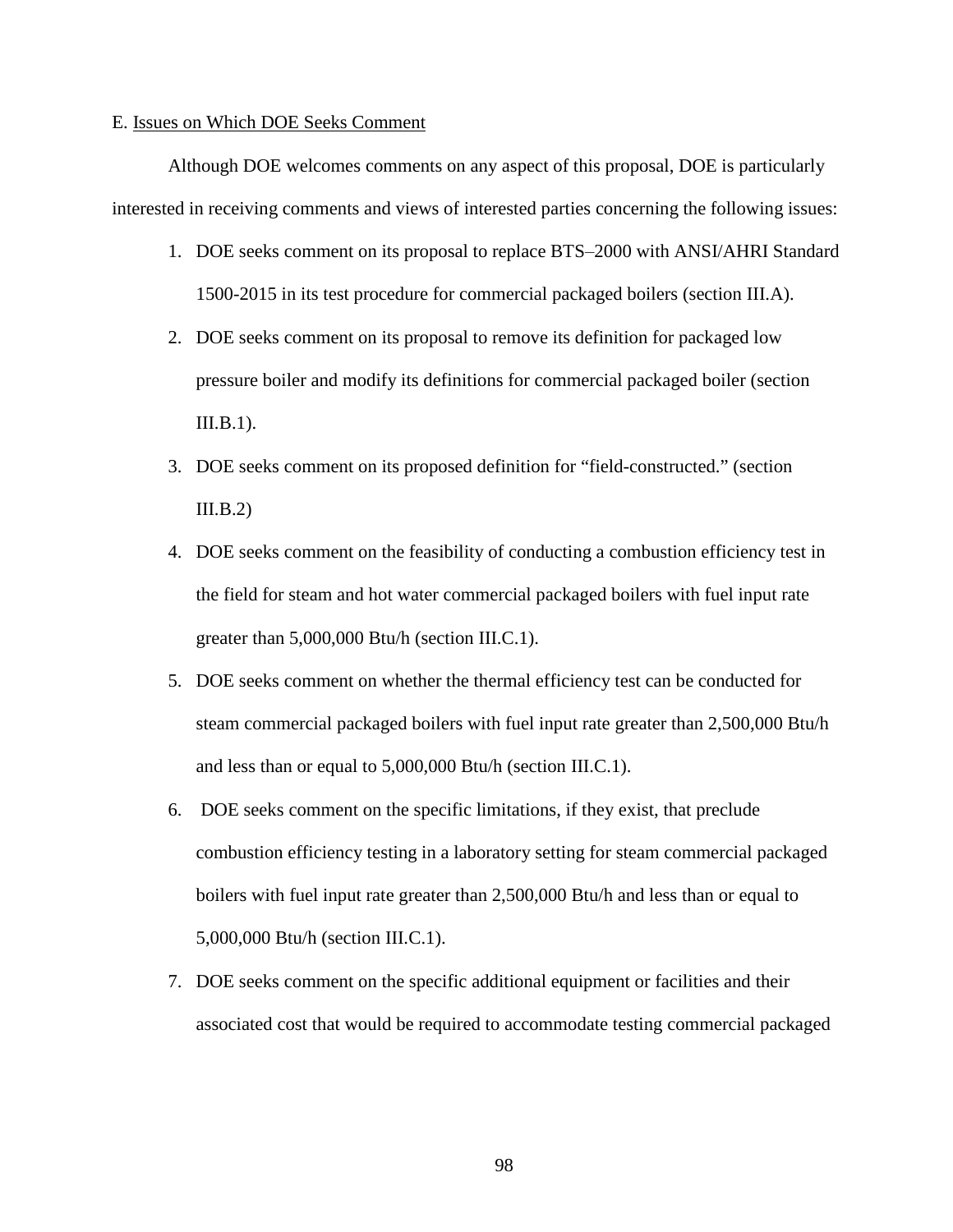E. Issues on Which DOE Seeks Comment

Although DOE welcomes comments on any aspect of this proposal, DOE is particularly interested in receiving comments and views of interested parties concerning the following issues:

1. DOE seeks comment on its proposal to replace BTS–2000 with ANSI/AHRI Standard 1500-2015 in its test procedure for commercial packaged boilers (section III.A).
2. DOE seeks comment on its proposal to remove its definition for packaged low pressure boiler and modify its definitions for commercial packaged boiler (section III.B.1).
3. DOE seeks comment on its proposed definition for "field-constructed." (section III.B.2)
4. DOE seeks comment on the feasibility of conducting a combustion efficiency test in the field for steam and hot water commercial packaged boilers with fuel input rate greater than 5,000,000 Btu/h (section III.C.1).
5. DOE seeks comment on whether the thermal efficiency test can be conducted for steam commercial packaged boilers with fuel input rate greater than 2,500,000 Btu/h and less than or equal to 5,000,000 Btu/h (section III.C.1).
6. DOE seeks comment on the specific limitations, if they exist, that preclude combustion efficiency testing in a laboratory setting for steam commercial packaged boilers with fuel input rate greater than 2,500,000 Btu/h and less than or equal to 5,000,000 Btu/h (section III.C.1).
7. DOE seeks comment on the specific additional equipment or facilities and their associated cost that would be required to accommodate testing commercial packaged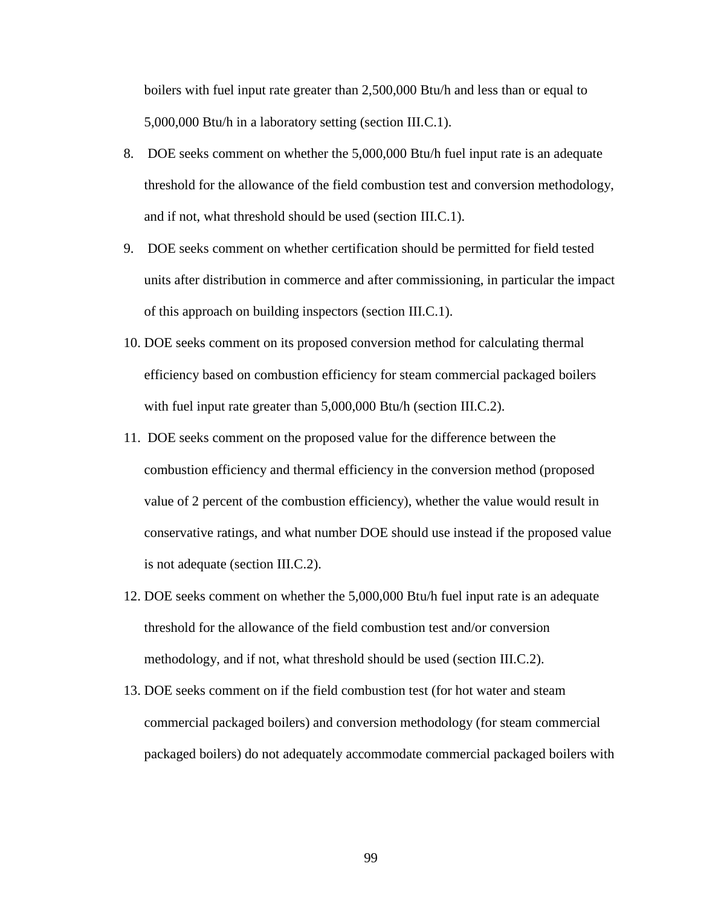boilers with fuel input rate greater than 2,500,000 Btu/h and less than or equal to 5,000,000 Btu/h in a laboratory setting (section III.C.1).

8. DOE seeks comment on whether the 5,000,000 Btu/h fuel input rate is an adequate threshold for the allowance of the field combustion test and conversion methodology, and if not, what threshold should be used (section III.C.1).
9. DOE seeks comment on whether certification should be permitted for field tested units after distribution in commerce and after commissioning, in particular the impact of this approach on building inspectors (section III.C.1).
10. DOE seeks comment on its proposed conversion method for calculating thermal efficiency based on combustion efficiency for steam commercial packaged boilers with fuel input rate greater than 5,000,000 Btu/h (section III.C.2).
11. DOE seeks comment on the proposed value for the difference between the combustion efficiency and thermal efficiency in the conversion method (proposed value of 2 percent of the combustion efficiency), whether the value would result in conservative ratings, and what number DOE should use instead if the proposed value is not adequate (section III.C.2).
12. DOE seeks comment on whether the 5,000,000 Btu/h fuel input rate is an adequate threshold for the allowance of the field combustion test and/or conversion methodology, and if not, what threshold should be used (section III.C.2).
13. DOE seeks comment on if the field combustion test (for hot water and steam commercial packaged boilers) and conversion methodology (for steam commercial packaged boilers) do not adequately accommodate commercial packaged boilers with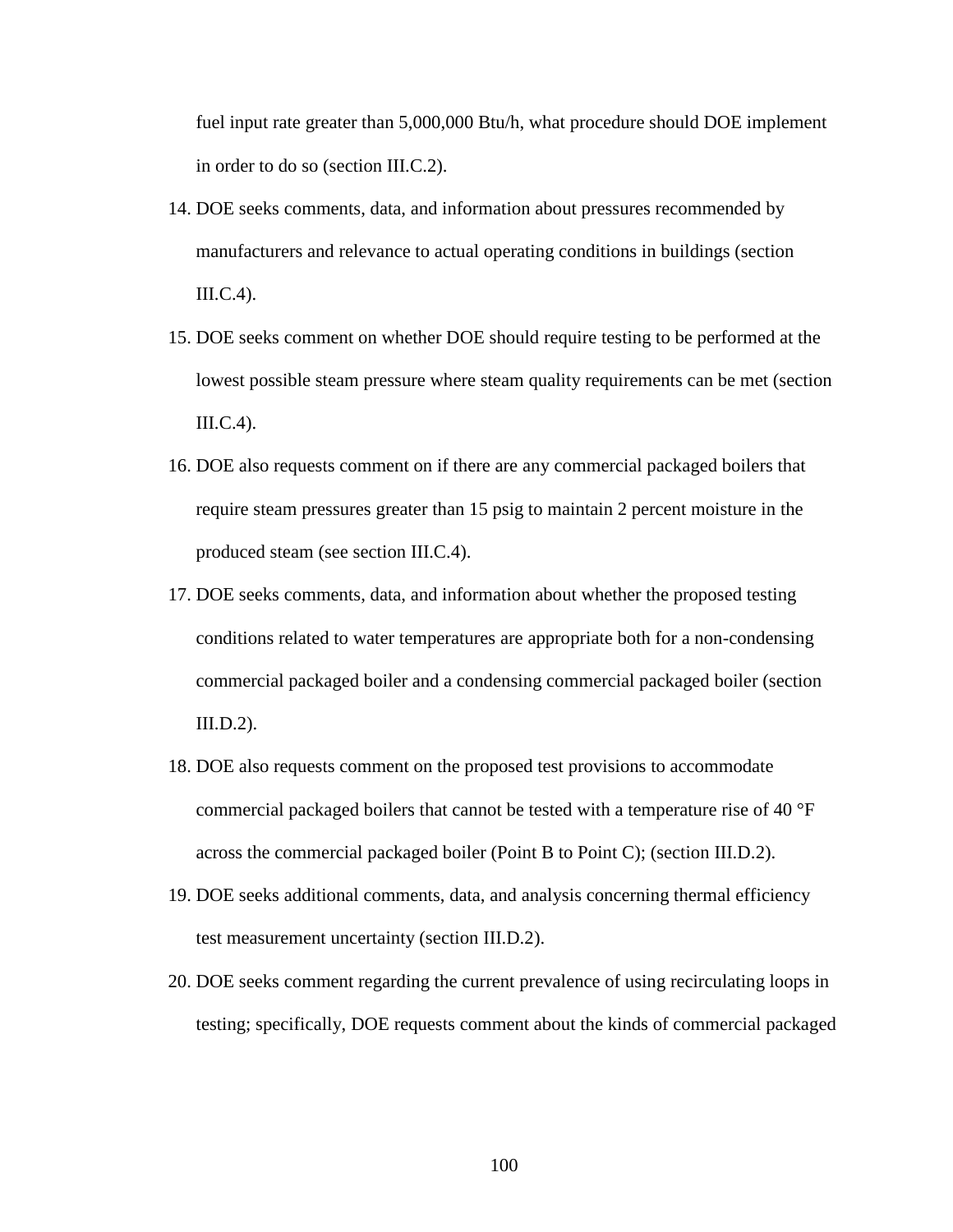fuel input rate greater than 5,000,000 Btu/h, what procedure should DOE implement in order to do so (section III.C.2).

14. DOE seeks comments, data, and information about pressures recommended by manufacturers and relevance to actual operating conditions in buildings (section III.C.4).
15. DOE seeks comment on whether DOE should require testing to be performed at the lowest possible steam pressure where steam quality requirements can be met (section III.C.4).
16. DOE also requests comment on if there are any commercial packaged boilers that require steam pressures greater than 15 psig to maintain 2 percent moisture in the produced steam (see section III.C.4).
17. DOE seeks comments, data, and information about whether the proposed testing conditions related to water temperatures are appropriate both for a non-condensing commercial packaged boiler and a condensing commercial packaged boiler (section III.D.2).
18. DOE also requests comment on the proposed test provisions to accommodate commercial packaged boilers that cannot be tested with a temperature rise of 40 °F across the commercial packaged boiler (Point B to Point C); (section III.D.2).
19. DOE seeks additional comments, data, and analysis concerning thermal efficiency test measurement uncertainty (section III.D.2).
20. DOE seeks comment regarding the current prevalence of using recirculating loops in testing; specifically, DOE requests comment about the kinds of commercial packaged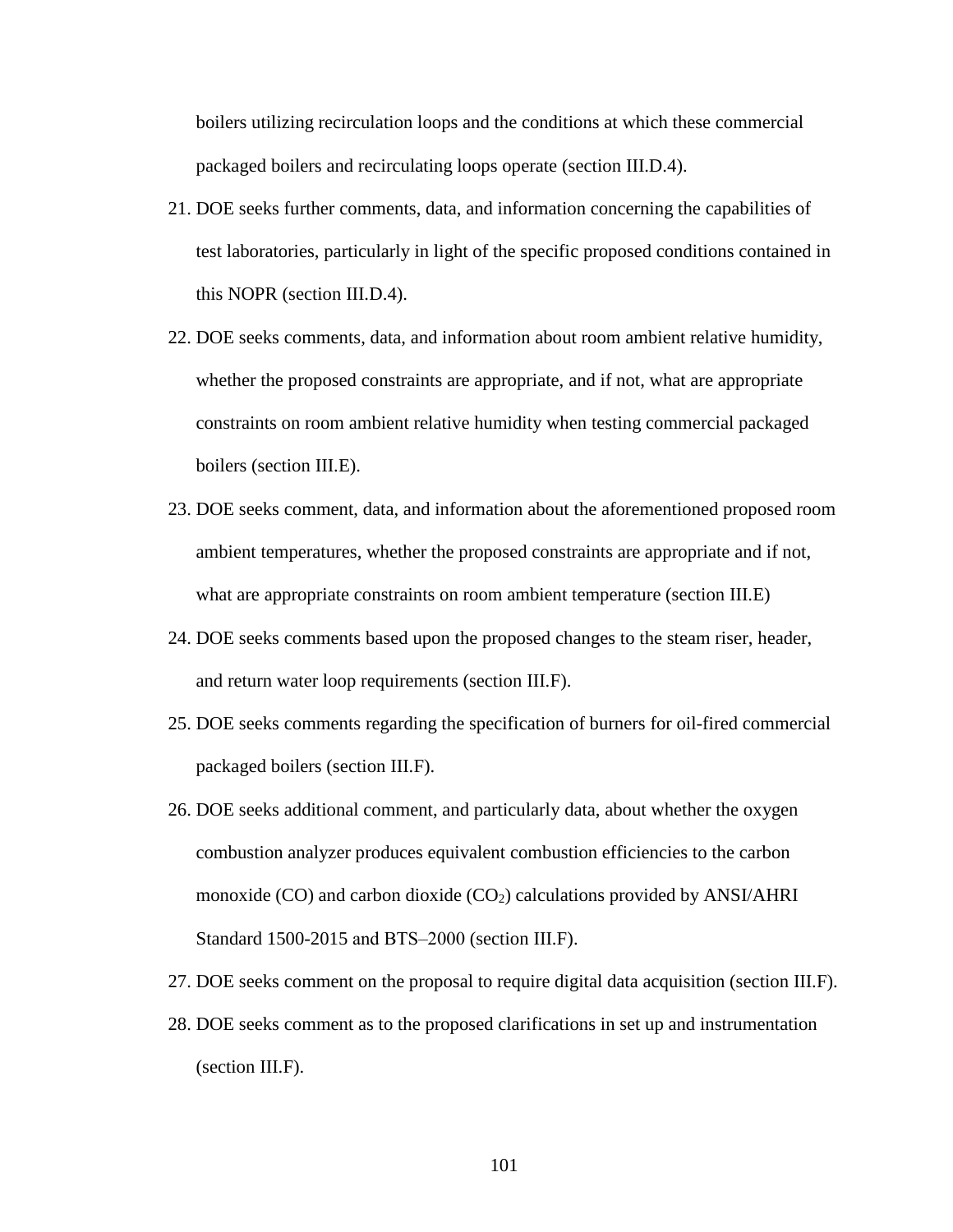boilers utilizing recirculation loops and the conditions at which these commercial packaged boilers and recirculating loops operate (section III.D.4).

21. DOE seeks further comments, data, and information concerning the capabilities of test laboratories, particularly in light of the specific proposed conditions contained in this NOPR (section III.D.4).
22. DOE seeks comments, data, and information about room ambient relative humidity, whether the proposed constraints are appropriate, and if not, what are appropriate constraints on room ambient relative humidity when testing commercial packaged boilers (section III.E).
23. DOE seeks comment, data, and information about the aforementioned proposed room ambient temperatures, whether the proposed constraints are appropriate and if not, what are appropriate constraints on room ambient temperature (section III.E)
24. DOE seeks comments based upon the proposed changes to the steam riser, header, and return water loop requirements (section III.F).
25. DOE seeks comments regarding the specification of burners for oil-fired commercial packaged boilers (section III.F).
26. DOE seeks additional comment, and particularly data, about whether the oxygen combustion analyzer produces equivalent combustion efficiencies to the carbon monoxide (CO) and carbon dioxide ($CO_2$) calculations provided by ANSI/AHRI Standard 1500-2015 and BTS–2000 (section III.F).
27. DOE seeks comment on the proposal to require digital data acquisition (section III.F).
28. DOE seeks comment as to the proposed clarifications in set up and instrumentation (section III.F).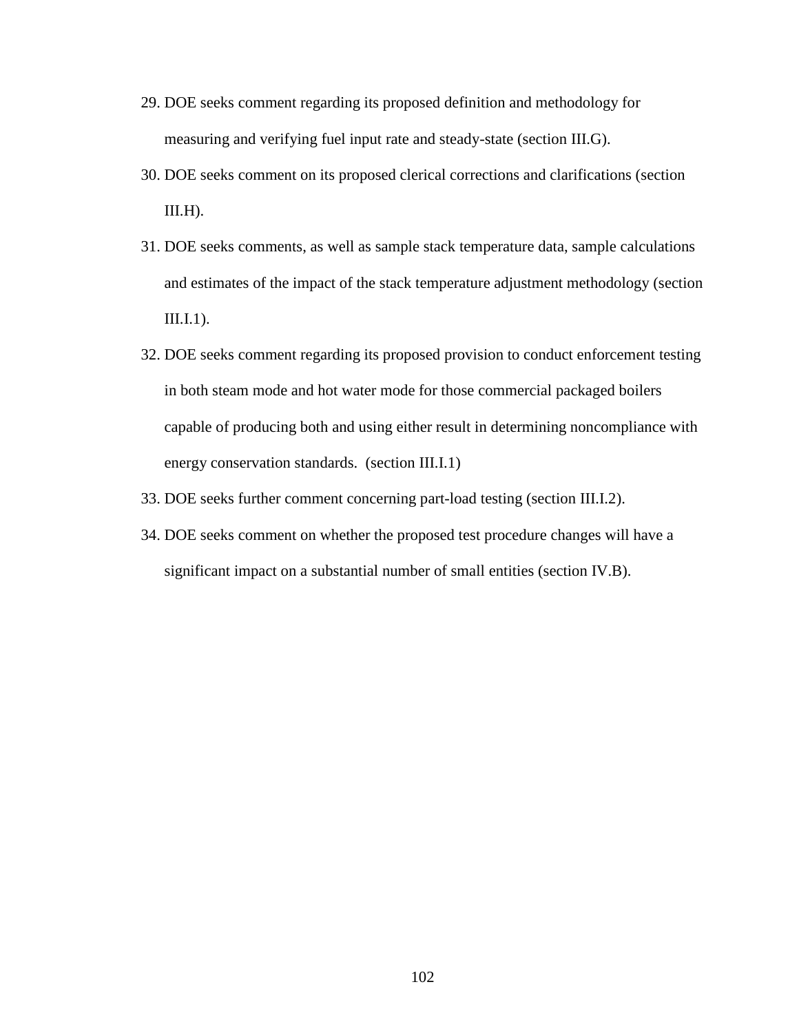29. DOE seeks comment regarding its proposed definition and methodology for measuring and verifying fuel input rate and steady-state (section III.G).
30. DOE seeks comment on its proposed clerical corrections and clarifications (section III.H).
31. DOE seeks comments, as well as sample stack temperature data, sample calculations and estimates of the impact of the stack temperature adjustment methodology (section III.I.1).
32. DOE seeks comment regarding its proposed provision to conduct enforcement testing in both steam mode and hot water mode for those commercial packaged boilers capable of producing both and using either result in determining noncompliance with energy conservation standards. (section III.I.1)
33. DOE seeks further comment concerning part-load testing (section III.I.2).
34. DOE seeks comment on whether the proposed test procedure changes will have a significant impact on a substantial number of small entities (section IV.B).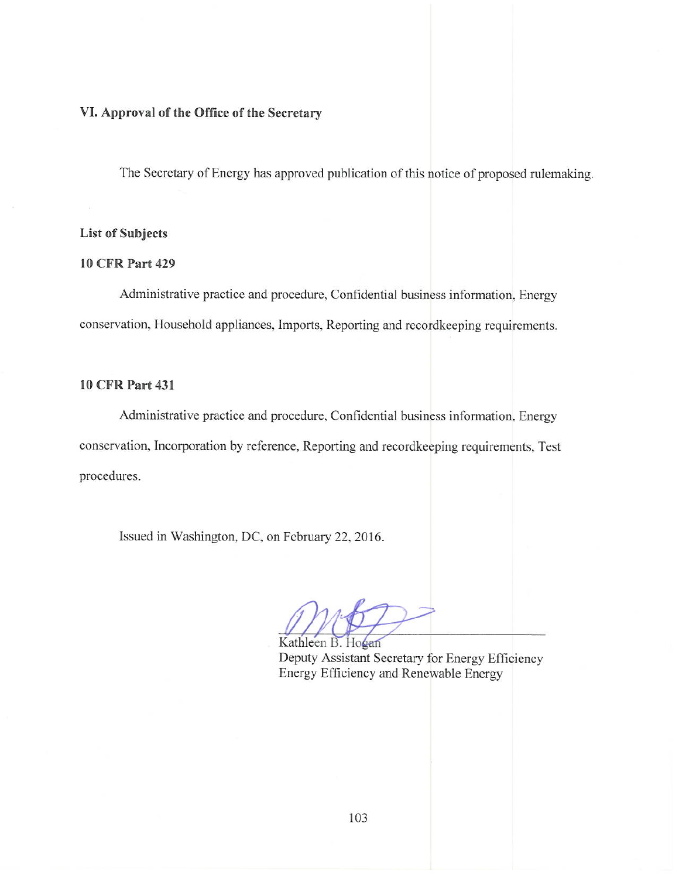## VI. Approval of the Office of the Secretary

The Secretary of Energy has approved publication of this notice of proposed rulemaking.

### List of Subjects

#### 10 CFR Part 429

Administrative practice and procedure, Confidential business information, Energy conservation, Household appliances, Imports, Reporting and recordkeeping requirements.

#### 10 CFR Part 431

Administrative practice and procedure, Confidential business information, Energy conservation, Incorporation by reference, Reporting and recordkeeping requirements, Test procedures.

Issued in Washington, DC, on February 22, 2016.

Kathleen B. Hogan
Deputy Assistant Secretary for Energy Efficiency
Energy Efficiency and Renewable Energy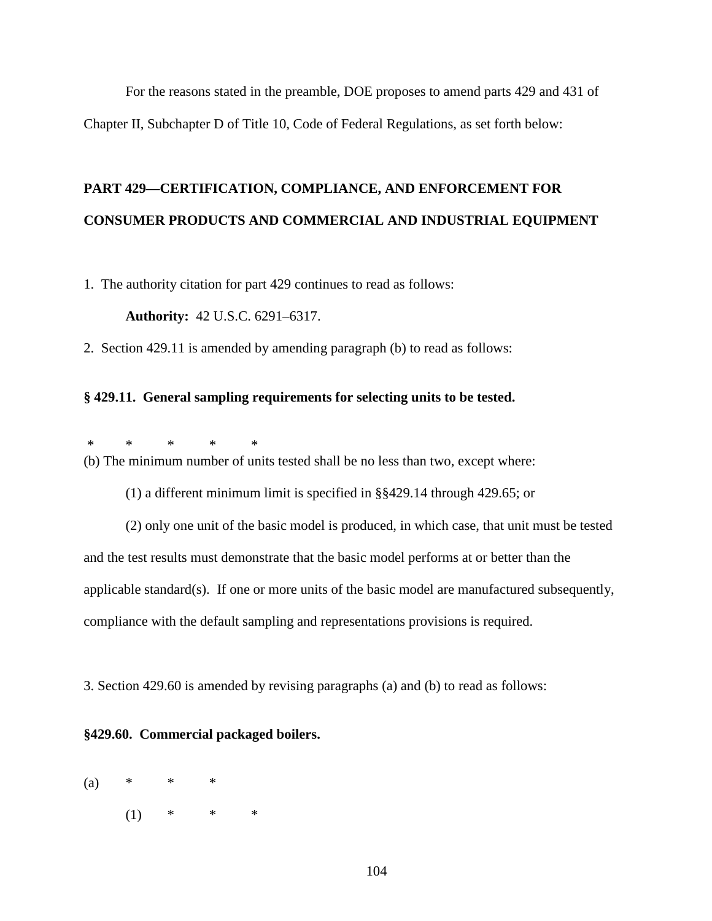For the reasons stated in the preamble, DOE proposes to amend parts 429 and 431 of Chapter II, Subchapter D of Title 10, Code of Federal Regulations, as set forth below:

**PART 429—CERTIFICATION, COMPLIANCE, AND ENFORCEMENT FOR CONSUMER PRODUCTS AND COMMERCIAL AND INDUSTRIAL EQUIPMENT**

1. The authority citation for part 429 continues to read as follows:

**Authority:** 42 U.S.C. 6291–6317.

2. Section 429.11 is amended by amending paragraph (b) to read as follows:

**§ 429.11. General sampling requirements for selecting units to be tested.**

\* \* \* \* \*

(b) The minimum number of units tested shall be no less than two, except where:

(1) a different minimum limit is specified in §§429.14 through 429.65; or

(2) only one unit of the basic model is produced, in which case, that unit must be tested and the test results must demonstrate that the basic model performs at or better than the applicable standard(s). If one or more units of the basic model are manufactured subsequently, compliance with the default sampling and representations provisions is required.

3. Section 429.60 is amended by revising paragraphs (a) and (b) to read as follows:

**§429.60. Commercial packaged boilers.**

(a) \* \* \*

(1) \* \* \*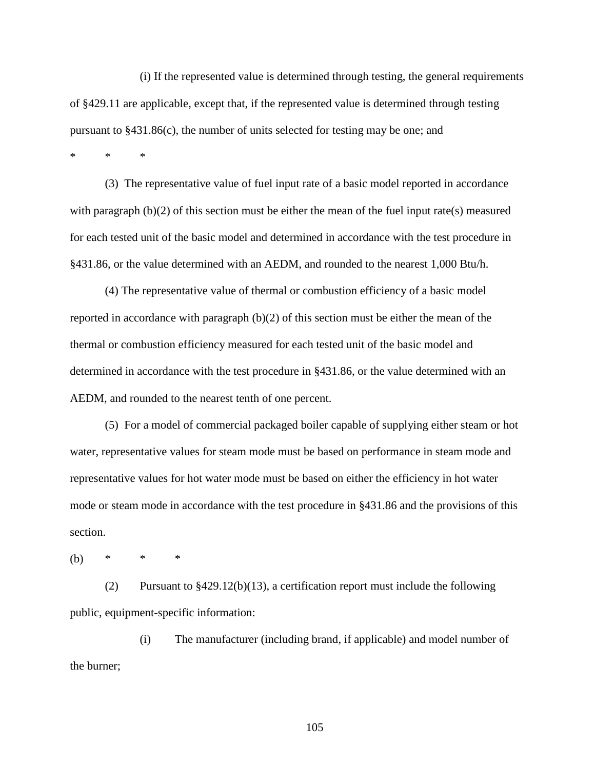(i) If the represented value is determined through testing, the general requirements of §429.11 are applicable, except that, if the represented value is determined through testing pursuant to §431.86(c), the number of units selected for testing may be one; and

\*     \*     \*

(3) The representative value of fuel input rate of a basic model reported in accordance with paragraph (b)(2) of this section must be either the mean of the fuel input rate(s) measured for each tested unit of the basic model and determined in accordance with the test procedure in §431.86, or the value determined with an AEDM, and rounded to the nearest 1,000 Btu/h.

(4) The representative value of thermal or combustion efficiency of a basic model reported in accordance with paragraph (b)(2) of this section must be either the mean of the thermal or combustion efficiency measured for each tested unit of the basic model and determined in accordance with the test procedure in §431.86, or the value determined with an AEDM, and rounded to the nearest tenth of one percent.

(5) For a model of commercial packaged boiler capable of supplying either steam or hot water, representative values for steam mode must be based on performance in steam mode and representative values for hot water mode must be based on either the efficiency in hot water mode or steam mode in accordance with the test procedure in §431.86 and the provisions of this section.

(b)     \*     \*     \*

(2) Pursuant to §429.12(b)(13), a certification report must include the following public, equipment-specific information:

(i) The manufacturer (including brand, if applicable) and model number of the burner;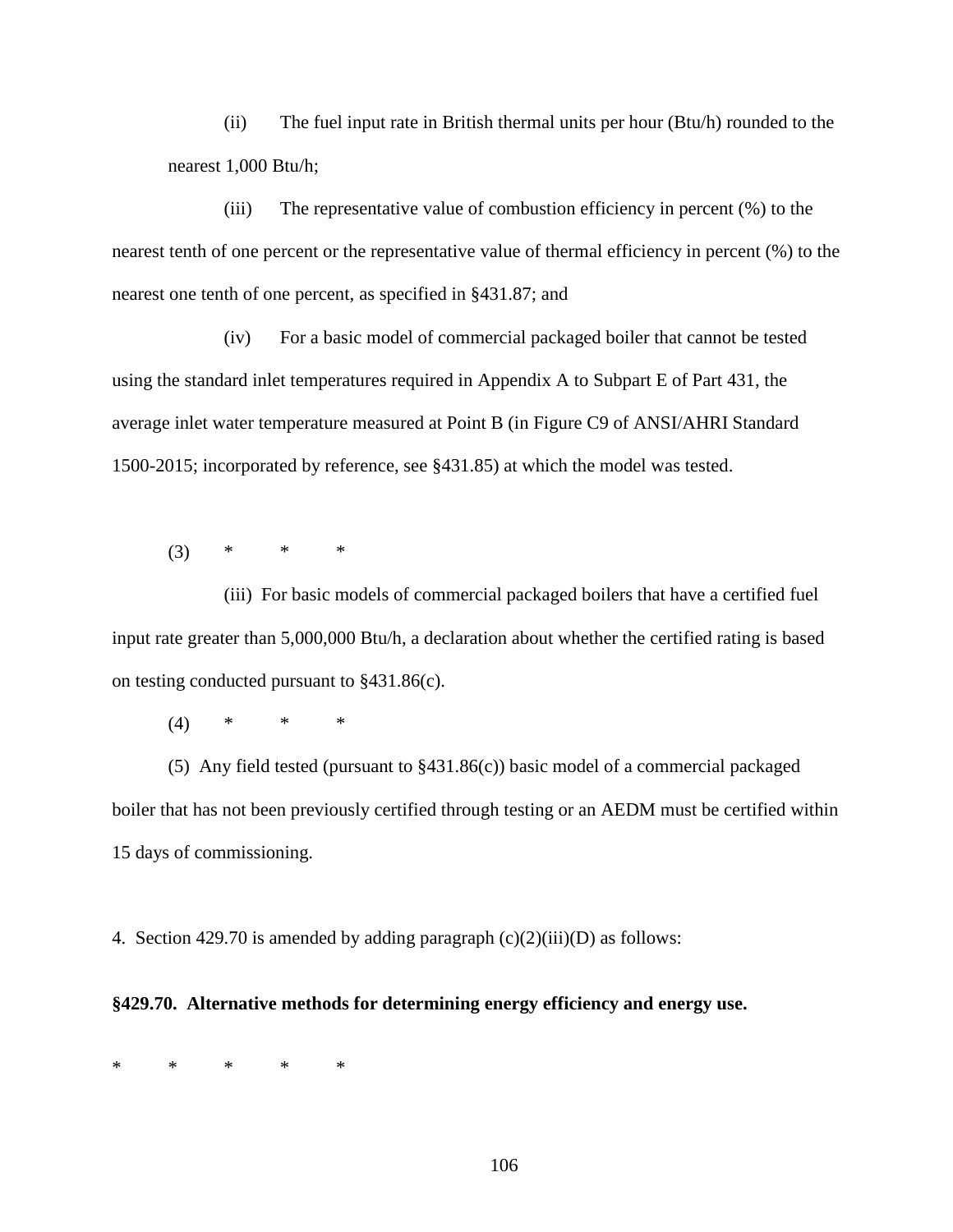(ii) The fuel input rate in British thermal units per hour (Btu/h) rounded to the nearest 1,000 Btu/h;

(iii) The representative value of combustion efficiency in percent (%) to the nearest tenth of one percent or the representative value of thermal efficiency in percent (%) to the nearest one tenth of one percent, as specified in §431.87; and

(iv) For a basic model of commercial packaged boiler that cannot be tested using the standard inlet temperatures required in Appendix A to Subpart E of Part 431, the average inlet water temperature measured at Point B (in Figure C9 of ANSI/AHRI Standard 1500-2015; incorporated by reference, see §431.85) at which the model was tested.

(3) * * *

(iii) For basic models of commercial packaged boilers that have a certified fuel input rate greater than 5,000,000 Btu/h, a declaration about whether the certified rating is based on testing conducted pursuant to §431.86(c).

(4) * * *

(5) Any field tested (pursuant to §431.86(c)) basic model of a commercial packaged boiler that has not been previously certified through testing or an AEDM must be certified within 15 days of commissioning.

4. Section 429.70 is amended by adding paragraph (c)(2)(iii)(D) as follows:

**§429.70. Alternative methods for determining energy efficiency and energy use.**

* * * * *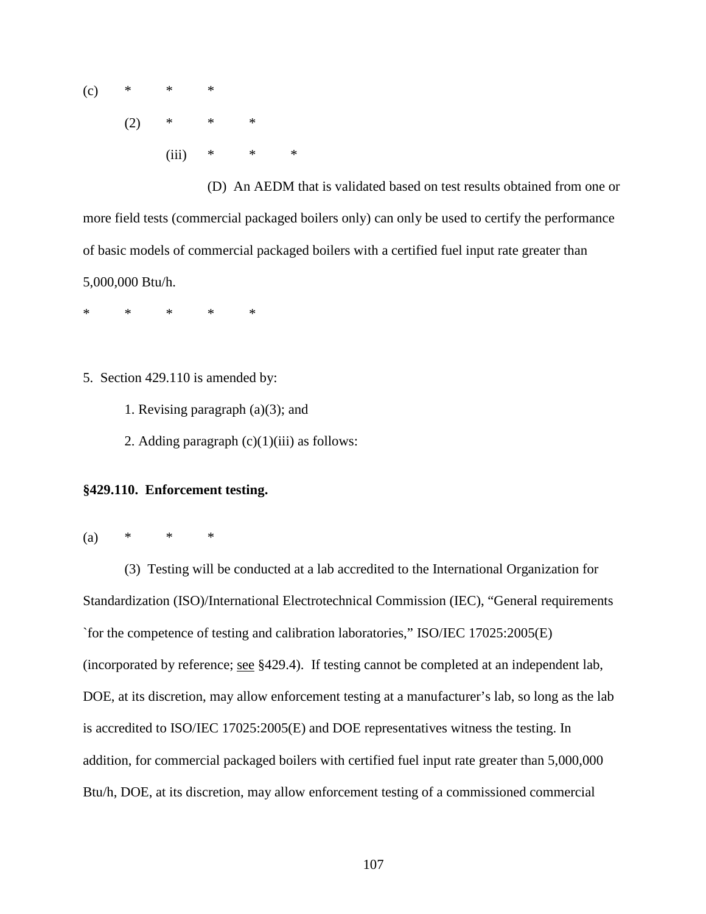(c) * * *

(2) * * *

(iii) * * *

(D) An AEDM that is validated based on test results obtained from one or more field tests (commercial packaged boilers only) can only be used to certify the performance of basic models of commercial packaged boilers with a certified fuel input rate greater than 5,000,000 Btu/h.

* * * * *

5. Section 429.110 is amended by:

1. Revising paragraph (a)(3); and

2. Adding paragraph (c)(1)(iii) as follows:

**§429.110. Enforcement testing.**

(a) * * *

(3) Testing will be conducted at a lab accredited to the International Organization for Standardization (ISO)/International Electrotechnical Commission (IEC), "General requirements `for the competence of testing and calibration laboratories," ISO/IEC 17025:2005(E) (incorporated by reference; see §429.4). If testing cannot be completed at an independent lab, DOE, at its discretion, may allow enforcement testing at a manufacturer's lab, so long as the lab is accredited to ISO/IEC 17025:2005(E) and DOE representatives witness the testing. In addition, for commercial packaged boilers with certified fuel input rate greater than 5,000,000 Btu/h, DOE, at its discretion, may allow enforcement testing of a commissioned commercial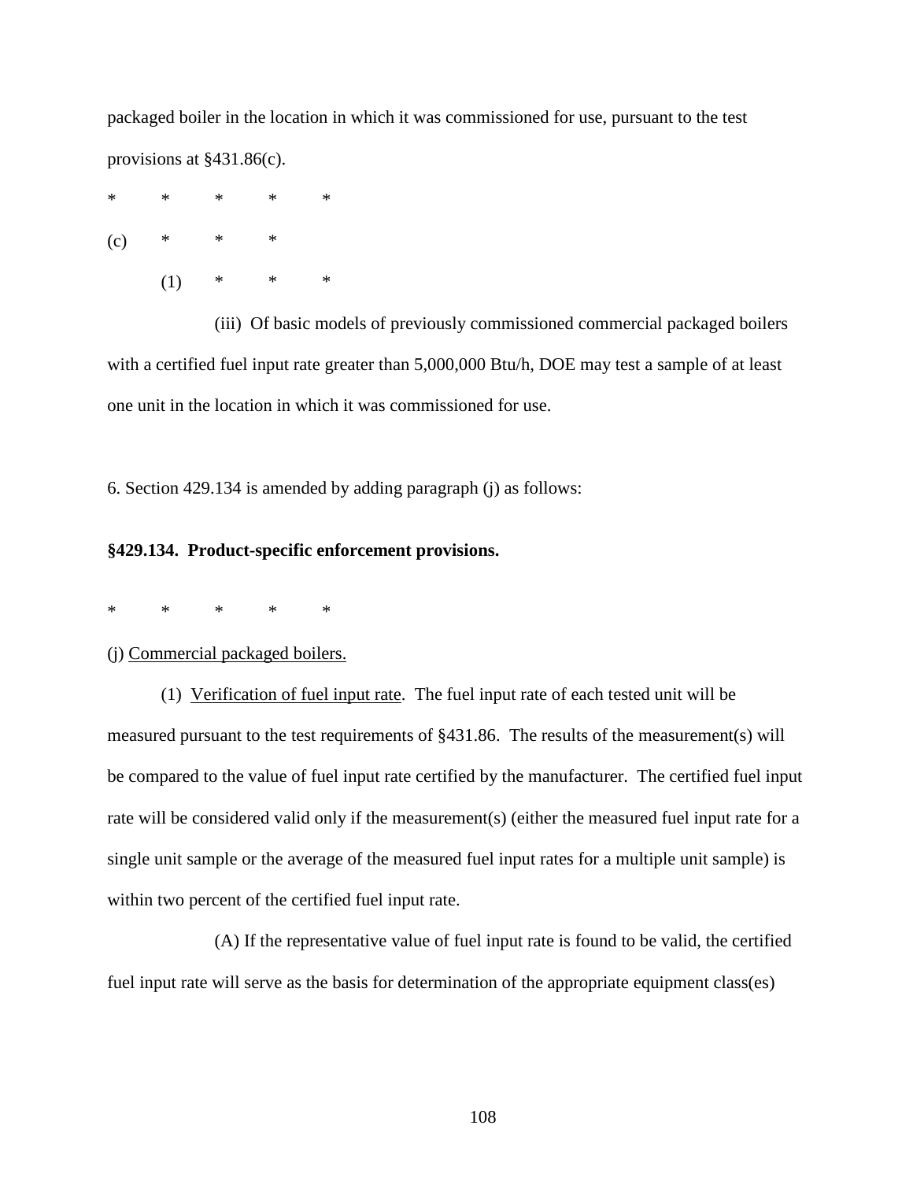packaged boiler in the location in which it was commissioned for use, pursuant to the test provisions at §431.86(c).

\*          \*          \*          \*          \*

(c)          \*          \*          \*

(1)          \*          \*          \*

(iii) Of basic models of previously commissioned commercial packaged boilers with a certified fuel input rate greater than 5,000,000 Btu/h, DOE may test a sample of at least one unit in the location in which it was commissioned for use.

6. Section 429.134 is amended by adding paragraph (j) as follows:

**§429.134. Product-specific enforcement provisions.**

\*          \*          \*          \*          \*

(j) <u>Commercial packaged boilers.</u>

(1) <u>Verification of fuel input rate</u>. The fuel input rate of each tested unit will be measured pursuant to the test requirements of §431.86. The results of the measurement(s) will be compared to the value of fuel input rate certified by the manufacturer. The certified fuel input rate will be considered valid only if the measurement(s) (either the measured fuel input rate for a single unit sample or the average of the measured fuel input rates for a multiple unit sample) is within two percent of the certified fuel input rate.

(A) If the representative value of fuel input rate is found to be valid, the certified fuel input rate will serve as the basis for determination of the appropriate equipment class(es)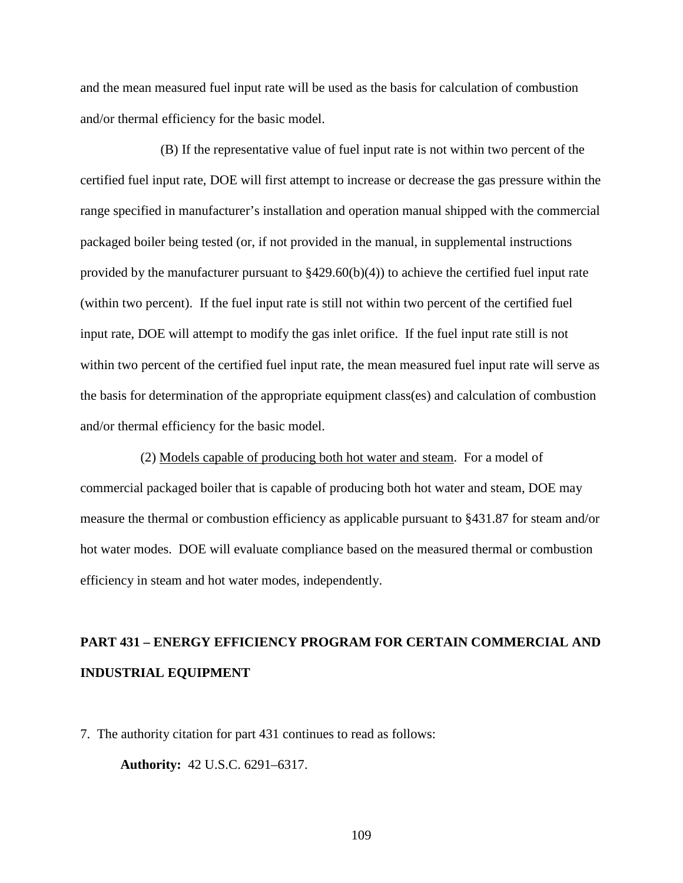and the mean measured fuel input rate will be used as the basis for calculation of combustion and/or thermal efficiency for the basic model.

(B) If the representative value of fuel input rate is not within two percent of the certified fuel input rate, DOE will first attempt to increase or decrease the gas pressure within the range specified in manufacturer's installation and operation manual shipped with the commercial packaged boiler being tested (or, if not provided in the manual, in supplemental instructions provided by the manufacturer pursuant to §429.60(b)(4)) to achieve the certified fuel input rate (within two percent). If the fuel input rate is still not within two percent of the certified fuel input rate, DOE will attempt to modify the gas inlet orifice. If the fuel input rate still is not within two percent of the certified fuel input rate, the mean measured fuel input rate will serve as the basis for determination of the appropriate equipment class(es) and calculation of combustion and/or thermal efficiency for the basic model.

(2) Models capable of producing both hot water and steam. For a model of commercial packaged boiler that is capable of producing both hot water and steam, DOE may measure the thermal or combustion efficiency as applicable pursuant to §431.87 for steam and/or hot water modes. DOE will evaluate compliance based on the measured thermal or combustion efficiency in steam and hot water modes, independently.

## PART 431 – ENERGY EFFICIENCY PROGRAM FOR CERTAIN COMMERCIAL AND INDUSTRIAL EQUIPMENT

7. The authority citation for part 431 continues to read as follows:

**Authority:** 42 U.S.C. 6291–6317.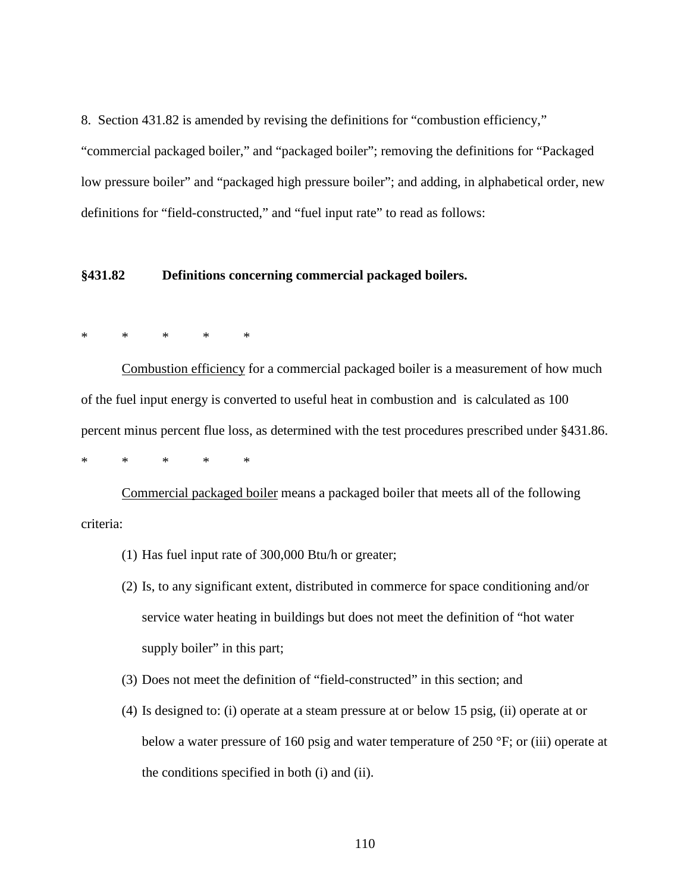8. Section 431.82 is amended by revising the definitions for "combustion efficiency," "commercial packaged boiler," and "packaged boiler"; removing the definitions for "Packaged low pressure boiler" and "packaged high pressure boiler"; and adding, in alphabetical order, new definitions for "field-constructed," and "fuel input rate" to read as follows:

**§431.82 Definitions concerning commercial packaged boilers.**

\* \* \* \* \*

Combustion efficiency for a commercial packaged boiler is a measurement of how much of the fuel input energy is converted to useful heat in combustion and is calculated as 100 percent minus percent flue loss, as determined with the test procedures prescribed under §431.86.

\* \* \* \* \*

Commercial packaged boiler means a packaged boiler that meets all of the following criteria:

(1) Has fuel input rate of 300,000 Btu/h or greater;

(2) Is, to any significant extent, distributed in commerce for space conditioning and/or service water heating in buildings but does not meet the definition of "hot water supply boiler" in this part;

(3) Does not meet the definition of "field-constructed" in this section; and

(4) Is designed to: (i) operate at a steam pressure at or below 15 psig, (ii) operate at or below a water pressure of 160 psig and water temperature of 250 °F; or (iii) operate at the conditions specified in both (i) and (ii).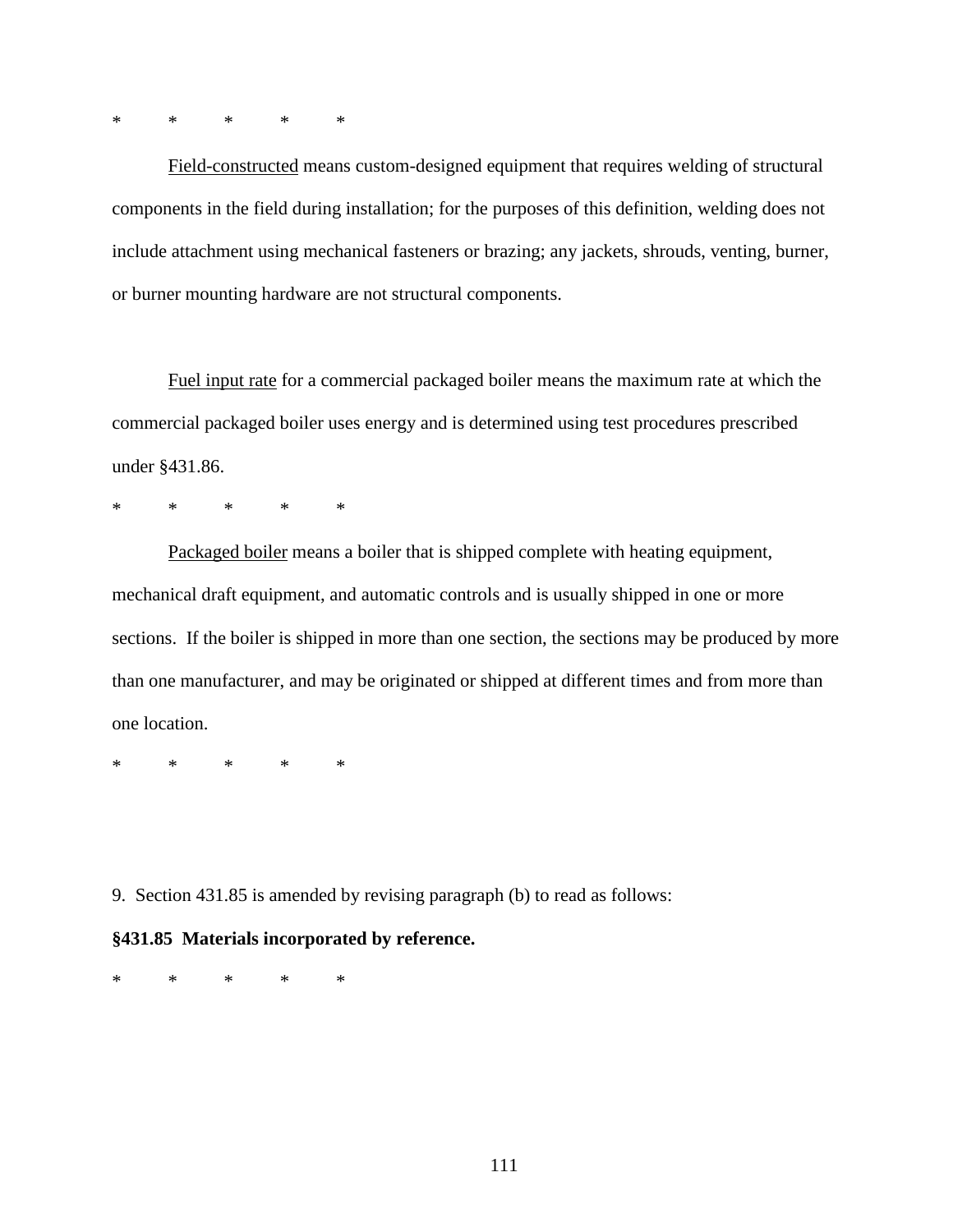*          *          *          *          *

Field-constructed means custom-designed equipment that requires welding of structural components in the field during installation; for the purposes of this definition, welding does not include attachment using mechanical fasteners or brazing; any jackets, shrouds, venting, burner, or burner mounting hardware are not structural components.

Fuel input rate for a commercial packaged boiler means the maximum rate at which the commercial packaged boiler uses energy and is determined using test procedures prescribed under §431.86.

*          *          *          *          *

Packaged boiler means a boiler that is shipped complete with heating equipment, mechanical draft equipment, and automatic controls and is usually shipped in one or more sections. If the boiler is shipped in more than one section, the sections may be produced by more than one manufacturer, and may be originated or shipped at different times and from more than one location.

*          *          *          *          *

9. Section 431.85 is amended by revising paragraph (b) to read as follows:

**§431.85 Materials incorporated by reference.**

*          *          *          *          *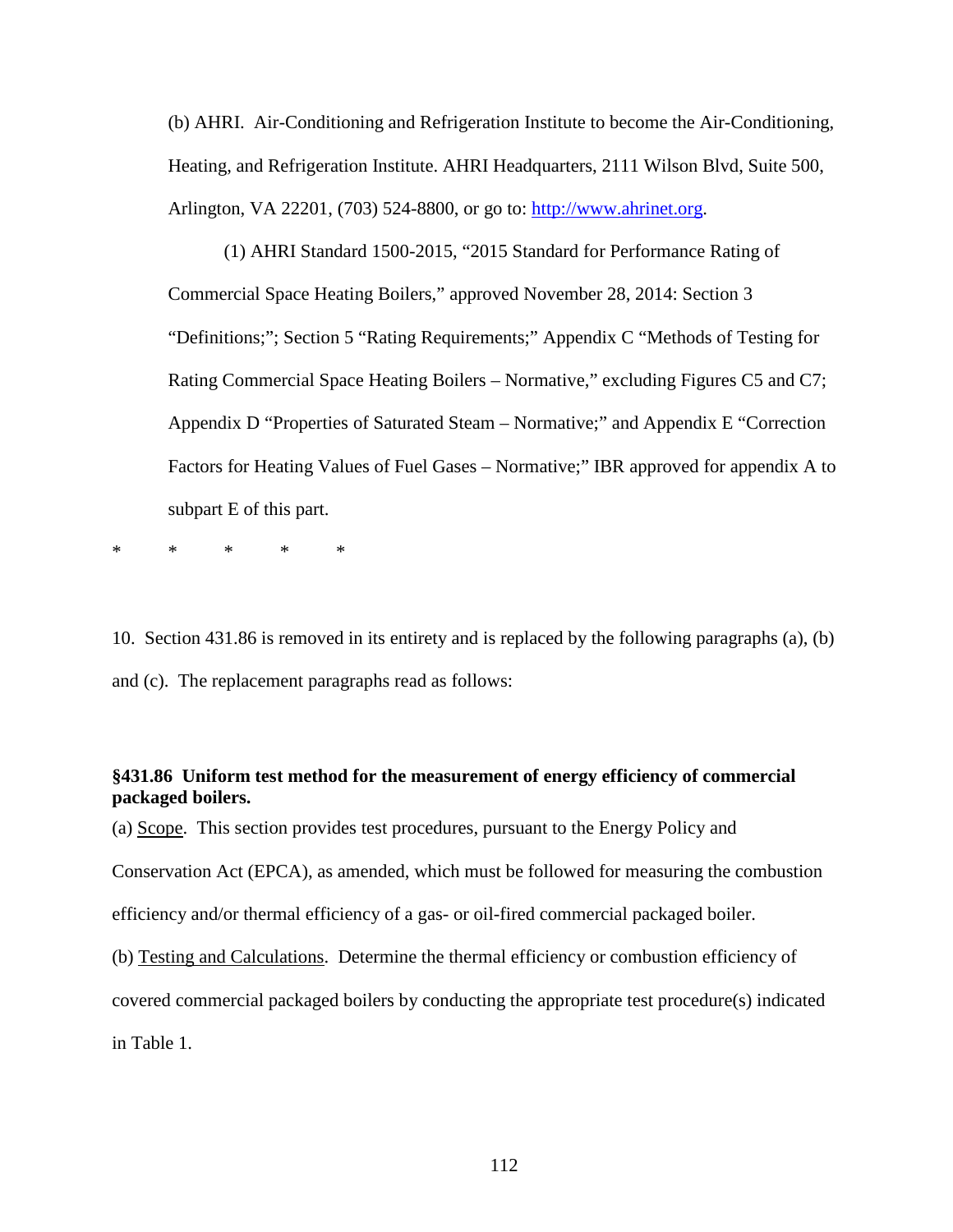(b) AHRI. Air-Conditioning and Refrigeration Institute to become the Air-Conditioning, Heating, and Refrigeration Institute. AHRI Headquarters, 2111 Wilson Blvd, Suite 500, Arlington, VA 22201, (703) 524-8800, or go to: http://www.ahrinet.org.

(1) AHRI Standard 1500-2015, "2015 Standard for Performance Rating of Commercial Space Heating Boilers," approved November 28, 2014: Section 3 "Definitions;"; Section 5 "Rating Requirements;" Appendix C "Methods of Testing for Rating Commercial Space Heating Boilers – Normative," excluding Figures C5 and C7; Appendix D "Properties of Saturated Steam – Normative;" and Appendix E "Correction Factors for Heating Values of Fuel Gases – Normative;" IBR approved for appendix A to subpart E of this part.

\* \* \* \* \*

10. Section 431.86 is removed in its entirety and is replaced by the following paragraphs (a), (b) and (c). The replacement paragraphs read as follows:

**§431.86 Uniform test method for the measurement of energy efficiency of commercial packaged boilers.**

(a) Scope. This section provides test procedures, pursuant to the Energy Policy and Conservation Act (EPCA), as amended, which must be followed for measuring the combustion efficiency and/or thermal efficiency of a gas- or oil-fired commercial packaged boiler.

(b) Testing and Calculations. Determine the thermal efficiency or combustion efficiency of covered commercial packaged boilers by conducting the appropriate test procedure(s) indicated in Table 1.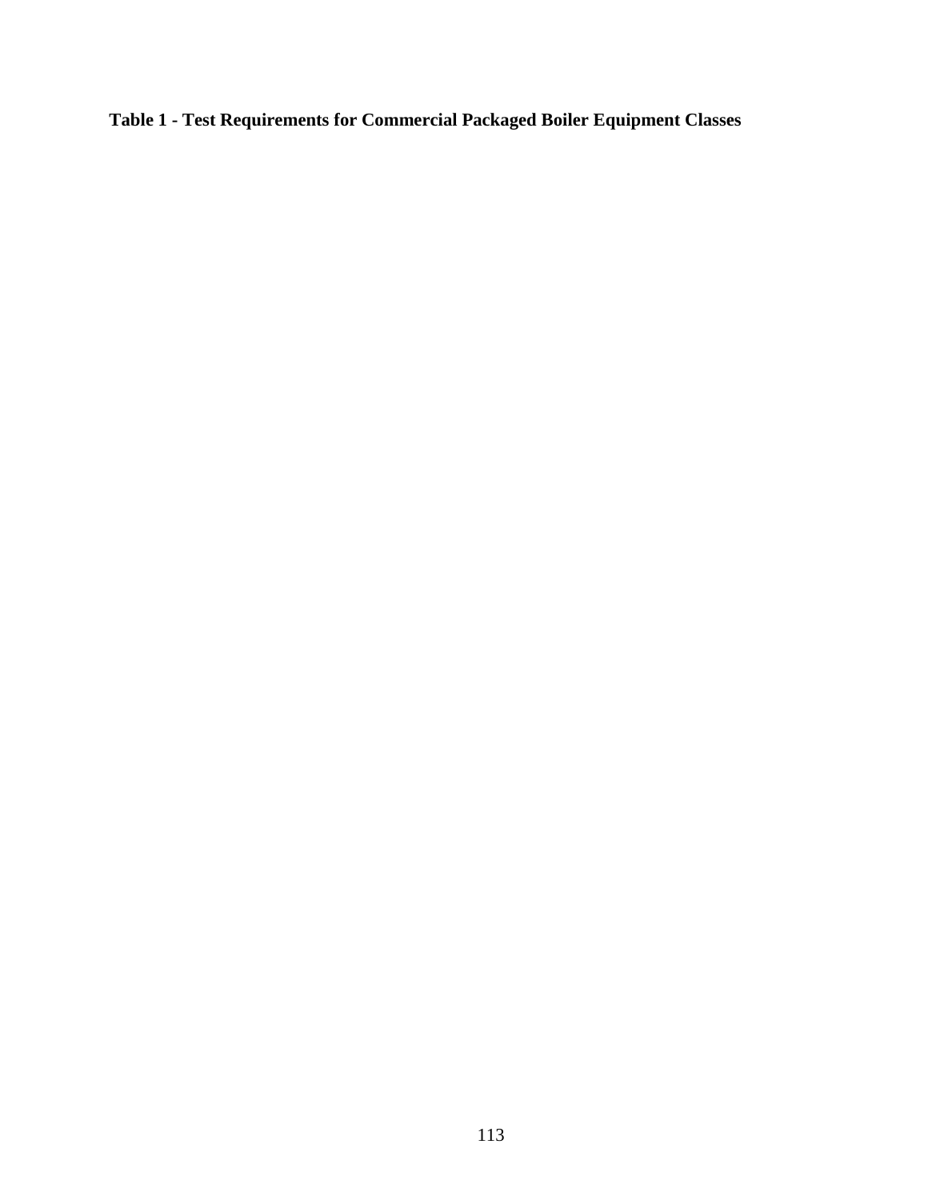**Table 1 - Test Requirements for Commercial Packaged Boiler Equipment Classes**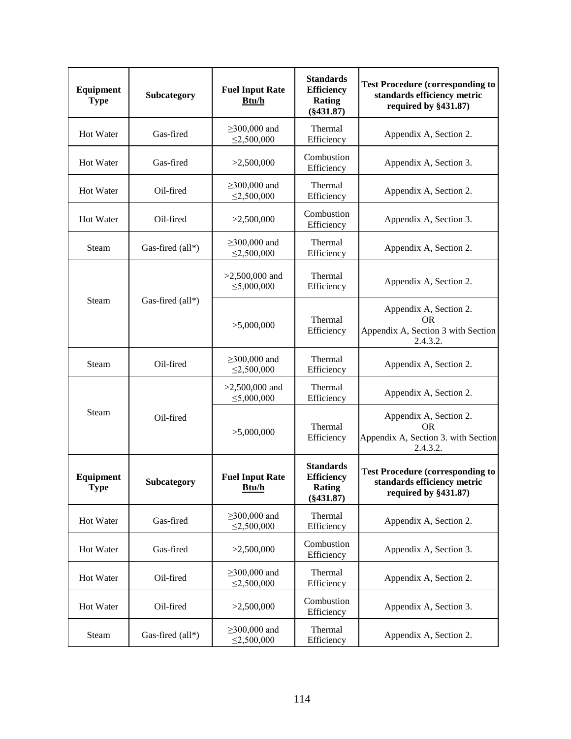| Equipment Type | Subcategory | Fuel Input Rate Btu/h | Standards Efficiency Rating (§431.87) | Test Procedure (corresponding to standards efficiency metric required by §431.87) |
|---|---|---|---|---|
| Hot Water | Gas-fired | ≥300,000 and ≤2,500,000 | Thermal Efficiency | Appendix A, Section 2. |
| Hot Water | Gas-fired | >2,500,000 | Combustion Efficiency | Appendix A, Section 3. |
| Hot Water | Oil-fired | ≥300,000 and ≤2,500,000 | Thermal Efficiency | Appendix A, Section 2. |
| Hot Water | Oil-fired | >2,500,000 | Combustion Efficiency | Appendix A, Section 3. |
| Steam | Gas-fired (all*) | ≥300,000 and ≤2,500,000 | Thermal Efficiency | Appendix A, Section 2. |
| Steam | Gas-fired (all*) | >2,500,000 and ≤5,000,000 | Thermal Efficiency | Appendix A, Section 2. |
| | | >5,000,000 | Thermal Efficiency | Appendix A, Section 2. OR Appendix A, Section 3 with Section 2.4.3.2. |
| Steam | Oil-fired | ≥300,000 and ≤2,500,000 | Thermal Efficiency | Appendix A, Section 2. |
| Steam | Oil-fired | >2,500,000 and ≤5,000,000 | Thermal Efficiency | Appendix A, Section 2. |
| | | >5,000,000 | Thermal Efficiency | Appendix A, Section 2. OR Appendix A, Section 3. with Section 2.4.3.2. |

| Equipment Type | Subcategory | Fuel Input Rate Btu/h | Standards Efficiency Rating (§431.87) | Test Procedure (corresponding to standards efficiency metric required by §431.87) |
|---|---|---|---|---|
| Hot Water | Gas-fired | ≥300,000 and ≤2,500,000 | Thermal Efficiency | Appendix A, Section 2. |
| Hot Water | Gas-fired | >2,500,000 | Combustion Efficiency | Appendix A, Section 3. |
| Hot Water | Oil-fired | ≥300,000 and ≤2,500,000 | Thermal Efficiency | Appendix A, Section 2. |
| Hot Water | Oil-fired | >2,500,000 | Combustion Efficiency | Appendix A, Section 3. |
| Steam | Gas-fired (all*) | ≥300,000 and ≤2,500,000 | Thermal Efficiency | Appendix A, Section 2. |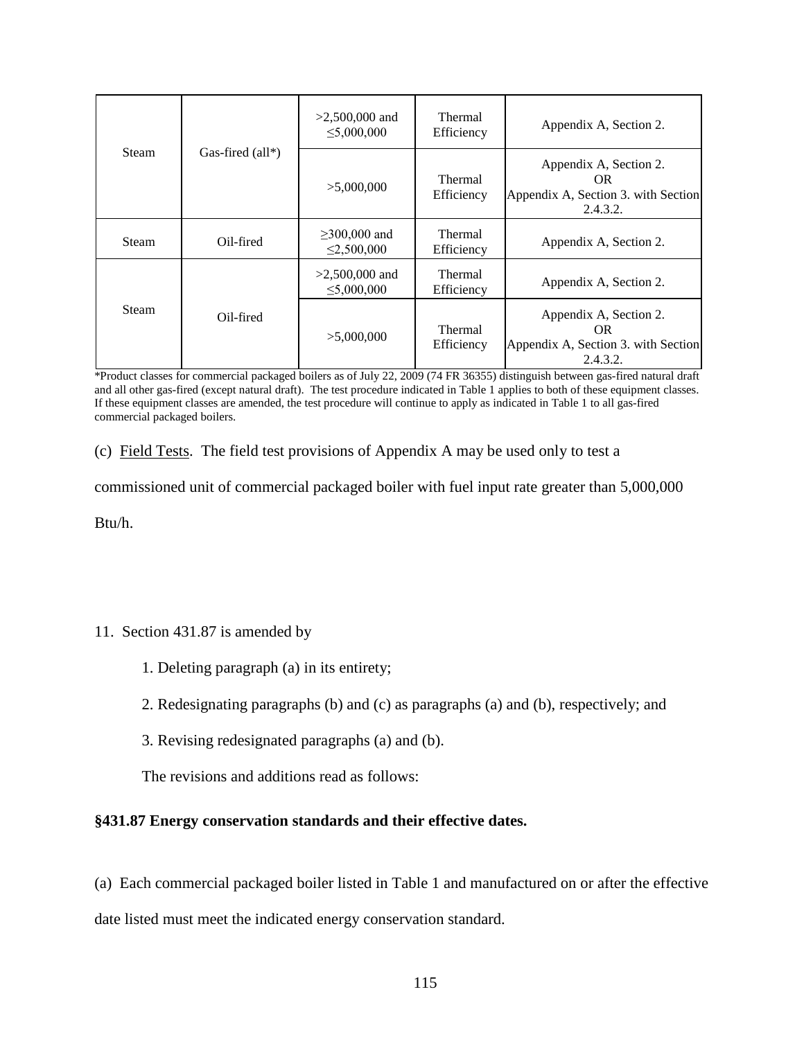| Steam | Gas-fired (all*) | >2,500,000 and ≤5,000,000 | Thermal Efficiency | Appendix A, Section 2. |
|---|---|---|---|---|
| | | >5,000,000 | Thermal Efficiency | Appendix A, Section 2. OR Appendix A, Section 3. with Section 2.4.3.2. |
| Steam | Oil-fired | ≥300,000 and ≤2,500,000 | Thermal Efficiency | Appendix A, Section 2. |
| Steam | Oil-fired | >2,500,000 and ≤5,000,000 | Thermal Efficiency | Appendix A, Section 2. |
| | | >5,000,000 | Thermal Efficiency | Appendix A, Section 2. OR Appendix A, Section 3. with Section 2.4.3.2. |

*Product classes for commercial packaged boilers as of July 22, 2009 (74 FR 36355) distinguish between gas-fired natural draft and all other gas-fired (except natural draft). The test procedure indicated in Table 1 applies to both of these equipment classes. If these equipment classes are amended, the test procedure will continue to apply as indicated in Table 1 to all gas-fired commercial packaged boilers.

(c) Field Tests. The field test provisions of Appendix A may be used only to test a commissioned unit of commercial packaged boiler with fuel input rate greater than 5,000,000 Btu/h.

11. Section 431.87 is amended by

1. Deleting paragraph (a) in its entirety;

2. Redesignating paragraphs (b) and (c) as paragraphs (a) and (b), respectively; and

3. Revising redesignated paragraphs (a) and (b).

The revisions and additions read as follows:

**§431.87 Energy conservation standards and their effective dates.**

(a) Each commercial packaged boiler listed in Table 1 and manufactured on or after the effective date listed must meet the indicated energy conservation standard.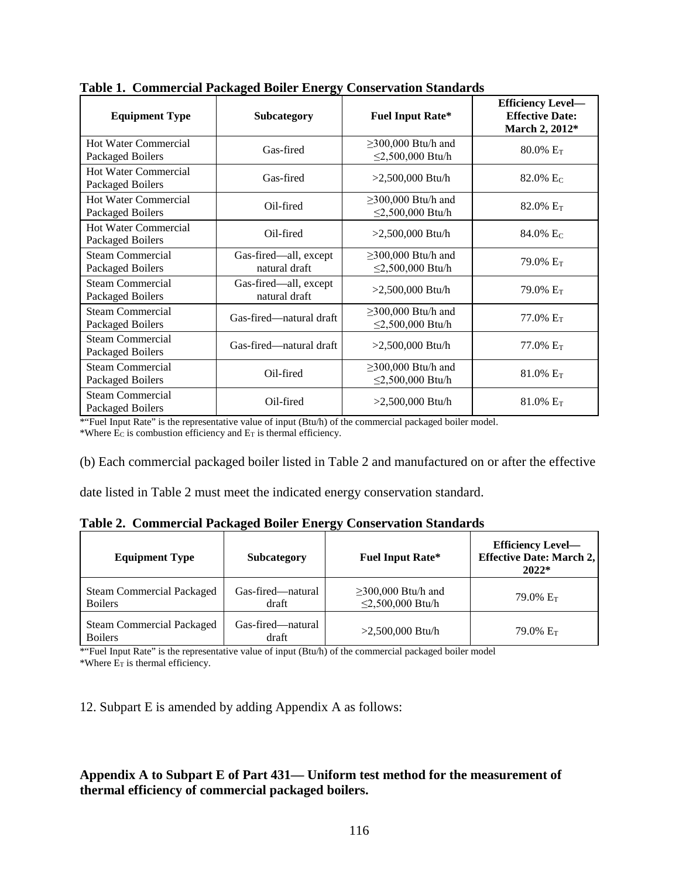**Table 1. Commercial Packaged Boiler Energy Conservation Standards**

| Equipment Type | Subcategory | Fuel Input Rate* | Efficiency Level—Effective Date: March 2, 2012* |
|---|---|---|---|
| Hot Water Commercial Packaged Boilers | Gas-fired | ≥300,000 Btu/h and ≤2,500,000 Btu/h | 80.0% $E_T$ |
| Hot Water Commercial Packaged Boilers | Gas-fired | >2,500,000 Btu/h | 82.0% $E_C$ |
| Hot Water Commercial Packaged Boilers | Oil-fired | ≥300,000 Btu/h and ≤2,500,000 Btu/h | 82.0% $E_T$ |
| Hot Water Commercial Packaged Boilers | Oil-fired | >2,500,000 Btu/h | 84.0% $E_C$ |
| Steam Commercial Packaged Boilers | Gas-fired—all, except natural draft | ≥300,000 Btu/h and ≤2,500,000 Btu/h | 79.0% $E_T$ |
| Steam Commercial Packaged Boilers | Gas-fired—all, except natural draft | >2,500,000 Btu/h | 79.0% $E_T$ |
| Steam Commercial Packaged Boilers | Gas-fired—natural draft | ≥300,000 Btu/h and ≤2,500,000 Btu/h | 77.0% $E_T$ |
| Steam Commercial Packaged Boilers | Gas-fired—natural draft | >2,500,000 Btu/h | 77.0% $E_T$ |
| Steam Commercial Packaged Boilers | Oil-fired | ≥300,000 Btu/h and ≤2,500,000 Btu/h | 81.0% $E_T$ |
| Steam Commercial Packaged Boilers | Oil-fired | >2,500,000 Btu/h | 81.0% $E_T$ |

*"Fuel Input Rate" is the representative value of input (Btu/h) of the commercial packaged boiler model.
*Where $E_C$ is combustion efficiency and $E_T$ is thermal efficiency.

(b) Each commercial packaged boiler listed in Table 2 and manufactured on or after the effective date listed in Table 2 must meet the indicated energy conservation standard.

**Table 2. Commercial Packaged Boiler Energy Conservation Standards**

| Equipment Type | Subcategory | Fuel Input Rate* | Efficiency Level—Effective Date: March 2, 2022* |
|---|---|---|---|
| Steam Commercial Packaged Boilers | Gas-fired—natural draft | ≥300,000 Btu/h and ≤2,500,000 Btu/h | 79.0% $E_T$ |
| Steam Commercial Packaged Boilers | Gas-fired—natural draft | >2,500,000 Btu/h | 79.0% $E_T$ |

*"Fuel Input Rate" is the representative value of input (Btu/h) of the commercial packaged boiler model
*Where $E_T$ is thermal efficiency.

12. Subpart E is amended by adding Appendix A as follows:

**Appendix A to Subpart E of Part 431— Uniform test method for the measurement of thermal efficiency of commercial packaged boilers.**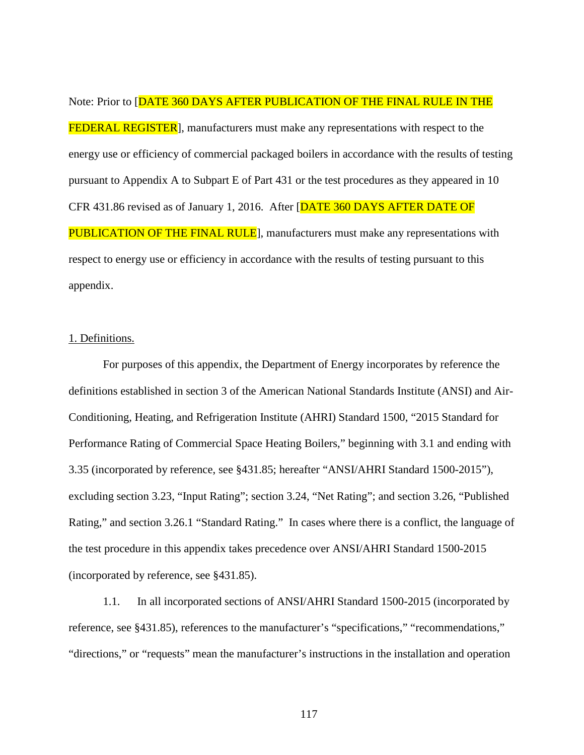Note: Prior to [DATE 360 DAYS AFTER PUBLICATION OF THE FINAL RULE IN THE FEDERAL REGISTER], manufacturers must make any representations with respect to the energy use or efficiency of commercial packaged boilers in accordance with the results of testing pursuant to Appendix A to Subpart E of Part 431 or the test procedures as they appeared in 10 CFR 431.86 revised as of January 1, 2016. After [DATE 360 DAYS AFTER DATE OF PUBLICATION OF THE FINAL RULE], manufacturers must make any representations with respect to energy use or efficiency in accordance with the results of testing pursuant to this appendix.

1. Definitions.

For purposes of this appendix, the Department of Energy incorporates by reference the definitions established in section 3 of the American National Standards Institute (ANSI) and Air-Conditioning, Heating, and Refrigeration Institute (AHRI) Standard 1500, "2015 Standard for Performance Rating of Commercial Space Heating Boilers," beginning with 3.1 and ending with 3.35 (incorporated by reference, see §431.85; hereafter "ANSI/AHRI Standard 1500-2015"), excluding section 3.23, "Input Rating"; section 3.24, "Net Rating"; and section 3.26, "Published Rating," and section 3.26.1 "Standard Rating." In cases where there is a conflict, the language of the test procedure in this appendix takes precedence over ANSI/AHRI Standard 1500-2015 (incorporated by reference, see §431.85).

1.1. In all incorporated sections of ANSI/AHRI Standard 1500-2015 (incorporated by reference, see §431.85), references to the manufacturer's "specifications," "recommendations," "directions," or "requests" mean the manufacturer's instructions in the installation and operation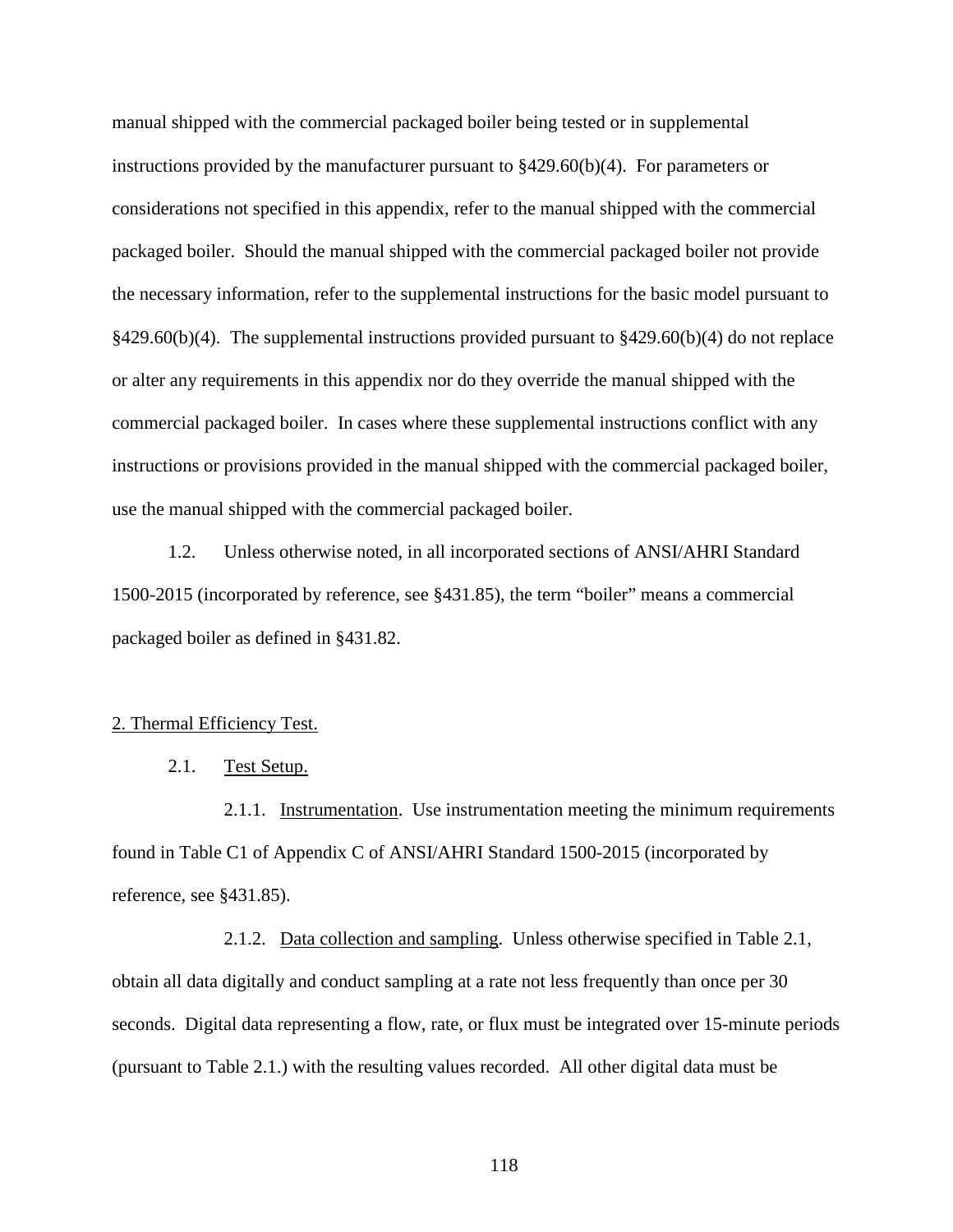manual shipped with the commercial packaged boiler being tested or in supplemental instructions provided by the manufacturer pursuant to §429.60(b)(4). For parameters or considerations not specified in this appendix, refer to the manual shipped with the commercial packaged boiler. Should the manual shipped with the commercial packaged boiler not provide the necessary information, refer to the supplemental instructions for the basic model pursuant to §429.60(b)(4). The supplemental instructions provided pursuant to §429.60(b)(4) do not replace or alter any requirements in this appendix nor do they override the manual shipped with the commercial packaged boiler. In cases where these supplemental instructions conflict with any instructions or provisions provided in the manual shipped with the commercial packaged boiler, use the manual shipped with the commercial packaged boiler.

1.2. Unless otherwise noted, in all incorporated sections of ANSI/AHRI Standard 1500-2015 (incorporated by reference, see §431.85), the term "boiler" means a commercial packaged boiler as defined in §431.82.

2. Thermal Efficiency Test.

2.1. Test Setup.

2.1.1. Instrumentation. Use instrumentation meeting the minimum requirements found in Table C1 of Appendix C of ANSI/AHRI Standard 1500-2015 (incorporated by reference, see §431.85).

2.1.2. Data collection and sampling. Unless otherwise specified in Table 2.1, obtain all data digitally and conduct sampling at a rate not less frequently than once per 30 seconds. Digital data representing a flow, rate, or flux must be integrated over 15-minute periods (pursuant to Table 2.1.) with the resulting values recorded. All other digital data must be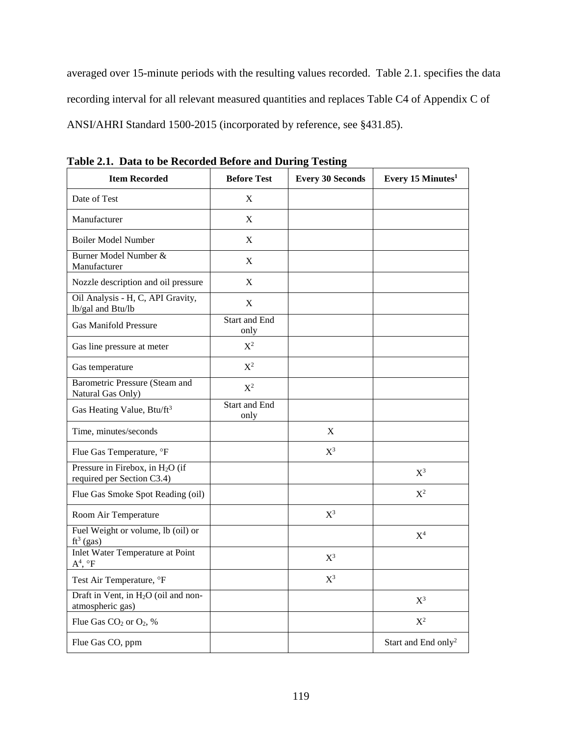averaged over 15-minute periods with the resulting values recorded. Table 2.1. specifies the data recording interval for all relevant measured quantities and replaces Table C4 of Appendix C of ANSI/AHRI Standard 1500-2015 (incorporated by reference, see §431.85).

**Table 2.1. Data to be Recorded Before and During Testing**

| Item Recorded | Before Test | Every 30 Seconds | Every 15 Minutes[1] |
|---|---|---|---|
| Date of Test | X | | |
| Manufacturer | X | | |
| Boiler Model Number | X | | |
| Burner Model Number & Manufacturer | X | | |
| Nozzle description and oil pressure | X | | |
| Oil Analysis - H, C, API Gravity, lb/gal and Btu/lb | X | | |
| Gas Manifold Pressure | Start and End only | | |
| Gas line pressure at meter | X[2] | | |
| Gas temperature | X[2] | | |
| Barometric Pressure (Steam and Natural Gas Only) | X[2] | | |
| Gas Heating Value, Btu/$ft^3$ | Start and End only | | |
| Time, minutes/seconds | | X | |
| Flue Gas Temperature, °F | | X[3] | |
| Pressure in Firebox, in $H_2O$ (if required per Section C3.4) | | | X[3] |
| Flue Gas Smoke Spot Reading (oil) | | | X[2] |
| Room Air Temperature | | X[3] | |
| Fuel Weight or volume, lb (oil) or $ft^3$ (gas) | | | X[4] |
| Inlet Water Temperature at Point A[4], °F | | X[3] | |
| Test Air Temperature, °F | | X[3] | |
| Draft in Vent, in $H_2O$ (oil and non-atmospheric gas) | | | X[3] |
| Flue Gas $CO_2$ or $O_2$, % | | | X[2] |
| Flue Gas CO, ppm | | | Start and End only[2] |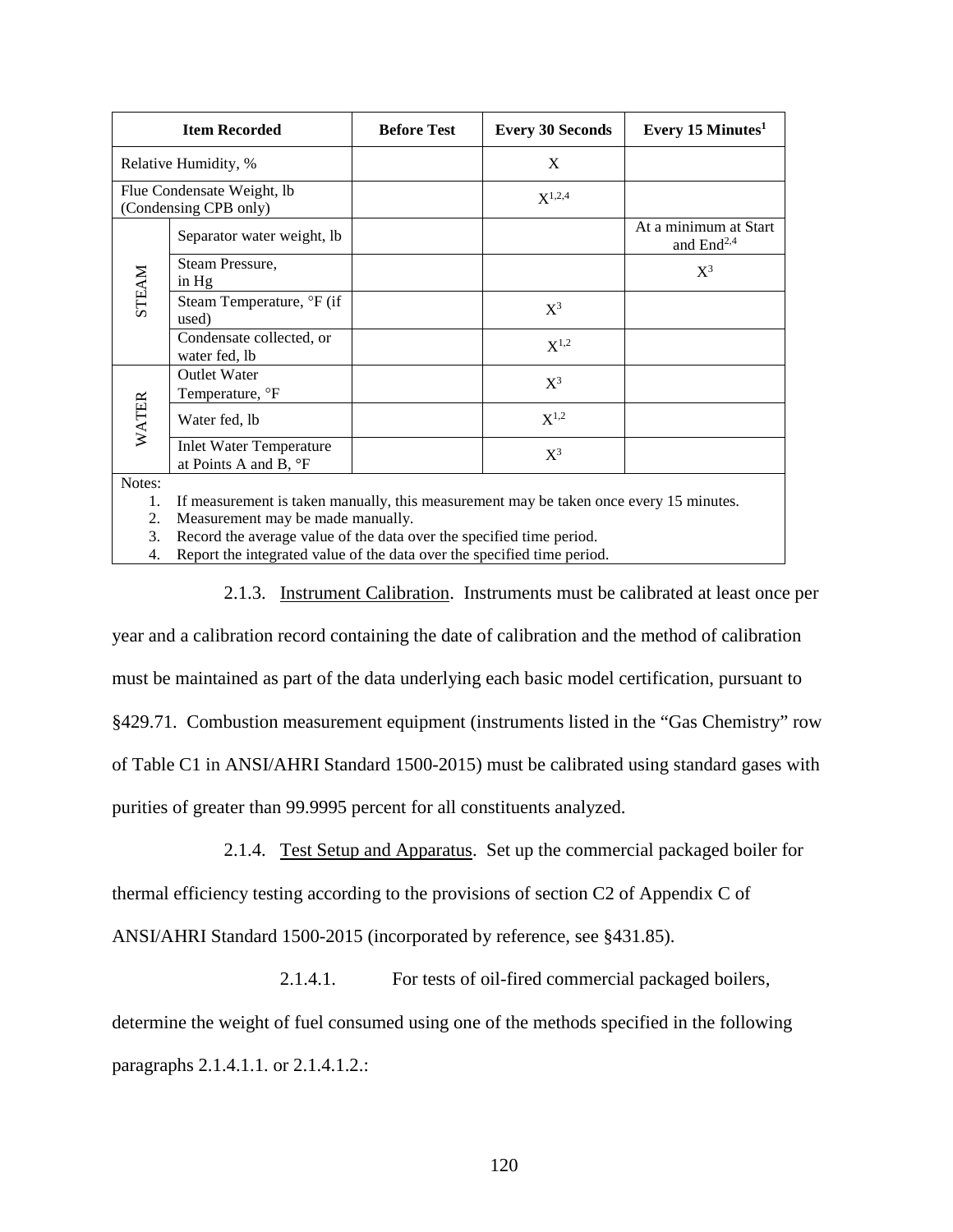| Item Recorded | | Before Test | Every 30 Seconds | Every 15 Minutes[1] |
|---|---|---|---|---|
| Relative Humidity, % | | | X | |
| Flue Condensate Weight, lb (Condensing CPB only) | | | X[1,2,4] | |
| STEAM | Separator water weight, lb | | | At a minimum at Start and End[2,4] |
| | Steam Pressure, in Hg | | | X[3] |
| | Steam Temperature, °F (if used) | | X[3] | |
| | Condensate collected, or water fed, lb | | X[1,2] | |
| WATER | Outlet Water Temperature, °F | | X[3] | |
| | Water fed, lb | | X[1,2] | |
| | Inlet Water Temperature at Points A and B, °F | | X[3] | |

Notes:

1. If measurement is taken manually, this measurement may be taken once every 15 minutes.
2. Measurement may be made manually.
3. Record the average value of the data over the specified time period.
4. Report the integrated value of the data over the specified time period.

2.1.3. Instrument Calibration. Instruments must be calibrated at least once per year and a calibration record containing the date of calibration and the method of calibration must be maintained as part of the data underlying each basic model certification, pursuant to §429.71. Combustion measurement equipment (instruments listed in the "Gas Chemistry" row of Table C1 in ANSI/AHRI Standard 1500-2015) must be calibrated using standard gases with purities of greater than 99.9995 percent for all constituents analyzed.

2.1.4. Test Setup and Apparatus. Set up the commercial packaged boiler for thermal efficiency testing according to the provisions of section C2 of Appendix C of ANSI/AHRI Standard 1500-2015 (incorporated by reference, see §431.85).

2.1.4.1. For tests of oil-fired commercial packaged boilers, determine the weight of fuel consumed using one of the methods specified in the following paragraphs 2.1.4.1.1. or 2.1.4.1.2.: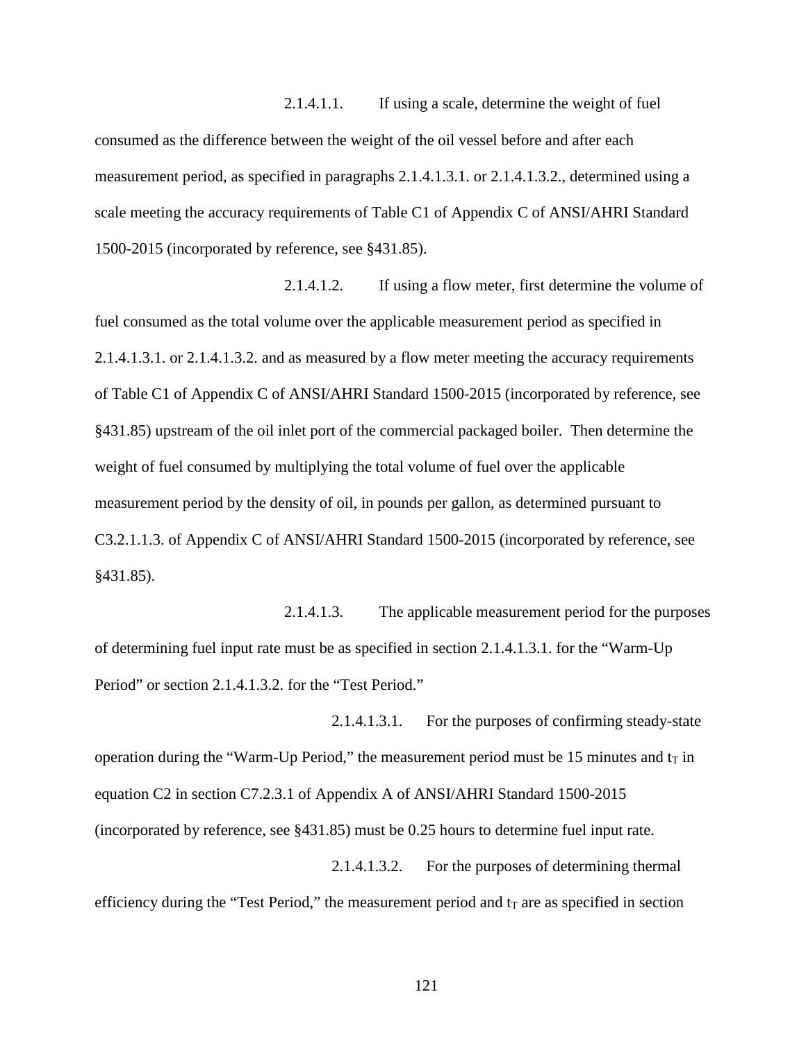2.1.4.1.1. If using a scale, determine the weight of fuel consumed as the difference between the weight of the oil vessel before and after each measurement period, as specified in paragraphs 2.1.4.1.3.1. or 2.1.4.1.3.2., determined using a scale meeting the accuracy requirements of Table C1 of Appendix C of ANSI/AHRI Standard 1500-2015 (incorporated by reference, see §431.85).

2.1.4.1.2. If using a flow meter, first determine the volume of fuel consumed as the total volume over the applicable measurement period as specified in 2.1.4.1.3.1. or 2.1.4.1.3.2. and as measured by a flow meter meeting the accuracy requirements of Table C1 of Appendix C of ANSI/AHRI Standard 1500-2015 (incorporated by reference, see §431.85) upstream of the oil inlet port of the commercial packaged boiler. Then determine the weight of fuel consumed by multiplying the total volume of fuel over the applicable measurement period by the density of oil, in pounds per gallon, as determined pursuant to C3.2.1.1.3. of Appendix C of ANSI/AHRI Standard 1500-2015 (incorporated by reference, see §431.85).

2.1.4.1.3. The applicable measurement period for the purposes of determining fuel input rate must be as specified in section 2.1.4.1.3.1. for the "Warm-Up Period" or section 2.1.4.1.3.2. for the "Test Period."

2.1.4.1.3.1. For the purposes of confirming steady-state operation during the "Warm-Up Period," the measurement period must be 15 minutes and $t_T$ in equation C2 in section C7.2.3.1 of Appendix A of ANSI/AHRI Standard 1500-2015 (incorporated by reference, see §431.85) must be 0.25 hours to determine fuel input rate.

2.1.4.1.3.2. For the purposes of determining thermal efficiency during the "Test Period," the measurement period and $t_T$ are as specified in section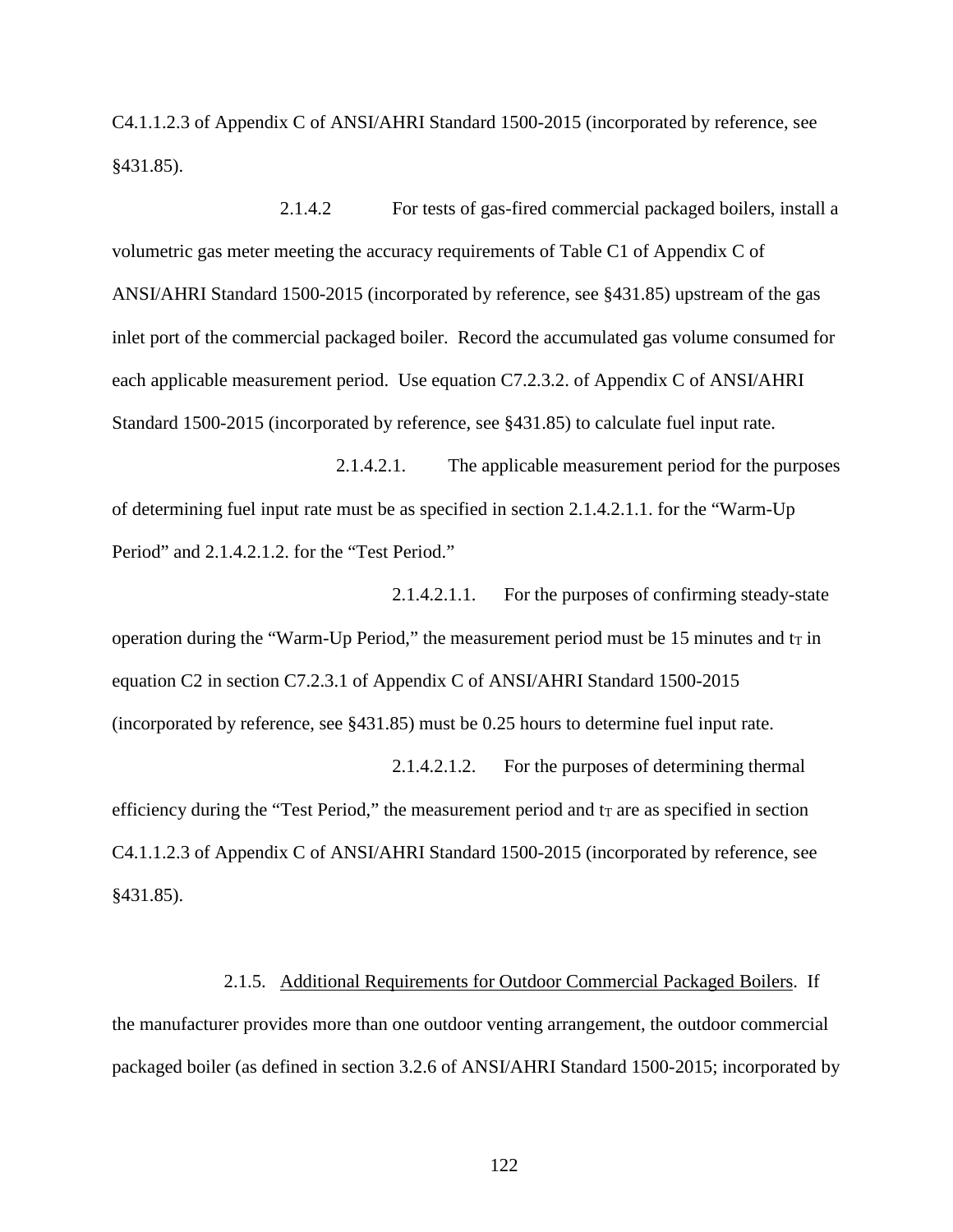C4.1.1.2.3 of Appendix C of ANSI/AHRI Standard 1500-2015 (incorporated by reference, see §431.85).

2.1.4.2 For tests of gas-fired commercial packaged boilers, install a volumetric gas meter meeting the accuracy requirements of Table C1 of Appendix C of ANSI/AHRI Standard 1500-2015 (incorporated by reference, see §431.85) upstream of the gas inlet port of the commercial packaged boiler. Record the accumulated gas volume consumed for each applicable measurement period. Use equation C7.2.3.2. of Appendix C of ANSI/AHRI Standard 1500-2015 (incorporated by reference, see §431.85) to calculate fuel input rate.

2.1.4.2.1. The applicable measurement period for the purposes of determining fuel input rate must be as specified in section 2.1.4.2.1.1. for the "Warm-Up Period" and 2.1.4.2.1.2. for the "Test Period."

2.1.4.2.1.1. For the purposes of confirming steady-state operation during the "Warm-Up Period," the measurement period must be 15 minutes and $t_T$ in equation C2 in section C7.2.3.1 of Appendix C of ANSI/AHRI Standard 1500-2015 (incorporated by reference, see §431.85) must be 0.25 hours to determine fuel input rate.

2.1.4.2.1.2. For the purposes of determining thermal efficiency during the "Test Period," the measurement period and $t_T$ are as specified in section C4.1.1.2.3 of Appendix C of ANSI/AHRI Standard 1500-2015 (incorporated by reference, see §431.85).

2.1.5. Additional Requirements for Outdoor Commercial Packaged Boilers. If the manufacturer provides more than one outdoor venting arrangement, the outdoor commercial packaged boiler (as defined in section 3.2.6 of ANSI/AHRI Standard 1500-2015; incorporated by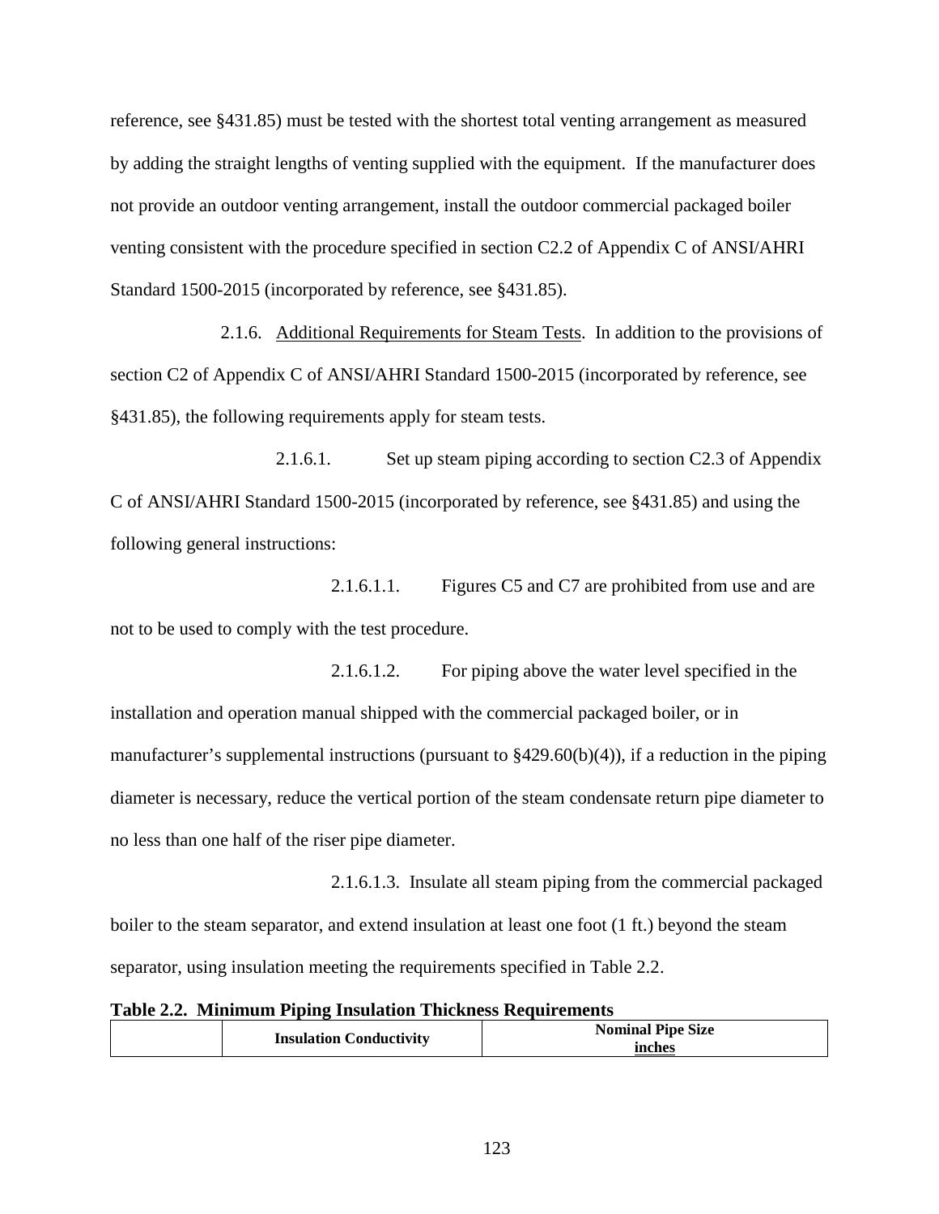reference, see §431.85) must be tested with the shortest total venting arrangement as measured by adding the straight lengths of venting supplied with the equipment. If the manufacturer does not provide an outdoor venting arrangement, install the outdoor commercial packaged boiler venting consistent with the procedure specified in section C2.2 of Appendix C of ANSI/AHRI Standard 1500-2015 (incorporated by reference, see §431.85).

2.1.6. Additional Requirements for Steam Tests. In addition to the provisions of section C2 of Appendix C of ANSI/AHRI Standard 1500-2015 (incorporated by reference, see §431.85), the following requirements apply for steam tests.

2.1.6.1. Set up steam piping according to section C2.3 of Appendix C of ANSI/AHRI Standard 1500-2015 (incorporated by reference, see §431.85) and using the following general instructions:

2.1.6.1.1. Figures C5 and C7 are prohibited from use and are not to be used to comply with the test procedure.

2.1.6.1.2. For piping above the water level specified in the installation and operation manual shipped with the commercial packaged boiler, or in manufacturer's supplemental instructions (pursuant to §429.60(b)(4)), if a reduction in the piping diameter is necessary, reduce the vertical portion of the steam condensate return pipe diameter to no less than one half of the riser pipe diameter.

2.1.6.1.3. Insulate all steam piping from the commercial packaged boiler to the steam separator, and extend insulation at least one foot (1 ft.) beyond the steam separator, using insulation meeting the requirements specified in Table 2.2.

**Table 2.2. Minimum Piping Insulation Thickness Requirements**

| | Insulation Conductivity | Nominal Pipe Size inches |
|---|---|---|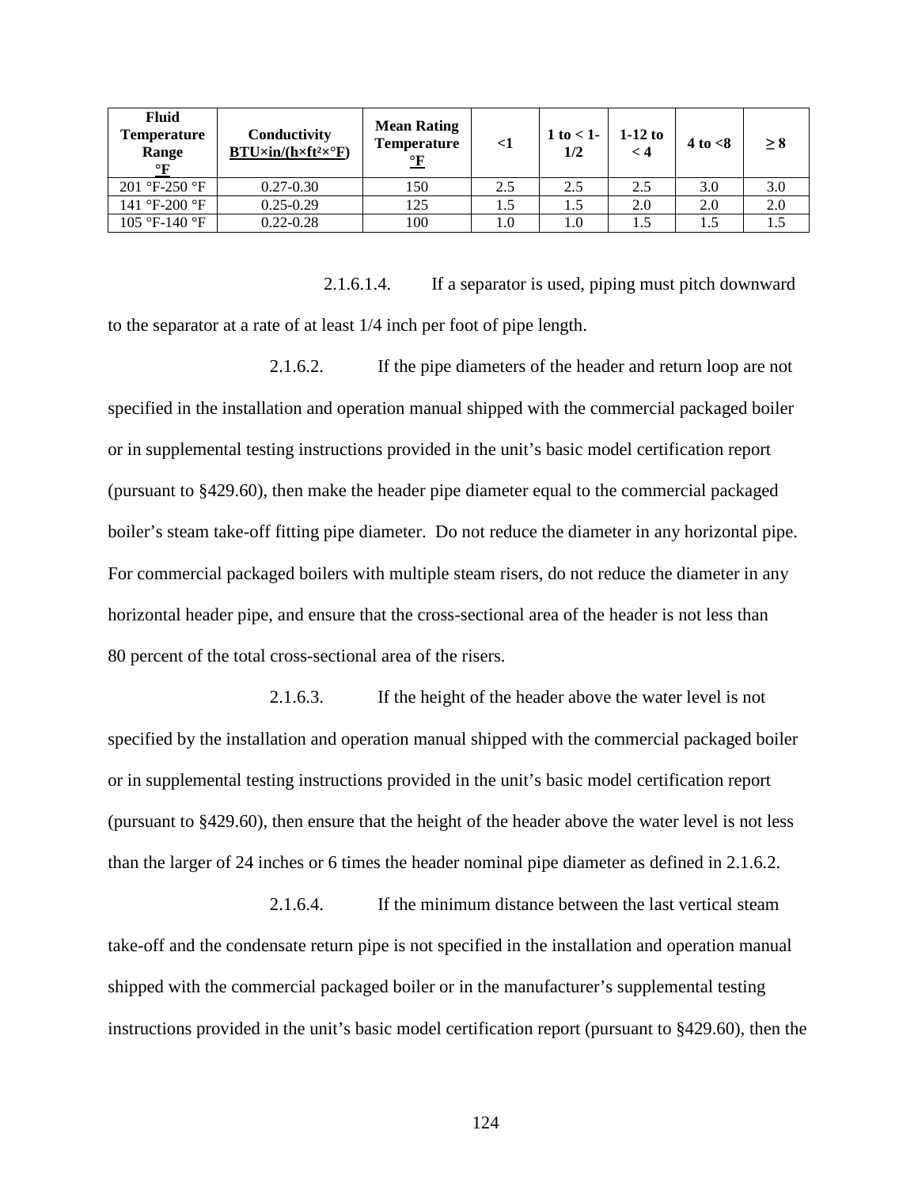| Fluid Temperature Range °F | Conductivity BTU×in/(h×ft²×°F) | Mean Rating Temperature °F | <1 | 1 to < 1-1/2 | 1-12 to < 4 | 4 to <8 | ≥ 8 |
|---|---|---|---|---|---|---|---|
| 201 °F-250 °F | 0.27-0.30 | 150 | 2.5 | 2.5 | 2.5 | 3.0 | 3.0 |
| 141 °F-200 °F | 0.25-0.29 | 125 | 1.5 | 1.5 | 2.0 | 2.0 | 2.0 |
| 105 °F-140 °F | 0.22-0.28 | 100 | 1.0 | 1.0 | 1.5 | 1.5 | 1.5 |

2.1.6.1.4. If a separator is used, piping must pitch downward to the separator at a rate of at least 1/4 inch per foot of pipe length.

2.1.6.2. If the pipe diameters of the header and return loop are not specified in the installation and operation manual shipped with the commercial packaged boiler or in supplemental testing instructions provided in the unit's basic model certification report (pursuant to §429.60), then make the header pipe diameter equal to the commercial packaged boiler's steam take-off fitting pipe diameter. Do not reduce the diameter in any horizontal pipe. For commercial packaged boilers with multiple steam risers, do not reduce the diameter in any horizontal header pipe, and ensure that the cross-sectional area of the header is not less than 80 percent of the total cross-sectional area of the risers.

2.1.6.3. If the height of the header above the water level is not specified by the installation and operation manual shipped with the commercial packaged boiler or in supplemental testing instructions provided in the unit's basic model certification report (pursuant to §429.60), then ensure that the height of the header above the water level is not less than the larger of 24 inches or 6 times the header nominal pipe diameter as defined in 2.1.6.2.

2.1.6.4. If the minimum distance between the last vertical steam take-off and the condensate return pipe is not specified in the installation and operation manual shipped with the commercial packaged boiler or in the manufacturer's supplemental testing instructions provided in the unit's basic model certification report (pursuant to §429.60), then the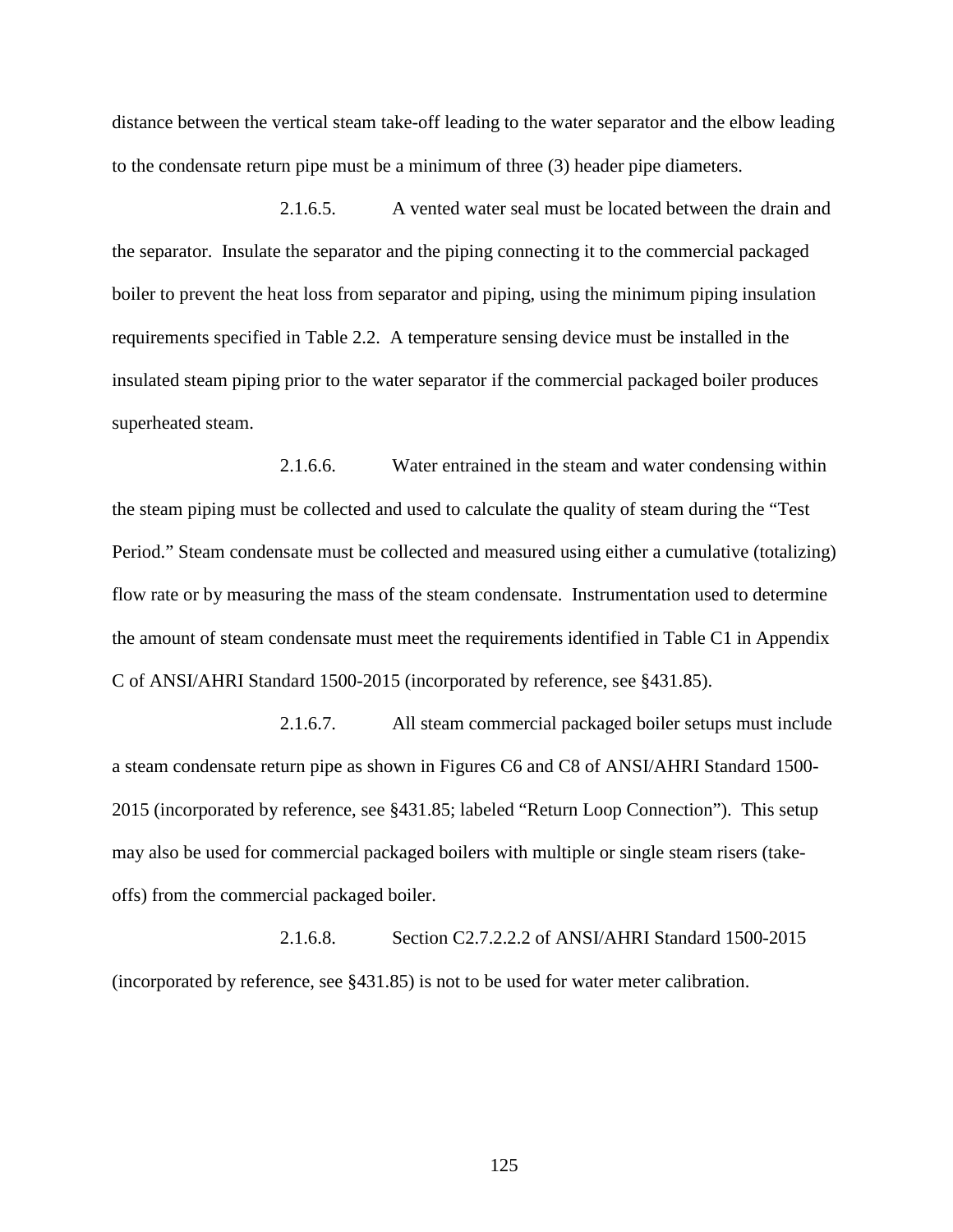distance between the vertical steam take-off leading to the water separator and the elbow leading to the condensate return pipe must be a minimum of three (3) header pipe diameters.

2.1.6.5. A vented water seal must be located between the drain and the separator. Insulate the separator and the piping connecting it to the commercial packaged boiler to prevent the heat loss from separator and piping, using the minimum piping insulation requirements specified in Table 2.2. A temperature sensing device must be installed in the insulated steam piping prior to the water separator if the commercial packaged boiler produces superheated steam.

2.1.6.6. Water entrained in the steam and water condensing within the steam piping must be collected and used to calculate the quality of steam during the "Test Period." Steam condensate must be collected and measured using either a cumulative (totalizing) flow rate or by measuring the mass of the steam condensate. Instrumentation used to determine the amount of steam condensate must meet the requirements identified in Table C1 in Appendix C of ANSI/AHRI Standard 1500-2015 (incorporated by reference, see §431.85).

2.1.6.7. All steam commercial packaged boiler setups must include a steam condensate return pipe as shown in Figures C6 and C8 of ANSI/AHRI Standard 1500-2015 (incorporated by reference, see §431.85; labeled "Return Loop Connection"). This setup may also be used for commercial packaged boilers with multiple or single steam risers (take-offs) from the commercial packaged boiler.

2.1.6.8. Section C2.7.2.2.2 of ANSI/AHRI Standard 1500-2015 (incorporated by reference, see §431.85) is not to be used for water meter calibration.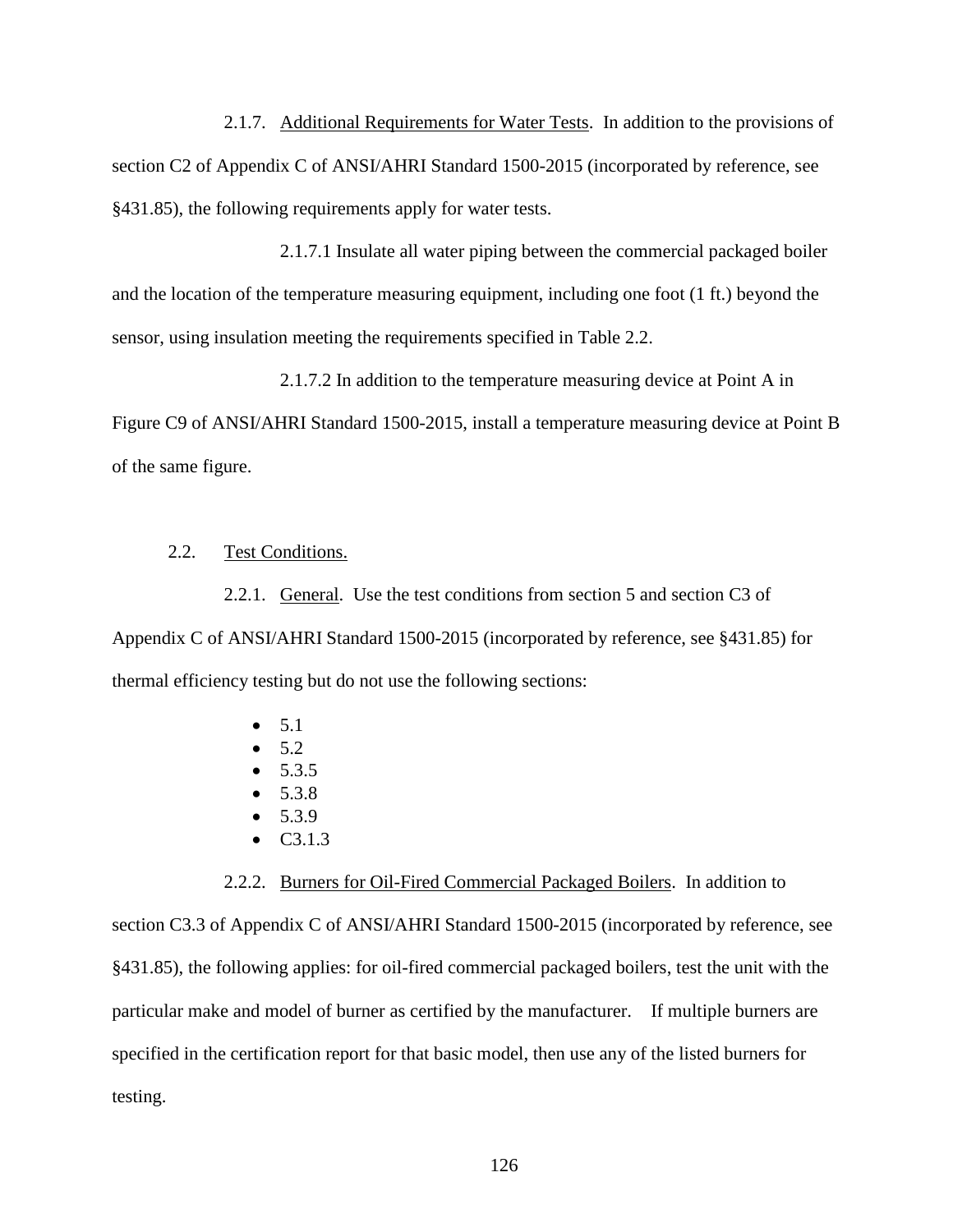2.1.7. Additional Requirements for Water Tests. In addition to the provisions of section C2 of Appendix C of ANSI/AHRI Standard 1500-2015 (incorporated by reference, see §431.85), the following requirements apply for water tests.

2.1.7.1 Insulate all water piping between the commercial packaged boiler and the location of the temperature measuring equipment, including one foot (1 ft.) beyond the sensor, using insulation meeting the requirements specified in Table 2.2.

2.1.7.2 In addition to the temperature measuring device at Point A in Figure C9 of ANSI/AHRI Standard 1500-2015, install a temperature measuring device at Point B of the same figure.

2.2. Test Conditions.

2.2.1. General. Use the test conditions from section 5 and section C3 of Appendix C of ANSI/AHRI Standard 1500-2015 (incorporated by reference, see §431.85) for thermal efficiency testing but do not use the following sections:

- 5.1
- 5.2
- 5.3.5
- 5.3.8
- 5.3.9
- C3.1.3

2.2.2. Burners for Oil-Fired Commercial Packaged Boilers. In addition to section C3.3 of Appendix C of ANSI/AHRI Standard 1500-2015 (incorporated by reference, see §431.85), the following applies: for oil-fired commercial packaged boilers, test the unit with the particular make and model of burner as certified by the manufacturer. If multiple burners are specified in the certification report for that basic model, then use any of the listed burners for testing.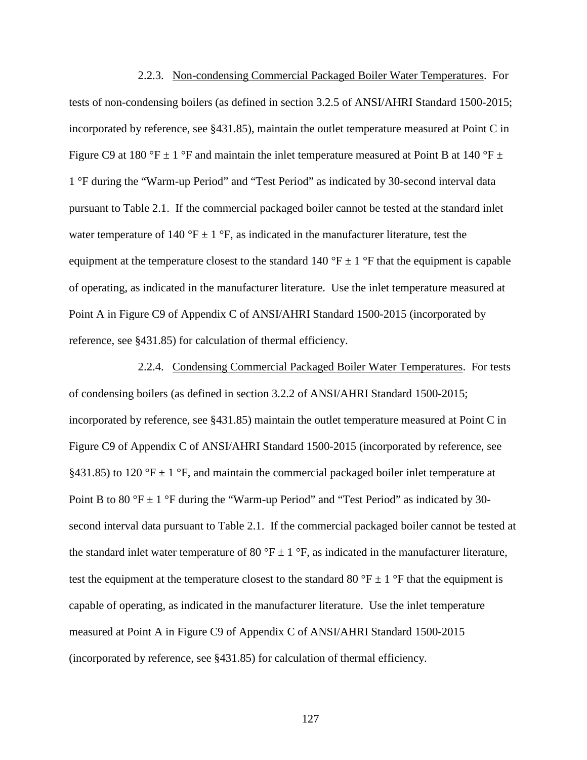2.2.3. Non-condensing Commercial Packaged Boiler Water Temperatures. For tests of non-condensing boilers (as defined in section 3.2.5 of ANSI/AHRI Standard 1500-2015; incorporated by reference, see §431.85), maintain the outlet temperature measured at Point C in Figure C9 at 180 °F ± 1 °F and maintain the inlet temperature measured at Point B at 140 °F ± 1 °F during the "Warm-up Period" and "Test Period" as indicated by 30-second interval data pursuant to Table 2.1. If the commercial packaged boiler cannot be tested at the standard inlet water temperature of 140 °F ± 1 °F, as indicated in the manufacturer literature, test the equipment at the temperature closest to the standard 140 °F ± 1 °F that the equipment is capable of operating, as indicated in the manufacturer literature. Use the inlet temperature measured at Point A in Figure C9 of Appendix C of ANSI/AHRI Standard 1500-2015 (incorporated by reference, see §431.85) for calculation of thermal efficiency.

2.2.4. Condensing Commercial Packaged Boiler Water Temperatures. For tests of condensing boilers (as defined in section 3.2.2 of ANSI/AHRI Standard 1500-2015; incorporated by reference, see §431.85) maintain the outlet temperature measured at Point C in Figure C9 of Appendix C of ANSI/AHRI Standard 1500-2015 (incorporated by reference, see §431.85) to 120 °F ± 1 °F, and maintain the commercial packaged boiler inlet temperature at Point B to 80 °F ± 1 °F during the "Warm-up Period" and "Test Period" as indicated by 30-second interval data pursuant to Table 2.1. If the commercial packaged boiler cannot be tested at the standard inlet water temperature of 80 °F ± 1 °F, as indicated in the manufacturer literature, test the equipment at the temperature closest to the standard 80 °F ± 1 °F that the equipment is capable of operating, as indicated in the manufacturer literature. Use the inlet temperature measured at Point A in Figure C9 of Appendix C of ANSI/AHRI Standard 1500-2015 (incorporated by reference, see §431.85) for calculation of thermal efficiency.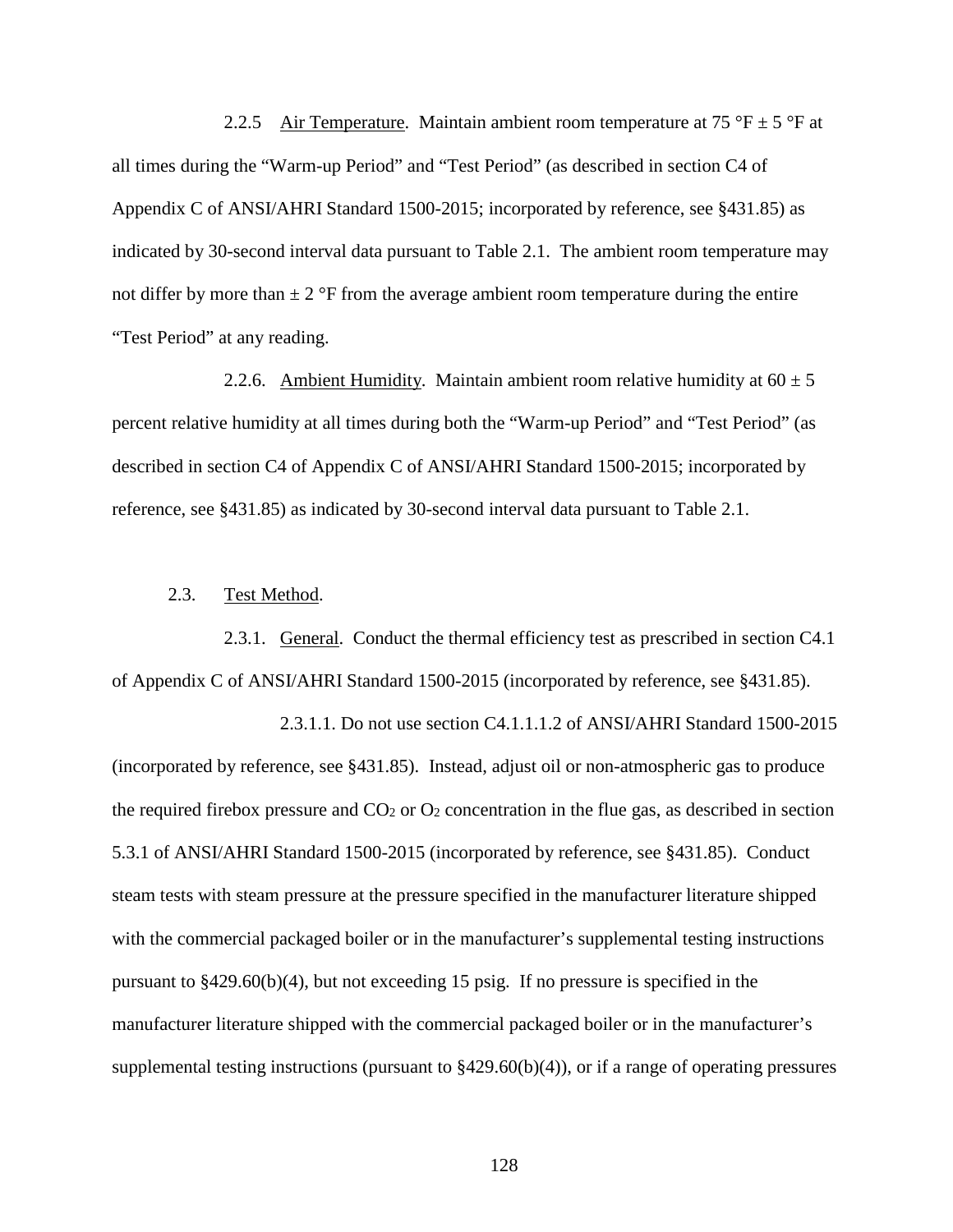2.2.5 Air Temperature. Maintain ambient room temperature at 75 °F ± 5 °F at all times during the "Warm-up Period" and "Test Period" (as described in section C4 of Appendix C of ANSI/AHRI Standard 1500-2015; incorporated by reference, see §431.85) as indicated by 30-second interval data pursuant to Table 2.1. The ambient room temperature may not differ by more than ± 2 °F from the average ambient room temperature during the entire "Test Period" at any reading.

2.2.6. Ambient Humidity. Maintain ambient room relative humidity at 60 ± 5 percent relative humidity at all times during both the "Warm-up Period" and "Test Period" (as described in section C4 of Appendix C of ANSI/AHRI Standard 1500-2015; incorporated by reference, see §431.85) as indicated by 30-second interval data pursuant to Table 2.1.

2.3. Test Method.

2.3.1. General. Conduct the thermal efficiency test as prescribed in section C4.1 of Appendix C of ANSI/AHRI Standard 1500-2015 (incorporated by reference, see §431.85).

2.3.1.1. Do not use section C4.1.1.1.2 of ANSI/AHRI Standard 1500-2015 (incorporated by reference, see §431.85). Instead, adjust oil or non-atmospheric gas to produce the required firebox pressure and $CO_2$ or $O_2$ concentration in the flue gas, as described in section 5.3.1 of ANSI/AHRI Standard 1500-2015 (incorporated by reference, see §431.85). Conduct steam tests with steam pressure at the pressure specified in the manufacturer literature shipped with the commercial packaged boiler or in the manufacturer's supplemental testing instructions pursuant to §429.60(b)(4), but not exceeding 15 psig. If no pressure is specified in the manufacturer literature shipped with the commercial packaged boiler or in the manufacturer's supplemental testing instructions (pursuant to §429.60(b)(4)), or if a range of operating pressures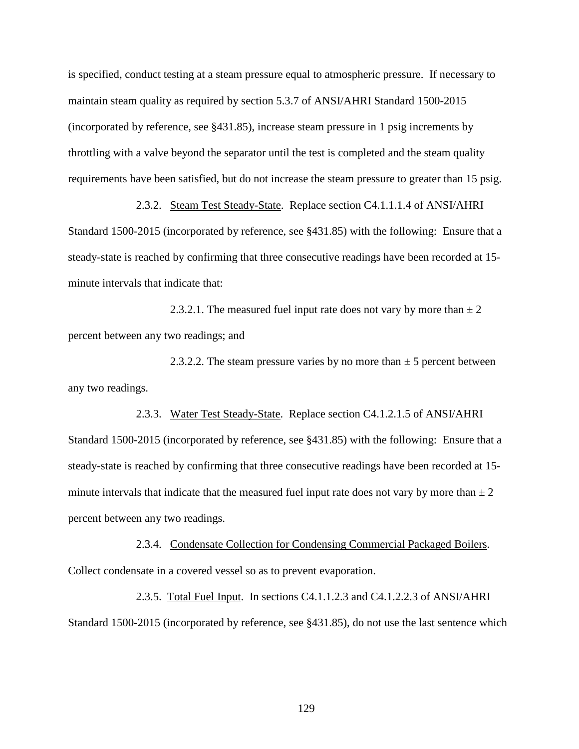is specified, conduct testing at a steam pressure equal to atmospheric pressure. If necessary to maintain steam quality as required by section 5.3.7 of ANSI/AHRI Standard 1500-2015 (incorporated by reference, see §431.85), increase steam pressure in 1 psig increments by throttling with a valve beyond the separator until the test is completed and the steam quality requirements have been satisfied, but do not increase the steam pressure to greater than 15 psig.

2.3.2. Steam Test Steady-State. Replace section C4.1.1.1.4 of ANSI/AHRI Standard 1500-2015 (incorporated by reference, see §431.85) with the following: Ensure that a steady-state is reached by confirming that three consecutive readings have been recorded at 15-minute intervals that indicate that:

2.3.2.1. The measured fuel input rate does not vary by more than ± 2 percent between any two readings; and

2.3.2.2. The steam pressure varies by no more than ± 5 percent between any two readings.

2.3.3. Water Test Steady-State. Replace section C4.1.2.1.5 of ANSI/AHRI Standard 1500-2015 (incorporated by reference, see §431.85) with the following: Ensure that a steady-state is reached by confirming that three consecutive readings have been recorded at 15-minute intervals that indicate that the measured fuel input rate does not vary by more than ± 2 percent between any two readings.

2.3.4. Condensate Collection for Condensing Commercial Packaged Boilers. Collect condensate in a covered vessel so as to prevent evaporation.

2.3.5. Total Fuel Input. In sections C4.1.1.2.3 and C4.1.2.2.3 of ANSI/AHRI Standard 1500-2015 (incorporated by reference, see §431.85), do not use the last sentence which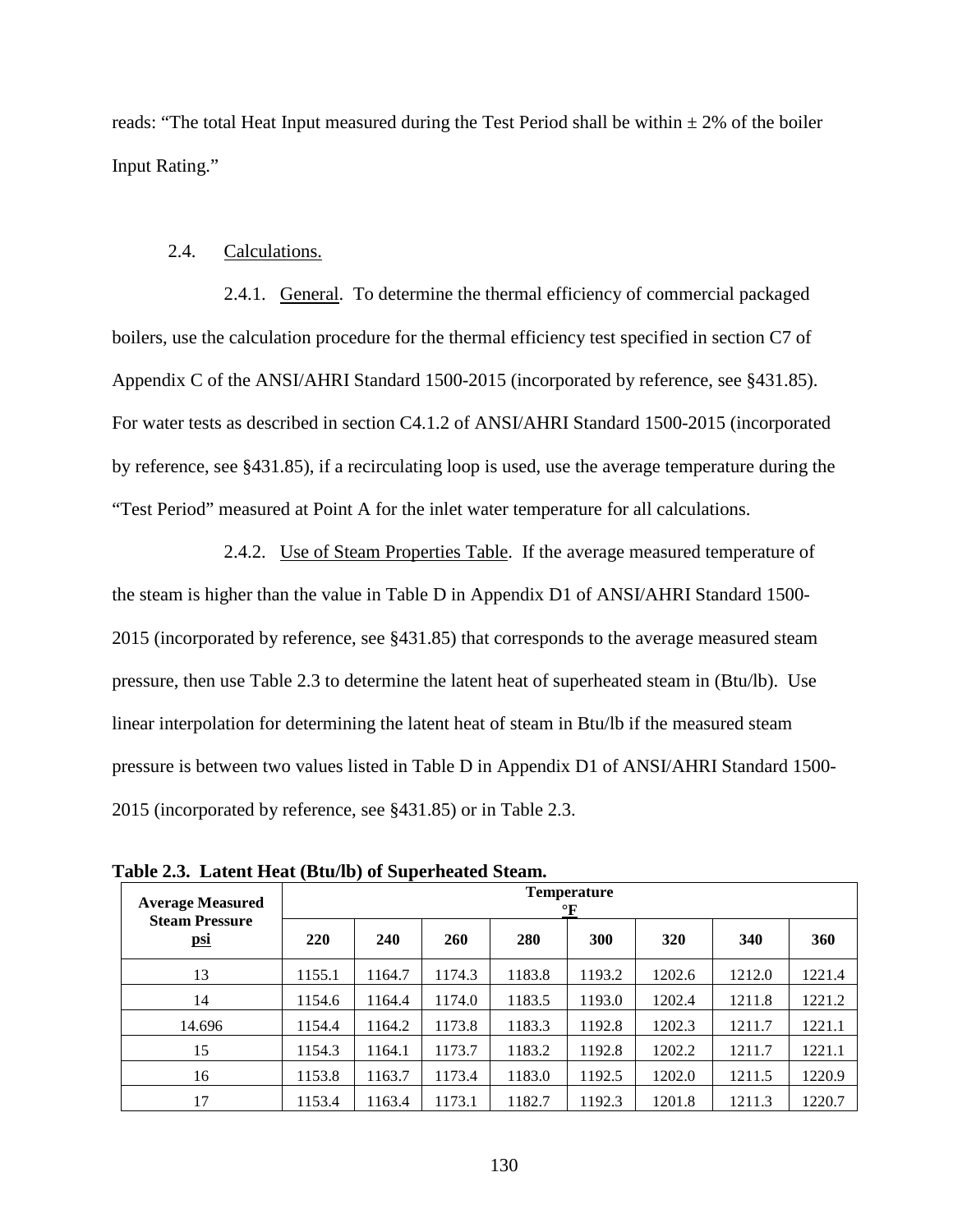reads: "The total Heat Input measured during the Test Period shall be within ± 2% of the boiler Input Rating."

2.4. Calculations.

2.4.1. General. To determine the thermal efficiency of commercial packaged boilers, use the calculation procedure for the thermal efficiency test specified in section C7 of Appendix C of the ANSI/AHRI Standard 1500-2015 (incorporated by reference, see §431.85). For water tests as described in section C4.1.2 of ANSI/AHRI Standard 1500-2015 (incorporated by reference, see §431.85), if a recirculating loop is used, use the average temperature during the "Test Period" measured at Point A for the inlet water temperature for all calculations.

2.4.2. Use of Steam Properties Table. If the average measured temperature of the steam is higher than the value in Table D in Appendix D1 of ANSI/AHRI Standard 1500-2015 (incorporated by reference, see §431.85) that corresponds to the average measured steam pressure, then use Table 2.3 to determine the latent heat of superheated steam in (Btu/lb). Use linear interpolation for determining the latent heat of steam in Btu/lb if the measured steam pressure is between two values listed in Table D in Appendix D1 of ANSI/AHRI Standard 1500-2015 (incorporated by reference, see §431.85) or in Table 2.3.

**Table 2.3. Latent Heat (Btu/lb) of Superheated Steam.**

| Average Measured Steam Pressure psi | Temperature °F | | | | | | | |
|---|---|---|---|---|---|---|---|---|
| | 220 | 240 | 260 | 280 | 300 | 320 | 340 | 360 |
| 13 | 1155.1 | 1164.7 | 1174.3 | 1183.8 | 1193.2 | 1202.6 | 1212.0 | 1221.4 |
| 14 | 1154.6 | 1164.4 | 1174.0 | 1183.5 | 1193.0 | 1202.4 | 1211.8 | 1221.2 |
| 14.696 | 1154.4 | 1164.2 | 1173.8 | 1183.3 | 1192.8 | 1202.3 | 1211.7 | 1221.1 |
| 15 | 1154.3 | 1164.1 | 1173.7 | 1183.2 | 1192.8 | 1202.2 | 1211.7 | 1221.1 |
| 16 | 1153.8 | 1163.7 | 1173.4 | 1183.0 | 1192.5 | 1202.0 | 1211.5 | 1220.9 |
| 17 | 1153.4 | 1163.4 | 1173.1 | 1182.7 | 1192.3 | 1201.8 | 1211.3 | 1220.7 |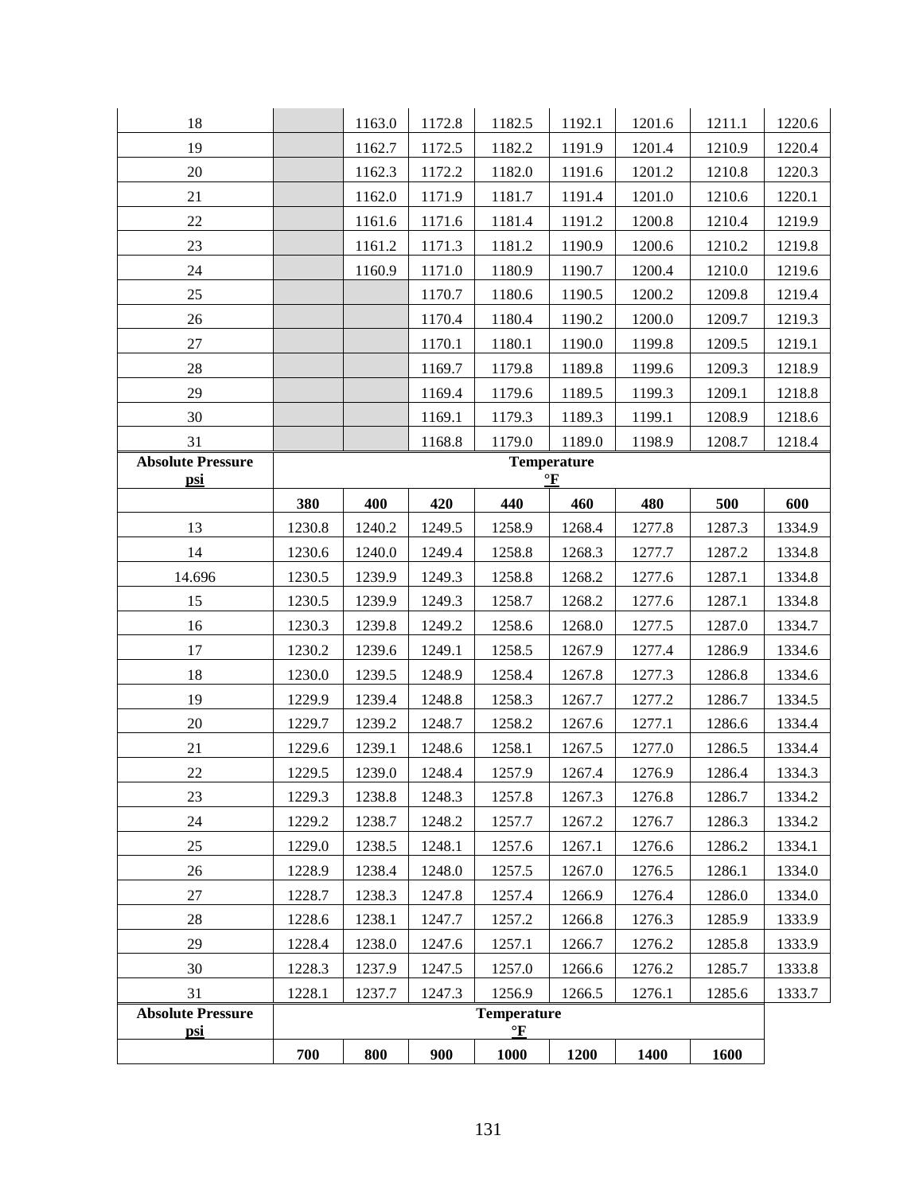| | | | | | | | | |
|---|---|---|---|---|---|---|---|---|
| 18 | | 1163.0 | 1172.8 | 1182.5 | 1192.1 | 1201.6 | 1211.1 | 1220.6 |
| 19 | | 1162.7 | 1172.5 | 1182.2 | 1191.9 | 1201.4 | 1210.9 | 1220.4 |
| 20 | | 1162.3 | 1172.2 | 1182.0 | 1191.6 | 1201.2 | 1210.8 | 1220.3 |
| 21 | | 1162.0 | 1171.9 | 1181.7 | 1191.4 | 1201.0 | 1210.6 | 1220.1 |
| 22 | | 1161.6 | 1171.6 | 1181.4 | 1191.2 | 1200.8 | 1210.4 | 1219.9 |
| 23 | | 1161.2 | 1171.3 | 1181.2 | 1190.9 | 1200.6 | 1210.2 | 1219.8 |
| 24 | | 1160.9 | 1171.0 | 1180.9 | 1190.7 | 1200.4 | 1210.0 | 1219.6 |
| 25 | | | 1170.7 | 1180.6 | 1190.5 | 1200.2 | 1209.8 | 1219.4 |
| 26 | | | 1170.4 | 1180.4 | 1190.2 | 1200.0 | 1209.7 | 1219.3 |
| 27 | | | 1170.1 | 1180.1 | 1190.0 | 1199.8 | 1209.5 | 1219.1 |
| 28 | | | 1169.7 | 1179.8 | 1189.8 | 1199.6 | 1209.3 | 1218.9 |
| 29 | | | 1169.4 | 1179.6 | 1189.5 | 1199.3 | 1209.1 | 1218.8 |
| 30 | | | 1169.1 | 1179.3 | 1189.3 | 1199.1 | 1208.9 | 1218.6 |
| 31 | | | 1168.8 | 1179.0 | 1189.0 | 1198.9 | 1208.7 | 1218.4 |

| **Absolute Pressure psi** | **Temperature °F** | | | | | | | |
|---|---|---|---|---|---|---|---|---|
| | **380** | **400** | **420** | **440** | **460** | **480** | **500** | **600** |
| 13 | 1230.8 | 1240.2 | 1249.5 | 1258.9 | 1268.4 | 1277.8 | 1287.3 | 1334.9 |
| 14 | 1230.6 | 1240.0 | 1249.4 | 1258.8 | 1268.3 | 1277.7 | 1287.2 | 1334.8 |
| 14.696 | 1230.5 | 1239.9 | 1249.3 | 1258.8 | 1268.2 | 1277.6 | 1287.1 | 1334.8 |
| 15 | 1230.5 | 1239.9 | 1249.3 | 1258.7 | 1268.2 | 1277.6 | 1287.1 | 1334.8 |
| 16 | 1230.3 | 1239.8 | 1249.2 | 1258.6 | 1268.0 | 1277.5 | 1287.0 | 1334.7 |
| 17 | 1230.2 | 1239.6 | 1249.1 | 1258.5 | 1267.9 | 1277.4 | 1286.9 | 1334.6 |
| 18 | 1230.0 | 1239.5 | 1248.9 | 1258.4 | 1267.8 | 1277.3 | 1286.8 | 1334.6 |
| 19 | 1229.9 | 1239.4 | 1248.8 | 1258.3 | 1267.7 | 1277.2 | 1286.7 | 1334.5 |
| 20 | 1229.7 | 1239.2 | 1248.7 | 1258.2 | 1267.6 | 1277.1 | 1286.6 | 1334.4 |
| 21 | 1229.6 | 1239.1 | 1248.6 | 1258.1 | 1267.5 | 1277.0 | 1286.5 | 1334.4 |
| 22 | 1229.5 | 1239.0 | 1248.4 | 1257.9 | 1267.4 | 1276.9 | 1286.4 | 1334.3 |
| 23 | 1229.3 | 1238.8 | 1248.3 | 1257.8 | 1267.3 | 1276.8 | 1286.7 | 1334.2 |
| 24 | 1229.2 | 1238.7 | 1248.2 | 1257.7 | 1267.2 | 1276.7 | 1286.3 | 1334.2 |
| 25 | 1229.0 | 1238.5 | 1248.1 | 1257.6 | 1267.1 | 1276.6 | 1286.2 | 1334.1 |
| 26 | 1228.9 | 1238.4 | 1248.0 | 1257.5 | 1267.0 | 1276.5 | 1286.1 | 1334.0 |
| 27 | 1228.7 | 1238.3 | 1247.8 | 1257.4 | 1266.9 | 1276.4 | 1286.0 | 1334.0 |
| 28 | 1228.6 | 1238.1 | 1247.7 | 1257.2 | 1266.8 | 1276.3 | 1285.9 | 1333.9 |
| 29 | 1228.4 | 1238.0 | 1247.6 | 1257.1 | 1266.7 | 1276.2 | 1285.8 | 1333.9 |
| 30 | 1228.3 | 1237.9 | 1247.5 | 1257.0 | 1266.6 | 1276.2 | 1285.7 | 1333.8 |
| 31 | 1228.1 | 1237.7 | 1247.3 | 1256.9 | 1266.5 | 1276.1 | 1285.6 | 1333.7 |

| **Absolute Pressure psi** | **Temperature °F** | | | | | | |
|---|---|---|---|---|---|---|---|
| | **700** | **800** | **900** | **1000** | **1200** | **1400** | **1600** |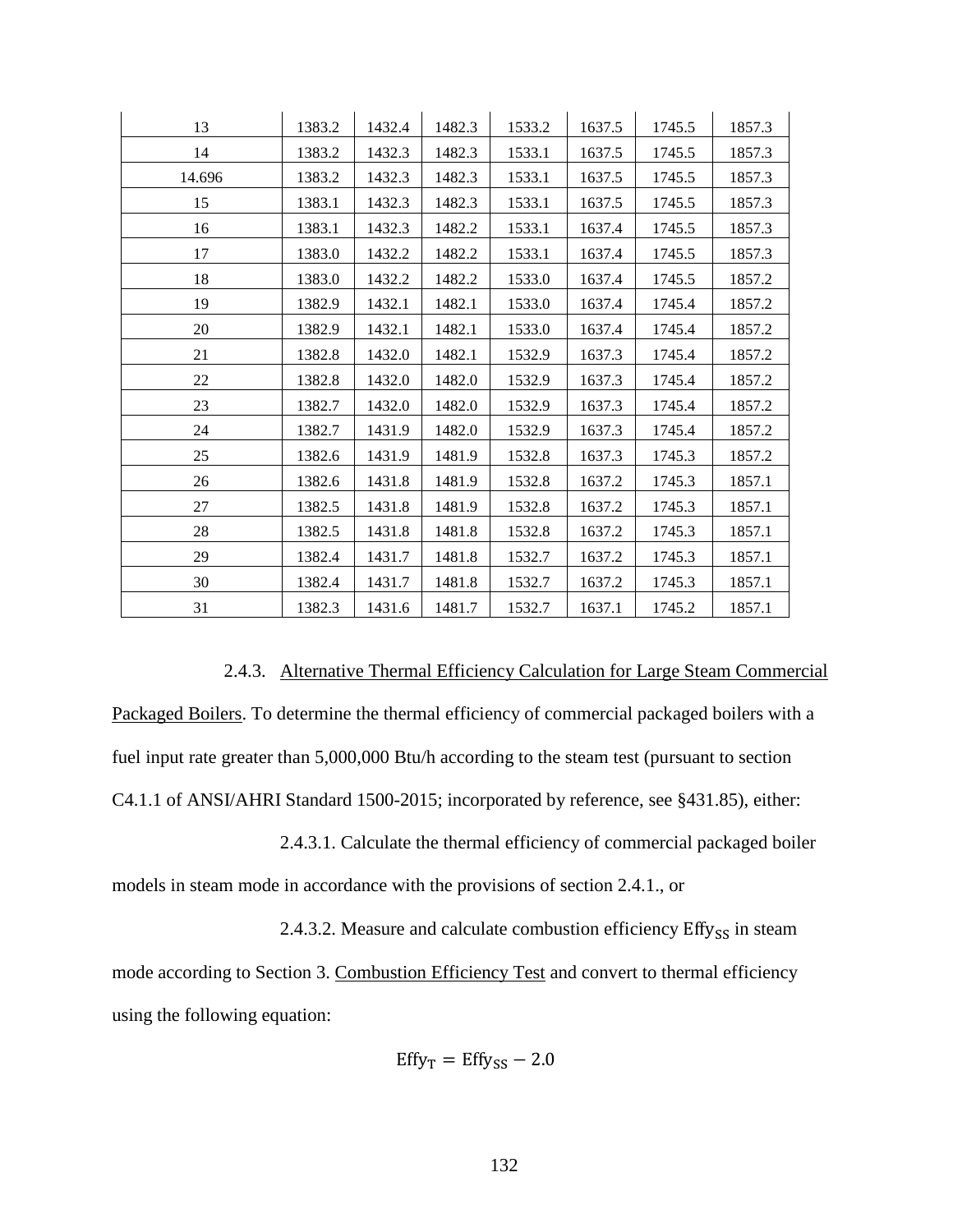| | | | | | | | |
|---|---|---|---|---|---|---|---|
| 13 | 1383.2 | 1432.4 | 1482.3 | 1533.2 | 1637.5 | 1745.5 | 1857.3 |
| 14 | 1383.2 | 1432.3 | 1482.3 | 1533.1 | 1637.5 | 1745.5 | 1857.3 |
| 14.696 | 1383.2 | 1432.3 | 1482.3 | 1533.1 | 1637.5 | 1745.5 | 1857.3 |
| 15 | 1383.1 | 1432.3 | 1482.3 | 1533.1 | 1637.5 | 1745.5 | 1857.3 |
| 16 | 1383.1 | 1432.3 | 1482.2 | 1533.1 | 1637.4 | 1745.5 | 1857.3 |
| 17 | 1383.0 | 1432.2 | 1482.2 | 1533.1 | 1637.4 | 1745.5 | 1857.3 |
| 18 | 1383.0 | 1432.2 | 1482.2 | 1533.0 | 1637.4 | 1745.5 | 1857.2 |
| 19 | 1382.9 | 1432.1 | 1482.1 | 1533.0 | 1637.4 | 1745.4 | 1857.2 |
| 20 | 1382.9 | 1432.1 | 1482.1 | 1533.0 | 1637.4 | 1745.4 | 1857.2 |
| 21 | 1382.8 | 1432.0 | 1482.1 | 1532.9 | 1637.3 | 1745.4 | 1857.2 |
| 22 | 1382.8 | 1432.0 | 1482.0 | 1532.9 | 1637.3 | 1745.4 | 1857.2 |
| 23 | 1382.7 | 1432.0 | 1482.0 | 1532.9 | 1637.3 | 1745.4 | 1857.2 |
| 24 | 1382.7 | 1431.9 | 1482.0 | 1532.9 | 1637.3 | 1745.4 | 1857.2 |
| 25 | 1382.6 | 1431.9 | 1481.9 | 1532.8 | 1637.3 | 1745.3 | 1857.2 |
| 26 | 1382.6 | 1431.8 | 1481.9 | 1532.8 | 1637.2 | 1745.3 | 1857.1 |
| 27 | 1382.5 | 1431.8 | 1481.9 | 1532.8 | 1637.2 | 1745.3 | 1857.1 |
| 28 | 1382.5 | 1431.8 | 1481.8 | 1532.8 | 1637.2 | 1745.3 | 1857.1 |
| 29 | 1382.4 | 1431.7 | 1481.8 | 1532.7 | 1637.2 | 1745.3 | 1857.1 |
| 30 | 1382.4 | 1431.7 | 1481.8 | 1532.7 | 1637.2 | 1745.3 | 1857.1 |
| 31 | 1382.3 | 1431.6 | 1481.7 | 1532.7 | 1637.1 | 1745.2 | 1857.1 |

2.4.3. Alternative Thermal Efficiency Calculation for Large Steam Commercial Packaged Boilers. To determine the thermal efficiency of commercial packaged boilers with a fuel input rate greater than 5,000,000 Btu/h according to the steam test (pursuant to section C4.1.1 of ANSI/AHRI Standard 1500-2015; incorporated by reference, see §431.85), either:

2.4.3.1. Calculate the thermal efficiency of commercial packaged boiler models in steam mode in accordance with the provisions of section 2.4.1., or

2.4.3.2. Measure and calculate combustion efficiency $\mathrm{Effy_{SS}}$ in steam mode according to Section 3. Combustion Efficiency Test and convert to thermal efficiency using the following equation:

$$\mathrm{Effy_T} = \mathrm{Effy_{SS}} - 2.0$$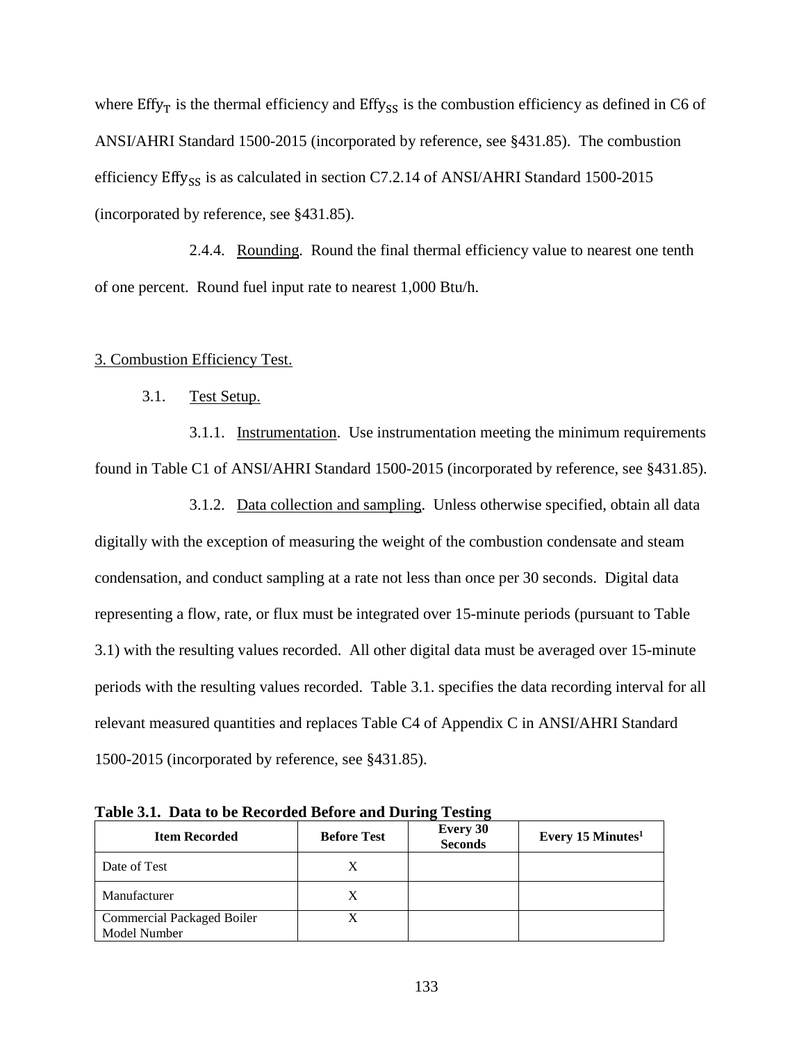where $\text{Effy}_{T}$ is the thermal efficiency and $\text{Effy}_{SS}$ is the combustion efficiency as defined in C6 of ANSI/AHRI Standard 1500-2015 (incorporated by reference, see §431.85). The combustion efficiency $\text{Effy}_{SS}$ is as calculated in section C7.2.14 of ANSI/AHRI Standard 1500-2015 (incorporated by reference, see §431.85).

2.4.4. Rounding. Round the final thermal efficiency value to nearest one tenth of one percent. Round fuel input rate to nearest 1,000 Btu/h.

3. Combustion Efficiency Test.

3.1. Test Setup.

3.1.1. Instrumentation. Use instrumentation meeting the minimum requirements found in Table C1 of ANSI/AHRI Standard 1500-2015 (incorporated by reference, see §431.85).

3.1.2. Data collection and sampling. Unless otherwise specified, obtain all data digitally with the exception of measuring the weight of the combustion condensate and steam condensation, and conduct sampling at a rate not less than once per 30 seconds. Digital data representing a flow, rate, or flux must be integrated over 15-minute periods (pursuant to Table 3.1) with the resulting values recorded. All other digital data must be averaged over 15-minute periods with the resulting values recorded. Table 3.1. specifies the data recording interval for all relevant measured quantities and replaces Table C4 of Appendix C in ANSI/AHRI Standard 1500-2015 (incorporated by reference, see §431.85).

**Table 3.1. Data to be Recorded Before and During Testing**

| Item Recorded | Before Test | Every 30 Seconds | Every 15 Minutes[1] |
|---|---|---|---|
| Date of Test | X | | |
| Manufacturer | X | | |
| Commercial Packaged Boiler Model Number | X | | |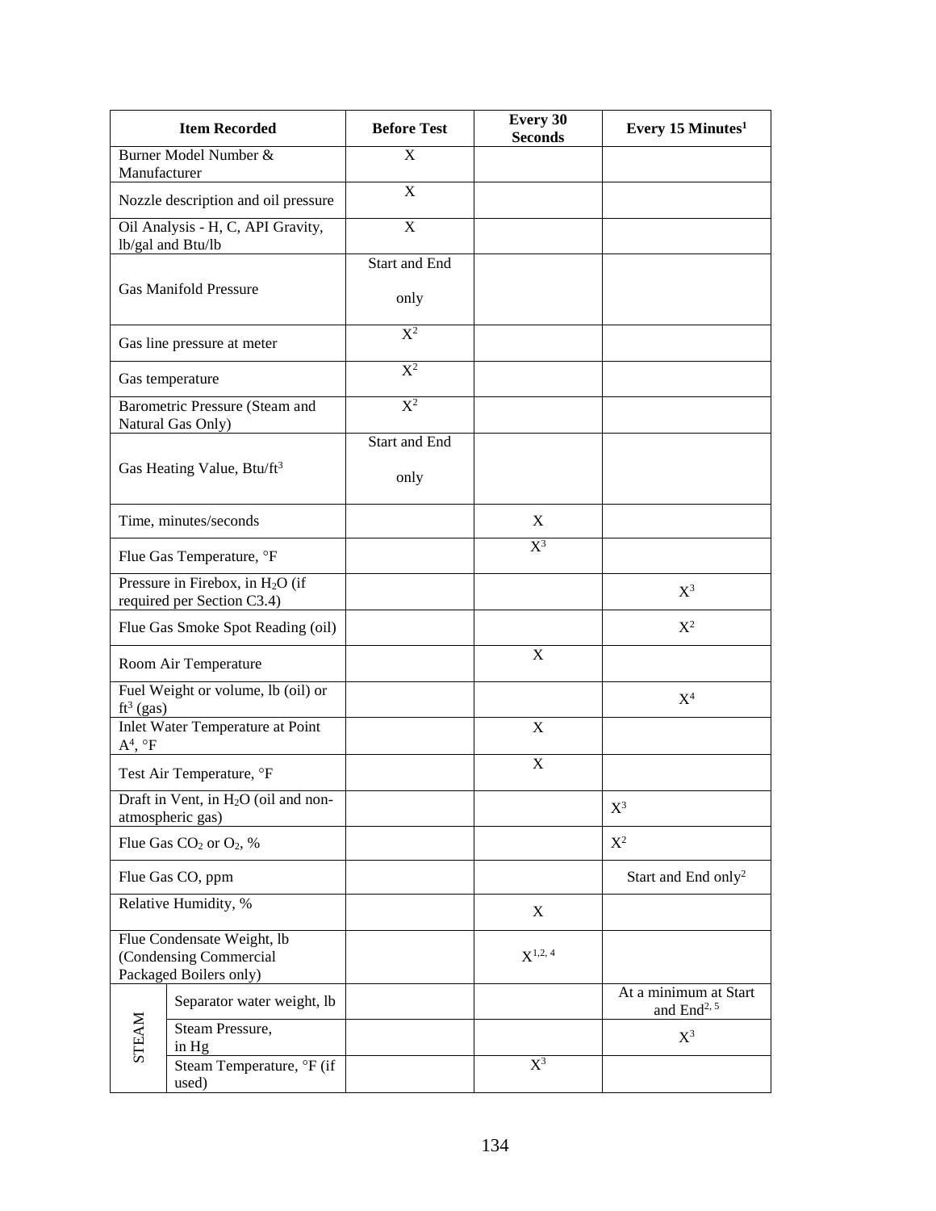| Item Recorded | | Before Test | Every 30 Seconds | Every 15 Minutes[1] |
|---|---|---|---|---|
| Burner Model Number & Manufacturer | | X | | |
| Nozzle description and oil pressure | | X | | |
| Oil Analysis - H, C, API Gravity, lb/gal and Btu/lb | | X | | |
| Gas Manifold Pressure | | Start and End only | | |
| Gas line pressure at meter | | X[2] | | |
| Gas temperature | | X[2] | | |
| Barometric Pressure (Steam and Natural Gas Only) | | X[2] | | |
| Gas Heating Value, Btu/ft$^3$ | | Start and End only | | |
| Time, minutes/seconds | | | X | |
| Flue Gas Temperature, °F | | | X[3] | |
| Pressure in Firebox, in $H_2O$ (if required per Section C3.4) | | | | X[3] |
| Flue Gas Smoke Spot Reading (oil) | | | | X[2] |
| Room Air Temperature | | | X | |
| Fuel Weight or volume, lb (oil) or ft$^3$ (gas) | | | | X[4] |
| Inlet Water Temperature at Point A[4], °F | | | X | |
| Test Air Temperature, °F | | | X | |
| Draft in Vent, in $H_2O$ (oil and non-atmospheric gas) | | | | X[3] |
| Flue Gas $CO_2$ or $O_2$, % | | | | X[2] |
| Flue Gas CO, ppm | | | | Start and End only[2] |
| Relative Humidity, % | | | X | |
| Flue Condensate Weight, lb (Condensing Commercial Packaged Boilers only) | | | X[1,2,4] | |
| STEAM | Separator water weight, lb | | | At a minimum at Start and End[2,5] |
| | Steam Pressure, in Hg | | | X[3] |
| | Steam Temperature, °F (if used) | | X[3] | |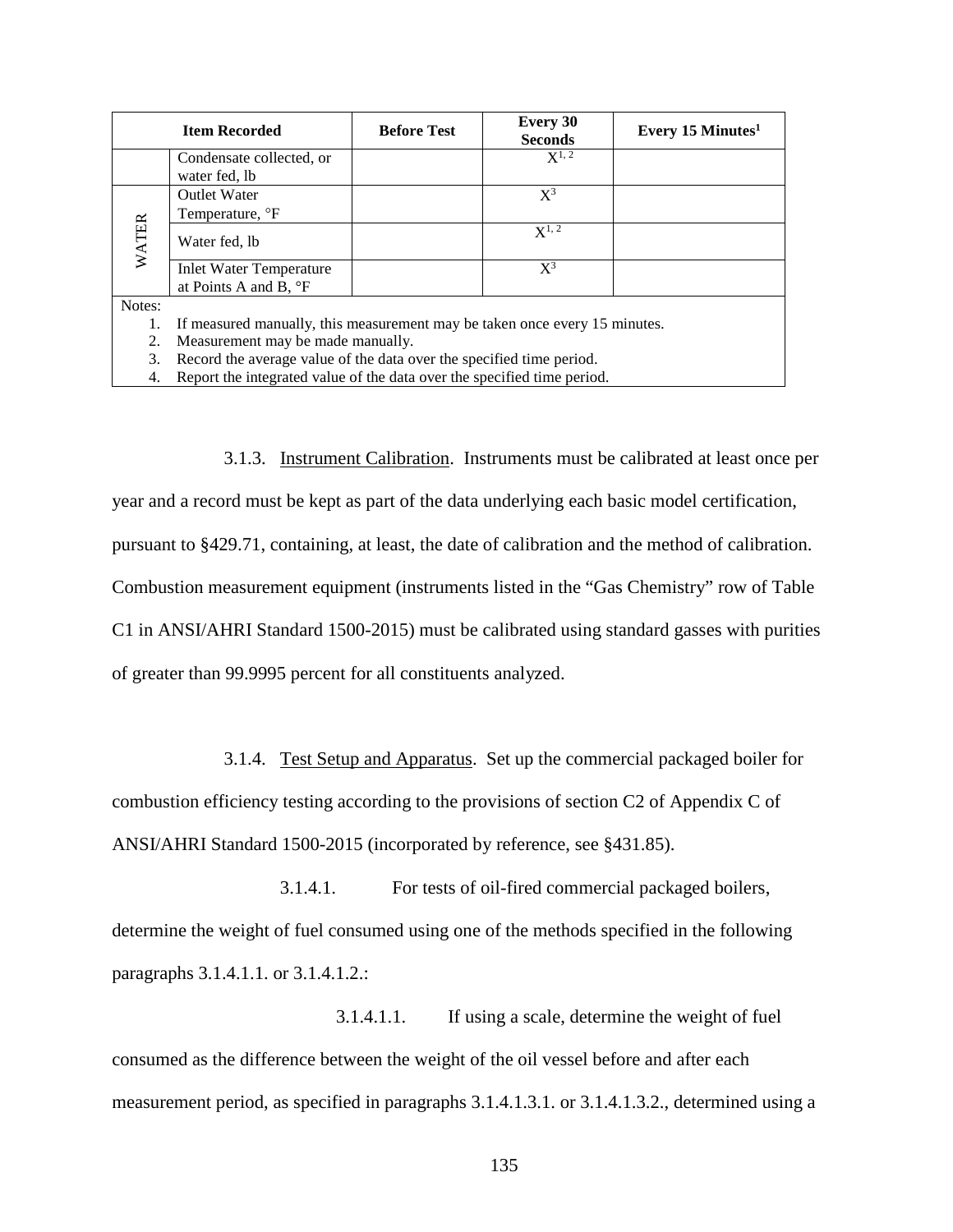| Item Recorded | | Before Test | Every 30 Seconds | Every 15 Minutes[1] |
|---|---|---|---|---|
| | Condensate collected, or water fed, lb | | X[1, 2] | |
| WATER | Outlet Water Temperature, °F | | X[3] | |
| | Water fed, lb | | X[1, 2] | |
| | Inlet Water Temperature at Points A and B, °F | | X[3] | |

Notes:
1. If measured manually, this measurement may be taken once every 15 minutes.
2. Measurement may be made manually.
3. Record the average value of the data over the specified time period.
4. Report the integrated value of the data over the specified time period.

3.1.3. Instrument Calibration. Instruments must be calibrated at least once per year and a record must be kept as part of the data underlying each basic model certification, pursuant to §429.71, containing, at least, the date of calibration and the method of calibration. Combustion measurement equipment (instruments listed in the "Gas Chemistry" row of Table C1 in ANSI/AHRI Standard 1500-2015) must be calibrated using standard gasses with purities of greater than 99.9995 percent for all constituents analyzed.

3.1.4. Test Setup and Apparatus. Set up the commercial packaged boiler for combustion efficiency testing according to the provisions of section C2 of Appendix C of ANSI/AHRI Standard 1500-2015 (incorporated by reference, see §431.85).

3.1.4.1. For tests of oil-fired commercial packaged boilers, determine the weight of fuel consumed using one of the methods specified in the following paragraphs 3.1.4.1.1. or 3.1.4.1.2.:

3.1.4.1.1. If using a scale, determine the weight of fuel consumed as the difference between the weight of the oil vessel before and after each measurement period, as specified in paragraphs 3.1.4.1.3.1. or 3.1.4.1.3.2., determined using a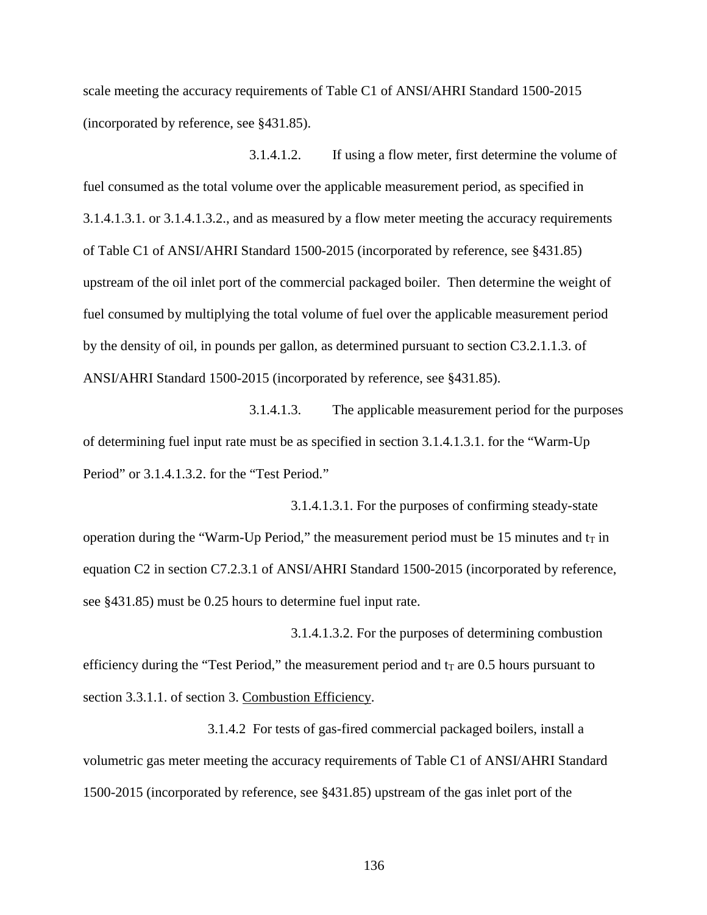scale meeting the accuracy requirements of Table C1 of ANSI/AHRI Standard 1500-2015 (incorporated by reference, see §431.85).

3.1.4.1.2. If using a flow meter, first determine the volume of fuel consumed as the total volume over the applicable measurement period, as specified in 3.1.4.1.3.1. or 3.1.4.1.3.2., and as measured by a flow meter meeting the accuracy requirements of Table C1 of ANSI/AHRI Standard 1500-2015 (incorporated by reference, see §431.85) upstream of the oil inlet port of the commercial packaged boiler. Then determine the weight of fuel consumed by multiplying the total volume of fuel over the applicable measurement period by the density of oil, in pounds per gallon, as determined pursuant to section C3.2.1.1.3. of ANSI/AHRI Standard 1500-2015 (incorporated by reference, see §431.85).

3.1.4.1.3. The applicable measurement period for the purposes of determining fuel input rate must be as specified in section 3.1.4.1.3.1. for the "Warm-Up Period" or 3.1.4.1.3.2. for the "Test Period."

3.1.4.1.3.1. For the purposes of confirming steady-state operation during the "Warm-Up Period," the measurement period must be 15 minutes and $t_T$ in equation C2 in section C7.2.3.1 of ANSI/AHRI Standard 1500-2015 (incorporated by reference, see §431.85) must be 0.25 hours to determine fuel input rate.

3.1.4.1.3.2. For the purposes of determining combustion efficiency during the "Test Period," the measurement period and $t_T$ are 0.5 hours pursuant to section 3.3.1.1. of section 3. Combustion Efficiency.

3.1.4.2 For tests of gas-fired commercial packaged boilers, install a volumetric gas meter meeting the accuracy requirements of Table C1 of ANSI/AHRI Standard 1500-2015 (incorporated by reference, see §431.85) upstream of the gas inlet port of the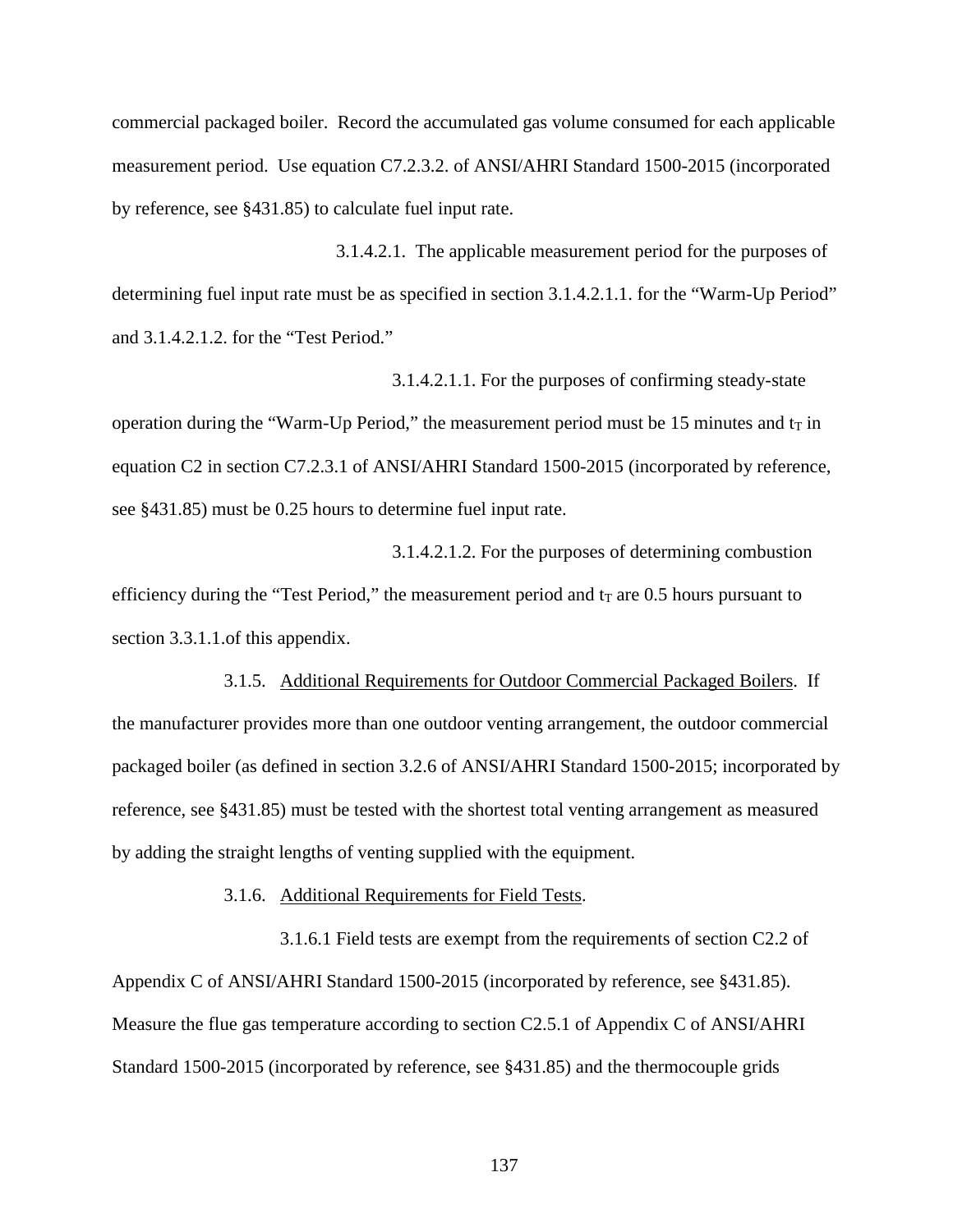commercial packaged boiler. Record the accumulated gas volume consumed for each applicable measurement period. Use equation C7.2.3.2. of ANSI/AHRI Standard 1500-2015 (incorporated by reference, see §431.85) to calculate fuel input rate.

3.1.4.2.1. The applicable measurement period for the purposes of determining fuel input rate must be as specified in section 3.1.4.2.1.1. for the "Warm-Up Period" and 3.1.4.2.1.2. for the "Test Period."

3.1.4.2.1.1. For the purposes of confirming steady-state operation during the "Warm-Up Period," the measurement period must be 15 minutes and $t_T$ in equation C2 in section C7.2.3.1 of ANSI/AHRI Standard 1500-2015 (incorporated by reference, see §431.85) must be 0.25 hours to determine fuel input rate.

3.1.4.2.1.2. For the purposes of determining combustion efficiency during the "Test Period," the measurement period and $t_T$ are 0.5 hours pursuant to section 3.3.1.1.of this appendix.

3.1.5. Additional Requirements for Outdoor Commercial Packaged Boilers. If the manufacturer provides more than one outdoor venting arrangement, the outdoor commercial packaged boiler (as defined in section 3.2.6 of ANSI/AHRI Standard 1500-2015; incorporated by reference, see §431.85) must be tested with the shortest total venting arrangement as measured by adding the straight lengths of venting supplied with the equipment.

3.1.6. Additional Requirements for Field Tests.

3.1.6.1 Field tests are exempt from the requirements of section C2.2 of Appendix C of ANSI/AHRI Standard 1500-2015 (incorporated by reference, see §431.85). Measure the flue gas temperature according to section C2.5.1 of Appendix C of ANSI/AHRI Standard 1500-2015 (incorporated by reference, see §431.85) and the thermocouple grids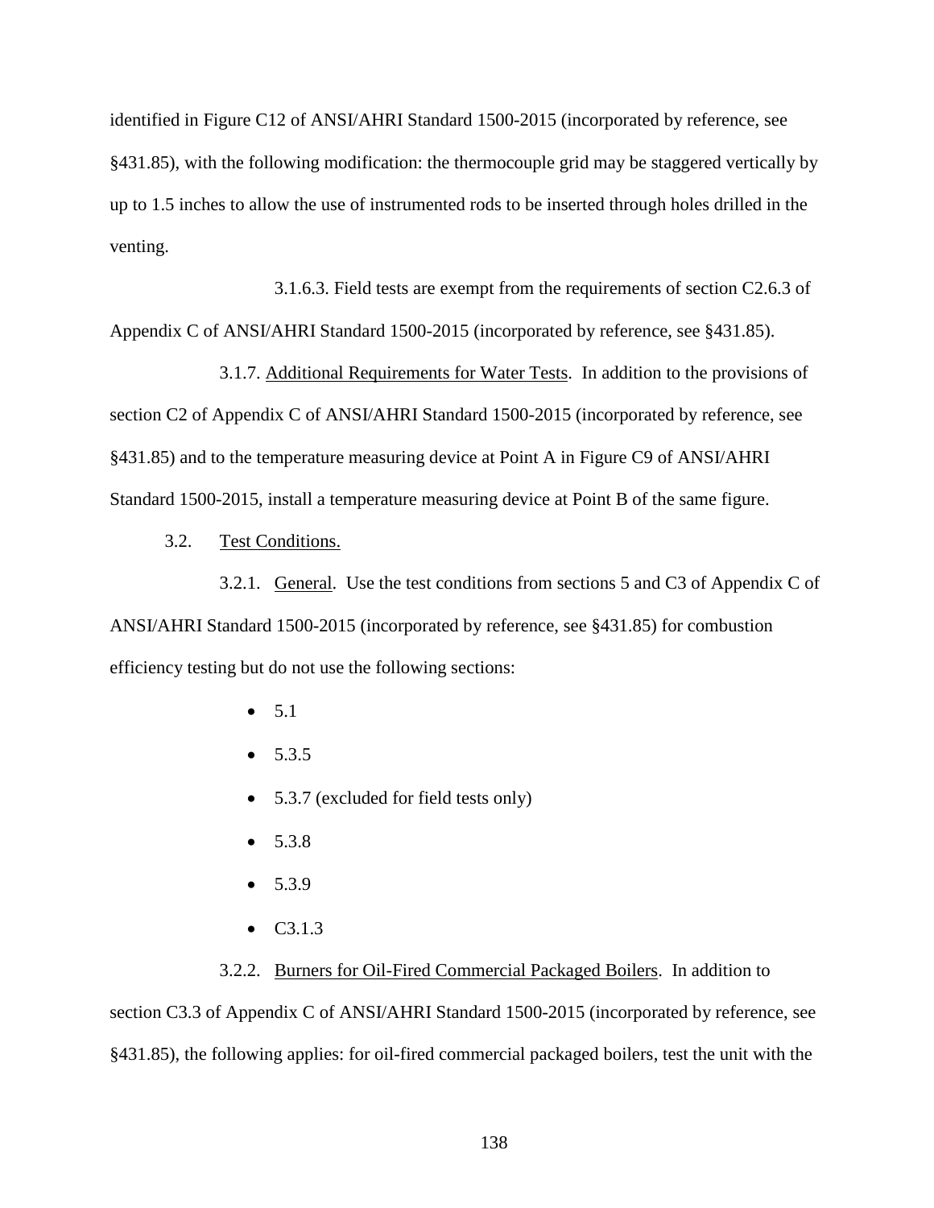identified in Figure C12 of ANSI/AHRI Standard 1500-2015 (incorporated by reference, see §431.85), with the following modification: the thermocouple grid may be staggered vertically by up to 1.5 inches to allow the use of instrumented rods to be inserted through holes drilled in the venting.

3.1.6.3. Field tests are exempt from the requirements of section C2.6.3 of Appendix C of ANSI/AHRI Standard 1500-2015 (incorporated by reference, see §431.85).

3.1.7. Additional Requirements for Water Tests. In addition to the provisions of section C2 of Appendix C of ANSI/AHRI Standard 1500-2015 (incorporated by reference, see §431.85) and to the temperature measuring device at Point A in Figure C9 of ANSI/AHRI Standard 1500-2015, install a temperature measuring device at Point B of the same figure.

3.2. Test Conditions.

3.2.1. General. Use the test conditions from sections 5 and C3 of Appendix C of ANSI/AHRI Standard 1500-2015 (incorporated by reference, see §431.85) for combustion efficiency testing but do not use the following sections:

- 5.1
- 5.3.5
- 5.3.7 (excluded for field tests only)
- 5.3.8
- 5.3.9
- C3.1.3

3.2.2. Burners for Oil-Fired Commercial Packaged Boilers. In addition to section C3.3 of Appendix C of ANSI/AHRI Standard 1500-2015 (incorporated by reference, see §431.85), the following applies: for oil-fired commercial packaged boilers, test the unit with the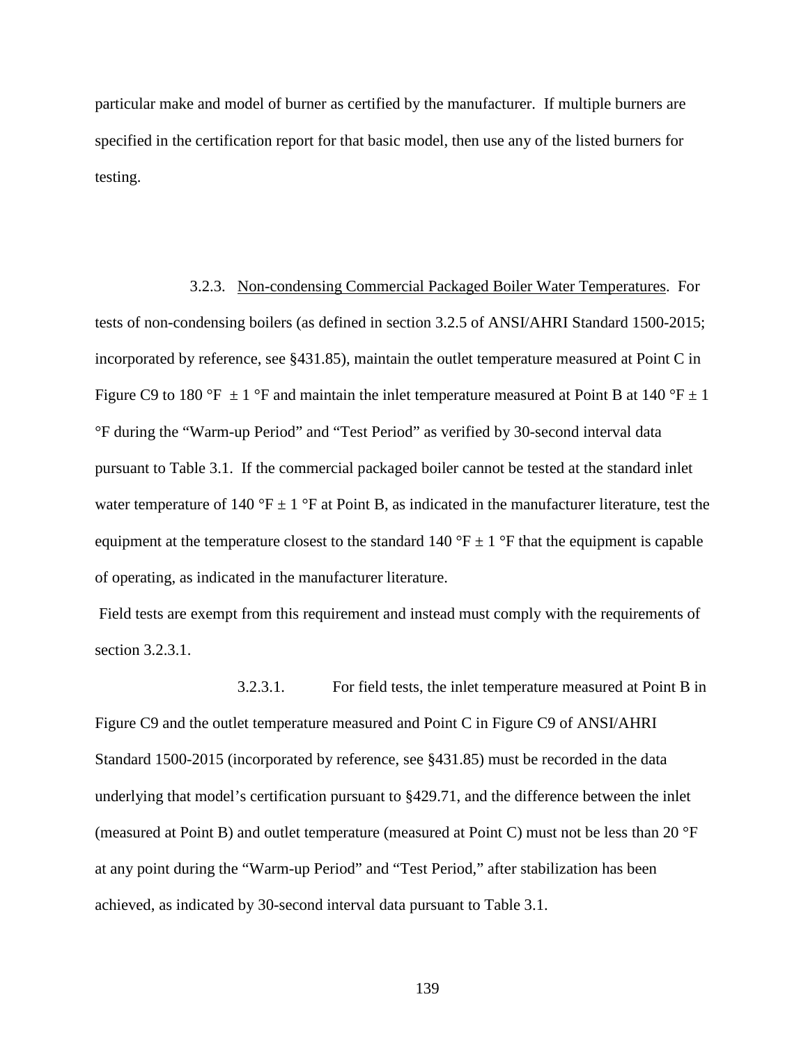particular make and model of burner as certified by the manufacturer. If multiple burners are specified in the certification report for that basic model, then use any of the listed burners for testing.

3.2.3. Non-condensing Commercial Packaged Boiler Water Temperatures. For tests of non-condensing boilers (as defined in section 3.2.5 of ANSI/AHRI Standard 1500-2015; incorporated by reference, see §431.85), maintain the outlet temperature measured at Point C in Figure C9 to 180 °F ± 1 °F and maintain the inlet temperature measured at Point B at 140 °F ± 1 °F during the "Warm-up Period" and "Test Period" as verified by 30-second interval data pursuant to Table 3.1. If the commercial packaged boiler cannot be tested at the standard inlet water temperature of 140 °F ± 1 °F at Point B, as indicated in the manufacturer literature, test the equipment at the temperature closest to the standard 140 °F ± 1 °F that the equipment is capable of operating, as indicated in the manufacturer literature.

Field tests are exempt from this requirement and instead must comply with the requirements of section 3.2.3.1.

3.2.3.1. For field tests, the inlet temperature measured at Point B in Figure C9 and the outlet temperature measured and Point C in Figure C9 of ANSI/AHRI Standard 1500-2015 (incorporated by reference, see §431.85) must be recorded in the data underlying that model's certification pursuant to §429.71, and the difference between the inlet (measured at Point B) and outlet temperature (measured at Point C) must not be less than 20 °F at any point during the "Warm-up Period" and "Test Period," after stabilization has been achieved, as indicated by 30-second interval data pursuant to Table 3.1.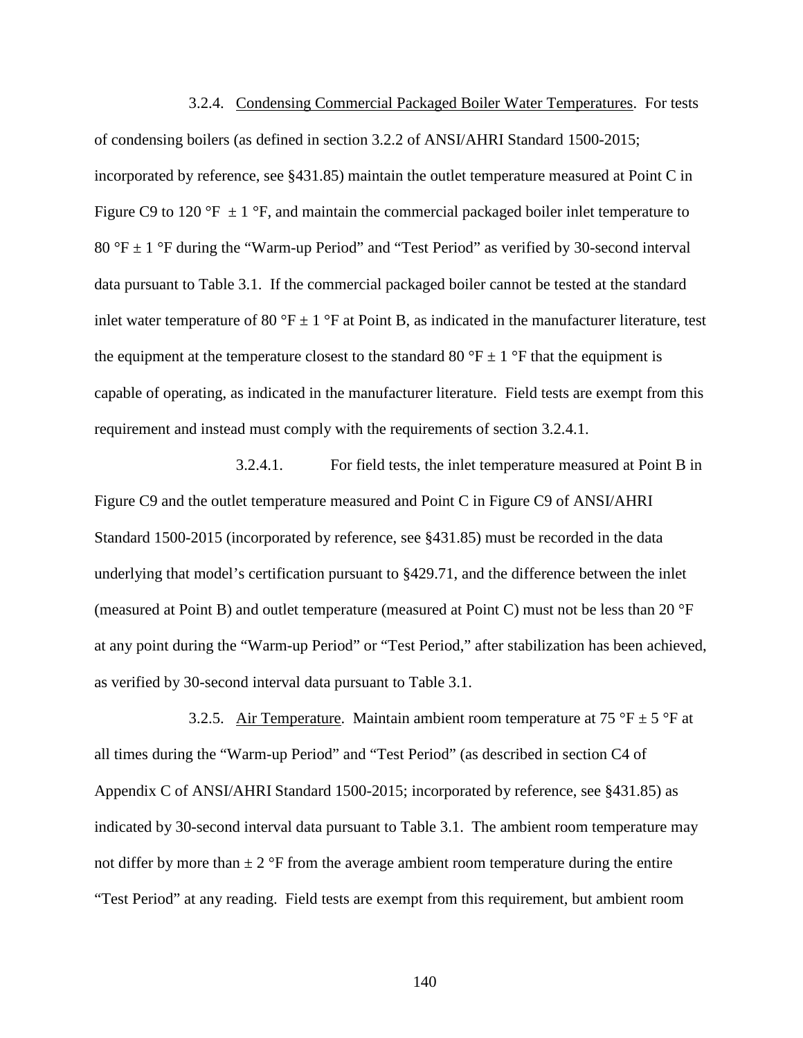3.2.4. <u>Condensing Commercial Packaged Boiler Water Temperatures</u>. For tests of condensing boilers (as defined in section 3.2.2 of ANSI/AHRI Standard 1500-2015; incorporated by reference, see §431.85) maintain the outlet temperature measured at Point C in Figure C9 to 120 °F ± 1 °F, and maintain the commercial packaged boiler inlet temperature to 80 °F ± 1 °F during the "Warm-up Period" and "Test Period" as verified by 30-second interval data pursuant to Table 3.1. If the commercial packaged boiler cannot be tested at the standard inlet water temperature of 80 °F ± 1 °F at Point B, as indicated in the manufacturer literature, test the equipment at the temperature closest to the standard 80 °F ± 1 °F that the equipment is capable of operating, as indicated in the manufacturer literature. Field tests are exempt from this requirement and instead must comply with the requirements of section 3.2.4.1.

3.2.4.1. For field tests, the inlet temperature measured at Point B in Figure C9 and the outlet temperature measured and Point C in Figure C9 of ANSI/AHRI Standard 1500-2015 (incorporated by reference, see §431.85) must be recorded in the data underlying that model's certification pursuant to §429.71, and the difference between the inlet (measured at Point B) and outlet temperature (measured at Point C) must not be less than 20 °F at any point during the "Warm-up Period" or "Test Period," after stabilization has been achieved, as verified by 30-second interval data pursuant to Table 3.1.

3.2.5. <u>Air Temperature</u>. Maintain ambient room temperature at 75 °F ± 5 °F at all times during the "Warm-up Period" and "Test Period" (as described in section C4 of Appendix C of ANSI/AHRI Standard 1500-2015; incorporated by reference, see §431.85) as indicated by 30-second interval data pursuant to Table 3.1. The ambient room temperature may not differ by more than ± 2 °F from the average ambient room temperature during the entire "Test Period" at any reading. Field tests are exempt from this requirement, but ambient room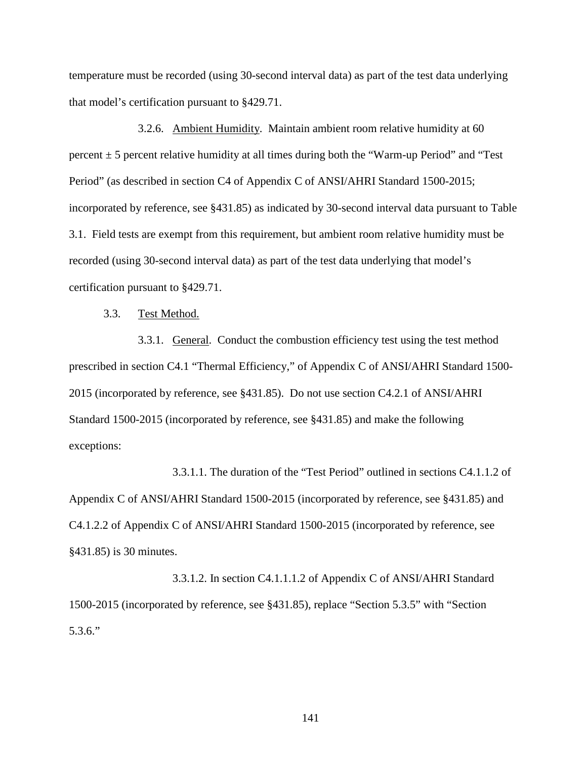temperature must be recorded (using 30-second interval data) as part of the test data underlying that model's certification pursuant to §429.71.

3.2.6. Ambient Humidity. Maintain ambient room relative humidity at 60 percent ± 5 percent relative humidity at all times during both the "Warm-up Period" and "Test Period" (as described in section C4 of Appendix C of ANSI/AHRI Standard 1500-2015; incorporated by reference, see §431.85) as indicated by 30-second interval data pursuant to Table 3.1. Field tests are exempt from this requirement, but ambient room relative humidity must be recorded (using 30-second interval data) as part of the test data underlying that model's certification pursuant to §429.71.

3.3. Test Method.

3.3.1. General. Conduct the combustion efficiency test using the test method prescribed in section C4.1 "Thermal Efficiency," of Appendix C of ANSI/AHRI Standard 1500-2015 (incorporated by reference, see §431.85). Do not use section C4.2.1 of ANSI/AHRI Standard 1500-2015 (incorporated by reference, see §431.85) and make the following exceptions:

3.3.1.1. The duration of the "Test Period" outlined in sections C4.1.1.2 of Appendix C of ANSI/AHRI Standard 1500-2015 (incorporated by reference, see §431.85) and C4.1.2.2 of Appendix C of ANSI/AHRI Standard 1500-2015 (incorporated by reference, see §431.85) is 30 minutes.

3.3.1.2. In section C4.1.1.1.2 of Appendix C of ANSI/AHRI Standard 1500-2015 (incorporated by reference, see §431.85), replace "Section 5.3.5" with "Section 5.3.6."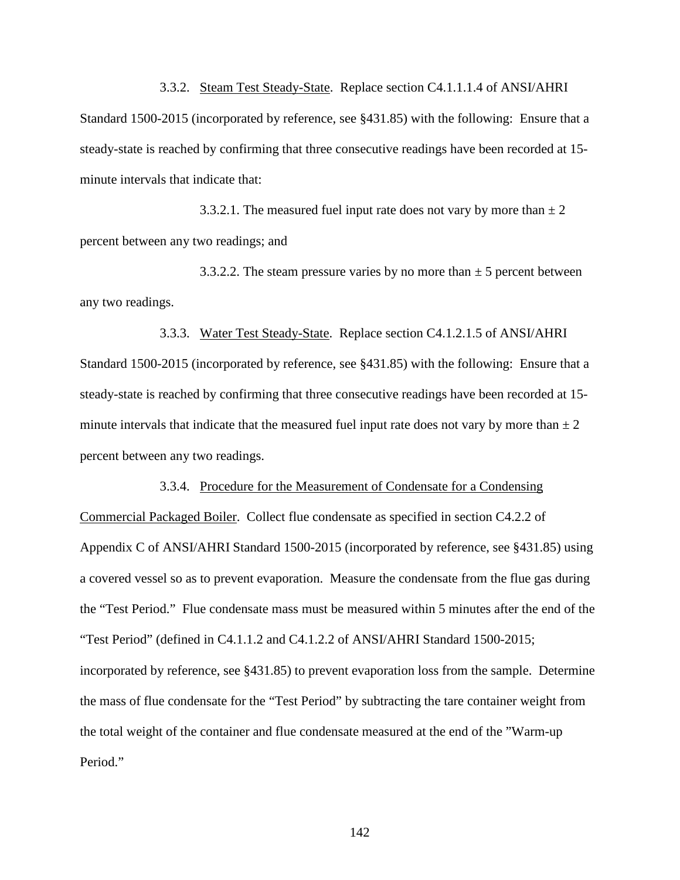3.3.2. Steam Test Steady-State. Replace section C4.1.1.1.4 of ANSI/AHRI Standard 1500-2015 (incorporated by reference, see §431.85) with the following: Ensure that a steady-state is reached by confirming that three consecutive readings have been recorded at 15-minute intervals that indicate that:

3.3.2.1. The measured fuel input rate does not vary by more than ± 2 percent between any two readings; and

3.3.2.2. The steam pressure varies by no more than ± 5 percent between any two readings.

3.3.3. Water Test Steady-State. Replace section C4.1.2.1.5 of ANSI/AHRI Standard 1500-2015 (incorporated by reference, see §431.85) with the following: Ensure that a steady-state is reached by confirming that three consecutive readings have been recorded at 15-minute intervals that indicate that the measured fuel input rate does not vary by more than ± 2 percent between any two readings.

3.3.4. Procedure for the Measurement of Condensate for a Condensing Commercial Packaged Boiler. Collect flue condensate as specified in section C4.2.2 of Appendix C of ANSI/AHRI Standard 1500-2015 (incorporated by reference, see §431.85) using a covered vessel so as to prevent evaporation. Measure the condensate from the flue gas during the "Test Period." Flue condensate mass must be measured within 5 minutes after the end of the "Test Period" (defined in C4.1.1.2 and C4.1.2.2 of ANSI/AHRI Standard 1500-2015; incorporated by reference, see §431.85) to prevent evaporation loss from the sample. Determine the mass of flue condensate for the "Test Period" by subtracting the tare container weight from the total weight of the container and flue condensate measured at the end of the "Warm-up Period."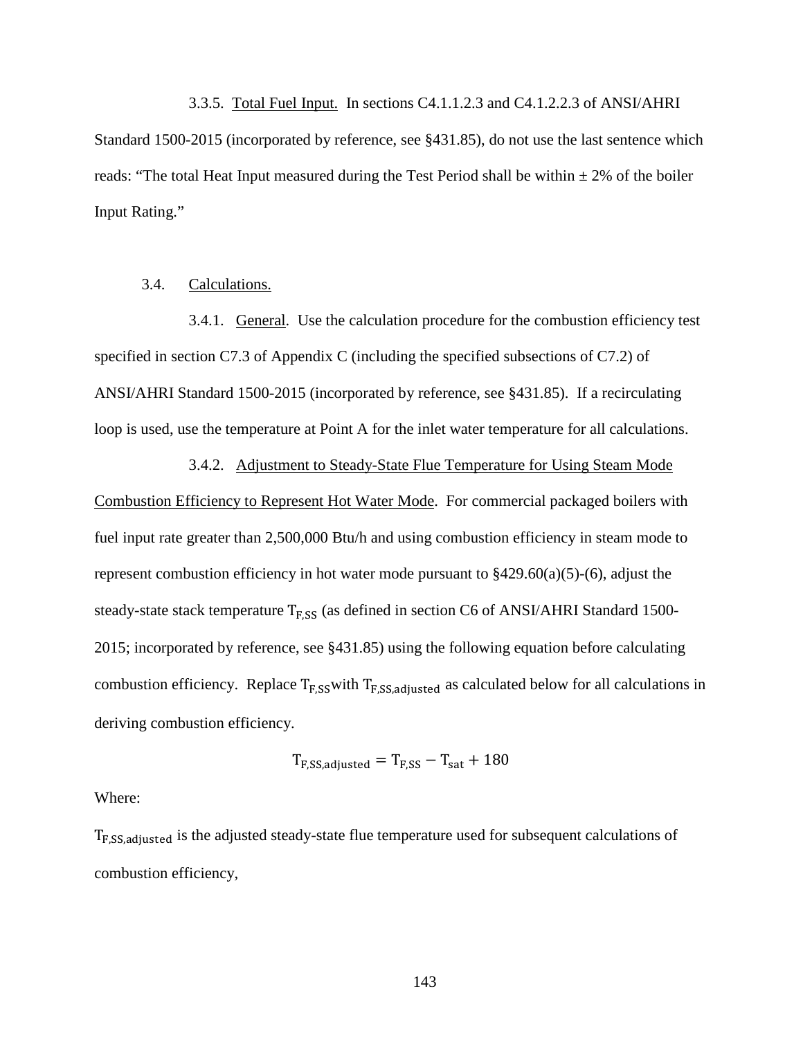3.3.5. Total Fuel Input. In sections C4.1.1.2.3 and C4.1.2.2.3 of ANSI/AHRI Standard 1500-2015 (incorporated by reference, see §431.85), do not use the last sentence which reads: "The total Heat Input measured during the Test Period shall be within ± 2% of the boiler Input Rating."

3.4. Calculations.

3.4.1. General. Use the calculation procedure for the combustion efficiency test specified in section C7.3 of Appendix C (including the specified subsections of C7.2) of ANSI/AHRI Standard 1500-2015 (incorporated by reference, see §431.85). If a recirculating loop is used, use the temperature at Point A for the inlet water temperature for all calculations.

3.4.2. Adjustment to Steady-State Flue Temperature for Using Steam Mode Combustion Efficiency to Represent Hot Water Mode. For commercial packaged boilers with fuel input rate greater than 2,500,000 Btu/h and using combustion efficiency in steam mode to represent combustion efficiency in hot water mode pursuant to §429.60(a)(5)-(6), adjust the steady-state stack temperature $T_{F,SS}$ (as defined in section C6 of ANSI/AHRI Standard 1500-2015; incorporated by reference, see §431.85) using the following equation before calculating combustion efficiency. Replace $T_{F,SS}$with $T_{F,SS,adjusted}$ as calculated below for all calculations in deriving combustion efficiency.

$$T_{F,SS,adjusted} = T_{F,SS} - T_{sat} + 180$$

Where:

$T_{F,SS,adjusted}$ is the adjusted steady-state flue temperature used for subsequent calculations of combustion efficiency,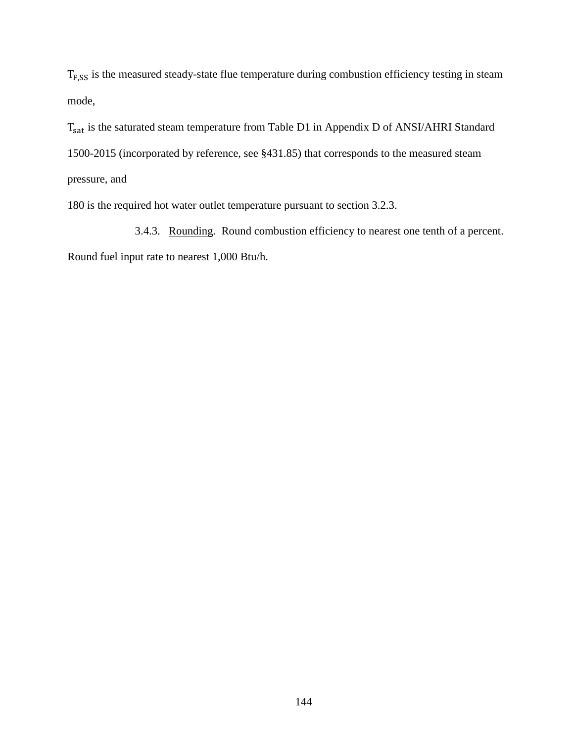$T_{F,SS}$ is the measured steady-state flue temperature during combustion efficiency testing in steam mode,

$T_{sat}$ is the saturated steam temperature from Table D1 in Appendix D of ANSI/AHRI Standard 1500-2015 (incorporated by reference, see §431.85) that corresponds to the measured steam pressure, and

180 is the required hot water outlet temperature pursuant to section 3.2.3.

3.4.3. Rounding. Round combustion efficiency to nearest one tenth of a percent. Round fuel input rate to nearest 1,000 Btu/h.